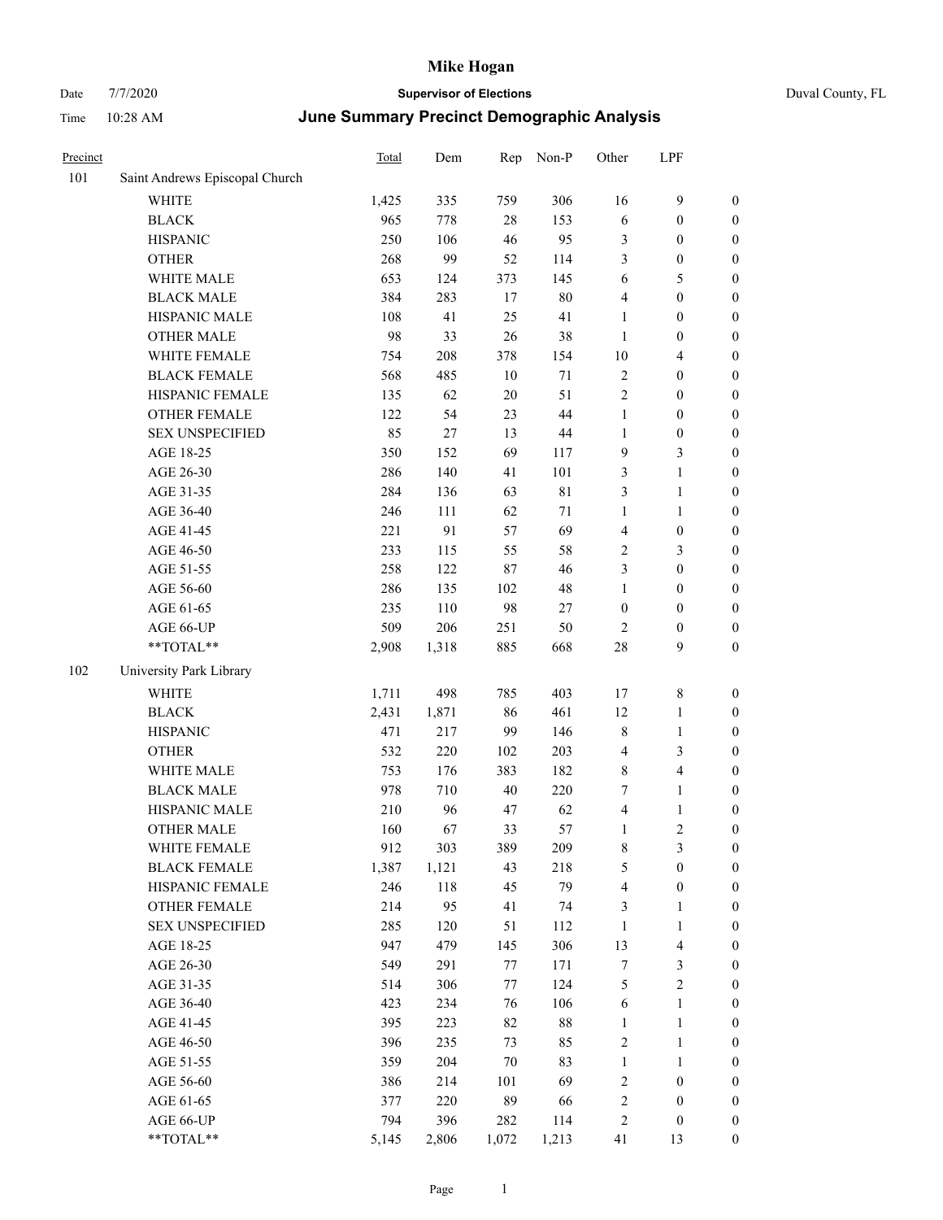# Mike Hogan

Date 7/7/2020 **Supervisor of Elections** Duval County, FL

Time 10:28 AM **June Summary Precinct Demographic Analysis**

| Precinct | | Total | Dem | Rep | Non-P | Other | LPF | |
|---|---|---|---|---|---|---|---|---|
| 101 | Saint Andrews Episcopal Church | | | | | | | |
| | WHITE | 1,425 | 335 | 759 | 306 | 16 | 9 | 0 |
| | BLACK | 965 | 778 | 28 | 153 | 6 | 0 | 0 |
| | HISPANIC | 250 | 106 | 46 | 95 | 3 | 0 | 0 |
| | OTHER | 268 | 99 | 52 | 114 | 3 | 0 | 0 |
| | WHITE MALE | 653 | 124 | 373 | 145 | 6 | 5 | 0 |
| | BLACK MALE | 384 | 283 | 17 | 80 | 4 | 0 | 0 |
| | HISPANIC MALE | 108 | 41 | 25 | 41 | 1 | 0 | 0 |
| | OTHER MALE | 98 | 33 | 26 | 38 | 1 | 0 | 0 |
| | WHITE FEMALE | 754 | 208 | 378 | 154 | 10 | 4 | 0 |
| | BLACK FEMALE | 568 | 485 | 10 | 71 | 2 | 0 | 0 |
| | HISPANIC FEMALE | 135 | 62 | 20 | 51 | 2 | 0 | 0 |
| | OTHER FEMALE | 122 | 54 | 23 | 44 | 1 | 0 | 0 |
| | SEX UNSPECIFIED | 85 | 27 | 13 | 44 | 1 | 0 | 0 |
| | AGE 18-25 | 350 | 152 | 69 | 117 | 9 | 3 | 0 |
| | AGE 26-30 | 286 | 140 | 41 | 101 | 3 | 1 | 0 |
| | AGE 31-35 | 284 | 136 | 63 | 81 | 3 | 1 | 0 |
| | AGE 36-40 | 246 | 111 | 62 | 71 | 1 | 1 | 0 |
| | AGE 41-45 | 221 | 91 | 57 | 69 | 4 | 0 | 0 |
| | AGE 46-50 | 233 | 115 | 55 | 58 | 2 | 3 | 0 |
| | AGE 51-55 | 258 | 122 | 87 | 46 | 3 | 0 | 0 |
| | AGE 56-60 | 286 | 135 | 102 | 48 | 1 | 0 | 0 |
| | AGE 61-65 | 235 | 110 | 98 | 27 | 0 | 0 | 0 |
| | AGE 66-UP | 509 | 206 | 251 | 50 | 2 | 0 | 0 |
| | **TOTAL** | 2,908 | 1,318 | 885 | 668 | 28 | 9 | 0 |
| 102 | University Park Library | | | | | | | |
| | WHITE | 1,711 | 498 | 785 | 403 | 17 | 8 | 0 |
| | BLACK | 2,431 | 1,871 | 86 | 461 | 12 | 1 | 0 |
| | HISPANIC | 471 | 217 | 99 | 146 | 8 | 1 | 0 |
| | OTHER | 532 | 220 | 102 | 203 | 4 | 3 | 0 |
| | WHITE MALE | 753 | 176 | 383 | 182 | 8 | 4 | 0 |
| | BLACK MALE | 978 | 710 | 40 | 220 | 7 | 1 | 0 |
| | HISPANIC MALE | 210 | 96 | 47 | 62 | 4 | 1 | 0 |
| | OTHER MALE | 160 | 67 | 33 | 57 | 1 | 2 | 0 |
| | WHITE FEMALE | 912 | 303 | 389 | 209 | 8 | 3 | 0 |
| | BLACK FEMALE | 1,387 | 1,121 | 43 | 218 | 5 | 0 | 0 |
| | HISPANIC FEMALE | 246 | 118 | 45 | 79 | 4 | 0 | 0 |
| | OTHER FEMALE | 214 | 95 | 41 | 74 | 3 | 1 | 0 |
| | SEX UNSPECIFIED | 285 | 120 | 51 | 112 | 1 | 1 | 0 |
| | AGE 18-25 | 947 | 479 | 145 | 306 | 13 | 4 | 0 |
| | AGE 26-30 | 549 | 291 | 77 | 171 | 7 | 3 | 0 |
| | AGE 31-35 | 514 | 306 | 77 | 124 | 5 | 2 | 0 |
| | AGE 36-40 | 423 | 234 | 76 | 106 | 6 | 1 | 0 |
| | AGE 41-45 | 395 | 223 | 82 | 88 | 1 | 1 | 0 |
| | AGE 46-50 | 396 | 235 | 73 | 85 | 2 | 1 | 0 |
| | AGE 51-55 | 359 | 204 | 70 | 83 | 1 | 1 | 0 |
| | AGE 56-60 | 386 | 214 | 101 | 69 | 2 | 0 | 0 |
| | AGE 61-65 | 377 | 220 | 89 | 66 | 2 | 0 | 0 |
| | AGE 66-UP | 794 | 396 | 282 | 114 | 2 | 0 | 0 |
| | **TOTAL** | 5,145 | 2,806 | 1,072 | 1,213 | 41 | 13 | 0 |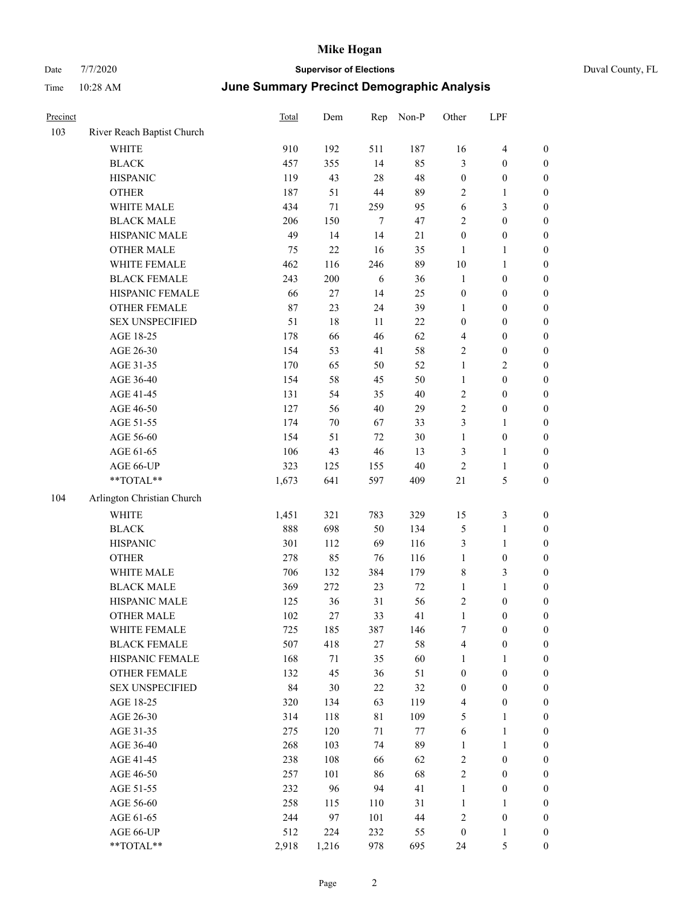# Mike Hogan

Date 7/7/2020 **Supervisor of Elections** Duval County, FL

Time 10:28 AM **June Summary Precinct Demographic Analysis**

| Precinct | | Total | Dem | Rep | Non-P | Other | LPF | |
|---|---|---|---|---|---|---|---|---|
| 103 | River Reach Baptist Church | | | | | | | |
| | WHITE | 910 | 192 | 511 | 187 | 16 | 4 | 0 |
| | BLACK | 457 | 355 | 14 | 85 | 3 | 0 | 0 |
| | HISPANIC | 119 | 43 | 28 | 48 | 0 | 0 | 0 |
| | OTHER | 187 | 51 | 44 | 89 | 2 | 1 | 0 |
| | WHITE MALE | 434 | 71 | 259 | 95 | 6 | 3 | 0 |
| | BLACK MALE | 206 | 150 | 7 | 47 | 2 | 0 | 0 |
| | HISPANIC MALE | 49 | 14 | 14 | 21 | 0 | 0 | 0 |
| | OTHER MALE | 75 | 22 | 16 | 35 | 1 | 1 | 0 |
| | WHITE FEMALE | 462 | 116 | 246 | 89 | 10 | 1 | 0 |
| | BLACK FEMALE | 243 | 200 | 6 | 36 | 1 | 0 | 0 |
| | HISPANIC FEMALE | 66 | 27 | 14 | 25 | 0 | 0 | 0 |
| | OTHER FEMALE | 87 | 23 | 24 | 39 | 1 | 0 | 0 |
| | SEX UNSPECIFIED | 51 | 18 | 11 | 22 | 0 | 0 | 0 |
| | AGE 18-25 | 178 | 66 | 46 | 62 | 4 | 0 | 0 |
| | AGE 26-30 | 154 | 53 | 41 | 58 | 2 | 0 | 0 |
| | AGE 31-35 | 170 | 65 | 50 | 52 | 1 | 2 | 0 |
| | AGE 36-40 | 154 | 58 | 45 | 50 | 1 | 0 | 0 |
| | AGE 41-45 | 131 | 54 | 35 | 40 | 2 | 0 | 0 |
| | AGE 46-50 | 127 | 56 | 40 | 29 | 2 | 0 | 0 |
| | AGE 51-55 | 174 | 70 | 67 | 33 | 3 | 1 | 0 |
| | AGE 56-60 | 154 | 51 | 72 | 30 | 1 | 0 | 0 |
| | AGE 61-65 | 106 | 43 | 46 | 13 | 3 | 1 | 0 |
| | AGE 66-UP | 323 | 125 | 155 | 40 | 2 | 1 | 0 |
| | **TOTAL** | 1,673 | 641 | 597 | 409 | 21 | 5 | 0 |
| 104 | Arlington Christian Church | | | | | | | |
| | WHITE | 1,451 | 321 | 783 | 329 | 15 | 3 | 0 |
| | BLACK | 888 | 698 | 50 | 134 | 5 | 1 | 0 |
| | HISPANIC | 301 | 112 | 69 | 116 | 3 | 1 | 0 |
| | OTHER | 278 | 85 | 76 | 116 | 1 | 0 | 0 |
| | WHITE MALE | 706 | 132 | 384 | 179 | 8 | 3 | 0 |
| | BLACK MALE | 369 | 272 | 23 | 72 | 1 | 1 | 0 |
| | HISPANIC MALE | 125 | 36 | 31 | 56 | 2 | 0 | 0 |
| | OTHER MALE | 102 | 27 | 33 | 41 | 1 | 0 | 0 |
| | WHITE FEMALE | 725 | 185 | 387 | 146 | 7 | 0 | 0 |
| | BLACK FEMALE | 507 | 418 | 27 | 58 | 4 | 0 | 0 |
| | HISPANIC FEMALE | 168 | 71 | 35 | 60 | 1 | 1 | 0 |
| | OTHER FEMALE | 132 | 45 | 36 | 51 | 0 | 0 | 0 |
| | SEX UNSPECIFIED | 84 | 30 | 22 | 32 | 0 | 0 | 0 |
| | AGE 18-25 | 320 | 134 | 63 | 119 | 4 | 0 | 0 |
| | AGE 26-30 | 314 | 118 | 81 | 109 | 5 | 1 | 0 |
| | AGE 31-35 | 275 | 120 | 71 | 77 | 6 | 1 | 0 |
| | AGE 36-40 | 268 | 103 | 74 | 89 | 1 | 1 | 0 |
| | AGE 41-45 | 238 | 108 | 66 | 62 | 2 | 0 | 0 |
| | AGE 46-50 | 257 | 101 | 86 | 68 | 2 | 0 | 0 |
| | AGE 51-55 | 232 | 96 | 94 | 41 | 1 | 0 | 0 |
| | AGE 56-60 | 258 | 115 | 110 | 31 | 1 | 1 | 0 |
| | AGE 61-65 | 244 | 97 | 101 | 44 | 2 | 0 | 0 |
| | AGE 66-UP | 512 | 224 | 232 | 55 | 0 | 1 | 0 |
| | **TOTAL** | 2,918 | 1,216 | 978 | 695 | 24 | 5 | 0 |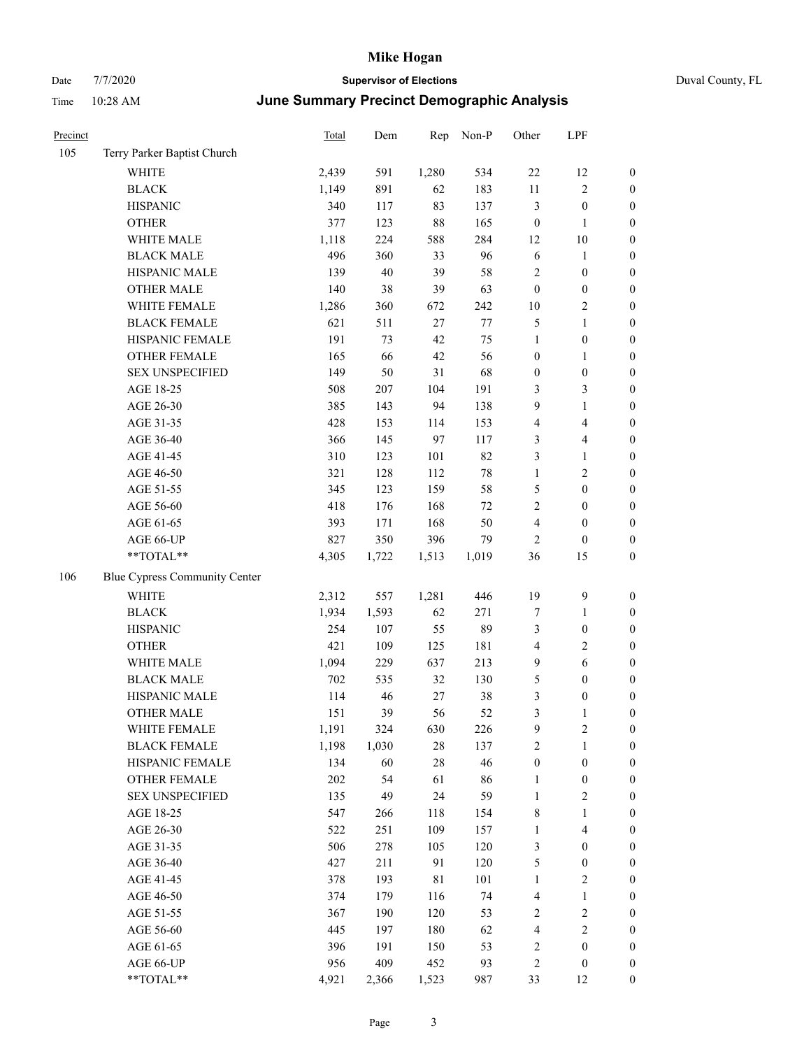# Mike Hogan

Date 7/7/2020 **Supervisor of Elections** Duval County, FL

Time 10:28 AM **June Summary Precinct Demographic Analysis**

| Precinct | | Total | Dem | Rep | Non-P | Other | LPF | |
|---|---|---|---|---|---|---|---|---|
| 105 | Terry Parker Baptist Church | | | | | | | |
| | WHITE | 2,439 | 591 | 1,280 | 534 | 22 | 12 | 0 |
| | BLACK | 1,149 | 891 | 62 | 183 | 11 | 2 | 0 |
| | HISPANIC | 340 | 117 | 83 | 137 | 3 | 0 | 0 |
| | OTHER | 377 | 123 | 88 | 165 | 0 | 1 | 0 |
| | WHITE MALE | 1,118 | 224 | 588 | 284 | 12 | 10 | 0 |
| | BLACK MALE | 496 | 360 | 33 | 96 | 6 | 1 | 0 |
| | HISPANIC MALE | 139 | 40 | 39 | 58 | 2 | 0 | 0 |
| | OTHER MALE | 140 | 38 | 39 | 63 | 0 | 0 | 0 |
| | WHITE FEMALE | 1,286 | 360 | 672 | 242 | 10 | 2 | 0 |
| | BLACK FEMALE | 621 | 511 | 27 | 77 | 5 | 1 | 0 |
| | HISPANIC FEMALE | 191 | 73 | 42 | 75 | 1 | 0 | 0 |
| | OTHER FEMALE | 165 | 66 | 42 | 56 | 0 | 1 | 0 |
| | SEX UNSPECIFIED | 149 | 50 | 31 | 68 | 0 | 0 | 0 |
| | AGE 18-25 | 508 | 207 | 104 | 191 | 3 | 3 | 0 |
| | AGE 26-30 | 385 | 143 | 94 | 138 | 9 | 1 | 0 |
| | AGE 31-35 | 428 | 153 | 114 | 153 | 4 | 4 | 0 |
| | AGE 36-40 | 366 | 145 | 97 | 117 | 3 | 4 | 0 |
| | AGE 41-45 | 310 | 123 | 101 | 82 | 3 | 1 | 0 |
| | AGE 46-50 | 321 | 128 | 112 | 78 | 1 | 2 | 0 |
| | AGE 51-55 | 345 | 123 | 159 | 58 | 5 | 0 | 0 |
| | AGE 56-60 | 418 | 176 | 168 | 72 | 2 | 0 | 0 |
| | AGE 61-65 | 393 | 171 | 168 | 50 | 4 | 0 | 0 |
| | AGE 66-UP | 827 | 350 | 396 | 79 | 2 | 0 | 0 |
| | **TOTAL** | 4,305 | 1,722 | 1,513 | 1,019 | 36 | 15 | 0 |
| 106 | Blue Cypress Community Center | | | | | | | |
| | WHITE | 2,312 | 557 | 1,281 | 446 | 19 | 9 | 0 |
| | BLACK | 1,934 | 1,593 | 62 | 271 | 7 | 1 | 0 |
| | HISPANIC | 254 | 107 | 55 | 89 | 3 | 0 | 0 |
| | OTHER | 421 | 109 | 125 | 181 | 4 | 2 | 0 |
| | WHITE MALE | 1,094 | 229 | 637 | 213 | 9 | 6 | 0 |
| | BLACK MALE | 702 | 535 | 32 | 130 | 5 | 0 | 0 |
| | HISPANIC MALE | 114 | 46 | 27 | 38 | 3 | 0 | 0 |
| | OTHER MALE | 151 | 39 | 56 | 52 | 3 | 1 | 0 |
| | WHITE FEMALE | 1,191 | 324 | 630 | 226 | 9 | 2 | 0 |
| | BLACK FEMALE | 1,198 | 1,030 | 28 | 137 | 2 | 1 | 0 |
| | HISPANIC FEMALE | 134 | 60 | 28 | 46 | 0 | 0 | 0 |
| | OTHER FEMALE | 202 | 54 | 61 | 86 | 1 | 0 | 0 |
| | SEX UNSPECIFIED | 135 | 49 | 24 | 59 | 1 | 2 | 0 |
| | AGE 18-25 | 547 | 266 | 118 | 154 | 8 | 1 | 0 |
| | AGE 26-30 | 522 | 251 | 109 | 157 | 1 | 4 | 0 |
| | AGE 31-35 | 506 | 278 | 105 | 120 | 3 | 0 | 0 |
| | AGE 36-40 | 427 | 211 | 91 | 120 | 5 | 0 | 0 |
| | AGE 41-45 | 378 | 193 | 81 | 101 | 1 | 2 | 0 |
| | AGE 46-50 | 374 | 179 | 116 | 74 | 4 | 1 | 0 |
| | AGE 51-55 | 367 | 190 | 120 | 53 | 2 | 2 | 0 |
| | AGE 56-60 | 445 | 197 | 180 | 62 | 4 | 2 | 0 |
| | AGE 61-65 | 396 | 191 | 150 | 53 | 2 | 0 | 0 |
| | AGE 66-UP | 956 | 409 | 452 | 93 | 2 | 0 | 0 |
| | **TOTAL** | 4,921 | 2,366 | 1,523 | 987 | 33 | 12 | 0 |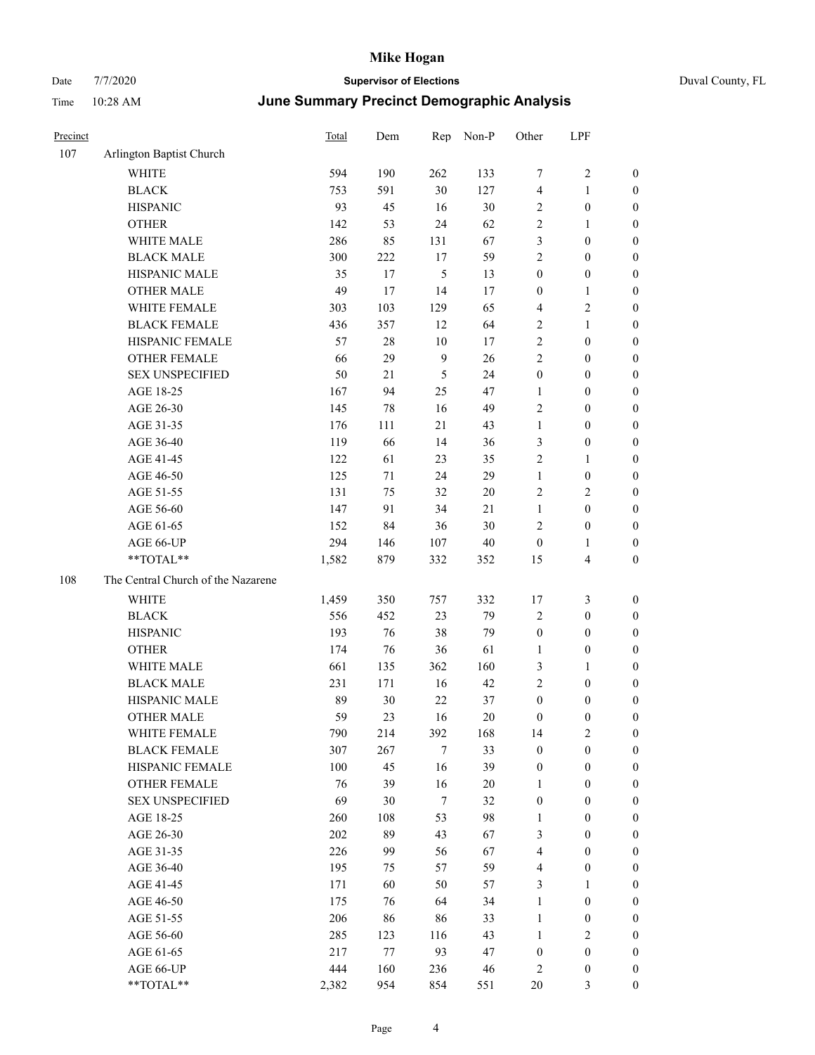# Mike Hogan

Date 7/7/2020 **Supervisor of Elections** Duval County, FL

Time 10:28 AM **June Summary Precinct Demographic Analysis**

| Precinct | | Total | Dem | Rep | Non-P | Other | LPF | |
|---|---|---|---|---|---|---|---|---|
| 107 | Arlington Baptist Church | | | | | | | |
| | WHITE | 594 | 190 | 262 | 133 | 7 | 2 | 0 |
| | BLACK | 753 | 591 | 30 | 127 | 4 | 1 | 0 |
| | HISPANIC | 93 | 45 | 16 | 30 | 2 | 0 | 0 |
| | OTHER | 142 | 53 | 24 | 62 | 2 | 1 | 0 |
| | WHITE MALE | 286 | 85 | 131 | 67 | 3 | 0 | 0 |
| | BLACK MALE | 300 | 222 | 17 | 59 | 2 | 0 | 0 |
| | HISPANIC MALE | 35 | 17 | 5 | 13 | 0 | 0 | 0 |
| | OTHER MALE | 49 | 17 | 14 | 17 | 0 | 1 | 0 |
| | WHITE FEMALE | 303 | 103 | 129 | 65 | 4 | 2 | 0 |
| | BLACK FEMALE | 436 | 357 | 12 | 64 | 2 | 1 | 0 |
| | HISPANIC FEMALE | 57 | 28 | 10 | 17 | 2 | 0 | 0 |
| | OTHER FEMALE | 66 | 29 | 9 | 26 | 2 | 0 | 0 |
| | SEX UNSPECIFIED | 50 | 21 | 5 | 24 | 0 | 0 | 0 |
| | AGE 18-25 | 167 | 94 | 25 | 47 | 1 | 0 | 0 |
| | AGE 26-30 | 145 | 78 | 16 | 49 | 2 | 0 | 0 |
| | AGE 31-35 | 176 | 111 | 21 | 43 | 1 | 0 | 0 |
| | AGE 36-40 | 119 | 66 | 14 | 36 | 3 | 0 | 0 |
| | AGE 41-45 | 122 | 61 | 23 | 35 | 2 | 1 | 0 |
| | AGE 46-50 | 125 | 71 | 24 | 29 | 1 | 0 | 0 |
| | AGE 51-55 | 131 | 75 | 32 | 20 | 2 | 2 | 0 |
| | AGE 56-60 | 147 | 91 | 34 | 21 | 1 | 0 | 0 |
| | AGE 61-65 | 152 | 84 | 36 | 30 | 2 | 0 | 0 |
| | AGE 66-UP | 294 | 146 | 107 | 40 | 0 | 1 | 0 |
| | **TOTAL** | 1,582 | 879 | 332 | 352 | 15 | 4 | 0 |
| 108 | The Central Church of the Nazarene | | | | | | | |
| | WHITE | 1,459 | 350 | 757 | 332 | 17 | 3 | 0 |
| | BLACK | 556 | 452 | 23 | 79 | 2 | 0 | 0 |
| | HISPANIC | 193 | 76 | 38 | 79 | 0 | 0 | 0 |
| | OTHER | 174 | 76 | 36 | 61 | 1 | 0 | 0 |
| | WHITE MALE | 661 | 135 | 362 | 160 | 3 | 1 | 0 |
| | BLACK MALE | 231 | 171 | 16 | 42 | 2 | 0 | 0 |
| | HISPANIC MALE | 89 | 30 | 22 | 37 | 0 | 0 | 0 |
| | OTHER MALE | 59 | 23 | 16 | 20 | 0 | 0 | 0 |
| | WHITE FEMALE | 790 | 214 | 392 | 168 | 14 | 2 | 0 |
| | BLACK FEMALE | 307 | 267 | 7 | 33 | 0 | 0 | 0 |
| | HISPANIC FEMALE | 100 | 45 | 16 | 39 | 0 | 0 | 0 |
| | OTHER FEMALE | 76 | 39 | 16 | 20 | 1 | 0 | 0 |
| | SEX UNSPECIFIED | 69 | 30 | 7 | 32 | 0 | 0 | 0 |
| | AGE 18-25 | 260 | 108 | 53 | 98 | 1 | 0 | 0 |
| | AGE 26-30 | 202 | 89 | 43 | 67 | 3 | 0 | 0 |
| | AGE 31-35 | 226 | 99 | 56 | 67 | 4 | 0 | 0 |
| | AGE 36-40 | 195 | 75 | 57 | 59 | 4 | 0 | 0 |
| | AGE 41-45 | 171 | 60 | 50 | 57 | 3 | 1 | 0 |
| | AGE 46-50 | 175 | 76 | 64 | 34 | 1 | 0 | 0 |
| | AGE 51-55 | 206 | 86 | 86 | 33 | 1 | 0 | 0 |
| | AGE 56-60 | 285 | 123 | 116 | 43 | 1 | 2 | 0 |
| | AGE 61-65 | 217 | 77 | 93 | 47 | 0 | 0 | 0 |
| | AGE 66-UP | 444 | 160 | 236 | 46 | 2 | 0 | 0 |
| | **TOTAL** | 2,382 | 954 | 854 | 551 | 20 | 3 | 0 |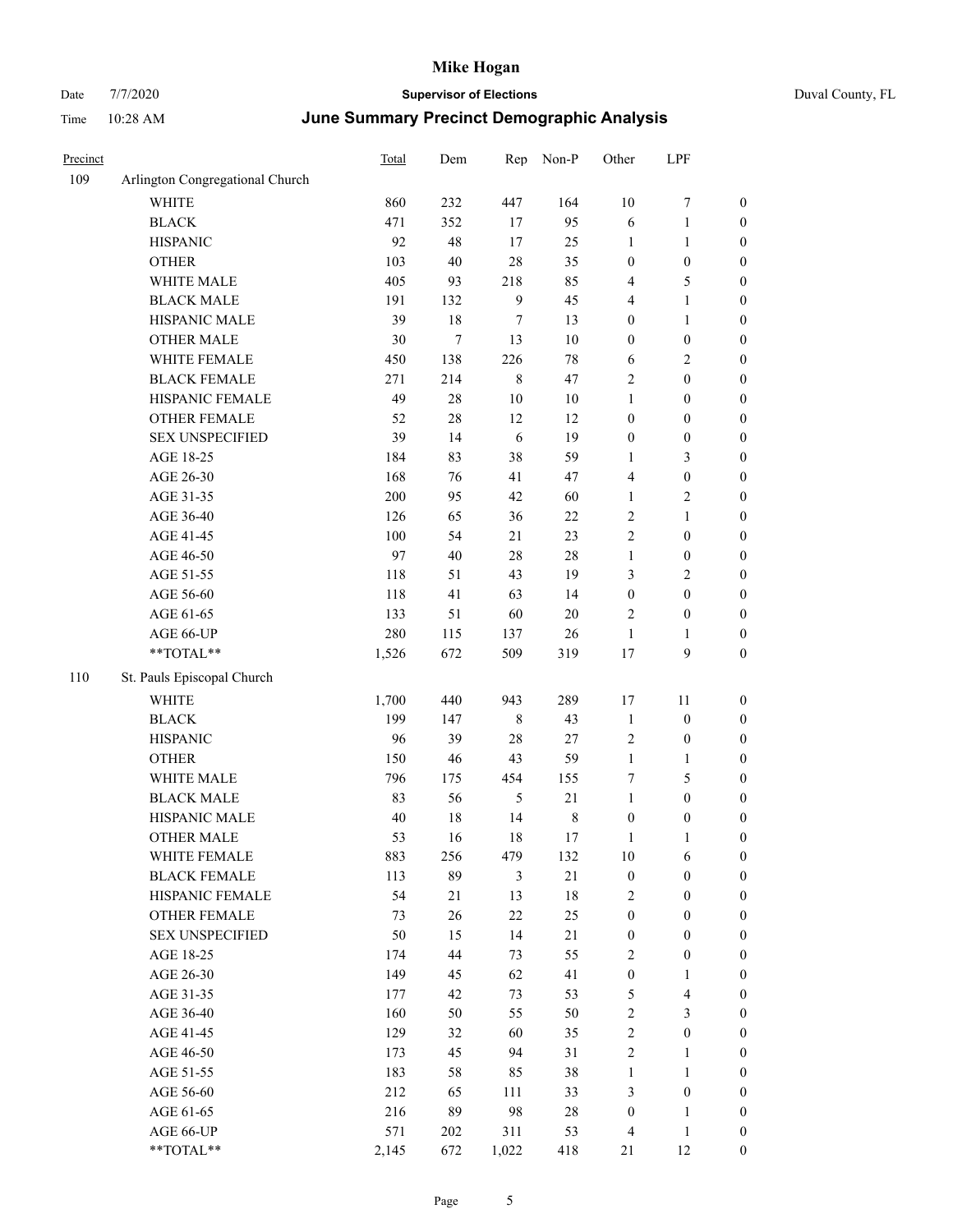# Mike Hogan

Date 7/7/2020 **Supervisor of Elections** Duval County, FL

Time 10:28 AM **June Summary Precinct Demographic Analysis**

| Precinct | | Total | Dem | Rep | Non-P | Other | LPF | |
|---|---|---|---|---|---|---|---|---|
| 109 | Arlington Congregational Church | | | | | | | |
| | WHITE | 860 | 232 | 447 | 164 | 10 | 7 | 0 |
| | BLACK | 471 | 352 | 17 | 95 | 6 | 1 | 0 |
| | HISPANIC | 92 | 48 | 17 | 25 | 1 | 1 | 0 |
| | OTHER | 103 | 40 | 28 | 35 | 0 | 0 | 0 |
| | WHITE MALE | 405 | 93 | 218 | 85 | 4 | 5 | 0 |
| | BLACK MALE | 191 | 132 | 9 | 45 | 4 | 1 | 0 |
| | HISPANIC MALE | 39 | 18 | 7 | 13 | 0 | 1 | 0 |
| | OTHER MALE | 30 | 7 | 13 | 10 | 0 | 0 | 0 |
| | WHITE FEMALE | 450 | 138 | 226 | 78 | 6 | 2 | 0 |
| | BLACK FEMALE | 271 | 214 | 8 | 47 | 2 | 0 | 0 |
| | HISPANIC FEMALE | 49 | 28 | 10 | 10 | 1 | 0 | 0 |
| | OTHER FEMALE | 52 | 28 | 12 | 12 | 0 | 0 | 0 |
| | SEX UNSPECIFIED | 39 | 14 | 6 | 19 | 0 | 0 | 0 |
| | AGE 18-25 | 184 | 83 | 38 | 59 | 1 | 3 | 0 |
| | AGE 26-30 | 168 | 76 | 41 | 47 | 4 | 0 | 0 |
| | AGE 31-35 | 200 | 95 | 42 | 60 | 1 | 2 | 0 |
| | AGE 36-40 | 126 | 65 | 36 | 22 | 2 | 1 | 0 |
| | AGE 41-45 | 100 | 54 | 21 | 23 | 2 | 0 | 0 |
| | AGE 46-50 | 97 | 40 | 28 | 28 | 1 | 0 | 0 |
| | AGE 51-55 | 118 | 51 | 43 | 19 | 3 | 2 | 0 |
| | AGE 56-60 | 118 | 41 | 63 | 14 | 0 | 0 | 0 |
| | AGE 61-65 | 133 | 51 | 60 | 20 | 2 | 0 | 0 |
| | AGE 66-UP | 280 | 115 | 137 | 26 | 1 | 1 | 0 |
| | **TOTAL** | 1,526 | 672 | 509 | 319 | 17 | 9 | 0 |
| 110 | St. Pauls Episcopal Church | | | | | | | |
| | WHITE | 1,700 | 440 | 943 | 289 | 17 | 11 | 0 |
| | BLACK | 199 | 147 | 8 | 43 | 1 | 0 | 0 |
| | HISPANIC | 96 | 39 | 28 | 27 | 2 | 0 | 0 |
| | OTHER | 150 | 46 | 43 | 59 | 1 | 1 | 0 |
| | WHITE MALE | 796 | 175 | 454 | 155 | 7 | 5 | 0 |
| | BLACK MALE | 83 | 56 | 5 | 21 | 1 | 0 | 0 |
| | HISPANIC MALE | 40 | 18 | 14 | 8 | 0 | 0 | 0 |
| | OTHER MALE | 53 | 16 | 18 | 17 | 1 | 1 | 0 |
| | WHITE FEMALE | 883 | 256 | 479 | 132 | 10 | 6 | 0 |
| | BLACK FEMALE | 113 | 89 | 3 | 21 | 0 | 0 | 0 |
| | HISPANIC FEMALE | 54 | 21 | 13 | 18 | 2 | 0 | 0 |
| | OTHER FEMALE | 73 | 26 | 22 | 25 | 0 | 0 | 0 |
| | SEX UNSPECIFIED | 50 | 15 | 14 | 21 | 0 | 0 | 0 |
| | AGE 18-25 | 174 | 44 | 73 | 55 | 2 | 0 | 0 |
| | AGE 26-30 | 149 | 45 | 62 | 41 | 0 | 1 | 0 |
| | AGE 31-35 | 177 | 42 | 73 | 53 | 5 | 4 | 0 |
| | AGE 36-40 | 160 | 50 | 55 | 50 | 2 | 3 | 0 |
| | AGE 41-45 | 129 | 32 | 60 | 35 | 2 | 0 | 0 |
| | AGE 46-50 | 173 | 45 | 94 | 31 | 2 | 1 | 0 |
| | AGE 51-55 | 183 | 58 | 85 | 38 | 1 | 1 | 0 |
| | AGE 56-60 | 212 | 65 | 111 | 33 | 3 | 0 | 0 |
| | AGE 61-65 | 216 | 89 | 98 | 28 | 0 | 1 | 0 |
| | AGE 66-UP | 571 | 202 | 311 | 53 | 4 | 1 | 0 |
| | **TOTAL** | 2,145 | 672 | 1,022 | 418 | 21 | 12 | 0 |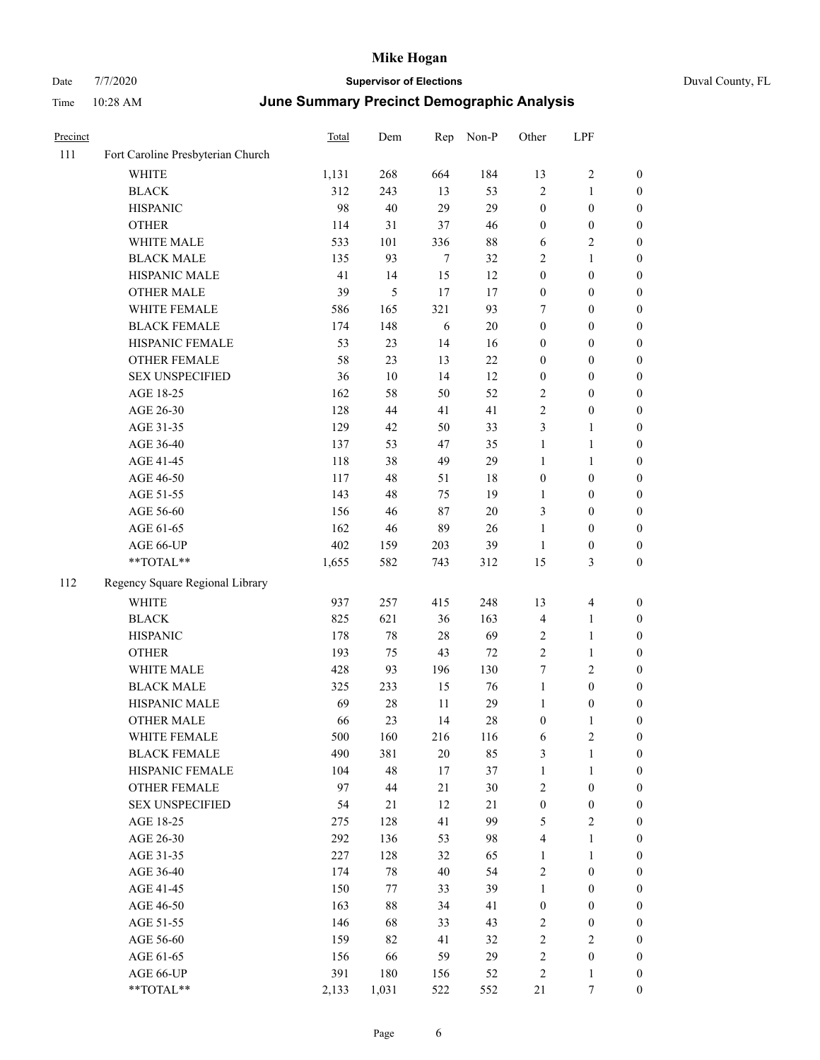# Mike Hogan

Date 7/7/2020 **Supervisor of Elections** Duval County, FL

Time 10:28 AM **June Summary Precinct Demographic Analysis**

| Precinct | | Total | Dem | Rep | Non-P | Other | LPF | |
|---|---|---|---|---|---|---|---|---|
| 111 | Fort Caroline Presbyterian Church | | | | | | | |
| | WHITE | 1,131 | 268 | 664 | 184 | 13 | 2 | 0 |
| | BLACK | 312 | 243 | 13 | 53 | 2 | 1 | 0 |
| | HISPANIC | 98 | 40 | 29 | 29 | 0 | 0 | 0 |
| | OTHER | 114 | 31 | 37 | 46 | 0 | 0 | 0 |
| | WHITE MALE | 533 | 101 | 336 | 88 | 6 | 2 | 0 |
| | BLACK MALE | 135 | 93 | 7 | 32 | 2 | 1 | 0 |
| | HISPANIC MALE | 41 | 14 | 15 | 12 | 0 | 0 | 0 |
| | OTHER MALE | 39 | 5 | 17 | 17 | 0 | 0 | 0 |
| | WHITE FEMALE | 586 | 165 | 321 | 93 | 7 | 0 | 0 |
| | BLACK FEMALE | 174 | 148 | 6 | 20 | 0 | 0 | 0 |
| | HISPANIC FEMALE | 53 | 23 | 14 | 16 | 0 | 0 | 0 |
| | OTHER FEMALE | 58 | 23 | 13 | 22 | 0 | 0 | 0 |
| | SEX UNSPECIFIED | 36 | 10 | 14 | 12 | 0 | 0 | 0 |
| | AGE 18-25 | 162 | 58 | 50 | 52 | 2 | 0 | 0 |
| | AGE 26-30 | 128 | 44 | 41 | 41 | 2 | 0 | 0 |
| | AGE 31-35 | 129 | 42 | 50 | 33 | 3 | 1 | 0 |
| | AGE 36-40 | 137 | 53 | 47 | 35 | 1 | 1 | 0 |
| | AGE 41-45 | 118 | 38 | 49 | 29 | 1 | 1 | 0 |
| | AGE 46-50 | 117 | 48 | 51 | 18 | 0 | 0 | 0 |
| | AGE 51-55 | 143 | 48 | 75 | 19 | 1 | 0 | 0 |
| | AGE 56-60 | 156 | 46 | 87 | 20 | 3 | 0 | 0 |
| | AGE 61-65 | 162 | 46 | 89 | 26 | 1 | 0 | 0 |
| | AGE 66-UP | 402 | 159 | 203 | 39 | 1 | 0 | 0 |
| | **TOTAL** | 1,655 | 582 | 743 | 312 | 15 | 3 | 0 |
| 112 | Regency Square Regional Library | | | | | | | |
| | WHITE | 937 | 257 | 415 | 248 | 13 | 4 | 0 |
| | BLACK | 825 | 621 | 36 | 163 | 4 | 1 | 0 |
| | HISPANIC | 178 | 78 | 28 | 69 | 2 | 1 | 0 |
| | OTHER | 193 | 75 | 43 | 72 | 2 | 1 | 0 |
| | WHITE MALE | 428 | 93 | 196 | 130 | 7 | 2 | 0 |
| | BLACK MALE | 325 | 233 | 15 | 76 | 1 | 0 | 0 |
| | HISPANIC MALE | 69 | 28 | 11 | 29 | 1 | 0 | 0 |
| | OTHER MALE | 66 | 23 | 14 | 28 | 0 | 1 | 0 |
| | WHITE FEMALE | 500 | 160 | 216 | 116 | 6 | 2 | 0 |
| | BLACK FEMALE | 490 | 381 | 20 | 85 | 3 | 1 | 0 |
| | HISPANIC FEMALE | 104 | 48 | 17 | 37 | 1 | 1 | 0 |
| | OTHER FEMALE | 97 | 44 | 21 | 30 | 2 | 0 | 0 |
| | SEX UNSPECIFIED | 54 | 21 | 12 | 21 | 0 | 0 | 0 |
| | AGE 18-25 | 275 | 128 | 41 | 99 | 5 | 2 | 0 |
| | AGE 26-30 | 292 | 136 | 53 | 98 | 4 | 1 | 0 |
| | AGE 31-35 | 227 | 128 | 32 | 65 | 1 | 1 | 0 |
| | AGE 36-40 | 174 | 78 | 40 | 54 | 2 | 0 | 0 |
| | AGE 41-45 | 150 | 77 | 33 | 39 | 1 | 0 | 0 |
| | AGE 46-50 | 163 | 88 | 34 | 41 | 0 | 0 | 0 |
| | AGE 51-55 | 146 | 68 | 33 | 43 | 2 | 0 | 0 |
| | AGE 56-60 | 159 | 82 | 41 | 32 | 2 | 2 | 0 |
| | AGE 61-65 | 156 | 66 | 59 | 29 | 2 | 0 | 0 |
| | AGE 66-UP | 391 | 180 | 156 | 52 | 2 | 1 | 0 |
| | **TOTAL** | 2,133 | 1,031 | 522 | 552 | 21 | 7 | 0 |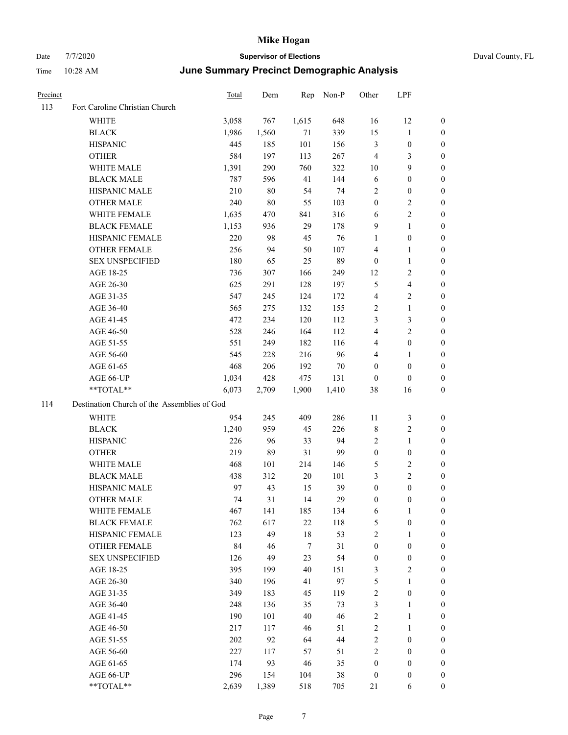| Precinct | | Total | Dem | Rep | Non-P | Other | LPF | |
|---|---|---|---|---|---|---|---|---|
| 113 | Fort Caroline Christian Church | | | | | | | |
| | WHITE | 3,058 | 767 | 1,615 | 648 | 16 | 12 | 0 |
| | BLACK | 1,986 | 1,560 | 71 | 339 | 15 | 1 | 0 |
| | HISPANIC | 445 | 185 | 101 | 156 | 3 | 0 | 0 |
| | OTHER | 584 | 197 | 113 | 267 | 4 | 3 | 0 |
| | WHITE MALE | 1,391 | 290 | 760 | 322 | 10 | 9 | 0 |
| | BLACK MALE | 787 | 596 | 41 | 144 | 6 | 0 | 0 |
| | HISPANIC MALE | 210 | 80 | 54 | 74 | 2 | 0 | 0 |
| | OTHER MALE | 240 | 80 | 55 | 103 | 0 | 2 | 0 |
| | WHITE FEMALE | 1,635 | 470 | 841 | 316 | 6 | 2 | 0 |
| | BLACK FEMALE | 1,153 | 936 | 29 | 178 | 9 | 1 | 0 |
| | HISPANIC FEMALE | 220 | 98 | 45 | 76 | 1 | 0 | 0 |
| | OTHER FEMALE | 256 | 94 | 50 | 107 | 4 | 1 | 0 |
| | SEX UNSPECIFIED | 180 | 65 | 25 | 89 | 0 | 1 | 0 |
| | AGE 18-25 | 736 | 307 | 166 | 249 | 12 | 2 | 0 |
| | AGE 26-30 | 625 | 291 | 128 | 197 | 5 | 4 | 0 |
| | AGE 31-35 | 547 | 245 | 124 | 172 | 4 | 2 | 0 |
| | AGE 36-40 | 565 | 275 | 132 | 155 | 2 | 1 | 0 |
| | AGE 41-45 | 472 | 234 | 120 | 112 | 3 | 3 | 0 |
| | AGE 46-50 | 528 | 246 | 164 | 112 | 4 | 2 | 0 |
| | AGE 51-55 | 551 | 249 | 182 | 116 | 4 | 0 | 0 |
| | AGE 56-60 | 545 | 228 | 216 | 96 | 4 | 1 | 0 |
| | AGE 61-65 | 468 | 206 | 192 | 70 | 0 | 0 | 0 |
| | AGE 66-UP | 1,034 | 428 | 475 | 131 | 0 | 0 | 0 |
| | **TOTAL** | 6,073 | 2,709 | 1,900 | 1,410 | 38 | 16 | 0 |
| 114 | Destination Church of the Assemblies of God | | | | | | | |
| | WHITE | 954 | 245 | 409 | 286 | 11 | 3 | 0 |
| | BLACK | 1,240 | 959 | 45 | 226 | 8 | 2 | 0 |
| | HISPANIC | 226 | 96 | 33 | 94 | 2 | 1 | 0 |
| | OTHER | 219 | 89 | 31 | 99 | 0 | 0 | 0 |
| | WHITE MALE | 468 | 101 | 214 | 146 | 5 | 2 | 0 |
| | BLACK MALE | 438 | 312 | 20 | 101 | 3 | 2 | 0 |
| | HISPANIC MALE | 97 | 43 | 15 | 39 | 0 | 0 | 0 |
| | OTHER MALE | 74 | 31 | 14 | 29 | 0 | 0 | 0 |
| | WHITE FEMALE | 467 | 141 | 185 | 134 | 6 | 1 | 0 |
| | BLACK FEMALE | 762 | 617 | 22 | 118 | 5 | 0 | 0 |
| | HISPANIC FEMALE | 123 | 49 | 18 | 53 | 2 | 1 | 0 |
| | OTHER FEMALE | 84 | 46 | 7 | 31 | 0 | 0 | 0 |
| | SEX UNSPECIFIED | 126 | 49 | 23 | 54 | 0 | 0 | 0 |
| | AGE 18-25 | 395 | 199 | 40 | 151 | 3 | 2 | 0 |
| | AGE 26-30 | 340 | 196 | 41 | 97 | 5 | 1 | 0 |
| | AGE 31-35 | 349 | 183 | 45 | 119 | 2 | 0 | 0 |
| | AGE 36-40 | 248 | 136 | 35 | 73 | 3 | 1 | 0 |
| | AGE 41-45 | 190 | 101 | 40 | 46 | 2 | 1 | 0 |
| | AGE 46-50 | 217 | 117 | 46 | 51 | 2 | 1 | 0 |
| | AGE 51-55 | 202 | 92 | 64 | 44 | 2 | 0 | 0 |
| | AGE 56-60 | 227 | 117 | 57 | 51 | 2 | 0 | 0 |
| | AGE 61-65 | 174 | 93 | 46 | 35 | 0 | 0 | 0 |
| | AGE 66-UP | 296 | 154 | 104 | 38 | 0 | 0 | 0 |
| | **TOTAL** | 2,639 | 1,389 | 518 | 705 | 21 | 6 | 0 |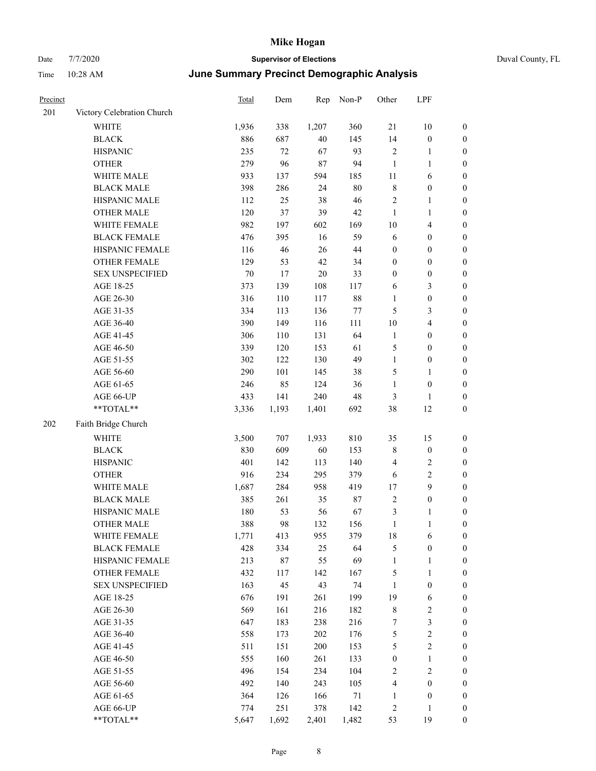# Mike Hogan

Date 7/7/2020 **Supervisor of Elections** Duval County, FL

Time 10:28 AM **June Summary Precinct Demographic Analysis**

| Precinct | | Total | Dem | Rep | Non-P | Other | LPF | |
|---|---|---|---|---|---|---|---|---|
| 201 | Victory Celebration Church | | | | | | | |
| | WHITE | 1,936 | 338 | 1,207 | 360 | 21 | 10 | 0 |
| | BLACK | 886 | 687 | 40 | 145 | 14 | 0 | 0 |
| | HISPANIC | 235 | 72 | 67 | 93 | 2 | 1 | 0 |
| | OTHER | 279 | 96 | 87 | 94 | 1 | 1 | 0 |
| | WHITE MALE | 933 | 137 | 594 | 185 | 11 | 6 | 0 |
| | BLACK MALE | 398 | 286 | 24 | 80 | 8 | 0 | 0 |
| | HISPANIC MALE | 112 | 25 | 38 | 46 | 2 | 1 | 0 |
| | OTHER MALE | 120 | 37 | 39 | 42 | 1 | 1 | 0 |
| | WHITE FEMALE | 982 | 197 | 602 | 169 | 10 | 4 | 0 |
| | BLACK FEMALE | 476 | 395 | 16 | 59 | 6 | 0 | 0 |
| | HISPANIC FEMALE | 116 | 46 | 26 | 44 | 0 | 0 | 0 |
| | OTHER FEMALE | 129 | 53 | 42 | 34 | 0 | 0 | 0 |
| | SEX UNSPECIFIED | 70 | 17 | 20 | 33 | 0 | 0 | 0 |
| | AGE 18-25 | 373 | 139 | 108 | 117 | 6 | 3 | 0 |
| | AGE 26-30 | 316 | 110 | 117 | 88 | 1 | 0 | 0 |
| | AGE 31-35 | 334 | 113 | 136 | 77 | 5 | 3 | 0 |
| | AGE 36-40 | 390 | 149 | 116 | 111 | 10 | 4 | 0 |
| | AGE 41-45 | 306 | 110 | 131 | 64 | 1 | 0 | 0 |
| | AGE 46-50 | 339 | 120 | 153 | 61 | 5 | 0 | 0 |
| | AGE 51-55 | 302 | 122 | 130 | 49 | 1 | 0 | 0 |
| | AGE 56-60 | 290 | 101 | 145 | 38 | 5 | 1 | 0 |
| | AGE 61-65 | 246 | 85 | 124 | 36 | 1 | 0 | 0 |
| | AGE 66-UP | 433 | 141 | 240 | 48 | 3 | 1 | 0 |
| | **TOTAL** | 3,336 | 1,193 | 1,401 | 692 | 38 | 12 | 0 |
| 202 | Faith Bridge Church | | | | | | | |
| | WHITE | 3,500 | 707 | 1,933 | 810 | 35 | 15 | 0 |
| | BLACK | 830 | 609 | 60 | 153 | 8 | 0 | 0 |
| | HISPANIC | 401 | 142 | 113 | 140 | 4 | 2 | 0 |
| | OTHER | 916 | 234 | 295 | 379 | 6 | 2 | 0 |
| | WHITE MALE | 1,687 | 284 | 958 | 419 | 17 | 9 | 0 |
| | BLACK MALE | 385 | 261 | 35 | 87 | 2 | 0 | 0 |
| | HISPANIC MALE | 180 | 53 | 56 | 67 | 3 | 1 | 0 |
| | OTHER MALE | 388 | 98 | 132 | 156 | 1 | 1 | 0 |
| | WHITE FEMALE | 1,771 | 413 | 955 | 379 | 18 | 6 | 0 |
| | BLACK FEMALE | 428 | 334 | 25 | 64 | 5 | 0 | 0 |
| | HISPANIC FEMALE | 213 | 87 | 55 | 69 | 1 | 1 | 0 |
| | OTHER FEMALE | 432 | 117 | 142 | 167 | 5 | 1 | 0 |
| | SEX UNSPECIFIED | 163 | 45 | 43 | 74 | 1 | 0 | 0 |
| | AGE 18-25 | 676 | 191 | 261 | 199 | 19 | 6 | 0 |
| | AGE 26-30 | 569 | 161 | 216 | 182 | 8 | 2 | 0 |
| | AGE 31-35 | 647 | 183 | 238 | 216 | 7 | 3 | 0 |
| | AGE 36-40 | 558 | 173 | 202 | 176 | 5 | 2 | 0 |
| | AGE 41-45 | 511 | 151 | 200 | 153 | 5 | 2 | 0 |
| | AGE 46-50 | 555 | 160 | 261 | 133 | 0 | 1 | 0 |
| | AGE 51-55 | 496 | 154 | 234 | 104 | 2 | 2 | 0 |
| | AGE 56-60 | 492 | 140 | 243 | 105 | 4 | 0 | 0 |
| | AGE 61-65 | 364 | 126 | 166 | 71 | 1 | 0 | 0 |
| | AGE 66-UP | 774 | 251 | 378 | 142 | 2 | 1 | 0 |
| | **TOTAL** | 5,647 | 1,692 | 2,401 | 1,482 | 53 | 19 | 0 |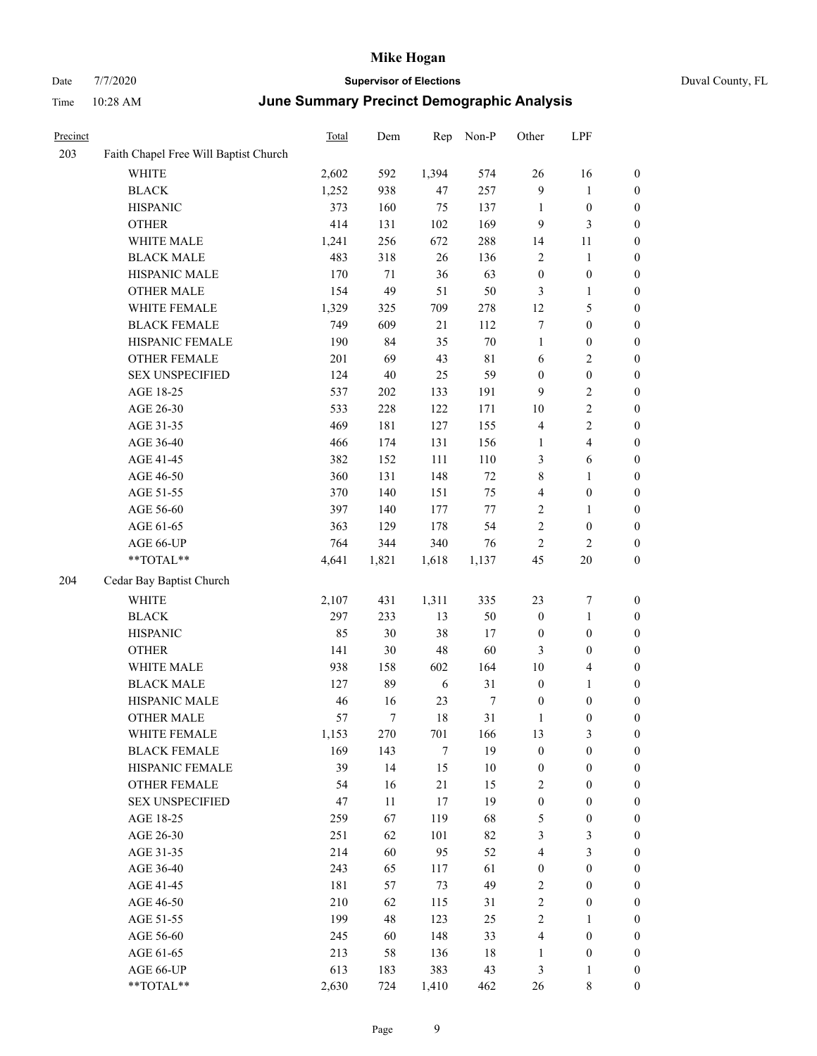# Mike Hogan

Date 7/7/2020 **Supervisor of Elections** Duval County, FL

Time 10:28 AM **June Summary Precinct Demographic Analysis**

| Precinct | | Total | Dem | Rep | Non-P | Other | LPF | |
|---|---|---|---|---|---|---|---|---|
| 203 | Faith Chapel Free Will Baptist Church | | | | | | | |
| | WHITE | 2,602 | 592 | 1,394 | 574 | 26 | 16 | 0 |
| | BLACK | 1,252 | 938 | 47 | 257 | 9 | 1 | 0 |
| | HISPANIC | 373 | 160 | 75 | 137 | 1 | 0 | 0 |
| | OTHER | 414 | 131 | 102 | 169 | 9 | 3 | 0 |
| | WHITE MALE | 1,241 | 256 | 672 | 288 | 14 | 11 | 0 |
| | BLACK MALE | 483 | 318 | 26 | 136 | 2 | 1 | 0 |
| | HISPANIC MALE | 170 | 71 | 36 | 63 | 0 | 0 | 0 |
| | OTHER MALE | 154 | 49 | 51 | 50 | 3 | 1 | 0 |
| | WHITE FEMALE | 1,329 | 325 | 709 | 278 | 12 | 5 | 0 |
| | BLACK FEMALE | 749 | 609 | 21 | 112 | 7 | 0 | 0 |
| | HISPANIC FEMALE | 190 | 84 | 35 | 70 | 1 | 0 | 0 |
| | OTHER FEMALE | 201 | 69 | 43 | 81 | 6 | 2 | 0 |
| | SEX UNSPECIFIED | 124 | 40 | 25 | 59 | 0 | 0 | 0 |
| | AGE 18-25 | 537 | 202 | 133 | 191 | 9 | 2 | 0 |
| | AGE 26-30 | 533 | 228 | 122 | 171 | 10 | 2 | 0 |
| | AGE 31-35 | 469 | 181 | 127 | 155 | 4 | 2 | 0 |
| | AGE 36-40 | 466 | 174 | 131 | 156 | 1 | 4 | 0 |
| | AGE 41-45 | 382 | 152 | 111 | 110 | 3 | 6 | 0 |
| | AGE 46-50 | 360 | 131 | 148 | 72 | 8 | 1 | 0 |
| | AGE 51-55 | 370 | 140 | 151 | 75 | 4 | 0 | 0 |
| | AGE 56-60 | 397 | 140 | 177 | 77 | 2 | 1 | 0 |
| | AGE 61-65 | 363 | 129 | 178 | 54 | 2 | 0 | 0 |
| | AGE 66-UP | 764 | 344 | 340 | 76 | 2 | 2 | 0 |
| | **TOTAL** | 4,641 | 1,821 | 1,618 | 1,137 | 45 | 20 | 0 |
| 204 | Cedar Bay Baptist Church | | | | | | | |
| | WHITE | 2,107 | 431 | 1,311 | 335 | 23 | 7 | 0 |
| | BLACK | 297 | 233 | 13 | 50 | 0 | 1 | 0 |
| | HISPANIC | 85 | 30 | 38 | 17 | 0 | 0 | 0 |
| | OTHER | 141 | 30 | 48 | 60 | 3 | 0 | 0 |
| | WHITE MALE | 938 | 158 | 602 | 164 | 10 | 4 | 0 |
| | BLACK MALE | 127 | 89 | 6 | 31 | 0 | 1 | 0 |
| | HISPANIC MALE | 46 | 16 | 23 | 7 | 0 | 0 | 0 |
| | OTHER MALE | 57 | 7 | 18 | 31 | 1 | 0 | 0 |
| | WHITE FEMALE | 1,153 | 270 | 701 | 166 | 13 | 3 | 0 |
| | BLACK FEMALE | 169 | 143 | 7 | 19 | 0 | 0 | 0 |
| | HISPANIC FEMALE | 39 | 14 | 15 | 10 | 0 | 0 | 0 |
| | OTHER FEMALE | 54 | 16 | 21 | 15 | 2 | 0 | 0 |
| | SEX UNSPECIFIED | 47 | 11 | 17 | 19 | 0 | 0 | 0 |
| | AGE 18-25 | 259 | 67 | 119 | 68 | 5 | 0 | 0 |
| | AGE 26-30 | 251 | 62 | 101 | 82 | 3 | 3 | 0 |
| | AGE 31-35 | 214 | 60 | 95 | 52 | 4 | 3 | 0 |
| | AGE 36-40 | 243 | 65 | 117 | 61 | 0 | 0 | 0 |
| | AGE 41-45 | 181 | 57 | 73 | 49 | 2 | 0 | 0 |
| | AGE 46-50 | 210 | 62 | 115 | 31 | 2 | 0 | 0 |
| | AGE 51-55 | 199 | 48 | 123 | 25 | 2 | 1 | 0 |
| | AGE 56-60 | 245 | 60 | 148 | 33 | 4 | 0 | 0 |
| | AGE 61-65 | 213 | 58 | 136 | 18 | 1 | 0 | 0 |
| | AGE 66-UP | 613 | 183 | 383 | 43 | 3 | 1 | 0 |
| | **TOTAL** | 2,630 | 724 | 1,410 | 462 | 26 | 8 | 0 |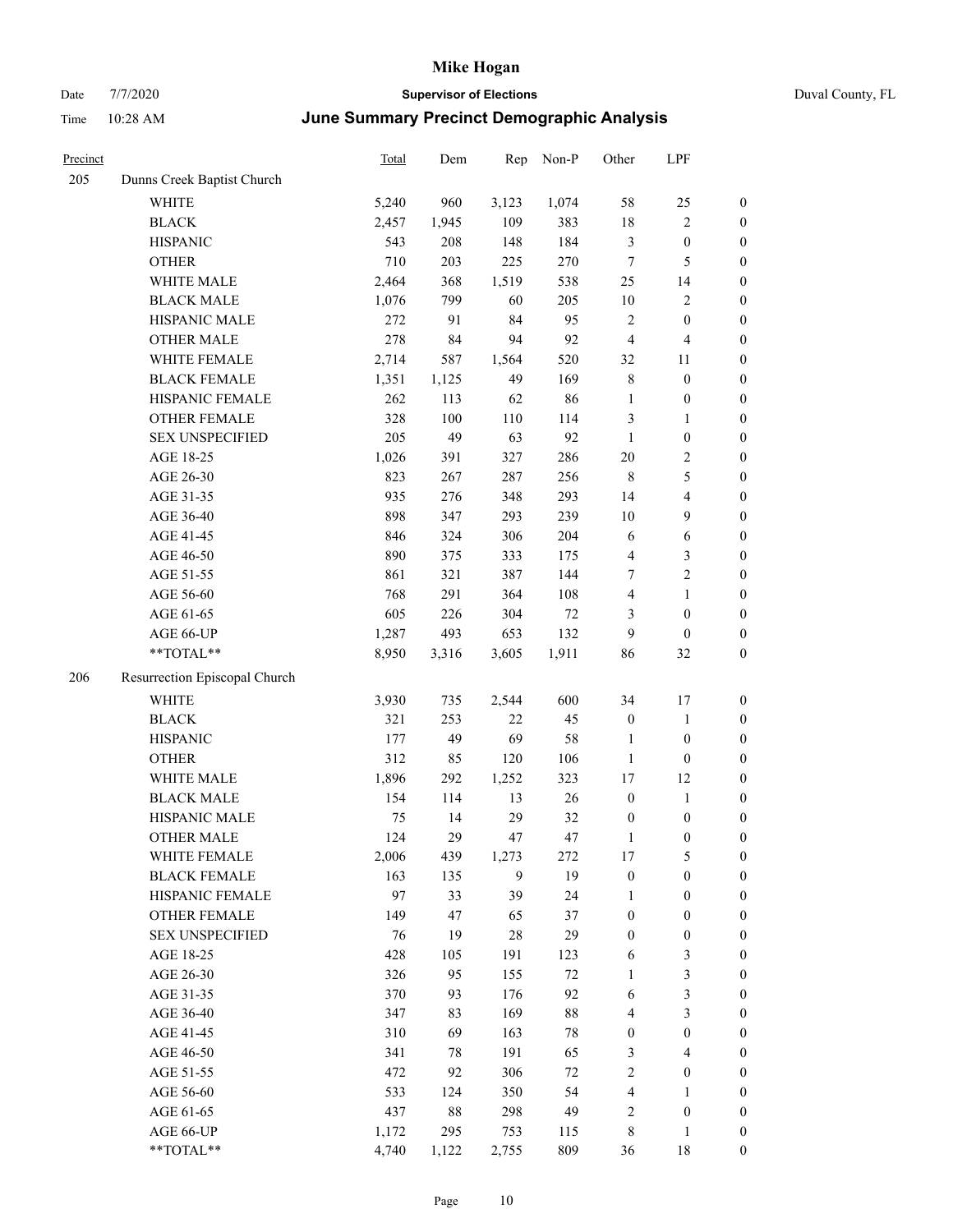# Mike Hogan

Date 7/7/2020 — **Supervisor of Elections** — Duval County, FL

Time 10:28 AM — **June Summary Precinct Demographic Analysis**

| Precinct | | Total | Dem | Rep | Non-P | Other | LPF | |
|---|---|---|---|---|---|---|---|---|
| 205 | Dunns Creek Baptist Church | | | | | | | |
| | WHITE | 5,240 | 960 | 3,123 | 1,074 | 58 | 25 | 0 |
| | BLACK | 2,457 | 1,945 | 109 | 383 | 18 | 2 | 0 |
| | HISPANIC | 543 | 208 | 148 | 184 | 3 | 0 | 0 |
| | OTHER | 710 | 203 | 225 | 270 | 7 | 5 | 0 |
| | WHITE MALE | 2,464 | 368 | 1,519 | 538 | 25 | 14 | 0 |
| | BLACK MALE | 1,076 | 799 | 60 | 205 | 10 | 2 | 0 |
| | HISPANIC MALE | 272 | 91 | 84 | 95 | 2 | 0 | 0 |
| | OTHER MALE | 278 | 84 | 94 | 92 | 4 | 4 | 0 |
| | WHITE FEMALE | 2,714 | 587 | 1,564 | 520 | 32 | 11 | 0 |
| | BLACK FEMALE | 1,351 | 1,125 | 49 | 169 | 8 | 0 | 0 |
| | HISPANIC FEMALE | 262 | 113 | 62 | 86 | 1 | 0 | 0 |
| | OTHER FEMALE | 328 | 100 | 110 | 114 | 3 | 1 | 0 |
| | SEX UNSPECIFIED | 205 | 49 | 63 | 92 | 1 | 0 | 0 |
| | AGE 18-25 | 1,026 | 391 | 327 | 286 | 20 | 2 | 0 |
| | AGE 26-30 | 823 | 267 | 287 | 256 | 8 | 5 | 0 |
| | AGE 31-35 | 935 | 276 | 348 | 293 | 14 | 4 | 0 |
| | AGE 36-40 | 898 | 347 | 293 | 239 | 10 | 9 | 0 |
| | AGE 41-45 | 846 | 324 | 306 | 204 | 6 | 6 | 0 |
| | AGE 46-50 | 890 | 375 | 333 | 175 | 4 | 3 | 0 |
| | AGE 51-55 | 861 | 321 | 387 | 144 | 7 | 2 | 0 |
| | AGE 56-60 | 768 | 291 | 364 | 108 | 4 | 1 | 0 |
| | AGE 61-65 | 605 | 226 | 304 | 72 | 3 | 0 | 0 |
| | AGE 66-UP | 1,287 | 493 | 653 | 132 | 9 | 0 | 0 |
| | **TOTAL** | 8,950 | 3,316 | 3,605 | 1,911 | 86 | 32 | 0 |
| 206 | Resurrection Episcopal Church | | | | | | | |
| | WHITE | 3,930 | 735 | 2,544 | 600 | 34 | 17 | 0 |
| | BLACK | 321 | 253 | 22 | 45 | 0 | 1 | 0 |
| | HISPANIC | 177 | 49 | 69 | 58 | 1 | 0 | 0 |
| | OTHER | 312 | 85 | 120 | 106 | 1 | 0 | 0 |
| | WHITE MALE | 1,896 | 292 | 1,252 | 323 | 17 | 12 | 0 |
| | BLACK MALE | 154 | 114 | 13 | 26 | 0 | 1 | 0 |
| | HISPANIC MALE | 75 | 14 | 29 | 32 | 0 | 0 | 0 |
| | OTHER MALE | 124 | 29 | 47 | 47 | 1 | 0 | 0 |
| | WHITE FEMALE | 2,006 | 439 | 1,273 | 272 | 17 | 5 | 0 |
| | BLACK FEMALE | 163 | 135 | 9 | 19 | 0 | 0 | 0 |
| | HISPANIC FEMALE | 97 | 33 | 39 | 24 | 1 | 0 | 0 |
| | OTHER FEMALE | 149 | 47 | 65 | 37 | 0 | 0 | 0 |
| | SEX UNSPECIFIED | 76 | 19 | 28 | 29 | 0 | 0 | 0 |
| | AGE 18-25 | 428 | 105 | 191 | 123 | 6 | 3 | 0 |
| | AGE 26-30 | 326 | 95 | 155 | 72 | 1 | 3 | 0 |
| | AGE 31-35 | 370 | 93 | 176 | 92 | 6 | 3 | 0 |
| | AGE 36-40 | 347 | 83 | 169 | 88 | 4 | 3 | 0 |
| | AGE 41-45 | 310 | 69 | 163 | 78 | 0 | 0 | 0 |
| | AGE 46-50 | 341 | 78 | 191 | 65 | 3 | 4 | 0 |
| | AGE 51-55 | 472 | 92 | 306 | 72 | 2 | 0 | 0 |
| | AGE 56-60 | 533 | 124 | 350 | 54 | 4 | 1 | 0 |
| | AGE 61-65 | 437 | 88 | 298 | 49 | 2 | 0 | 0 |
| | AGE 66-UP | 1,172 | 295 | 753 | 115 | 8 | 1 | 0 |
| | **TOTAL** | 4,740 | 1,122 | 2,755 | 809 | 36 | 18 | 0 |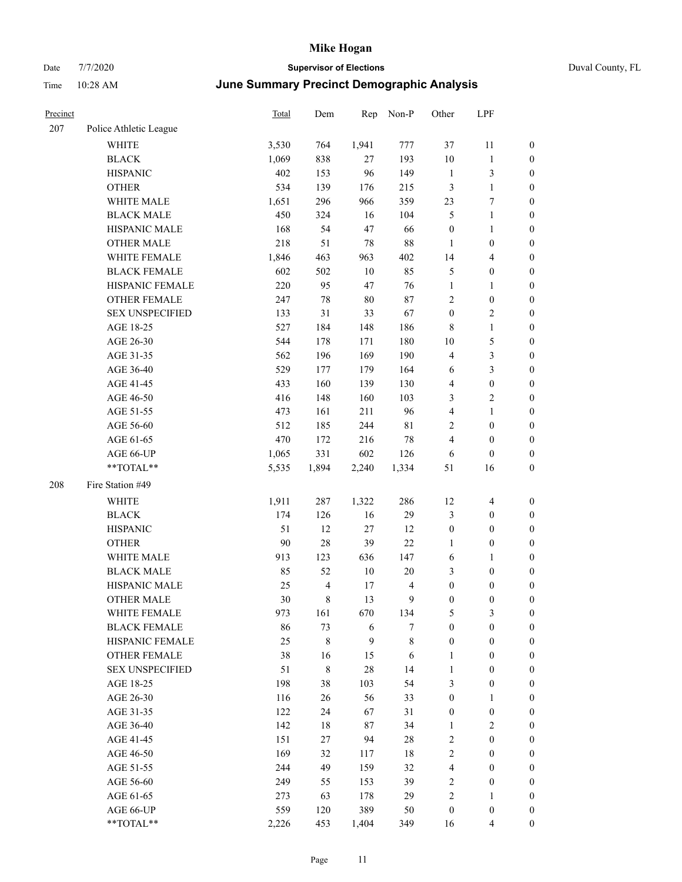# Mike Hogan

Date 7/7/2020 **Supervisor of Elections** Duval County, FL

Time 10:28 AM **June Summary Precinct Demographic Analysis**

| Precinct | | Total | Dem | Rep | Non-P | Other | LPF | |
|---|---|---|---|---|---|---|---|---|
| 207 | Police Athletic League | | | | | | | |
| | WHITE | 3,530 | 764 | 1,941 | 777 | 37 | 11 | 0 |
| | BLACK | 1,069 | 838 | 27 | 193 | 10 | 1 | 0 |
| | HISPANIC | 402 | 153 | 96 | 149 | 1 | 3 | 0 |
| | OTHER | 534 | 139 | 176 | 215 | 3 | 1 | 0 |
| | WHITE MALE | 1,651 | 296 | 966 | 359 | 23 | 7 | 0 |
| | BLACK MALE | 450 | 324 | 16 | 104 | 5 | 1 | 0 |
| | HISPANIC MALE | 168 | 54 | 47 | 66 | 0 | 1 | 0 |
| | OTHER MALE | 218 | 51 | 78 | 88 | 1 | 0 | 0 |
| | WHITE FEMALE | 1,846 | 463 | 963 | 402 | 14 | 4 | 0 |
| | BLACK FEMALE | 602 | 502 | 10 | 85 | 5 | 0 | 0 |
| | HISPANIC FEMALE | 220 | 95 | 47 | 76 | 1 | 1 | 0 |
| | OTHER FEMALE | 247 | 78 | 80 | 87 | 2 | 0 | 0 |
| | SEX UNSPECIFIED | 133 | 31 | 33 | 67 | 0 | 2 | 0 |
| | AGE 18-25 | 527 | 184 | 148 | 186 | 8 | 1 | 0 |
| | AGE 26-30 | 544 | 178 | 171 | 180 | 10 | 5 | 0 |
| | AGE 31-35 | 562 | 196 | 169 | 190 | 4 | 3 | 0 |
| | AGE 36-40 | 529 | 177 | 179 | 164 | 6 | 3 | 0 |
| | AGE 41-45 | 433 | 160 | 139 | 130 | 4 | 0 | 0 |
| | AGE 46-50 | 416 | 148 | 160 | 103 | 3 | 2 | 0 |
| | AGE 51-55 | 473 | 161 | 211 | 96 | 4 | 1 | 0 |
| | AGE 56-60 | 512 | 185 | 244 | 81 | 2 | 0 | 0 |
| | AGE 61-65 | 470 | 172 | 216 | 78 | 4 | 0 | 0 |
| | AGE 66-UP | 1,065 | 331 | 602 | 126 | 6 | 0 | 0 |
| | **TOTAL** | 5,535 | 1,894 | 2,240 | 1,334 | 51 | 16 | 0 |
| 208 | Fire Station #49 | | | | | | | |
| | WHITE | 1,911 | 287 | 1,322 | 286 | 12 | 4 | 0 |
| | BLACK | 174 | 126 | 16 | 29 | 3 | 0 | 0 |
| | HISPANIC | 51 | 12 | 27 | 12 | 0 | 0 | 0 |
| | OTHER | 90 | 28 | 39 | 22 | 1 | 0 | 0 |
| | WHITE MALE | 913 | 123 | 636 | 147 | 6 | 1 | 0 |
| | BLACK MALE | 85 | 52 | 10 | 20 | 3 | 0 | 0 |
| | HISPANIC MALE | 25 | 4 | 17 | 4 | 0 | 0 | 0 |
| | OTHER MALE | 30 | 8 | 13 | 9 | 0 | 0 | 0 |
| | WHITE FEMALE | 973 | 161 | 670 | 134 | 5 | 3 | 0 |
| | BLACK FEMALE | 86 | 73 | 6 | 7 | 0 | 0 | 0 |
| | HISPANIC FEMALE | 25 | 8 | 9 | 8 | 0 | 0 | 0 |
| | OTHER FEMALE | 38 | 16 | 15 | 6 | 1 | 0 | 0 |
| | SEX UNSPECIFIED | 51 | 8 | 28 | 14 | 1 | 0 | 0 |
| | AGE 18-25 | 198 | 38 | 103 | 54 | 3 | 0 | 0 |
| | AGE 26-30 | 116 | 26 | 56 | 33 | 0 | 1 | 0 |
| | AGE 31-35 | 122 | 24 | 67 | 31 | 0 | 0 | 0 |
| | AGE 36-40 | 142 | 18 | 87 | 34 | 1 | 2 | 0 |
| | AGE 41-45 | 151 | 27 | 94 | 28 | 2 | 0 | 0 |
| | AGE 46-50 | 169 | 32 | 117 | 18 | 2 | 0 | 0 |
| | AGE 51-55 | 244 | 49 | 159 | 32 | 4 | 0 | 0 |
| | AGE 56-60 | 249 | 55 | 153 | 39 | 2 | 0 | 0 |
| | AGE 61-65 | 273 | 63 | 178 | 29 | 2 | 1 | 0 |
| | AGE 66-UP | 559 | 120 | 389 | 50 | 0 | 0 | 0 |
| | **TOTAL** | 2,226 | 453 | 1,404 | 349 | 16 | 4 | 0 |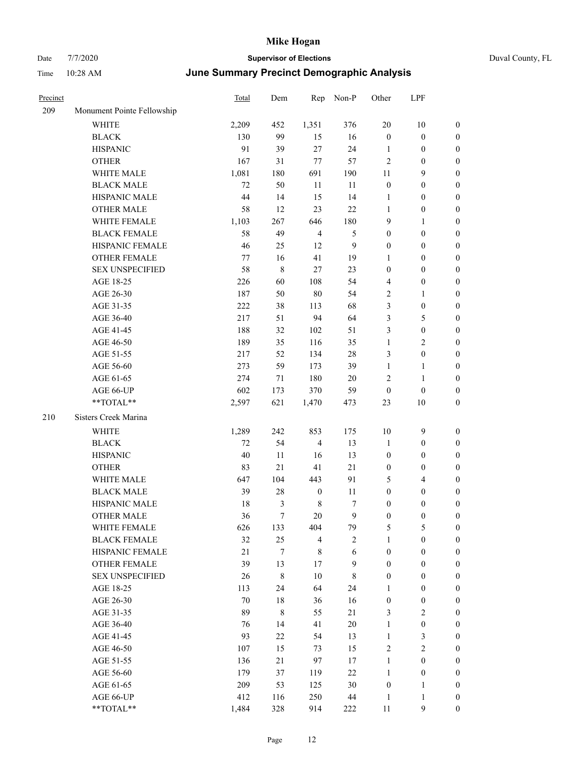| Precinct | | Total | Dem | Rep | Non-P | Other | LPF | |
|---|---|---|---|---|---|---|---|---|
| 209 | Monument Pointe Fellowship | | | | | | | |
| | WHITE | 2,209 | 452 | 1,351 | 376 | 20 | 10 | 0 |
| | BLACK | 130 | 99 | 15 | 16 | 0 | 0 | 0 |
| | HISPANIC | 91 | 39 | 27 | 24 | 1 | 0 | 0 |
| | OTHER | 167 | 31 | 77 | 57 | 2 | 0 | 0 |
| | WHITE MALE | 1,081 | 180 | 691 | 190 | 11 | 9 | 0 |
| | BLACK MALE | 72 | 50 | 11 | 11 | 0 | 0 | 0 |
| | HISPANIC MALE | 44 | 14 | 15 | 14 | 1 | 0 | 0 |
| | OTHER MALE | 58 | 12 | 23 | 22 | 1 | 0 | 0 |
| | WHITE FEMALE | 1,103 | 267 | 646 | 180 | 9 | 1 | 0 |
| | BLACK FEMALE | 58 | 49 | 4 | 5 | 0 | 0 | 0 |
| | HISPANIC FEMALE | 46 | 25 | 12 | 9 | 0 | 0 | 0 |
| | OTHER FEMALE | 77 | 16 | 41 | 19 | 1 | 0 | 0 |
| | SEX UNSPECIFIED | 58 | 8 | 27 | 23 | 0 | 0 | 0 |
| | AGE 18-25 | 226 | 60 | 108 | 54 | 4 | 0 | 0 |
| | AGE 26-30 | 187 | 50 | 80 | 54 | 2 | 1 | 0 |
| | AGE 31-35 | 222 | 38 | 113 | 68 | 3 | 0 | 0 |
| | AGE 36-40 | 217 | 51 | 94 | 64 | 3 | 5 | 0 |
| | AGE 41-45 | 188 | 32 | 102 | 51 | 3 | 0 | 0 |
| | AGE 46-50 | 189 | 35 | 116 | 35 | 1 | 2 | 0 |
| | AGE 51-55 | 217 | 52 | 134 | 28 | 3 | 0 | 0 |
| | AGE 56-60 | 273 | 59 | 173 | 39 | 1 | 1 | 0 |
| | AGE 61-65 | 274 | 71 | 180 | 20 | 2 | 1 | 0 |
| | AGE 66-UP | 602 | 173 | 370 | 59 | 0 | 0 | 0 |
| | **TOTAL** | 2,597 | 621 | 1,470 | 473 | 23 | 10 | 0 |
| 210 | Sisters Creek Marina | | | | | | | |
| | WHITE | 1,289 | 242 | 853 | 175 | 10 | 9 | 0 |
| | BLACK | 72 | 54 | 4 | 13 | 1 | 0 | 0 |
| | HISPANIC | 40 | 11 | 16 | 13 | 0 | 0 | 0 |
| | OTHER | 83 | 21 | 41 | 21 | 0 | 0 | 0 |
| | WHITE MALE | 647 | 104 | 443 | 91 | 5 | 4 | 0 |
| | BLACK MALE | 39 | 28 | 0 | 11 | 0 | 0 | 0 |
| | HISPANIC MALE | 18 | 3 | 8 | 7 | 0 | 0 | 0 |
| | OTHER MALE | 36 | 7 | 20 | 9 | 0 | 0 | 0 |
| | WHITE FEMALE | 626 | 133 | 404 | 79 | 5 | 5 | 0 |
| | BLACK FEMALE | 32 | 25 | 4 | 2 | 1 | 0 | 0 |
| | HISPANIC FEMALE | 21 | 7 | 8 | 6 | 0 | 0 | 0 |
| | OTHER FEMALE | 39 | 13 | 17 | 9 | 0 | 0 | 0 |
| | SEX UNSPECIFIED | 26 | 8 | 10 | 8 | 0 | 0 | 0 |
| | AGE 18-25 | 113 | 24 | 64 | 24 | 1 | 0 | 0 |
| | AGE 26-30 | 70 | 18 | 36 | 16 | 0 | 0 | 0 |
| | AGE 31-35 | 89 | 8 | 55 | 21 | 3 | 2 | 0 |
| | AGE 36-40 | 76 | 14 | 41 | 20 | 1 | 0 | 0 |
| | AGE 41-45 | 93 | 22 | 54 | 13 | 1 | 3 | 0 |
| | AGE 46-50 | 107 | 15 | 73 | 15 | 2 | 2 | 0 |
| | AGE 51-55 | 136 | 21 | 97 | 17 | 1 | 0 | 0 |
| | AGE 56-60 | 179 | 37 | 119 | 22 | 1 | 0 | 0 |
| | AGE 61-65 | 209 | 53 | 125 | 30 | 0 | 1 | 0 |
| | AGE 66-UP | 412 | 116 | 250 | 44 | 1 | 1 | 0 |
| | **TOTAL** | 1,484 | 328 | 914 | 222 | 11 | 9 | 0 |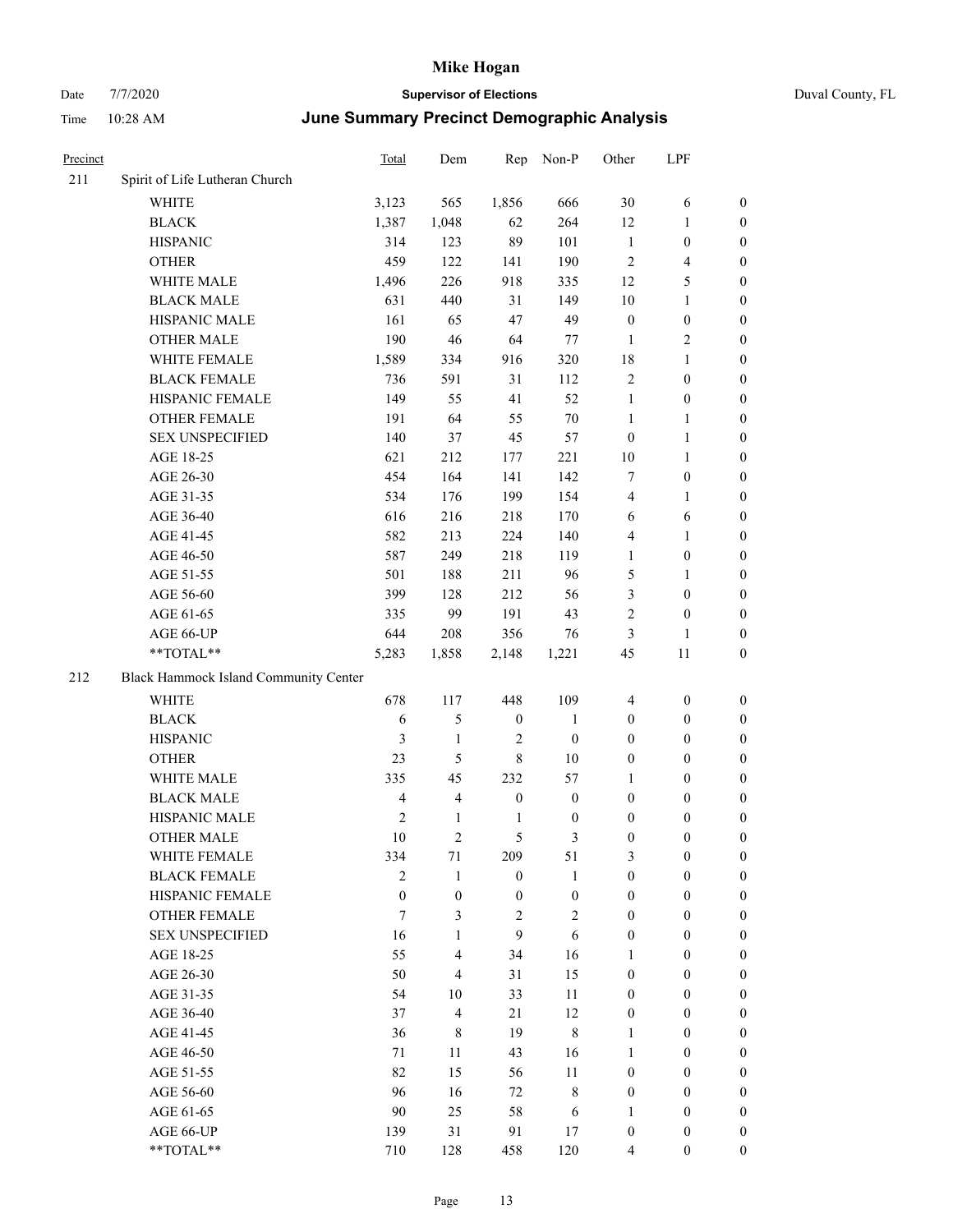# Mike Hogan

Date 7/7/2020 **Supervisor of Elections** Duval County, FL

Time 10:28 AM **June Summary Precinct Demographic Analysis**

| Precinct | | Total | Dem | Rep | Non-P | Other | LPF | |
|---|---|---|---|---|---|---|---|---|
| 211 | Spirit of Life Lutheran Church | | | | | | | |
| | WHITE | 3,123 | 565 | 1,856 | 666 | 30 | 6 | 0 |
| | BLACK | 1,387 | 1,048 | 62 | 264 | 12 | 1 | 0 |
| | HISPANIC | 314 | 123 | 89 | 101 | 1 | 0 | 0 |
| | OTHER | 459 | 122 | 141 | 190 | 2 | 4 | 0 |
| | WHITE MALE | 1,496 | 226 | 918 | 335 | 12 | 5 | 0 |
| | BLACK MALE | 631 | 440 | 31 | 149 | 10 | 1 | 0 |
| | HISPANIC MALE | 161 | 65 | 47 | 49 | 0 | 0 | 0 |
| | OTHER MALE | 190 | 46 | 64 | 77 | 1 | 2 | 0 |
| | WHITE FEMALE | 1,589 | 334 | 916 | 320 | 18 | 1 | 0 |
| | BLACK FEMALE | 736 | 591 | 31 | 112 | 2 | 0 | 0 |
| | HISPANIC FEMALE | 149 | 55 | 41 | 52 | 1 | 0 | 0 |
| | OTHER FEMALE | 191 | 64 | 55 | 70 | 1 | 1 | 0 |
| | SEX UNSPECIFIED | 140 | 37 | 45 | 57 | 0 | 1 | 0 |
| | AGE 18-25 | 621 | 212 | 177 | 221 | 10 | 1 | 0 |
| | AGE 26-30 | 454 | 164 | 141 | 142 | 7 | 0 | 0 |
| | AGE 31-35 | 534 | 176 | 199 | 154 | 4 | 1 | 0 |
| | AGE 36-40 | 616 | 216 | 218 | 170 | 6 | 6 | 0 |
| | AGE 41-45 | 582 | 213 | 224 | 140 | 4 | 1 | 0 |
| | AGE 46-50 | 587 | 249 | 218 | 119 | 1 | 0 | 0 |
| | AGE 51-55 | 501 | 188 | 211 | 96 | 5 | 1 | 0 |
| | AGE 56-60 | 399 | 128 | 212 | 56 | 3 | 0 | 0 |
| | AGE 61-65 | 335 | 99 | 191 | 43 | 2 | 0 | 0 |
| | AGE 66-UP | 644 | 208 | 356 | 76 | 3 | 1 | 0 |
| | **TOTAL** | 5,283 | 1,858 | 2,148 | 1,221 | 45 | 11 | 0 |
| 212 | Black Hammock Island Community Center | | | | | | | |
| | WHITE | 678 | 117 | 448 | 109 | 4 | 0 | 0 |
| | BLACK | 6 | 5 | 0 | 1 | 0 | 0 | 0 |
| | HISPANIC | 3 | 1 | 2 | 0 | 0 | 0 | 0 |
| | OTHER | 23 | 5 | 8 | 10 | 0 | 0 | 0 |
| | WHITE MALE | 335 | 45 | 232 | 57 | 1 | 0 | 0 |
| | BLACK MALE | 4 | 4 | 0 | 0 | 0 | 0 | 0 |
| | HISPANIC MALE | 2 | 1 | 1 | 0 | 0 | 0 | 0 |
| | OTHER MALE | 10 | 2 | 5 | 3 | 0 | 0 | 0 |
| | WHITE FEMALE | 334 | 71 | 209 | 51 | 3 | 0 | 0 |
| | BLACK FEMALE | 2 | 1 | 0 | 1 | 0 | 0 | 0 |
| | HISPANIC FEMALE | 0 | 0 | 0 | 0 | 0 | 0 | 0 |
| | OTHER FEMALE | 7 | 3 | 2 | 2 | 0 | 0 | 0 |
| | SEX UNSPECIFIED | 16 | 1 | 9 | 6 | 0 | 0 | 0 |
| | AGE 18-25 | 55 | 4 | 34 | 16 | 1 | 0 | 0 |
| | AGE 26-30 | 50 | 4 | 31 | 15 | 0 | 0 | 0 |
| | AGE 31-35 | 54 | 10 | 33 | 11 | 0 | 0 | 0 |
| | AGE 36-40 | 37 | 4 | 21 | 12 | 0 | 0 | 0 |
| | AGE 41-45 | 36 | 8 | 19 | 8 | 1 | 0 | 0 |
| | AGE 46-50 | 71 | 11 | 43 | 16 | 1 | 0 | 0 |
| | AGE 51-55 | 82 | 15 | 56 | 11 | 0 | 0 | 0 |
| | AGE 56-60 | 96 | 16 | 72 | 8 | 0 | 0 | 0 |
| | AGE 61-65 | 90 | 25 | 58 | 6 | 1 | 0 | 0 |
| | AGE 66-UP | 139 | 31 | 91 | 17 | 0 | 0 | 0 |
| | **TOTAL** | 710 | 128 | 458 | 120 | 4 | 0 | 0 |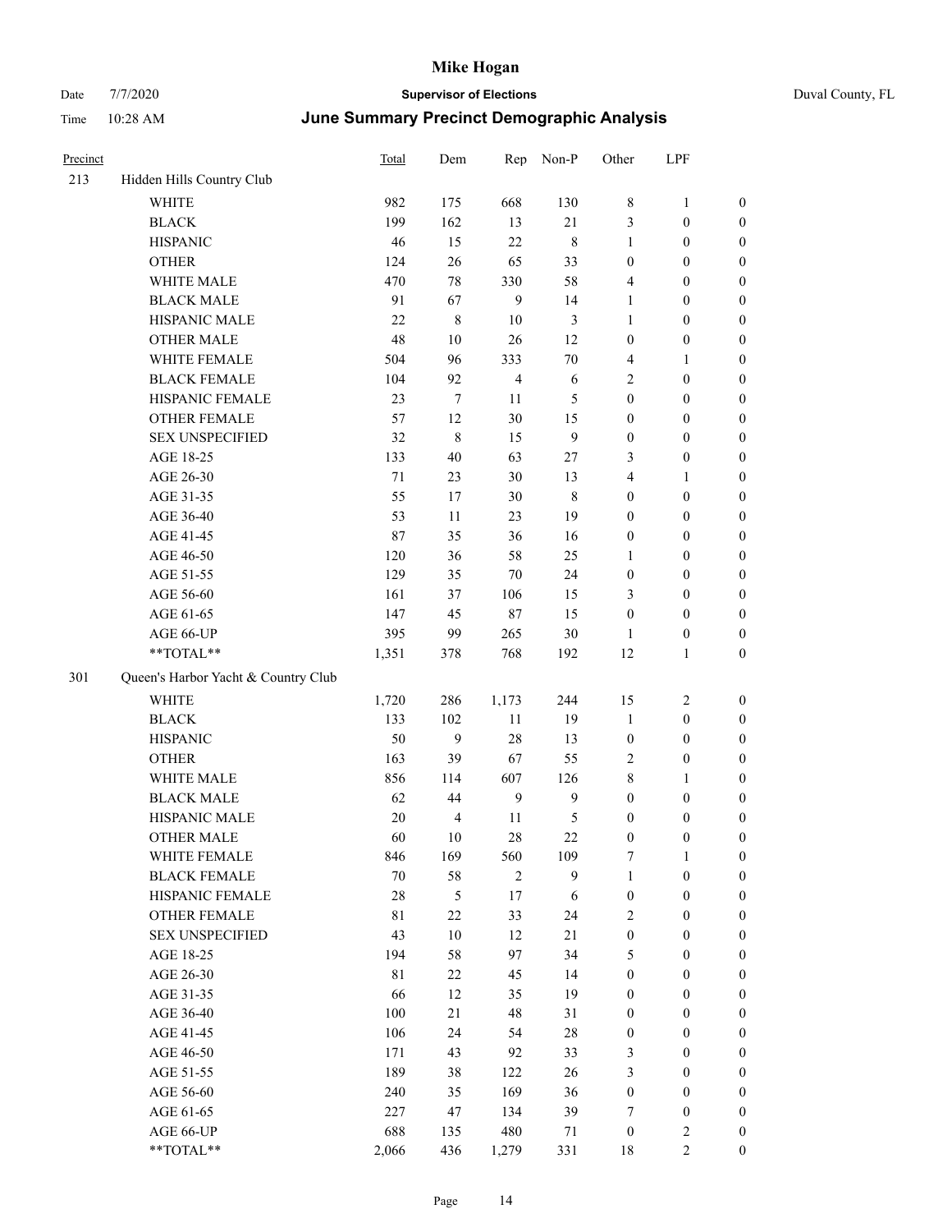# Mike Hogan

Date 7/7/2020 **Supervisor of Elections** Duval County, FL

Time 10:28 AM **June Summary Precinct Demographic Analysis**

| Precinct | | Total | Dem | Rep | Non-P | Other | LPF | |
|---|---|---|---|---|---|---|---|---|
| 213 | Hidden Hills Country Club | | | | | | | |
| | WHITE | 982 | 175 | 668 | 130 | 8 | 1 | 0 |
| | BLACK | 199 | 162 | 13 | 21 | 3 | 0 | 0 |
| | HISPANIC | 46 | 15 | 22 | 8 | 1 | 0 | 0 |
| | OTHER | 124 | 26 | 65 | 33 | 0 | 0 | 0 |
| | WHITE MALE | 470 | 78 | 330 | 58 | 4 | 0 | 0 |
| | BLACK MALE | 91 | 67 | 9 | 14 | 1 | 0 | 0 |
| | HISPANIC MALE | 22 | 8 | 10 | 3 | 1 | 0 | 0 |
| | OTHER MALE | 48 | 10 | 26 | 12 | 0 | 0 | 0 |
| | WHITE FEMALE | 504 | 96 | 333 | 70 | 4 | 1 | 0 |
| | BLACK FEMALE | 104 | 92 | 4 | 6 | 2 | 0 | 0 |
| | HISPANIC FEMALE | 23 | 7 | 11 | 5 | 0 | 0 | 0 |
| | OTHER FEMALE | 57 | 12 | 30 | 15 | 0 | 0 | 0 |
| | SEX UNSPECIFIED | 32 | 8 | 15 | 9 | 0 | 0 | 0 |
| | AGE 18-25 | 133 | 40 | 63 | 27 | 3 | 0 | 0 |
| | AGE 26-30 | 71 | 23 | 30 | 13 | 4 | 1 | 0 |
| | AGE 31-35 | 55 | 17 | 30 | 8 | 0 | 0 | 0 |
| | AGE 36-40 | 53 | 11 | 23 | 19 | 0 | 0 | 0 |
| | AGE 41-45 | 87 | 35 | 36 | 16 | 0 | 0 | 0 |
| | AGE 46-50 | 120 | 36 | 58 | 25 | 1 | 0 | 0 |
| | AGE 51-55 | 129 | 35 | 70 | 24 | 0 | 0 | 0 |
| | AGE 56-60 | 161 | 37 | 106 | 15 | 3 | 0 | 0 |
| | AGE 61-65 | 147 | 45 | 87 | 15 | 0 | 0 | 0 |
| | AGE 66-UP | 395 | 99 | 265 | 30 | 1 | 0 | 0 |
| | **TOTAL** | 1,351 | 378 | 768 | 192 | 12 | 1 | 0 |
| 301 | Queen's Harbor Yacht & Country Club | | | | | | | |
| | WHITE | 1,720 | 286 | 1,173 | 244 | 15 | 2 | 0 |
| | BLACK | 133 | 102 | 11 | 19 | 1 | 0 | 0 |
| | HISPANIC | 50 | 9 | 28 | 13 | 0 | 0 | 0 |
| | OTHER | 163 | 39 | 67 | 55 | 2 | 0 | 0 |
| | WHITE MALE | 856 | 114 | 607 | 126 | 8 | 1 | 0 |
| | BLACK MALE | 62 | 44 | 9 | 9 | 0 | 0 | 0 |
| | HISPANIC MALE | 20 | 4 | 11 | 5 | 0 | 0 | 0 |
| | OTHER MALE | 60 | 10 | 28 | 22 | 0 | 0 | 0 |
| | WHITE FEMALE | 846 | 169 | 560 | 109 | 7 | 1 | 0 |
| | BLACK FEMALE | 70 | 58 | 2 | 9 | 1 | 0 | 0 |
| | HISPANIC FEMALE | 28 | 5 | 17 | 6 | 0 | 0 | 0 |
| | OTHER FEMALE | 81 | 22 | 33 | 24 | 2 | 0 | 0 |
| | SEX UNSPECIFIED | 43 | 10 | 12 | 21 | 0 | 0 | 0 |
| | AGE 18-25 | 194 | 58 | 97 | 34 | 5 | 0 | 0 |
| | AGE 26-30 | 81 | 22 | 45 | 14 | 0 | 0 | 0 |
| | AGE 31-35 | 66 | 12 | 35 | 19 | 0 | 0 | 0 |
| | AGE 36-40 | 100 | 21 | 48 | 31 | 0 | 0 | 0 |
| | AGE 41-45 | 106 | 24 | 54 | 28 | 0 | 0 | 0 |
| | AGE 46-50 | 171 | 43 | 92 | 33 | 3 | 0 | 0 |
| | AGE 51-55 | 189 | 38 | 122 | 26 | 3 | 0 | 0 |
| | AGE 56-60 | 240 | 35 | 169 | 36 | 0 | 0 | 0 |
| | AGE 61-65 | 227 | 47 | 134 | 39 | 7 | 0 | 0 |
| | AGE 66-UP | 688 | 135 | 480 | 71 | 0 | 2 | 0 |
| | **TOTAL** | 2,066 | 436 | 1,279 | 331 | 18 | 2 | 0 |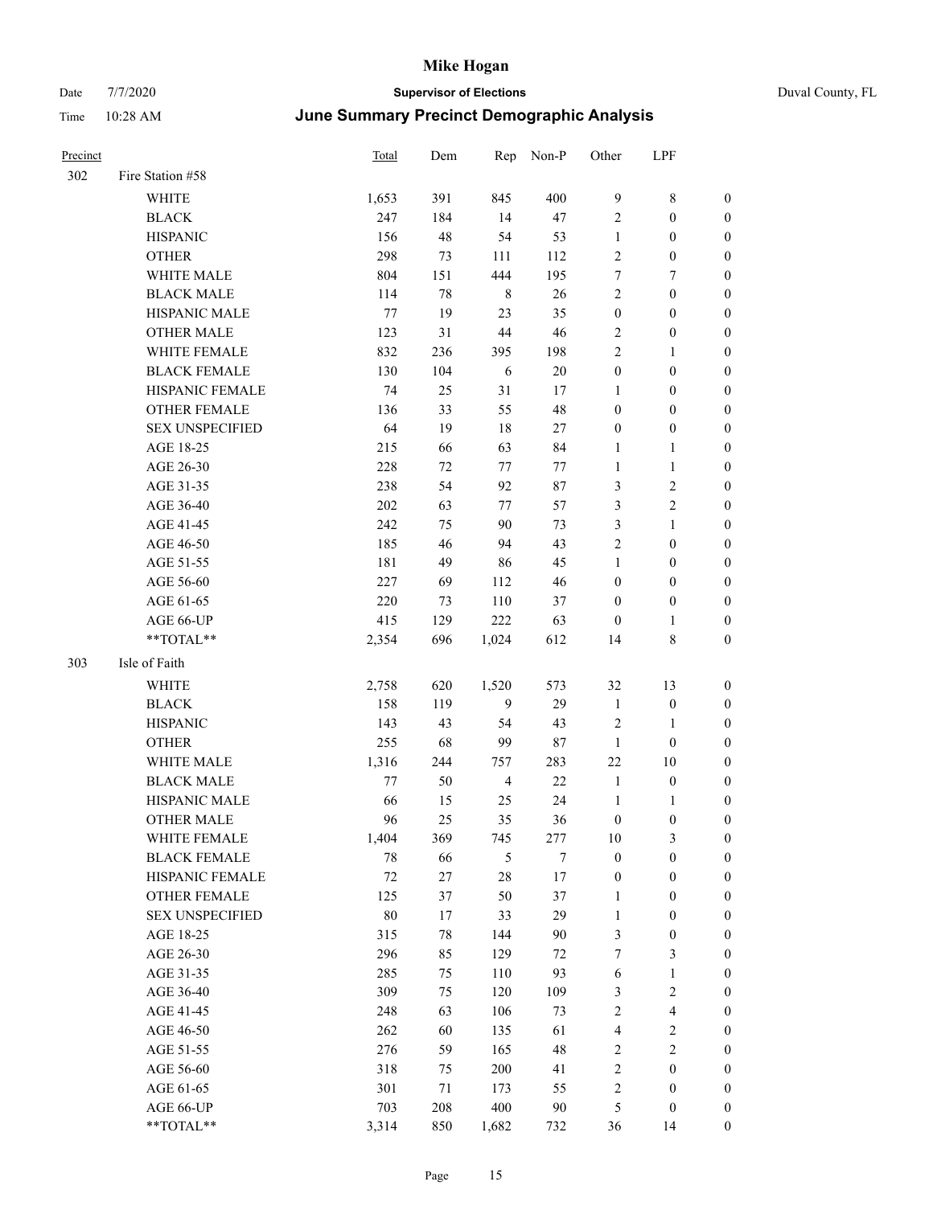| Precinct | | Total | Dem | Rep | Non-P | Other | LPF | |
|---|---|---|---|---|---|---|---|---|
| 302 | Fire Station #58 | | | | | | | |
| | WHITE | 1,653 | 391 | 845 | 400 | 9 | 8 | 0 |
| | BLACK | 247 | 184 | 14 | 47 | 2 | 0 | 0 |
| | HISPANIC | 156 | 48 | 54 | 53 | 1 | 0 | 0 |
| | OTHER | 298 | 73 | 111 | 112 | 2 | 0 | 0 |
| | WHITE MALE | 804 | 151 | 444 | 195 | 7 | 7 | 0 |
| | BLACK MALE | 114 | 78 | 8 | 26 | 2 | 0 | 0 |
| | HISPANIC MALE | 77 | 19 | 23 | 35 | 0 | 0 | 0 |
| | OTHER MALE | 123 | 31 | 44 | 46 | 2 | 0 | 0 |
| | WHITE FEMALE | 832 | 236 | 395 | 198 | 2 | 1 | 0 |
| | BLACK FEMALE | 130 | 104 | 6 | 20 | 0 | 0 | 0 |
| | HISPANIC FEMALE | 74 | 25 | 31 | 17 | 1 | 0 | 0 |
| | OTHER FEMALE | 136 | 33 | 55 | 48 | 0 | 0 | 0 |
| | SEX UNSPECIFIED | 64 | 19 | 18 | 27 | 0 | 0 | 0 |
| | AGE 18-25 | 215 | 66 | 63 | 84 | 1 | 1 | 0 |
| | AGE 26-30 | 228 | 72 | 77 | 77 | 1 | 1 | 0 |
| | AGE 31-35 | 238 | 54 | 92 | 87 | 3 | 2 | 0 |
| | AGE 36-40 | 202 | 63 | 77 | 57 | 3 | 2 | 0 |
| | AGE 41-45 | 242 | 75 | 90 | 73 | 3 | 1 | 0 |
| | AGE 46-50 | 185 | 46 | 94 | 43 | 2 | 0 | 0 |
| | AGE 51-55 | 181 | 49 | 86 | 45 | 1 | 0 | 0 |
| | AGE 56-60 | 227 | 69 | 112 | 46 | 0 | 0 | 0 |
| | AGE 61-65 | 220 | 73 | 110 | 37 | 0 | 0 | 0 |
| | AGE 66-UP | 415 | 129 | 222 | 63 | 0 | 1 | 0 |
| | **TOTAL** | 2,354 | 696 | 1,024 | 612 | 14 | 8 | 0 |
| 303 | Isle of Faith | | | | | | | |
| | WHITE | 2,758 | 620 | 1,520 | 573 | 32 | 13 | 0 |
| | BLACK | 158 | 119 | 9 | 29 | 1 | 0 | 0 |
| | HISPANIC | 143 | 43 | 54 | 43 | 2 | 1 | 0 |
| | OTHER | 255 | 68 | 99 | 87 | 1 | 0 | 0 |
| | WHITE MALE | 1,316 | 244 | 757 | 283 | 22 | 10 | 0 |
| | BLACK MALE | 77 | 50 | 4 | 22 | 1 | 0 | 0 |
| | HISPANIC MALE | 66 | 15 | 25 | 24 | 1 | 1 | 0 |
| | OTHER MALE | 96 | 25 | 35 | 36 | 0 | 0 | 0 |
| | WHITE FEMALE | 1,404 | 369 | 745 | 277 | 10 | 3 | 0 |
| | BLACK FEMALE | 78 | 66 | 5 | 7 | 0 | 0 | 0 |
| | HISPANIC FEMALE | 72 | 27 | 28 | 17 | 0 | 0 | 0 |
| | OTHER FEMALE | 125 | 37 | 50 | 37 | 1 | 0 | 0 |
| | SEX UNSPECIFIED | 80 | 17 | 33 | 29 | 1 | 0 | 0 |
| | AGE 18-25 | 315 | 78 | 144 | 90 | 3 | 0 | 0 |
| | AGE 26-30 | 296 | 85 | 129 | 72 | 7 | 3 | 0 |
| | AGE 31-35 | 285 | 75 | 110 | 93 | 6 | 1 | 0 |
| | AGE 36-40 | 309 | 75 | 120 | 109 | 3 | 2 | 0 |
| | AGE 41-45 | 248 | 63 | 106 | 73 | 2 | 4 | 0 |
| | AGE 46-50 | 262 | 60 | 135 | 61 | 4 | 2 | 0 |
| | AGE 51-55 | 276 | 59 | 165 | 48 | 2 | 2 | 0 |
| | AGE 56-60 | 318 | 75 | 200 | 41 | 2 | 0 | 0 |
| | AGE 61-65 | 301 | 71 | 173 | 55 | 2 | 0 | 0 |
| | AGE 66-UP | 703 | 208 | 400 | 90 | 5 | 0 | 0 |
| | **TOTAL** | 3,314 | 850 | 1,682 | 732 | 36 | 14 | 0 |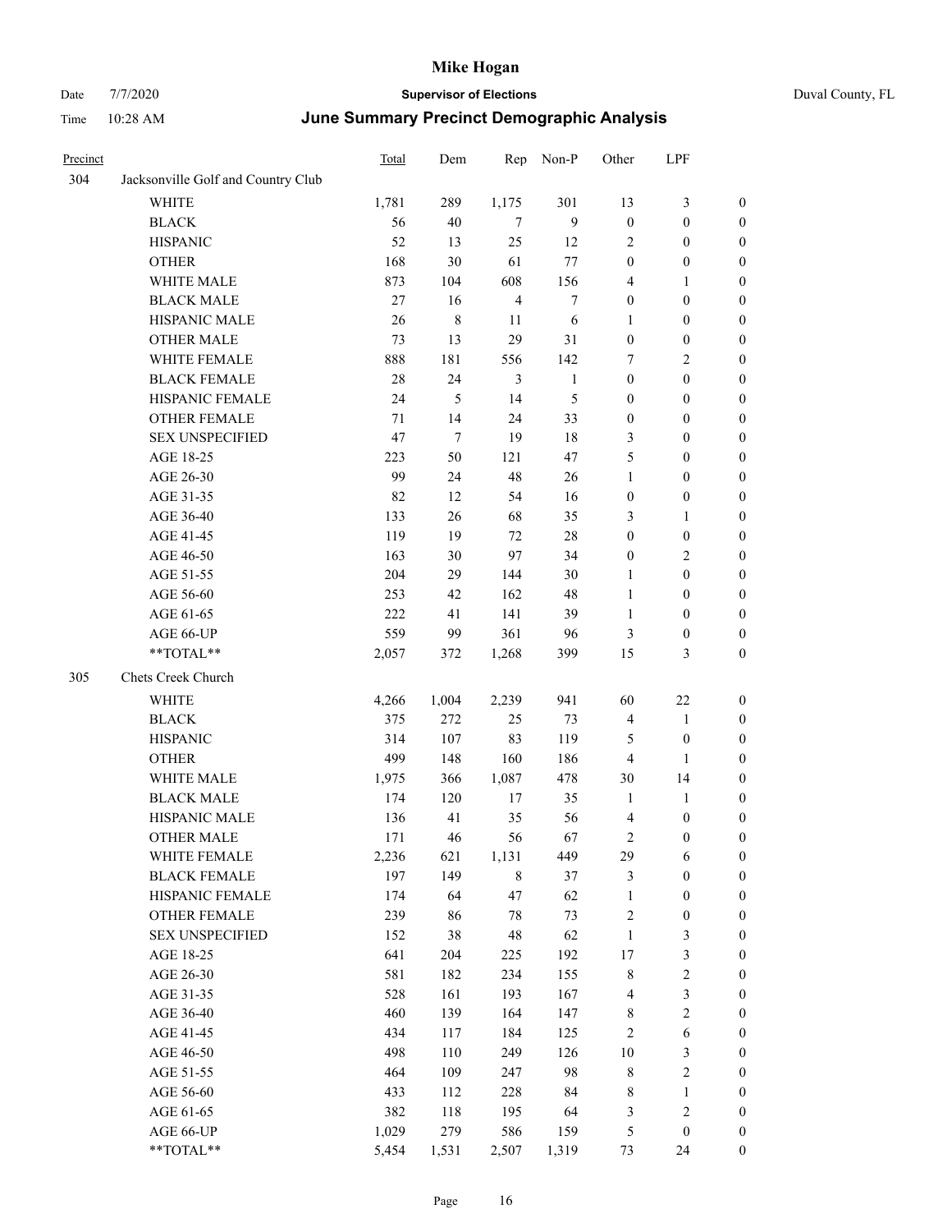# Mike Hogan

Date 7/7/2020 **Supervisor of Elections** Duval County, FL

Time 10:28 AM **June Summary Precinct Demographic Analysis**

| Precinct | | Total | Dem | Rep | Non-P | Other | LPF | |
|---|---|---|---|---|---|---|---|---|
| 304 | Jacksonville Golf and Country Club | | | | | | | |
| | WHITE | 1,781 | 289 | 1,175 | 301 | 13 | 3 | 0 |
| | BLACK | 56 | 40 | 7 | 9 | 0 | 0 | 0 |
| | HISPANIC | 52 | 13 | 25 | 12 | 2 | 0 | 0 |
| | OTHER | 168 | 30 | 61 | 77 | 0 | 0 | 0 |
| | WHITE MALE | 873 | 104 | 608 | 156 | 4 | 1 | 0 |
| | BLACK MALE | 27 | 16 | 4 | 7 | 0 | 0 | 0 |
| | HISPANIC MALE | 26 | 8 | 11 | 6 | 1 | 0 | 0 |
| | OTHER MALE | 73 | 13 | 29 | 31 | 0 | 0 | 0 |
| | WHITE FEMALE | 888 | 181 | 556 | 142 | 7 | 2 | 0 |
| | BLACK FEMALE | 28 | 24 | 3 | 1 | 0 | 0 | 0 |
| | HISPANIC FEMALE | 24 | 5 | 14 | 5 | 0 | 0 | 0 |
| | OTHER FEMALE | 71 | 14 | 24 | 33 | 0 | 0 | 0 |
| | SEX UNSPECIFIED | 47 | 7 | 19 | 18 | 3 | 0 | 0 |
| | AGE 18-25 | 223 | 50 | 121 | 47 | 5 | 0 | 0 |
| | AGE 26-30 | 99 | 24 | 48 | 26 | 1 | 0 | 0 |
| | AGE 31-35 | 82 | 12 | 54 | 16 | 0 | 0 | 0 |
| | AGE 36-40 | 133 | 26 | 68 | 35 | 3 | 1 | 0 |
| | AGE 41-45 | 119 | 19 | 72 | 28 | 0 | 0 | 0 |
| | AGE 46-50 | 163 | 30 | 97 | 34 | 0 | 2 | 0 |
| | AGE 51-55 | 204 | 29 | 144 | 30 | 1 | 0 | 0 |
| | AGE 56-60 | 253 | 42 | 162 | 48 | 1 | 0 | 0 |
| | AGE 61-65 | 222 | 41 | 141 | 39 | 1 | 0 | 0 |
| | AGE 66-UP | 559 | 99 | 361 | 96 | 3 | 0 | 0 |
| | **TOTAL** | 2,057 | 372 | 1,268 | 399 | 15 | 3 | 0 |
| 305 | Chets Creek Church | | | | | | | |
| | WHITE | 4,266 | 1,004 | 2,239 | 941 | 60 | 22 | 0 |
| | BLACK | 375 | 272 | 25 | 73 | 4 | 1 | 0 |
| | HISPANIC | 314 | 107 | 83 | 119 | 5 | 0 | 0 |
| | OTHER | 499 | 148 | 160 | 186 | 4 | 1 | 0 |
| | WHITE MALE | 1,975 | 366 | 1,087 | 478 | 30 | 14 | 0 |
| | BLACK MALE | 174 | 120 | 17 | 35 | 1 | 1 | 0 |
| | HISPANIC MALE | 136 | 41 | 35 | 56 | 4 | 0 | 0 |
| | OTHER MALE | 171 | 46 | 56 | 67 | 2 | 0 | 0 |
| | WHITE FEMALE | 2,236 | 621 | 1,131 | 449 | 29 | 6 | 0 |
| | BLACK FEMALE | 197 | 149 | 8 | 37 | 3 | 0 | 0 |
| | HISPANIC FEMALE | 174 | 64 | 47 | 62 | 1 | 0 | 0 |
| | OTHER FEMALE | 239 | 86 | 78 | 73 | 2 | 0 | 0 |
| | SEX UNSPECIFIED | 152 | 38 | 48 | 62 | 1 | 3 | 0 |
| | AGE 18-25 | 641 | 204 | 225 | 192 | 17 | 3 | 0 |
| | AGE 26-30 | 581 | 182 | 234 | 155 | 8 | 2 | 0 |
| | AGE 31-35 | 528 | 161 | 193 | 167 | 4 | 3 | 0 |
| | AGE 36-40 | 460 | 139 | 164 | 147 | 8 | 2 | 0 |
| | AGE 41-45 | 434 | 117 | 184 | 125 | 2 | 6 | 0 |
| | AGE 46-50 | 498 | 110 | 249 | 126 | 10 | 3 | 0 |
| | AGE 51-55 | 464 | 109 | 247 | 98 | 8 | 2 | 0 |
| | AGE 56-60 | 433 | 112 | 228 | 84 | 8 | 1 | 0 |
| | AGE 61-65 | 382 | 118 | 195 | 64 | 3 | 2 | 0 |
| | AGE 66-UP | 1,029 | 279 | 586 | 159 | 5 | 0 | 0 |
| | **TOTAL** | 5,454 | 1,531 | 2,507 | 1,319 | 73 | 24 | 0 |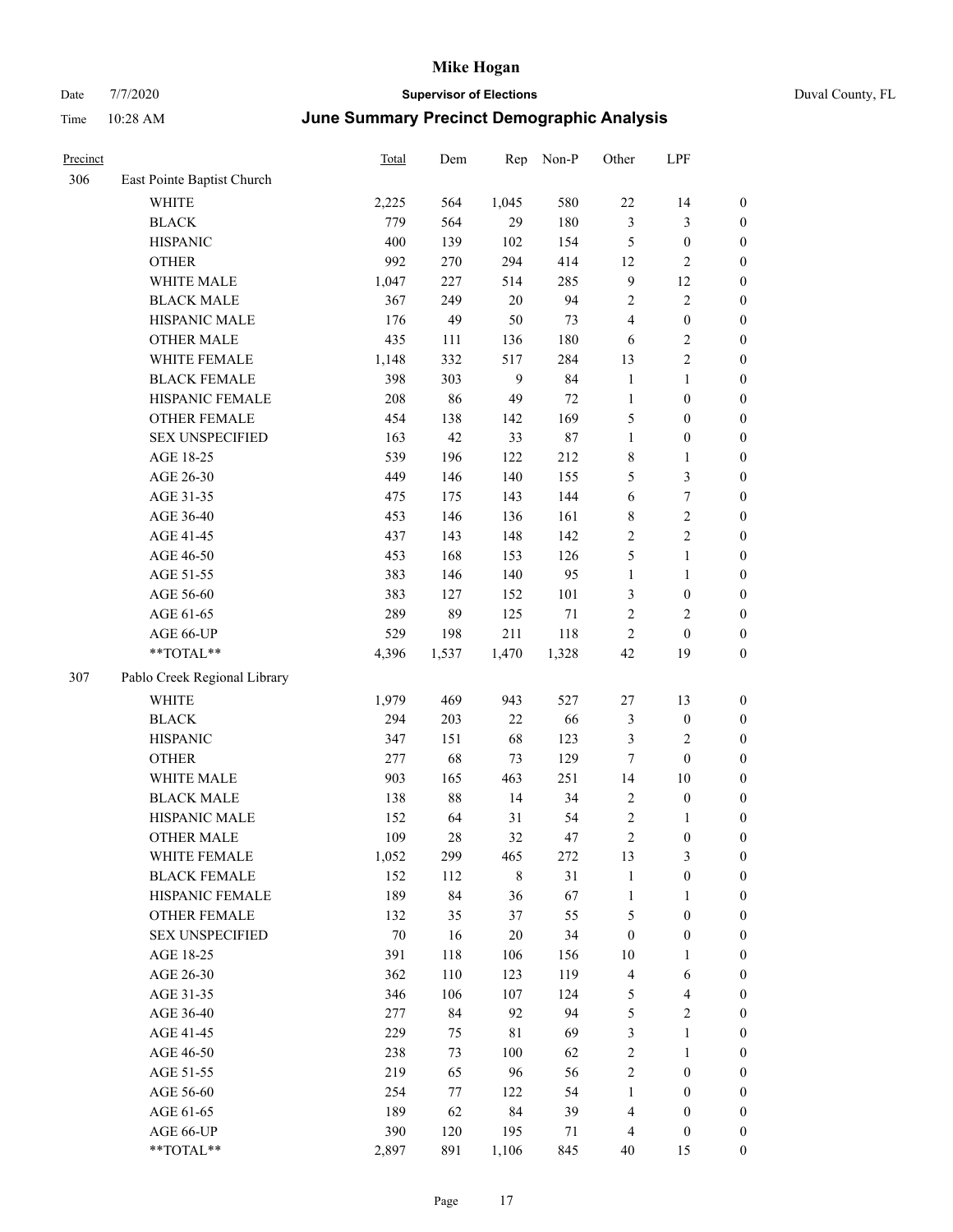# Mike Hogan

Date 7/7/2020 **Supervisor of Elections** Duval County, FL

Time 10:28 AM **June Summary Precinct Demographic Analysis**

| Precinct | | Total | Dem | Rep | Non-P | Other | LPF | |
|---|---|---|---|---|---|---|---|---|
| 306 | East Pointe Baptist Church | | | | | | | |
| | WHITE | 2,225 | 564 | 1,045 | 580 | 22 | 14 | 0 |
| | BLACK | 779 | 564 | 29 | 180 | 3 | 3 | 0 |
| | HISPANIC | 400 | 139 | 102 | 154 | 5 | 0 | 0 |
| | OTHER | 992 | 270 | 294 | 414 | 12 | 2 | 0 |
| | WHITE MALE | 1,047 | 227 | 514 | 285 | 9 | 12 | 0 |
| | BLACK MALE | 367 | 249 | 20 | 94 | 2 | 2 | 0 |
| | HISPANIC MALE | 176 | 49 | 50 | 73 | 4 | 0 | 0 |
| | OTHER MALE | 435 | 111 | 136 | 180 | 6 | 2 | 0 |
| | WHITE FEMALE | 1,148 | 332 | 517 | 284 | 13 | 2 | 0 |
| | BLACK FEMALE | 398 | 303 | 9 | 84 | 1 | 1 | 0 |
| | HISPANIC FEMALE | 208 | 86 | 49 | 72 | 1 | 0 | 0 |
| | OTHER FEMALE | 454 | 138 | 142 | 169 | 5 | 0 | 0 |
| | SEX UNSPECIFIED | 163 | 42 | 33 | 87 | 1 | 0 | 0 |
| | AGE 18-25 | 539 | 196 | 122 | 212 | 8 | 1 | 0 |
| | AGE 26-30 | 449 | 146 | 140 | 155 | 5 | 3 | 0 |
| | AGE 31-35 | 475 | 175 | 143 | 144 | 6 | 7 | 0 |
| | AGE 36-40 | 453 | 146 | 136 | 161 | 8 | 2 | 0 |
| | AGE 41-45 | 437 | 143 | 148 | 142 | 2 | 2 | 0 |
| | AGE 46-50 | 453 | 168 | 153 | 126 | 5 | 1 | 0 |
| | AGE 51-55 | 383 | 146 | 140 | 95 | 1 | 1 | 0 |
| | AGE 56-60 | 383 | 127 | 152 | 101 | 3 | 0 | 0 |
| | AGE 61-65 | 289 | 89 | 125 | 71 | 2 | 2 | 0 |
| | AGE 66-UP | 529 | 198 | 211 | 118 | 2 | 0 | 0 |
| | **TOTAL** | 4,396 | 1,537 | 1,470 | 1,328 | 42 | 19 | 0 |
| 307 | Pablo Creek Regional Library | | | | | | | |
| | WHITE | 1,979 | 469 | 943 | 527 | 27 | 13 | 0 |
| | BLACK | 294 | 203 | 22 | 66 | 3 | 0 | 0 |
| | HISPANIC | 347 | 151 | 68 | 123 | 3 | 2 | 0 |
| | OTHER | 277 | 68 | 73 | 129 | 7 | 0 | 0 |
| | WHITE MALE | 903 | 165 | 463 | 251 | 14 | 10 | 0 |
| | BLACK MALE | 138 | 88 | 14 | 34 | 2 | 0 | 0 |
| | HISPANIC MALE | 152 | 64 | 31 | 54 | 2 | 1 | 0 |
| | OTHER MALE | 109 | 28 | 32 | 47 | 2 | 0 | 0 |
| | WHITE FEMALE | 1,052 | 299 | 465 | 272 | 13 | 3 | 0 |
| | BLACK FEMALE | 152 | 112 | 8 | 31 | 1 | 0 | 0 |
| | HISPANIC FEMALE | 189 | 84 | 36 | 67 | 1 | 1 | 0 |
| | OTHER FEMALE | 132 | 35 | 37 | 55 | 5 | 0 | 0 |
| | SEX UNSPECIFIED | 70 | 16 | 20 | 34 | 0 | 0 | 0 |
| | AGE 18-25 | 391 | 118 | 106 | 156 | 10 | 1 | 0 |
| | AGE 26-30 | 362 | 110 | 123 | 119 | 4 | 6 | 0 |
| | AGE 31-35 | 346 | 106 | 107 | 124 | 5 | 4 | 0 |
| | AGE 36-40 | 277 | 84 | 92 | 94 | 5 | 2 | 0 |
| | AGE 41-45 | 229 | 75 | 81 | 69 | 3 | 1 | 0 |
| | AGE 46-50 | 238 | 73 | 100 | 62 | 2 | 1 | 0 |
| | AGE 51-55 | 219 | 65 | 96 | 56 | 2 | 0 | 0 |
| | AGE 56-60 | 254 | 77 | 122 | 54 | 1 | 0 | 0 |
| | AGE 61-65 | 189 | 62 | 84 | 39 | 4 | 0 | 0 |
| | AGE 66-UP | 390 | 120 | 195 | 71 | 4 | 0 | 0 |
| | **TOTAL** | 2,897 | 891 | 1,106 | 845 | 40 | 15 | 0 |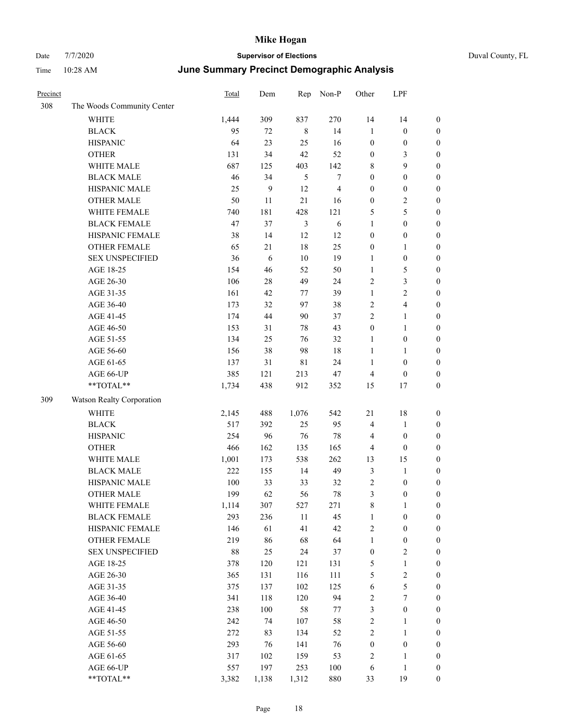| Precinct | | Total | Dem | Rep | Non-P | Other | LPF | |
|---|---|---|---|---|---|---|---|---|
| 308 | The Woods Community Center | | | | | | | |
| | WHITE | 1,444 | 309 | 837 | 270 | 14 | 14 | 0 |
| | BLACK | 95 | 72 | 8 | 14 | 1 | 0 | 0 |
| | HISPANIC | 64 | 23 | 25 | 16 | 0 | 0 | 0 |
| | OTHER | 131 | 34 | 42 | 52 | 0 | 3 | 0 |
| | WHITE MALE | 687 | 125 | 403 | 142 | 8 | 9 | 0 |
| | BLACK MALE | 46 | 34 | 5 | 7 | 0 | 0 | 0 |
| | HISPANIC MALE | 25 | 9 | 12 | 4 | 0 | 0 | 0 |
| | OTHER MALE | 50 | 11 | 21 | 16 | 0 | 2 | 0 |
| | WHITE FEMALE | 740 | 181 | 428 | 121 | 5 | 5 | 0 |
| | BLACK FEMALE | 47 | 37 | 3 | 6 | 1 | 0 | 0 |
| | HISPANIC FEMALE | 38 | 14 | 12 | 12 | 0 | 0 | 0 |
| | OTHER FEMALE | 65 | 21 | 18 | 25 | 0 | 1 | 0 |
| | SEX UNSPECIFIED | 36 | 6 | 10 | 19 | 1 | 0 | 0 |
| | AGE 18-25 | 154 | 46 | 52 | 50 | 1 | 5 | 0 |
| | AGE 26-30 | 106 | 28 | 49 | 24 | 2 | 3 | 0 |
| | AGE 31-35 | 161 | 42 | 77 | 39 | 1 | 2 | 0 |
| | AGE 36-40 | 173 | 32 | 97 | 38 | 2 | 4 | 0 |
| | AGE 41-45 | 174 | 44 | 90 | 37 | 2 | 1 | 0 |
| | AGE 46-50 | 153 | 31 | 78 | 43 | 0 | 1 | 0 |
| | AGE 51-55 | 134 | 25 | 76 | 32 | 1 | 0 | 0 |
| | AGE 56-60 | 156 | 38 | 98 | 18 | 1 | 1 | 0 |
| | AGE 61-65 | 137 | 31 | 81 | 24 | 1 | 0 | 0 |
| | AGE 66-UP | 385 | 121 | 213 | 47 | 4 | 0 | 0 |
| | **TOTAL** | 1,734 | 438 | 912 | 352 | 15 | 17 | 0 |
| 309 | Watson Realty Corporation | | | | | | | |
| | WHITE | 2,145 | 488 | 1,076 | 542 | 21 | 18 | 0 |
| | BLACK | 517 | 392 | 25 | 95 | 4 | 1 | 0 |
| | HISPANIC | 254 | 96 | 76 | 78 | 4 | 0 | 0 |
| | OTHER | 466 | 162 | 135 | 165 | 4 | 0 | 0 |
| | WHITE MALE | 1,001 | 173 | 538 | 262 | 13 | 15 | 0 |
| | BLACK MALE | 222 | 155 | 14 | 49 | 3 | 1 | 0 |
| | HISPANIC MALE | 100 | 33 | 33 | 32 | 2 | 0 | 0 |
| | OTHER MALE | 199 | 62 | 56 | 78 | 3 | 0 | 0 |
| | WHITE FEMALE | 1,114 | 307 | 527 | 271 | 8 | 1 | 0 |
| | BLACK FEMALE | 293 | 236 | 11 | 45 | 1 | 0 | 0 |
| | HISPANIC FEMALE | 146 | 61 | 41 | 42 | 2 | 0 | 0 |
| | OTHER FEMALE | 219 | 86 | 68 | 64 | 1 | 0 | 0 |
| | SEX UNSPECIFIED | 88 | 25 | 24 | 37 | 0 | 2 | 0 |
| | AGE 18-25 | 378 | 120 | 121 | 131 | 5 | 1 | 0 |
| | AGE 26-30 | 365 | 131 | 116 | 111 | 5 | 2 | 0 |
| | AGE 31-35 | 375 | 137 | 102 | 125 | 6 | 5 | 0 |
| | AGE 36-40 | 341 | 118 | 120 | 94 | 2 | 7 | 0 |
| | AGE 41-45 | 238 | 100 | 58 | 77 | 3 | 0 | 0 |
| | AGE 46-50 | 242 | 74 | 107 | 58 | 2 | 1 | 0 |
| | AGE 51-55 | 272 | 83 | 134 | 52 | 2 | 1 | 0 |
| | AGE 56-60 | 293 | 76 | 141 | 76 | 0 | 0 | 0 |
| | AGE 61-65 | 317 | 102 | 159 | 53 | 2 | 1 | 0 |
| | AGE 66-UP | 557 | 197 | 253 | 100 | 6 | 1 | 0 |
| | **TOTAL** | 3,382 | 1,138 | 1,312 | 880 | 33 | 19 | 0 |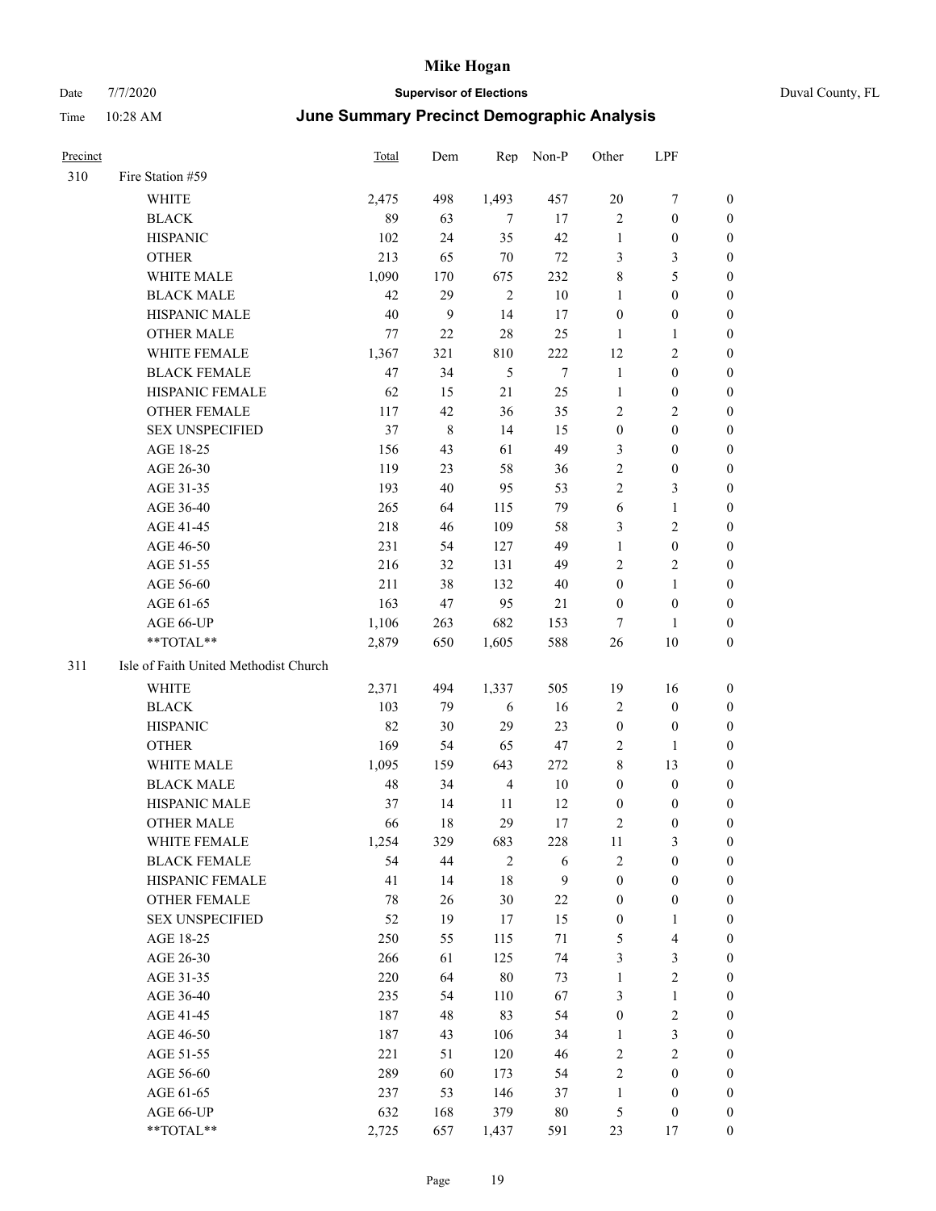# Mike Hogan

Date 7/7/2020 **Supervisor of Elections** Duval County, FL

Time 10:28 AM **June Summary Precinct Demographic Analysis**

| Precinct | | Total | Dem | Rep | Non-P | Other | LPF | |
|---|---|---|---|---|---|---|---|---|
| 310 | Fire Station #59 | | | | | | | |
| | WHITE | 2,475 | 498 | 1,493 | 457 | 20 | 7 | 0 |
| | BLACK | 89 | 63 | 7 | 17 | 2 | 0 | 0 |
| | HISPANIC | 102 | 24 | 35 | 42 | 1 | 0 | 0 |
| | OTHER | 213 | 65 | 70 | 72 | 3 | 3 | 0 |
| | WHITE MALE | 1,090 | 170 | 675 | 232 | 8 | 5 | 0 |
| | BLACK MALE | 42 | 29 | 2 | 10 | 1 | 0 | 0 |
| | HISPANIC MALE | 40 | 9 | 14 | 17 | 0 | 0 | 0 |
| | OTHER MALE | 77 | 22 | 28 | 25 | 1 | 1 | 0 |
| | WHITE FEMALE | 1,367 | 321 | 810 | 222 | 12 | 2 | 0 |
| | BLACK FEMALE | 47 | 34 | 5 | 7 | 1 | 0 | 0 |
| | HISPANIC FEMALE | 62 | 15 | 21 | 25 | 1 | 0 | 0 |
| | OTHER FEMALE | 117 | 42 | 36 | 35 | 2 | 2 | 0 |
| | SEX UNSPECIFIED | 37 | 8 | 14 | 15 | 0 | 0 | 0 |
| | AGE 18-25 | 156 | 43 | 61 | 49 | 3 | 0 | 0 |
| | AGE 26-30 | 119 | 23 | 58 | 36 | 2 | 0 | 0 |
| | AGE 31-35 | 193 | 40 | 95 | 53 | 2 | 3 | 0 |
| | AGE 36-40 | 265 | 64 | 115 | 79 | 6 | 1 | 0 |
| | AGE 41-45 | 218 | 46 | 109 | 58 | 3 | 2 | 0 |
| | AGE 46-50 | 231 | 54 | 127 | 49 | 1 | 0 | 0 |
| | AGE 51-55 | 216 | 32 | 131 | 49 | 2 | 2 | 0 |
| | AGE 56-60 | 211 | 38 | 132 | 40 | 0 | 1 | 0 |
| | AGE 61-65 | 163 | 47 | 95 | 21 | 0 | 0 | 0 |
| | AGE 66-UP | 1,106 | 263 | 682 | 153 | 7 | 1 | 0 |
| | **TOTAL** | 2,879 | 650 | 1,605 | 588 | 26 | 10 | 0 |
| 311 | Isle of Faith United Methodist Church | | | | | | | |
| | WHITE | 2,371 | 494 | 1,337 | 505 | 19 | 16 | 0 |
| | BLACK | 103 | 79 | 6 | 16 | 2 | 0 | 0 |
| | HISPANIC | 82 | 30 | 29 | 23 | 0 | 0 | 0 |
| | OTHER | 169 | 54 | 65 | 47 | 2 | 1 | 0 |
| | WHITE MALE | 1,095 | 159 | 643 | 272 | 8 | 13 | 0 |
| | BLACK MALE | 48 | 34 | 4 | 10 | 0 | 0 | 0 |
| | HISPANIC MALE | 37 | 14 | 11 | 12 | 0 | 0 | 0 |
| | OTHER MALE | 66 | 18 | 29 | 17 | 2 | 0 | 0 |
| | WHITE FEMALE | 1,254 | 329 | 683 | 228 | 11 | 3 | 0 |
| | BLACK FEMALE | 54 | 44 | 2 | 6 | 2 | 0 | 0 |
| | HISPANIC FEMALE | 41 | 14 | 18 | 9 | 0 | 0 | 0 |
| | OTHER FEMALE | 78 | 26 | 30 | 22 | 0 | 0 | 0 |
| | SEX UNSPECIFIED | 52 | 19 | 17 | 15 | 0 | 1 | 0 |
| | AGE 18-25 | 250 | 55 | 115 | 71 | 5 | 4 | 0 |
| | AGE 26-30 | 266 | 61 | 125 | 74 | 3 | 3 | 0 |
| | AGE 31-35 | 220 | 64 | 80 | 73 | 1 | 2 | 0 |
| | AGE 36-40 | 235 | 54 | 110 | 67 | 3 | 1 | 0 |
| | AGE 41-45 | 187 | 48 | 83 | 54 | 0 | 2 | 0 |
| | AGE 46-50 | 187 | 43 | 106 | 34 | 1 | 3 | 0 |
| | AGE 51-55 | 221 | 51 | 120 | 46 | 2 | 2 | 0 |
| | AGE 56-60 | 289 | 60 | 173 | 54 | 2 | 0 | 0 |
| | AGE 61-65 | 237 | 53 | 146 | 37 | 1 | 0 | 0 |
| | AGE 66-UP | 632 | 168 | 379 | 80 | 5 | 0 | 0 |
| | **TOTAL** | 2,725 | 657 | 1,437 | 591 | 23 | 17 | 0 |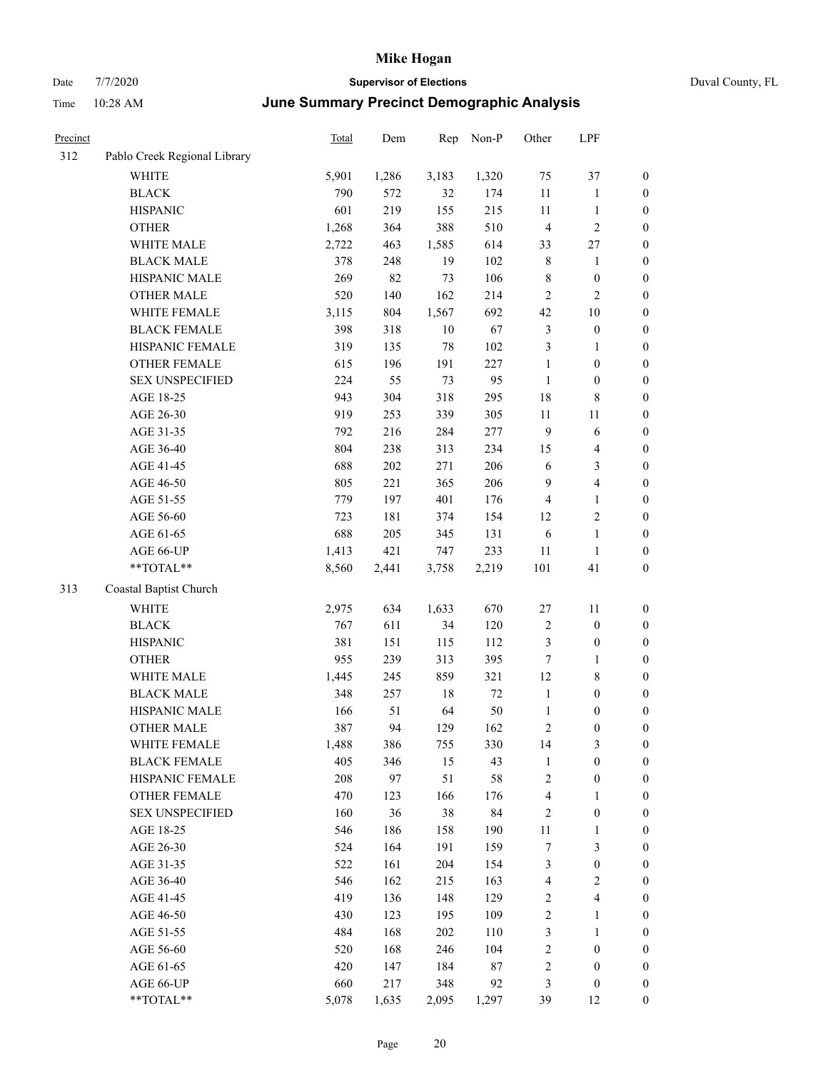# June Summary Precinct Demographic Analysis

| Precinct | | Total | Dem | Rep | Non-P | Other | LPF | |
|---|---|---|---|---|---|---|---|---|
| 312 | Pablo Creek Regional Library | | | | | | | |
| | WHITE | 5,901 | 1,286 | 3,183 | 1,320 | 75 | 37 | 0 |
| | BLACK | 790 | 572 | 32 | 174 | 11 | 1 | 0 |
| | HISPANIC | 601 | 219 | 155 | 215 | 11 | 1 | 0 |
| | OTHER | 1,268 | 364 | 388 | 510 | 4 | 2 | 0 |
| | WHITE MALE | 2,722 | 463 | 1,585 | 614 | 33 | 27 | 0 |
| | BLACK MALE | 378 | 248 | 19 | 102 | 8 | 1 | 0 |
| | HISPANIC MALE | 269 | 82 | 73 | 106 | 8 | 0 | 0 |
| | OTHER MALE | 520 | 140 | 162 | 214 | 2 | 2 | 0 |
| | WHITE FEMALE | 3,115 | 804 | 1,567 | 692 | 42 | 10 | 0 |
| | BLACK FEMALE | 398 | 318 | 10 | 67 | 3 | 0 | 0 |
| | HISPANIC FEMALE | 319 | 135 | 78 | 102 | 3 | 1 | 0 |
| | OTHER FEMALE | 615 | 196 | 191 | 227 | 1 | 0 | 0 |
| | SEX UNSPECIFIED | 224 | 55 | 73 | 95 | 1 | 0 | 0 |
| | AGE 18-25 | 943 | 304 | 318 | 295 | 18 | 8 | 0 |
| | AGE 26-30 | 919 | 253 | 339 | 305 | 11 | 11 | 0 |
| | AGE 31-35 | 792 | 216 | 284 | 277 | 9 | 6 | 0 |
| | AGE 36-40 | 804 | 238 | 313 | 234 | 15 | 4 | 0 |
| | AGE 41-45 | 688 | 202 | 271 | 206 | 6 | 3 | 0 |
| | AGE 46-50 | 805 | 221 | 365 | 206 | 9 | 4 | 0 |
| | AGE 51-55 | 779 | 197 | 401 | 176 | 4 | 1 | 0 |
| | AGE 56-60 | 723 | 181 | 374 | 154 | 12 | 2 | 0 |
| | AGE 61-65 | 688 | 205 | 345 | 131 | 6 | 1 | 0 |
| | AGE 66-UP | 1,413 | 421 | 747 | 233 | 11 | 1 | 0 |
| | **TOTAL** | 8,560 | 2,441 | 3,758 | 2,219 | 101 | 41 | 0 |
| 313 | Coastal Baptist Church | | | | | | | |
| | WHITE | 2,975 | 634 | 1,633 | 670 | 27 | 11 | 0 |
| | BLACK | 767 | 611 | 34 | 120 | 2 | 0 | 0 |
| | HISPANIC | 381 | 151 | 115 | 112 | 3 | 0 | 0 |
| | OTHER | 955 | 239 | 313 | 395 | 7 | 1 | 0 |
| | WHITE MALE | 1,445 | 245 | 859 | 321 | 12 | 8 | 0 |
| | BLACK MALE | 348 | 257 | 18 | 72 | 1 | 0 | 0 |
| | HISPANIC MALE | 166 | 51 | 64 | 50 | 1 | 0 | 0 |
| | OTHER MALE | 387 | 94 | 129 | 162 | 2 | 0 | 0 |
| | WHITE FEMALE | 1,488 | 386 | 755 | 330 | 14 | 3 | 0 |
| | BLACK FEMALE | 405 | 346 | 15 | 43 | 1 | 0 | 0 |
| | HISPANIC FEMALE | 208 | 97 | 51 | 58 | 2 | 0 | 0 |
| | OTHER FEMALE | 470 | 123 | 166 | 176 | 4 | 1 | 0 |
| | SEX UNSPECIFIED | 160 | 36 | 38 | 84 | 2 | 0 | 0 |
| | AGE 18-25 | 546 | 186 | 158 | 190 | 11 | 1 | 0 |
| | AGE 26-30 | 524 | 164 | 191 | 159 | 7 | 3 | 0 |
| | AGE 31-35 | 522 | 161 | 204 | 154 | 3 | 0 | 0 |
| | AGE 36-40 | 546 | 162 | 215 | 163 | 4 | 2 | 0 |
| | AGE 41-45 | 419 | 136 | 148 | 129 | 2 | 4 | 0 |
| | AGE 46-50 | 430 | 123 | 195 | 109 | 2 | 1 | 0 |
| | AGE 51-55 | 484 | 168 | 202 | 110 | 3 | 1 | 0 |
| | AGE 56-60 | 520 | 168 | 246 | 104 | 2 | 0 | 0 |
| | AGE 61-65 | 420 | 147 | 184 | 87 | 2 | 0 | 0 |
| | AGE 66-UP | 660 | 217 | 348 | 92 | 3 | 0 | 0 |
| | **TOTAL** | 5,078 | 1,635 | 2,095 | 1,297 | 39 | 12 | 0 |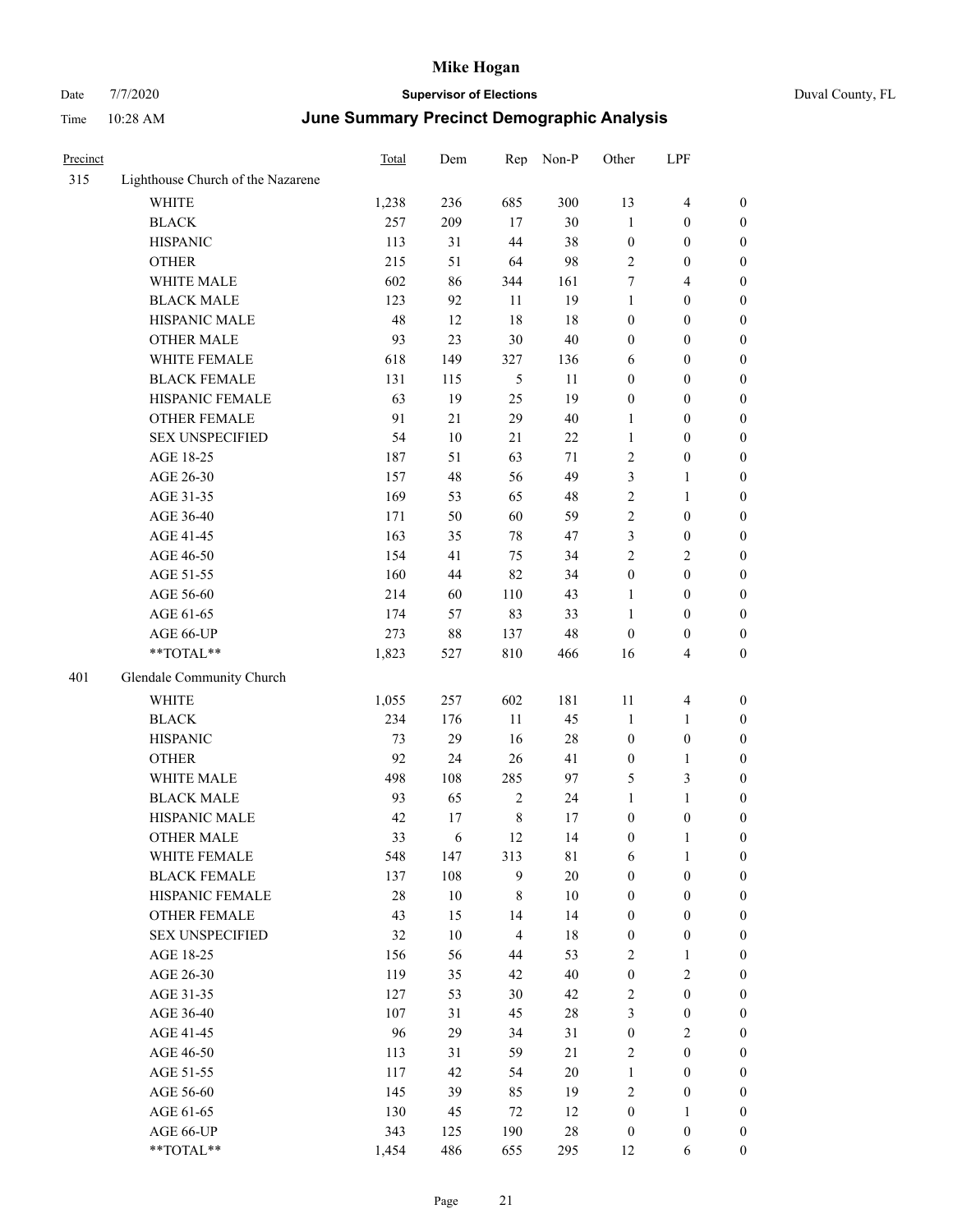# Mike Hogan

Date 7/7/2020 **Supervisor of Elections** Duval County, FL

Time 10:28 AM **June Summary Precinct Demographic Analysis**

| Precinct | | Total | Dem | Rep | Non-P | Other | LPF | |
|---|---|---|---|---|---|---|---|---|
| 315 | Lighthouse Church of the Nazarene | | | | | | | |
| | WHITE | 1,238 | 236 | 685 | 300 | 13 | 4 | 0 |
| | BLACK | 257 | 209 | 17 | 30 | 1 | 0 | 0 |
| | HISPANIC | 113 | 31 | 44 | 38 | 0 | 0 | 0 |
| | OTHER | 215 | 51 | 64 | 98 | 2 | 0 | 0 |
| | WHITE MALE | 602 | 86 | 344 | 161 | 7 | 4 | 0 |
| | BLACK MALE | 123 | 92 | 11 | 19 | 1 | 0 | 0 |
| | HISPANIC MALE | 48 | 12 | 18 | 18 | 0 | 0 | 0 |
| | OTHER MALE | 93 | 23 | 30 | 40 | 0 | 0 | 0 |
| | WHITE FEMALE | 618 | 149 | 327 | 136 | 6 | 0 | 0 |
| | BLACK FEMALE | 131 | 115 | 5 | 11 | 0 | 0 | 0 |
| | HISPANIC FEMALE | 63 | 19 | 25 | 19 | 0 | 0 | 0 |
| | OTHER FEMALE | 91 | 21 | 29 | 40 | 1 | 0 | 0 |
| | SEX UNSPECIFIED | 54 | 10 | 21 | 22 | 1 | 0 | 0 |
| | AGE 18-25 | 187 | 51 | 63 | 71 | 2 | 0 | 0 |
| | AGE 26-30 | 157 | 48 | 56 | 49 | 3 | 1 | 0 |
| | AGE 31-35 | 169 | 53 | 65 | 48 | 2 | 1 | 0 |
| | AGE 36-40 | 171 | 50 | 60 | 59 | 2 | 0 | 0 |
| | AGE 41-45 | 163 | 35 | 78 | 47 | 3 | 0 | 0 |
| | AGE 46-50 | 154 | 41 | 75 | 34 | 2 | 2 | 0 |
| | AGE 51-55 | 160 | 44 | 82 | 34 | 0 | 0 | 0 |
| | AGE 56-60 | 214 | 60 | 110 | 43 | 1 | 0 | 0 |
| | AGE 61-65 | 174 | 57 | 83 | 33 | 1 | 0 | 0 |
| | AGE 66-UP | 273 | 88 | 137 | 48 | 0 | 0 | 0 |
| | **TOTAL** | 1,823 | 527 | 810 | 466 | 16 | 4 | 0 |
| 401 | Glendale Community Church | | | | | | | |
| | WHITE | 1,055 | 257 | 602 | 181 | 11 | 4 | 0 |
| | BLACK | 234 | 176 | 11 | 45 | 1 | 1 | 0 |
| | HISPANIC | 73 | 29 | 16 | 28 | 0 | 0 | 0 |
| | OTHER | 92 | 24 | 26 | 41 | 0 | 1 | 0 |
| | WHITE MALE | 498 | 108 | 285 | 97 | 5 | 3 | 0 |
| | BLACK MALE | 93 | 65 | 2 | 24 | 1 | 1 | 0 |
| | HISPANIC MALE | 42 | 17 | 8 | 17 | 0 | 0 | 0 |
| | OTHER MALE | 33 | 6 | 12 | 14 | 0 | 1 | 0 |
| | WHITE FEMALE | 548 | 147 | 313 | 81 | 6 | 1 | 0 |
| | BLACK FEMALE | 137 | 108 | 9 | 20 | 0 | 0 | 0 |
| | HISPANIC FEMALE | 28 | 10 | 8 | 10 | 0 | 0 | 0 |
| | OTHER FEMALE | 43 | 15 | 14 | 14 | 0 | 0 | 0 |
| | SEX UNSPECIFIED | 32 | 10 | 4 | 18 | 0 | 0 | 0 |
| | AGE 18-25 | 156 | 56 | 44 | 53 | 2 | 1 | 0 |
| | AGE 26-30 | 119 | 35 | 42 | 40 | 0 | 2 | 0 |
| | AGE 31-35 | 127 | 53 | 30 | 42 | 2 | 0 | 0 |
| | AGE 36-40 | 107 | 31 | 45 | 28 | 3 | 0 | 0 |
| | AGE 41-45 | 96 | 29 | 34 | 31 | 0 | 2 | 0 |
| | AGE 46-50 | 113 | 31 | 59 | 21 | 2 | 0 | 0 |
| | AGE 51-55 | 117 | 42 | 54 | 20 | 1 | 0 | 0 |
| | AGE 56-60 | 145 | 39 | 85 | 19 | 2 | 0 | 0 |
| | AGE 61-65 | 130 | 45 | 72 | 12 | 0 | 1 | 0 |
| | AGE 66-UP | 343 | 125 | 190 | 28 | 0 | 0 | 0 |
| | **TOTAL** | 1,454 | 486 | 655 | 295 | 12 | 6 | 0 |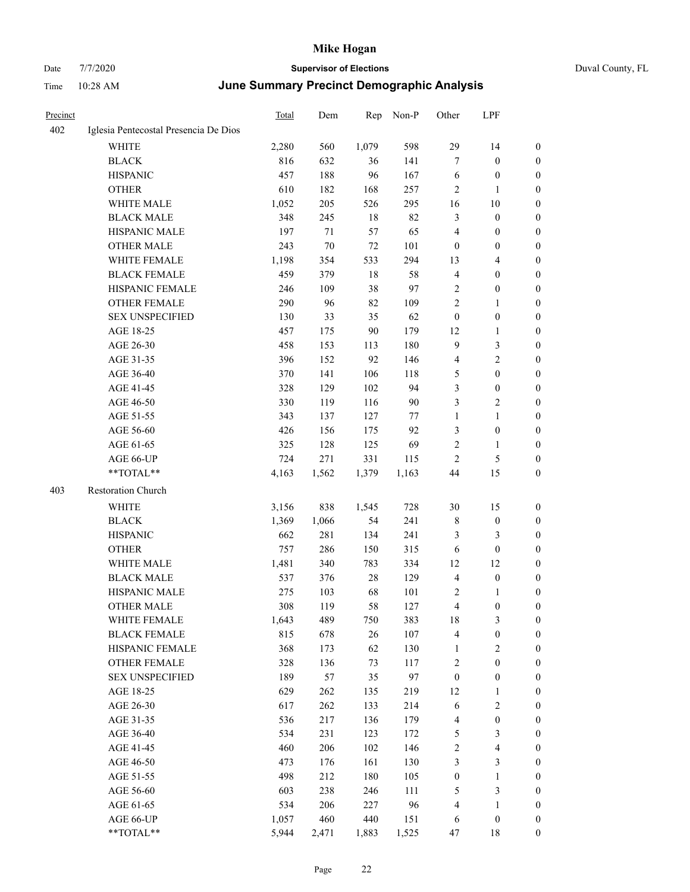# Mike Hogan

Date 7/7/2020 | **Supervisor of Elections** | Duval County, FL

Time 10:28 AM | **June Summary Precinct Demographic Analysis**

| Precinct | | Total | Dem | Rep | Non-P | Other | LPF | |
|---|---|---|---|---|---|---|---|---|
| 402 | Iglesia Pentecostal Presencia De Dios | | | | | | | |
| | WHITE | 2,280 | 560 | 1,079 | 598 | 29 | 14 | 0 |
| | BLACK | 816 | 632 | 36 | 141 | 7 | 0 | 0 |
| | HISPANIC | 457 | 188 | 96 | 167 | 6 | 0 | 0 |
| | OTHER | 610 | 182 | 168 | 257 | 2 | 1 | 0 |
| | WHITE MALE | 1,052 | 205 | 526 | 295 | 16 | 10 | 0 |
| | BLACK MALE | 348 | 245 | 18 | 82 | 3 | 0 | 0 |
| | HISPANIC MALE | 197 | 71 | 57 | 65 | 4 | 0 | 0 |
| | OTHER MALE | 243 | 70 | 72 | 101 | 0 | 0 | 0 |
| | WHITE FEMALE | 1,198 | 354 | 533 | 294 | 13 | 4 | 0 |
| | BLACK FEMALE | 459 | 379 | 18 | 58 | 4 | 0 | 0 |
| | HISPANIC FEMALE | 246 | 109 | 38 | 97 | 2 | 0 | 0 |
| | OTHER FEMALE | 290 | 96 | 82 | 109 | 2 | 1 | 0 |
| | SEX UNSPECIFIED | 130 | 33 | 35 | 62 | 0 | 0 | 0 |
| | AGE 18-25 | 457 | 175 | 90 | 179 | 12 | 1 | 0 |
| | AGE 26-30 | 458 | 153 | 113 | 180 | 9 | 3 | 0 |
| | AGE 31-35 | 396 | 152 | 92 | 146 | 4 | 2 | 0 |
| | AGE 36-40 | 370 | 141 | 106 | 118 | 5 | 0 | 0 |
| | AGE 41-45 | 328 | 129 | 102 | 94 | 3 | 0 | 0 |
| | AGE 46-50 | 330 | 119 | 116 | 90 | 3 | 2 | 0 |
| | AGE 51-55 | 343 | 137 | 127 | 77 | 1 | 1 | 0 |
| | AGE 56-60 | 426 | 156 | 175 | 92 | 3 | 0 | 0 |
| | AGE 61-65 | 325 | 128 | 125 | 69 | 2 | 1 | 0 |
| | AGE 66-UP | 724 | 271 | 331 | 115 | 2 | 5 | 0 |
| | **TOTAL** | 4,163 | 1,562 | 1,379 | 1,163 | 44 | 15 | 0 |
| 403 | Restoration Church | | | | | | | |
| | WHITE | 3,156 | 838 | 1,545 | 728 | 30 | 15 | 0 |
| | BLACK | 1,369 | 1,066 | 54 | 241 | 8 | 0 | 0 |
| | HISPANIC | 662 | 281 | 134 | 241 | 3 | 3 | 0 |
| | OTHER | 757 | 286 | 150 | 315 | 6 | 0 | 0 |
| | WHITE MALE | 1,481 | 340 | 783 | 334 | 12 | 12 | 0 |
| | BLACK MALE | 537 | 376 | 28 | 129 | 4 | 0 | 0 |
| | HISPANIC MALE | 275 | 103 | 68 | 101 | 2 | 1 | 0 |
| | OTHER MALE | 308 | 119 | 58 | 127 | 4 | 0 | 0 |
| | WHITE FEMALE | 1,643 | 489 | 750 | 383 | 18 | 3 | 0 |
| | BLACK FEMALE | 815 | 678 | 26 | 107 | 4 | 0 | 0 |
| | HISPANIC FEMALE | 368 | 173 | 62 | 130 | 1 | 2 | 0 |
| | OTHER FEMALE | 328 | 136 | 73 | 117 | 2 | 0 | 0 |
| | SEX UNSPECIFIED | 189 | 57 | 35 | 97 | 0 | 0 | 0 |
| | AGE 18-25 | 629 | 262 | 135 | 219 | 12 | 1 | 0 |
| | AGE 26-30 | 617 | 262 | 133 | 214 | 6 | 2 | 0 |
| | AGE 31-35 | 536 | 217 | 136 | 179 | 4 | 0 | 0 |
| | AGE 36-40 | 534 | 231 | 123 | 172 | 5 | 3 | 0 |
| | AGE 41-45 | 460 | 206 | 102 | 146 | 2 | 4 | 0 |
| | AGE 46-50 | 473 | 176 | 161 | 130 | 3 | 3 | 0 |
| | AGE 51-55 | 498 | 212 | 180 | 105 | 0 | 1 | 0 |
| | AGE 56-60 | 603 | 238 | 246 | 111 | 5 | 3 | 0 |
| | AGE 61-65 | 534 | 206 | 227 | 96 | 4 | 1 | 0 |
| | AGE 66-UP | 1,057 | 460 | 440 | 151 | 6 | 0 | 0 |
| | **TOTAL** | 5,944 | 2,471 | 1,883 | 1,525 | 47 | 18 | 0 |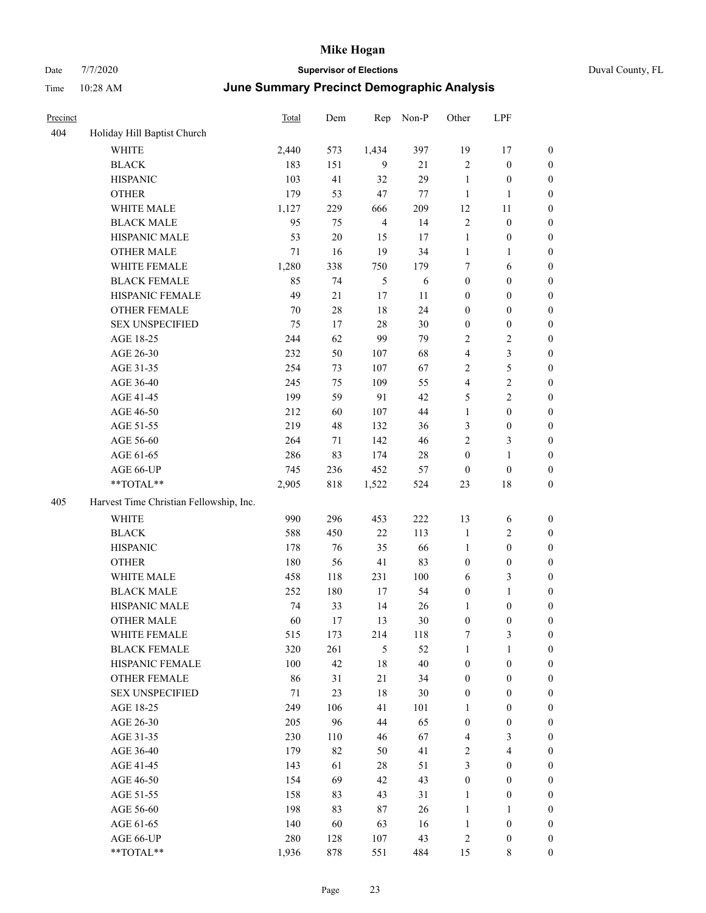# Mike Hogan

Date 7/7/2020 **Supervisor of Elections** Duval County, FL

Time 10:28 AM **June Summary Precinct Demographic Analysis**

| Precinct | | Total | Dem | Rep | Non-P | Other | LPF | |
|---|---|---|---|---|---|---|---|---|
| 404 | Holiday Hill Baptist Church | | | | | | | |
| | WHITE | 2,440 | 573 | 1,434 | 397 | 19 | 17 | 0 |
| | BLACK | 183 | 151 | 9 | 21 | 2 | 0 | 0 |
| | HISPANIC | 103 | 41 | 32 | 29 | 1 | 0 | 0 |
| | OTHER | 179 | 53 | 47 | 77 | 1 | 1 | 0 |
| | WHITE MALE | 1,127 | 229 | 666 | 209 | 12 | 11 | 0 |
| | BLACK MALE | 95 | 75 | 4 | 14 | 2 | 0 | 0 |
| | HISPANIC MALE | 53 | 20 | 15 | 17 | 1 | 0 | 0 |
| | OTHER MALE | 71 | 16 | 19 | 34 | 1 | 1 | 0 |
| | WHITE FEMALE | 1,280 | 338 | 750 | 179 | 7 | 6 | 0 |
| | BLACK FEMALE | 85 | 74 | 5 | 6 | 0 | 0 | 0 |
| | HISPANIC FEMALE | 49 | 21 | 17 | 11 | 0 | 0 | 0 |
| | OTHER FEMALE | 70 | 28 | 18 | 24 | 0 | 0 | 0 |
| | SEX UNSPECIFIED | 75 | 17 | 28 | 30 | 0 | 0 | 0 |
| | AGE 18-25 | 244 | 62 | 99 | 79 | 2 | 2 | 0 |
| | AGE 26-30 | 232 | 50 | 107 | 68 | 4 | 3 | 0 |
| | AGE 31-35 | 254 | 73 | 107 | 67 | 2 | 5 | 0 |
| | AGE 36-40 | 245 | 75 | 109 | 55 | 4 | 2 | 0 |
| | AGE 41-45 | 199 | 59 | 91 | 42 | 5 | 2 | 0 |
| | AGE 46-50 | 212 | 60 | 107 | 44 | 1 | 0 | 0 |
| | AGE 51-55 | 219 | 48 | 132 | 36 | 3 | 0 | 0 |
| | AGE 56-60 | 264 | 71 | 142 | 46 | 2 | 3 | 0 |
| | AGE 61-65 | 286 | 83 | 174 | 28 | 0 | 1 | 0 |
| | AGE 66-UP | 745 | 236 | 452 | 57 | 0 | 0 | 0 |
| | **TOTAL** | 2,905 | 818 | 1,522 | 524 | 23 | 18 | 0 |
| 405 | Harvest Time Christian Fellowship, Inc. | | | | | | | |
| | WHITE | 990 | 296 | 453 | 222 | 13 | 6 | 0 |
| | BLACK | 588 | 450 | 22 | 113 | 1 | 2 | 0 |
| | HISPANIC | 178 | 76 | 35 | 66 | 1 | 0 | 0 |
| | OTHER | 180 | 56 | 41 | 83 | 0 | 0 | 0 |
| | WHITE MALE | 458 | 118 | 231 | 100 | 6 | 3 | 0 |
| | BLACK MALE | 252 | 180 | 17 | 54 | 0 | 1 | 0 |
| | HISPANIC MALE | 74 | 33 | 14 | 26 | 1 | 0 | 0 |
| | OTHER MALE | 60 | 17 | 13 | 30 | 0 | 0 | 0 |
| | WHITE FEMALE | 515 | 173 | 214 | 118 | 7 | 3 | 0 |
| | BLACK FEMALE | 320 | 261 | 5 | 52 | 1 | 1 | 0 |
| | HISPANIC FEMALE | 100 | 42 | 18 | 40 | 0 | 0 | 0 |
| | OTHER FEMALE | 86 | 31 | 21 | 34 | 0 | 0 | 0 |
| | SEX UNSPECIFIED | 71 | 23 | 18 | 30 | 0 | 0 | 0 |
| | AGE 18-25 | 249 | 106 | 41 | 101 | 1 | 0 | 0 |
| | AGE 26-30 | 205 | 96 | 44 | 65 | 0 | 0 | 0 |
| | AGE 31-35 | 230 | 110 | 46 | 67 | 4 | 3 | 0 |
| | AGE 36-40 | 179 | 82 | 50 | 41 | 2 | 4 | 0 |
| | AGE 41-45 | 143 | 61 | 28 | 51 | 3 | 0 | 0 |
| | AGE 46-50 | 154 | 69 | 42 | 43 | 0 | 0 | 0 |
| | AGE 51-55 | 158 | 83 | 43 | 31 | 1 | 0 | 0 |
| | AGE 56-60 | 198 | 83 | 87 | 26 | 1 | 1 | 0 |
| | AGE 61-65 | 140 | 60 | 63 | 16 | 1 | 0 | 0 |
| | AGE 66-UP | 280 | 128 | 107 | 43 | 2 | 0 | 0 |
| | **TOTAL** | 1,936 | 878 | 551 | 484 | 15 | 8 | 0 |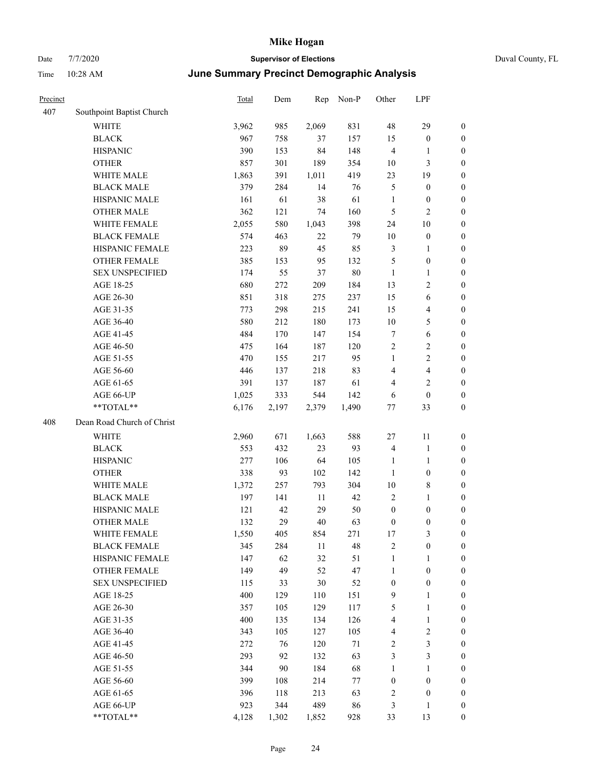# Mike Hogan

Date 7/7/2020 **Supervisor of Elections** Duval County, FL

Time 10:28 AM **June Summary Precinct Demographic Analysis**

| Precinct | | Total | Dem | Rep | Non-P | Other | LPF | |
|---|---|---|---|---|---|---|---|---|
| 407 | Southpoint Baptist Church | | | | | | | |
| | WHITE | 3,962 | 985 | 2,069 | 831 | 48 | 29 | 0 |
| | BLACK | 967 | 758 | 37 | 157 | 15 | 0 | 0 |
| | HISPANIC | 390 | 153 | 84 | 148 | 4 | 1 | 0 |
| | OTHER | 857 | 301 | 189 | 354 | 10 | 3 | 0 |
| | WHITE MALE | 1,863 | 391 | 1,011 | 419 | 23 | 19 | 0 |
| | BLACK MALE | 379 | 284 | 14 | 76 | 5 | 0 | 0 |
| | HISPANIC MALE | 161 | 61 | 38 | 61 | 1 | 0 | 0 |
| | OTHER MALE | 362 | 121 | 74 | 160 | 5 | 2 | 0 |
| | WHITE FEMALE | 2,055 | 580 | 1,043 | 398 | 24 | 10 | 0 |
| | BLACK FEMALE | 574 | 463 | 22 | 79 | 10 | 0 | 0 |
| | HISPANIC FEMALE | 223 | 89 | 45 | 85 | 3 | 1 | 0 |
| | OTHER FEMALE | 385 | 153 | 95 | 132 | 5 | 0 | 0 |
| | SEX UNSPECIFIED | 174 | 55 | 37 | 80 | 1 | 1 | 0 |
| | AGE 18-25 | 680 | 272 | 209 | 184 | 13 | 2 | 0 |
| | AGE 26-30 | 851 | 318 | 275 | 237 | 15 | 6 | 0 |
| | AGE 31-35 | 773 | 298 | 215 | 241 | 15 | 4 | 0 |
| | AGE 36-40 | 580 | 212 | 180 | 173 | 10 | 5 | 0 |
| | AGE 41-45 | 484 | 170 | 147 | 154 | 7 | 6 | 0 |
| | AGE 46-50 | 475 | 164 | 187 | 120 | 2 | 2 | 0 |
| | AGE 51-55 | 470 | 155 | 217 | 95 | 1 | 2 | 0 |
| | AGE 56-60 | 446 | 137 | 218 | 83 | 4 | 4 | 0 |
| | AGE 61-65 | 391 | 137 | 187 | 61 | 4 | 2 | 0 |
| | AGE 66-UP | 1,025 | 333 | 544 | 142 | 6 | 0 | 0 |
| | **TOTAL** | 6,176 | 2,197 | 2,379 | 1,490 | 77 | 33 | 0 |
| 408 | Dean Road Church of Christ | | | | | | | |
| | WHITE | 2,960 | 671 | 1,663 | 588 | 27 | 11 | 0 |
| | BLACK | 553 | 432 | 23 | 93 | 4 | 1 | 0 |
| | HISPANIC | 277 | 106 | 64 | 105 | 1 | 1 | 0 |
| | OTHER | 338 | 93 | 102 | 142 | 1 | 0 | 0 |
| | WHITE MALE | 1,372 | 257 | 793 | 304 | 10 | 8 | 0 |
| | BLACK MALE | 197 | 141 | 11 | 42 | 2 | 1 | 0 |
| | HISPANIC MALE | 121 | 42 | 29 | 50 | 0 | 0 | 0 |
| | OTHER MALE | 132 | 29 | 40 | 63 | 0 | 0 | 0 |
| | WHITE FEMALE | 1,550 | 405 | 854 | 271 | 17 | 3 | 0 |
| | BLACK FEMALE | 345 | 284 | 11 | 48 | 2 | 0 | 0 |
| | HISPANIC FEMALE | 147 | 62 | 32 | 51 | 1 | 1 | 0 |
| | OTHER FEMALE | 149 | 49 | 52 | 47 | 1 | 0 | 0 |
| | SEX UNSPECIFIED | 115 | 33 | 30 | 52 | 0 | 0 | 0 |
| | AGE 18-25 | 400 | 129 | 110 | 151 | 9 | 1 | 0 |
| | AGE 26-30 | 357 | 105 | 129 | 117 | 5 | 1 | 0 |
| | AGE 31-35 | 400 | 135 | 134 | 126 | 4 | 1 | 0 |
| | AGE 36-40 | 343 | 105 | 127 | 105 | 4 | 2 | 0 |
| | AGE 41-45 | 272 | 76 | 120 | 71 | 2 | 3 | 0 |
| | AGE 46-50 | 293 | 92 | 132 | 63 | 3 | 3 | 0 |
| | AGE 51-55 | 344 | 90 | 184 | 68 | 1 | 1 | 0 |
| | AGE 56-60 | 399 | 108 | 214 | 77 | 0 | 0 | 0 |
| | AGE 61-65 | 396 | 118 | 213 | 63 | 2 | 0 | 0 |
| | AGE 66-UP | 923 | 344 | 489 | 86 | 3 | 1 | 0 |
| | **TOTAL** | 4,128 | 1,302 | 1,852 | 928 | 33 | 13 | 0 |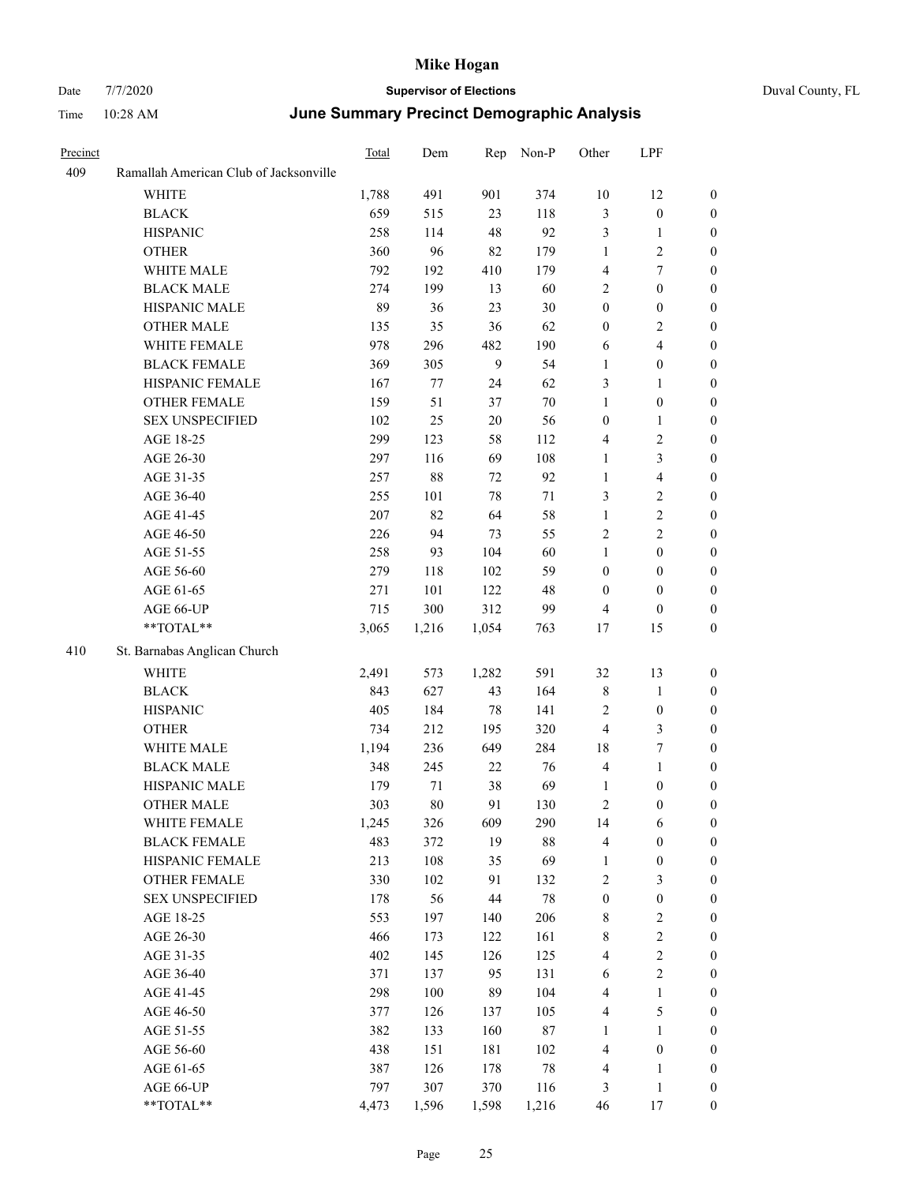**June Summary Precinct Demographic Analysis**

| Precinct | | Total | Dem | Rep | Non-P | Other | LPF | |
|---|---|---|---|---|---|---|---|---|
| 409 | Ramallah American Club of Jacksonville | | | | | | | |
| | WHITE | 1,788 | 491 | 901 | 374 | 10 | 12 | 0 |
| | BLACK | 659 | 515 | 23 | 118 | 3 | 0 | 0 |
| | HISPANIC | 258 | 114 | 48 | 92 | 3 | 1 | 0 |
| | OTHER | 360 | 96 | 82 | 179 | 1 | 2 | 0 |
| | WHITE MALE | 792 | 192 | 410 | 179 | 4 | 7 | 0 |
| | BLACK MALE | 274 | 199 | 13 | 60 | 2 | 0 | 0 |
| | HISPANIC MALE | 89 | 36 | 23 | 30 | 0 | 0 | 0 |
| | OTHER MALE | 135 | 35 | 36 | 62 | 0 | 2 | 0 |
| | WHITE FEMALE | 978 | 296 | 482 | 190 | 6 | 4 | 0 |
| | BLACK FEMALE | 369 | 305 | 9 | 54 | 1 | 0 | 0 |
| | HISPANIC FEMALE | 167 | 77 | 24 | 62 | 3 | 1 | 0 |
| | OTHER FEMALE | 159 | 51 | 37 | 70 | 1 | 0 | 0 |
| | SEX UNSPECIFIED | 102 | 25 | 20 | 56 | 0 | 1 | 0 |
| | AGE 18-25 | 299 | 123 | 58 | 112 | 4 | 2 | 0 |
| | AGE 26-30 | 297 | 116 | 69 | 108 | 1 | 3 | 0 |
| | AGE 31-35 | 257 | 88 | 72 | 92 | 1 | 4 | 0 |
| | AGE 36-40 | 255 | 101 | 78 | 71 | 3 | 2 | 0 |
| | AGE 41-45 | 207 | 82 | 64 | 58 | 1 | 2 | 0 |
| | AGE 46-50 | 226 | 94 | 73 | 55 | 2 | 2 | 0 |
| | AGE 51-55 | 258 | 93 | 104 | 60 | 1 | 0 | 0 |
| | AGE 56-60 | 279 | 118 | 102 | 59 | 0 | 0 | 0 |
| | AGE 61-65 | 271 | 101 | 122 | 48 | 0 | 0 | 0 |
| | AGE 66-UP | 715 | 300 | 312 | 99 | 4 | 0 | 0 |
| | **TOTAL** | 3,065 | 1,216 | 1,054 | 763 | 17 | 15 | 0 |
| 410 | St. Barnabas Anglican Church | | | | | | | |
| | WHITE | 2,491 | 573 | 1,282 | 591 | 32 | 13 | 0 |
| | BLACK | 843 | 627 | 43 | 164 | 8 | 1 | 0 |
| | HISPANIC | 405 | 184 | 78 | 141 | 2 | 0 | 0 |
| | OTHER | 734 | 212 | 195 | 320 | 4 | 3 | 0 |
| | WHITE MALE | 1,194 | 236 | 649 | 284 | 18 | 7 | 0 |
| | BLACK MALE | 348 | 245 | 22 | 76 | 4 | 1 | 0 |
| | HISPANIC MALE | 179 | 71 | 38 | 69 | 1 | 0 | 0 |
| | OTHER MALE | 303 | 80 | 91 | 130 | 2 | 0 | 0 |
| | WHITE FEMALE | 1,245 | 326 | 609 | 290 | 14 | 6 | 0 |
| | BLACK FEMALE | 483 | 372 | 19 | 88 | 4 | 0 | 0 |
| | HISPANIC FEMALE | 213 | 108 | 35 | 69 | 1 | 0 | 0 |
| | OTHER FEMALE | 330 | 102 | 91 | 132 | 2 | 3 | 0 |
| | SEX UNSPECIFIED | 178 | 56 | 44 | 78 | 0 | 0 | 0 |
| | AGE 18-25 | 553 | 197 | 140 | 206 | 8 | 2 | 0 |
| | AGE 26-30 | 466 | 173 | 122 | 161 | 8 | 2 | 0 |
| | AGE 31-35 | 402 | 145 | 126 | 125 | 4 | 2 | 0 |
| | AGE 36-40 | 371 | 137 | 95 | 131 | 6 | 2 | 0 |
| | AGE 41-45 | 298 | 100 | 89 | 104 | 4 | 1 | 0 |
| | AGE 46-50 | 377 | 126 | 137 | 105 | 4 | 5 | 0 |
| | AGE 51-55 | 382 | 133 | 160 | 87 | 1 | 1 | 0 |
| | AGE 56-60 | 438 | 151 | 181 | 102 | 4 | 0 | 0 |
| | AGE 61-65 | 387 | 126 | 178 | 78 | 4 | 1 | 0 |
| | AGE 66-UP | 797 | 307 | 370 | 116 | 3 | 1 | 0 |
| | **TOTAL** | 4,473 | 1,596 | 1,598 | 1,216 | 46 | 17 | 0 |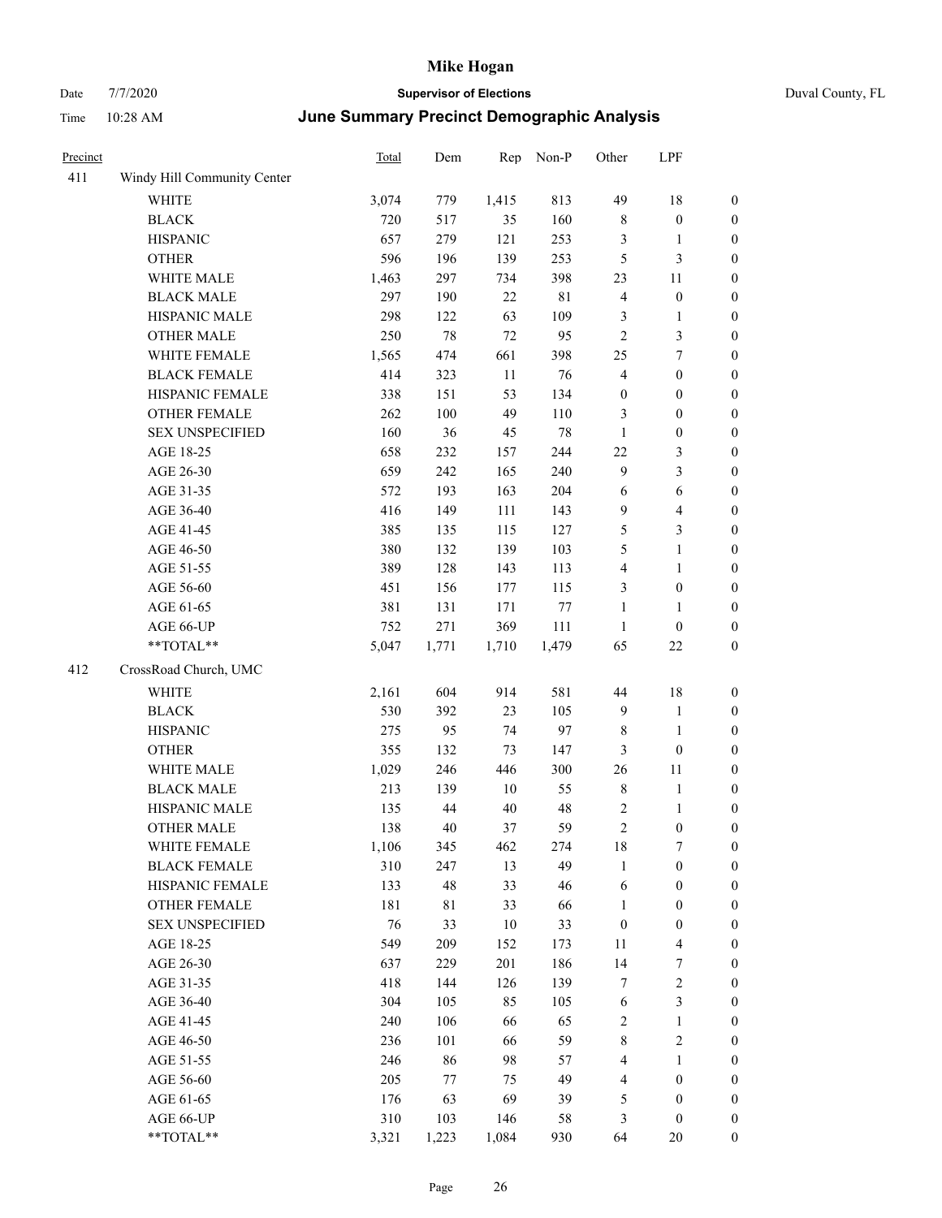# Mike Hogan

Date 7/7/2020 **Supervisor of Elections** Duval County, FL

Time 10:28 AM **June Summary Precinct Demographic Analysis**

| Precinct | | Total | Dem | Rep | Non-P | Other | LPF | |
|---|---|---|---|---|---|---|---|---|
| 411 | Windy Hill Community Center | | | | | | | |
| | WHITE | 3,074 | 779 | 1,415 | 813 | 49 | 18 | 0 |
| | BLACK | 720 | 517 | 35 | 160 | 8 | 0 | 0 |
| | HISPANIC | 657 | 279 | 121 | 253 | 3 | 1 | 0 |
| | OTHER | 596 | 196 | 139 | 253 | 5 | 3 | 0 |
| | WHITE MALE | 1,463 | 297 | 734 | 398 | 23 | 11 | 0 |
| | BLACK MALE | 297 | 190 | 22 | 81 | 4 | 0 | 0 |
| | HISPANIC MALE | 298 | 122 | 63 | 109 | 3 | 1 | 0 |
| | OTHER MALE | 250 | 78 | 72 | 95 | 2 | 3 | 0 |
| | WHITE FEMALE | 1,565 | 474 | 661 | 398 | 25 | 7 | 0 |
| | BLACK FEMALE | 414 | 323 | 11 | 76 | 4 | 0 | 0 |
| | HISPANIC FEMALE | 338 | 151 | 53 | 134 | 0 | 0 | 0 |
| | OTHER FEMALE | 262 | 100 | 49 | 110 | 3 | 0 | 0 |
| | SEX UNSPECIFIED | 160 | 36 | 45 | 78 | 1 | 0 | 0 |
| | AGE 18-25 | 658 | 232 | 157 | 244 | 22 | 3 | 0 |
| | AGE 26-30 | 659 | 242 | 165 | 240 | 9 | 3 | 0 |
| | AGE 31-35 | 572 | 193 | 163 | 204 | 6 | 6 | 0 |
| | AGE 36-40 | 416 | 149 | 111 | 143 | 9 | 4 | 0 |
| | AGE 41-45 | 385 | 135 | 115 | 127 | 5 | 3 | 0 |
| | AGE 46-50 | 380 | 132 | 139 | 103 | 5 | 1 | 0 |
| | AGE 51-55 | 389 | 128 | 143 | 113 | 4 | 1 | 0 |
| | AGE 56-60 | 451 | 156 | 177 | 115 | 3 | 0 | 0 |
| | AGE 61-65 | 381 | 131 | 171 | 77 | 1 | 1 | 0 |
| | AGE 66-UP | 752 | 271 | 369 | 111 | 1 | 0 | 0 |
| | **TOTAL** | 5,047 | 1,771 | 1,710 | 1,479 | 65 | 22 | 0 |
| 412 | CrossRoad Church, UMC | | | | | | | |
| | WHITE | 2,161 | 604 | 914 | 581 | 44 | 18 | 0 |
| | BLACK | 530 | 392 | 23 | 105 | 9 | 1 | 0 |
| | HISPANIC | 275 | 95 | 74 | 97 | 8 | 1 | 0 |
| | OTHER | 355 | 132 | 73 | 147 | 3 | 0 | 0 |
| | WHITE MALE | 1,029 | 246 | 446 | 300 | 26 | 11 | 0 |
| | BLACK MALE | 213 | 139 | 10 | 55 | 8 | 1 | 0 |
| | HISPANIC MALE | 135 | 44 | 40 | 48 | 2 | 1 | 0 |
| | OTHER MALE | 138 | 40 | 37 | 59 | 2 | 0 | 0 |
| | WHITE FEMALE | 1,106 | 345 | 462 | 274 | 18 | 7 | 0 |
| | BLACK FEMALE | 310 | 247 | 13 | 49 | 1 | 0 | 0 |
| | HISPANIC FEMALE | 133 | 48 | 33 | 46 | 6 | 0 | 0 |
| | OTHER FEMALE | 181 | 81 | 33 | 66 | 1 | 0 | 0 |
| | SEX UNSPECIFIED | 76 | 33 | 10 | 33 | 0 | 0 | 0 |
| | AGE 18-25 | 549 | 209 | 152 | 173 | 11 | 4 | 0 |
| | AGE 26-30 | 637 | 229 | 201 | 186 | 14 | 7 | 0 |
| | AGE 31-35 | 418 | 144 | 126 | 139 | 7 | 2 | 0 |
| | AGE 36-40 | 304 | 105 | 85 | 105 | 6 | 3 | 0 |
| | AGE 41-45 | 240 | 106 | 66 | 65 | 2 | 1 | 0 |
| | AGE 46-50 | 236 | 101 | 66 | 59 | 8 | 2 | 0 |
| | AGE 51-55 | 246 | 86 | 98 | 57 | 4 | 1 | 0 |
| | AGE 56-60 | 205 | 77 | 75 | 49 | 4 | 0 | 0 |
| | AGE 61-65 | 176 | 63 | 69 | 39 | 5 | 0 | 0 |
| | AGE 66-UP | 310 | 103 | 146 | 58 | 3 | 0 | 0 |
| | **TOTAL** | 3,321 | 1,223 | 1,084 | 930 | 64 | 20 | 0 |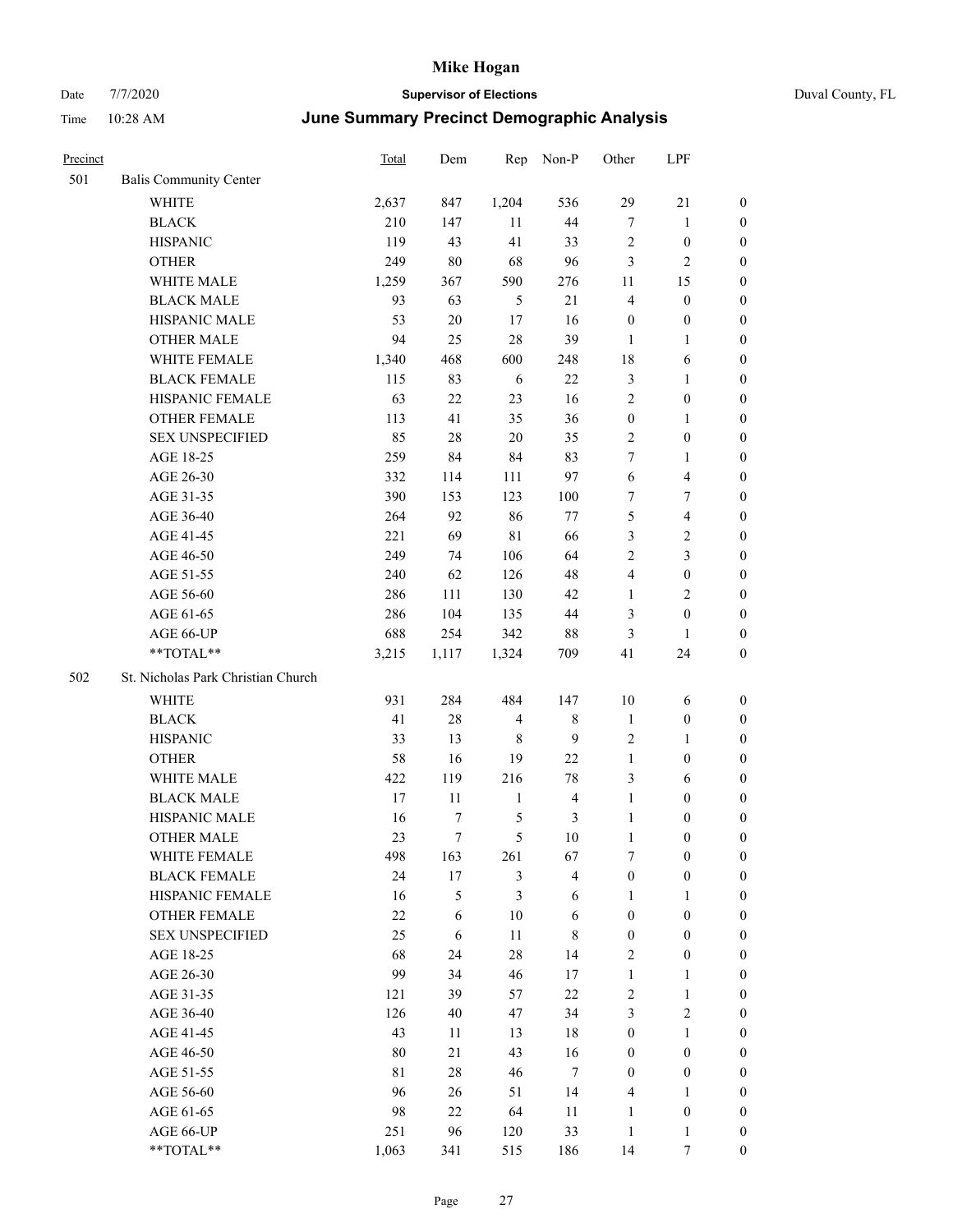# Mike Hogan

Date 7/7/2020 **Supervisor of Elections** Duval County, FL

Time 10:28 AM **June Summary Precinct Demographic Analysis**

| Precinct | | Total | Dem | Rep | Non-P | Other | LPF | |
|---|---|---|---|---|---|---|---|---|
| 501 | Balis Community Center | | | | | | | |
| | WHITE | 2,637 | 847 | 1,204 | 536 | 29 | 21 | 0 |
| | BLACK | 210 | 147 | 11 | 44 | 7 | 1 | 0 |
| | HISPANIC | 119 | 43 | 41 | 33 | 2 | 0 | 0 |
| | OTHER | 249 | 80 | 68 | 96 | 3 | 2 | 0 |
| | WHITE MALE | 1,259 | 367 | 590 | 276 | 11 | 15 | 0 |
| | BLACK MALE | 93 | 63 | 5 | 21 | 4 | 0 | 0 |
| | HISPANIC MALE | 53 | 20 | 17 | 16 | 0 | 0 | 0 |
| | OTHER MALE | 94 | 25 | 28 | 39 | 1 | 1 | 0 |
| | WHITE FEMALE | 1,340 | 468 | 600 | 248 | 18 | 6 | 0 |
| | BLACK FEMALE | 115 | 83 | 6 | 22 | 3 | 1 | 0 |
| | HISPANIC FEMALE | 63 | 22 | 23 | 16 | 2 | 0 | 0 |
| | OTHER FEMALE | 113 | 41 | 35 | 36 | 0 | 1 | 0 |
| | SEX UNSPECIFIED | 85 | 28 | 20 | 35 | 2 | 0 | 0 |
| | AGE 18-25 | 259 | 84 | 84 | 83 | 7 | 1 | 0 |
| | AGE 26-30 | 332 | 114 | 111 | 97 | 6 | 4 | 0 |
| | AGE 31-35 | 390 | 153 | 123 | 100 | 7 | 7 | 0 |
| | AGE 36-40 | 264 | 92 | 86 | 77 | 5 | 4 | 0 |
| | AGE 41-45 | 221 | 69 | 81 | 66 | 3 | 2 | 0 |
| | AGE 46-50 | 249 | 74 | 106 | 64 | 2 | 3 | 0 |
| | AGE 51-55 | 240 | 62 | 126 | 48 | 4 | 0 | 0 |
| | AGE 56-60 | 286 | 111 | 130 | 42 | 1 | 2 | 0 |
| | AGE 61-65 | 286 | 104 | 135 | 44 | 3 | 0 | 0 |
| | AGE 66-UP | 688 | 254 | 342 | 88 | 3 | 1 | 0 |
| | **TOTAL** | 3,215 | 1,117 | 1,324 | 709 | 41 | 24 | 0 |
| 502 | St. Nicholas Park Christian Church | | | | | | | |
| | WHITE | 931 | 284 | 484 | 147 | 10 | 6 | 0 |
| | BLACK | 41 | 28 | 4 | 8 | 1 | 0 | 0 |
| | HISPANIC | 33 | 13 | 8 | 9 | 2 | 1 | 0 |
| | OTHER | 58 | 16 | 19 | 22 | 1 | 0 | 0 |
| | WHITE MALE | 422 | 119 | 216 | 78 | 3 | 6 | 0 |
| | BLACK MALE | 17 | 11 | 1 | 4 | 1 | 0 | 0 |
| | HISPANIC MALE | 16 | 7 | 5 | 3 | 1 | 0 | 0 |
| | OTHER MALE | 23 | 7 | 5 | 10 | 1 | 0 | 0 |
| | WHITE FEMALE | 498 | 163 | 261 | 67 | 7 | 0 | 0 |
| | BLACK FEMALE | 24 | 17 | 3 | 4 | 0 | 0 | 0 |
| | HISPANIC FEMALE | 16 | 5 | 3 | 6 | 1 | 1 | 0 |
| | OTHER FEMALE | 22 | 6 | 10 | 6 | 0 | 0 | 0 |
| | SEX UNSPECIFIED | 25 | 6 | 11 | 8 | 0 | 0 | 0 |
| | AGE 18-25 | 68 | 24 | 28 | 14 | 2 | 0 | 0 |
| | AGE 26-30 | 99 | 34 | 46 | 17 | 1 | 1 | 0 |
| | AGE 31-35 | 121 | 39 | 57 | 22 | 2 | 1 | 0 |
| | AGE 36-40 | 126 | 40 | 47 | 34 | 3 | 2 | 0 |
| | AGE 41-45 | 43 | 11 | 13 | 18 | 0 | 1 | 0 |
| | AGE 46-50 | 80 | 21 | 43 | 16 | 0 | 0 | 0 |
| | AGE 51-55 | 81 | 28 | 46 | 7 | 0 | 0 | 0 |
| | AGE 56-60 | 96 | 26 | 51 | 14 | 4 | 1 | 0 |
| | AGE 61-65 | 98 | 22 | 64 | 11 | 1 | 0 | 0 |
| | AGE 66-UP | 251 | 96 | 120 | 33 | 1 | 1 | 0 |
| | **TOTAL** | 1,063 | 341 | 515 | 186 | 14 | 7 | 0 |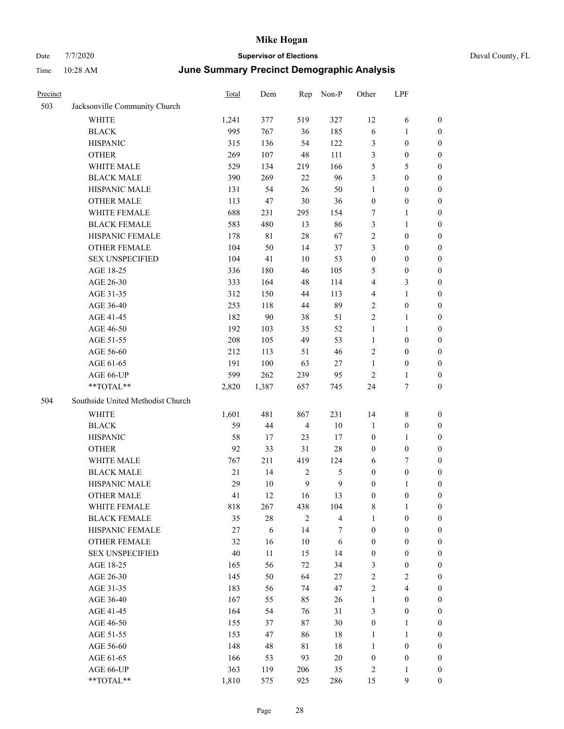# Mike Hogan

Date 7/7/2020 — **Supervisor of Elections** — Duval County, FL

Time 10:28 AM — **June Summary Precinct Demographic Analysis**

| Precinct | | Total | Dem | Rep | Non-P | Other | LPF | |
|---|---|---|---|---|---|---|---|---|
| 503 | Jacksonville Community Church | | | | | | | |
| | WHITE | 1,241 | 377 | 519 | 327 | 12 | 6 | 0 |
| | BLACK | 995 | 767 | 36 | 185 | 6 | 1 | 0 |
| | HISPANIC | 315 | 136 | 54 | 122 | 3 | 0 | 0 |
| | OTHER | 269 | 107 | 48 | 111 | 3 | 0 | 0 |
| | WHITE MALE | 529 | 134 | 219 | 166 | 5 | 5 | 0 |
| | BLACK MALE | 390 | 269 | 22 | 96 | 3 | 0 | 0 |
| | HISPANIC MALE | 131 | 54 | 26 | 50 | 1 | 0 | 0 |
| | OTHER MALE | 113 | 47 | 30 | 36 | 0 | 0 | 0 |
| | WHITE FEMALE | 688 | 231 | 295 | 154 | 7 | 1 | 0 |
| | BLACK FEMALE | 583 | 480 | 13 | 86 | 3 | 1 | 0 |
| | HISPANIC FEMALE | 178 | 81 | 28 | 67 | 2 | 0 | 0 |
| | OTHER FEMALE | 104 | 50 | 14 | 37 | 3 | 0 | 0 |
| | SEX UNSPECIFIED | 104 | 41 | 10 | 53 | 0 | 0 | 0 |
| | AGE 18-25 | 336 | 180 | 46 | 105 | 5 | 0 | 0 |
| | AGE 26-30 | 333 | 164 | 48 | 114 | 4 | 3 | 0 |
| | AGE 31-35 | 312 | 150 | 44 | 113 | 4 | 1 | 0 |
| | AGE 36-40 | 253 | 118 | 44 | 89 | 2 | 0 | 0 |
| | AGE 41-45 | 182 | 90 | 38 | 51 | 2 | 1 | 0 |
| | AGE 46-50 | 192 | 103 | 35 | 52 | 1 | 1 | 0 |
| | AGE 51-55 | 208 | 105 | 49 | 53 | 1 | 0 | 0 |
| | AGE 56-60 | 212 | 113 | 51 | 46 | 2 | 0 | 0 |
| | AGE 61-65 | 191 | 100 | 63 | 27 | 1 | 0 | 0 |
| | AGE 66-UP | 599 | 262 | 239 | 95 | 2 | 1 | 0 |
| | **TOTAL** | 2,820 | 1,387 | 657 | 745 | 24 | 7 | 0 |
| 504 | Southside United Methodist Church | | | | | | | |
| | WHITE | 1,601 | 481 | 867 | 231 | 14 | 8 | 0 |
| | BLACK | 59 | 44 | 4 | 10 | 1 | 0 | 0 |
| | HISPANIC | 58 | 17 | 23 | 17 | 0 | 1 | 0 |
| | OTHER | 92 | 33 | 31 | 28 | 0 | 0 | 0 |
| | WHITE MALE | 767 | 211 | 419 | 124 | 6 | 7 | 0 |
| | BLACK MALE | 21 | 14 | 2 | 5 | 0 | 0 | 0 |
| | HISPANIC MALE | 29 | 10 | 9 | 9 | 0 | 1 | 0 |
| | OTHER MALE | 41 | 12 | 16 | 13 | 0 | 0 | 0 |
| | WHITE FEMALE | 818 | 267 | 438 | 104 | 8 | 1 | 0 |
| | BLACK FEMALE | 35 | 28 | 2 | 4 | 1 | 0 | 0 |
| | HISPANIC FEMALE | 27 | 6 | 14 | 7 | 0 | 0 | 0 |
| | OTHER FEMALE | 32 | 16 | 10 | 6 | 0 | 0 | 0 |
| | SEX UNSPECIFIED | 40 | 11 | 15 | 14 | 0 | 0 | 0 |
| | AGE 18-25 | 165 | 56 | 72 | 34 | 3 | 0 | 0 |
| | AGE 26-30 | 145 | 50 | 64 | 27 | 2 | 2 | 0 |
| | AGE 31-35 | 183 | 56 | 74 | 47 | 2 | 4 | 0 |
| | AGE 36-40 | 167 | 55 | 85 | 26 | 1 | 0 | 0 |
| | AGE 41-45 | 164 | 54 | 76 | 31 | 3 | 0 | 0 |
| | AGE 46-50 | 155 | 37 | 87 | 30 | 0 | 1 | 0 |
| | AGE 51-55 | 153 | 47 | 86 | 18 | 1 | 1 | 0 |
| | AGE 56-60 | 148 | 48 | 81 | 18 | 1 | 0 | 0 |
| | AGE 61-65 | 166 | 53 | 93 | 20 | 0 | 0 | 0 |
| | AGE 66-UP | 363 | 119 | 206 | 35 | 2 | 1 | 0 |
| | **TOTAL** | 1,810 | 575 | 925 | 286 | 15 | 9 | 0 |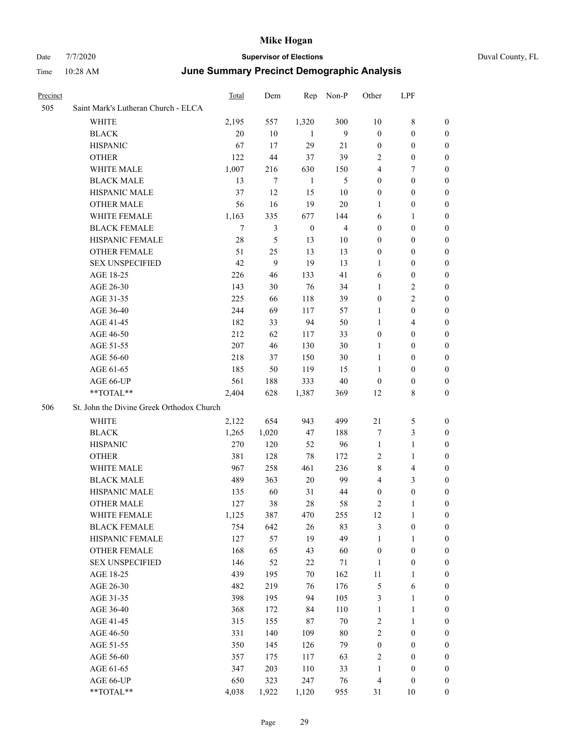# Mike Hogan

Date 7/7/2020 **Supervisor of Elections** Duval County, FL

Time 10:28 AM **June Summary Precinct Demographic Analysis**

| Precinct | | Total | Dem | Rep | Non-P | Other | LPF | |
|---|---|---|---|---|---|---|---|---|
| 505 | Saint Mark's Lutheran Church - ELCA | | | | | | | |
| | WHITE | 2,195 | 557 | 1,320 | 300 | 10 | 8 | 0 |
| | BLACK | 20 | 10 | 1 | 9 | 0 | 0 | 0 |
| | HISPANIC | 67 | 17 | 29 | 21 | 0 | 0 | 0 |
| | OTHER | 122 | 44 | 37 | 39 | 2 | 0 | 0 |
| | WHITE MALE | 1,007 | 216 | 630 | 150 | 4 | 7 | 0 |
| | BLACK MALE | 13 | 7 | 1 | 5 | 0 | 0 | 0 |
| | HISPANIC MALE | 37 | 12 | 15 | 10 | 0 | 0 | 0 |
| | OTHER MALE | 56 | 16 | 19 | 20 | 1 | 0 | 0 |
| | WHITE FEMALE | 1,163 | 335 | 677 | 144 | 6 | 1 | 0 |
| | BLACK FEMALE | 7 | 3 | 0 | 4 | 0 | 0 | 0 |
| | HISPANIC FEMALE | 28 | 5 | 13 | 10 | 0 | 0 | 0 |
| | OTHER FEMALE | 51 | 25 | 13 | 13 | 0 | 0 | 0 |
| | SEX UNSPECIFIED | 42 | 9 | 19 | 13 | 1 | 0 | 0 |
| | AGE 18-25 | 226 | 46 | 133 | 41 | 6 | 0 | 0 |
| | AGE 26-30 | 143 | 30 | 76 | 34 | 1 | 2 | 0 |
| | AGE 31-35 | 225 | 66 | 118 | 39 | 0 | 2 | 0 |
| | AGE 36-40 | 244 | 69 | 117 | 57 | 1 | 0 | 0 |
| | AGE 41-45 | 182 | 33 | 94 | 50 | 1 | 4 | 0 |
| | AGE 46-50 | 212 | 62 | 117 | 33 | 0 | 0 | 0 |
| | AGE 51-55 | 207 | 46 | 130 | 30 | 1 | 0 | 0 |
| | AGE 56-60 | 218 | 37 | 150 | 30 | 1 | 0 | 0 |
| | AGE 61-65 | 185 | 50 | 119 | 15 | 1 | 0 | 0 |
| | AGE 66-UP | 561 | 188 | 333 | 40 | 0 | 0 | 0 |
| | **TOTAL** | 2,404 | 628 | 1,387 | 369 | 12 | 8 | 0 |
| 506 | St. John the Divine Greek Orthodox Church | | | | | | | |
| | WHITE | 2,122 | 654 | 943 | 499 | 21 | 5 | 0 |
| | BLACK | 1,265 | 1,020 | 47 | 188 | 7 | 3 | 0 |
| | HISPANIC | 270 | 120 | 52 | 96 | 1 | 1 | 0 |
| | OTHER | 381 | 128 | 78 | 172 | 2 | 1 | 0 |
| | WHITE MALE | 967 | 258 | 461 | 236 | 8 | 4 | 0 |
| | BLACK MALE | 489 | 363 | 20 | 99 | 4 | 3 | 0 |
| | HISPANIC MALE | 135 | 60 | 31 | 44 | 0 | 0 | 0 |
| | OTHER MALE | 127 | 38 | 28 | 58 | 2 | 1 | 0 |
| | WHITE FEMALE | 1,125 | 387 | 470 | 255 | 12 | 1 | 0 |
| | BLACK FEMALE | 754 | 642 | 26 | 83 | 3 | 0 | 0 |
| | HISPANIC FEMALE | 127 | 57 | 19 | 49 | 1 | 1 | 0 |
| | OTHER FEMALE | 168 | 65 | 43 | 60 | 0 | 0 | 0 |
| | SEX UNSPECIFIED | 146 | 52 | 22 | 71 | 1 | 0 | 0 |
| | AGE 18-25 | 439 | 195 | 70 | 162 | 11 | 1 | 0 |
| | AGE 26-30 | 482 | 219 | 76 | 176 | 5 | 6 | 0 |
| | AGE 31-35 | 398 | 195 | 94 | 105 | 3 | 1 | 0 |
| | AGE 36-40 | 368 | 172 | 84 | 110 | 1 | 1 | 0 |
| | AGE 41-45 | 315 | 155 | 87 | 70 | 2 | 1 | 0 |
| | AGE 46-50 | 331 | 140 | 109 | 80 | 2 | 0 | 0 |
| | AGE 51-55 | 350 | 145 | 126 | 79 | 0 | 0 | 0 |
| | AGE 56-60 | 357 | 175 | 117 | 63 | 2 | 0 | 0 |
| | AGE 61-65 | 347 | 203 | 110 | 33 | 1 | 0 | 0 |
| | AGE 66-UP | 650 | 323 | 247 | 76 | 4 | 0 | 0 |
| | **TOTAL** | 4,038 | 1,922 | 1,120 | 955 | 31 | 10 | 0 |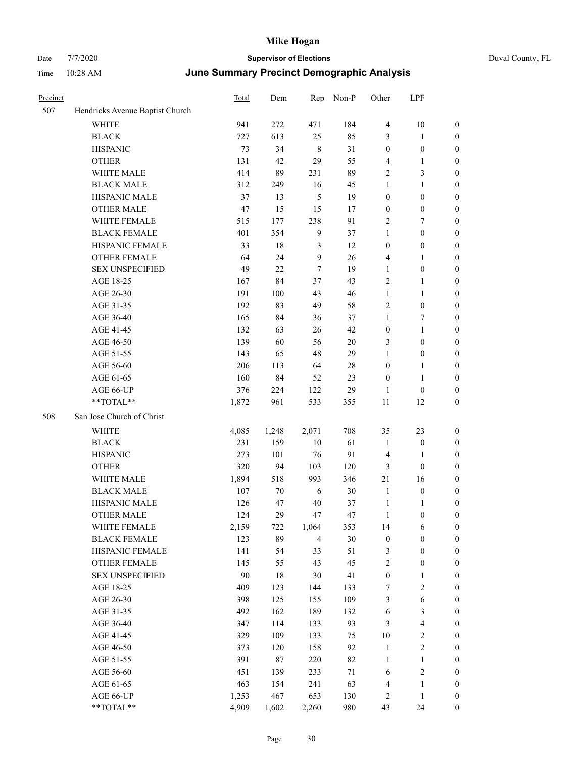# Mike Hogan

Date 7/7/2020 **Supervisor of Elections** Duval County, FL

Time 10:28 AM **June Summary Precinct Demographic Analysis**

| Precinct | | Total | Dem | Rep | Non-P | Other | LPF | |
|---|---|---|---|---|---|---|---|---|
| 507 | Hendricks Avenue Baptist Church | | | | | | | |
| | WHITE | 941 | 272 | 471 | 184 | 4 | 10 | 0 |
| | BLACK | 727 | 613 | 25 | 85 | 3 | 1 | 0 |
| | HISPANIC | 73 | 34 | 8 | 31 | 0 | 0 | 0 |
| | OTHER | 131 | 42 | 29 | 55 | 4 | 1 | 0 |
| | WHITE MALE | 414 | 89 | 231 | 89 | 2 | 3 | 0 |
| | BLACK MALE | 312 | 249 | 16 | 45 | 1 | 1 | 0 |
| | HISPANIC MALE | 37 | 13 | 5 | 19 | 0 | 0 | 0 |
| | OTHER MALE | 47 | 15 | 15 | 17 | 0 | 0 | 0 |
| | WHITE FEMALE | 515 | 177 | 238 | 91 | 2 | 7 | 0 |
| | BLACK FEMALE | 401 | 354 | 9 | 37 | 1 | 0 | 0 |
| | HISPANIC FEMALE | 33 | 18 | 3 | 12 | 0 | 0 | 0 |
| | OTHER FEMALE | 64 | 24 | 9 | 26 | 4 | 1 | 0 |
| | SEX UNSPECIFIED | 49 | 22 | 7 | 19 | 1 | 0 | 0 |
| | AGE 18-25 | 167 | 84 | 37 | 43 | 2 | 1 | 0 |
| | AGE 26-30 | 191 | 100 | 43 | 46 | 1 | 1 | 0 |
| | AGE 31-35 | 192 | 83 | 49 | 58 | 2 | 0 | 0 |
| | AGE 36-40 | 165 | 84 | 36 | 37 | 1 | 7 | 0 |
| | AGE 41-45 | 132 | 63 | 26 | 42 | 0 | 1 | 0 |
| | AGE 46-50 | 139 | 60 | 56 | 20 | 3 | 0 | 0 |
| | AGE 51-55 | 143 | 65 | 48 | 29 | 1 | 0 | 0 |
| | AGE 56-60 | 206 | 113 | 64 | 28 | 0 | 1 | 0 |
| | AGE 61-65 | 160 | 84 | 52 | 23 | 0 | 1 | 0 |
| | AGE 66-UP | 376 | 224 | 122 | 29 | 1 | 0 | 0 |
| | **TOTAL** | 1,872 | 961 | 533 | 355 | 11 | 12 | 0 |
| 508 | San Jose Church of Christ | | | | | | | |
| | WHITE | 4,085 | 1,248 | 2,071 | 708 | 35 | 23 | 0 |
| | BLACK | 231 | 159 | 10 | 61 | 1 | 0 | 0 |
| | HISPANIC | 273 | 101 | 76 | 91 | 4 | 1 | 0 |
| | OTHER | 320 | 94 | 103 | 120 | 3 | 0 | 0 |
| | WHITE MALE | 1,894 | 518 | 993 | 346 | 21 | 16 | 0 |
| | BLACK MALE | 107 | 70 | 6 | 30 | 1 | 0 | 0 |
| | HISPANIC MALE | 126 | 47 | 40 | 37 | 1 | 1 | 0 |
| | OTHER MALE | 124 | 29 | 47 | 47 | 1 | 0 | 0 |
| | WHITE FEMALE | 2,159 | 722 | 1,064 | 353 | 14 | 6 | 0 |
| | BLACK FEMALE | 123 | 89 | 4 | 30 | 0 | 0 | 0 |
| | HISPANIC FEMALE | 141 | 54 | 33 | 51 | 3 | 0 | 0 |
| | OTHER FEMALE | 145 | 55 | 43 | 45 | 2 | 0 | 0 |
| | SEX UNSPECIFIED | 90 | 18 | 30 | 41 | 0 | 1 | 0 |
| | AGE 18-25 | 409 | 123 | 144 | 133 | 7 | 2 | 0 |
| | AGE 26-30 | 398 | 125 | 155 | 109 | 3 | 6 | 0 |
| | AGE 31-35 | 492 | 162 | 189 | 132 | 6 | 3 | 0 |
| | AGE 36-40 | 347 | 114 | 133 | 93 | 3 | 4 | 0 |
| | AGE 41-45 | 329 | 109 | 133 | 75 | 10 | 2 | 0 |
| | AGE 46-50 | 373 | 120 | 158 | 92 | 1 | 2 | 0 |
| | AGE 51-55 | 391 | 87 | 220 | 82 | 1 | 1 | 0 |
| | AGE 56-60 | 451 | 139 | 233 | 71 | 6 | 2 | 0 |
| | AGE 61-65 | 463 | 154 | 241 | 63 | 4 | 1 | 0 |
| | AGE 66-UP | 1,253 | 467 | 653 | 130 | 2 | 1 | 0 |
| | **TOTAL** | 4,909 | 1,602 | 2,260 | 980 | 43 | 24 | 0 |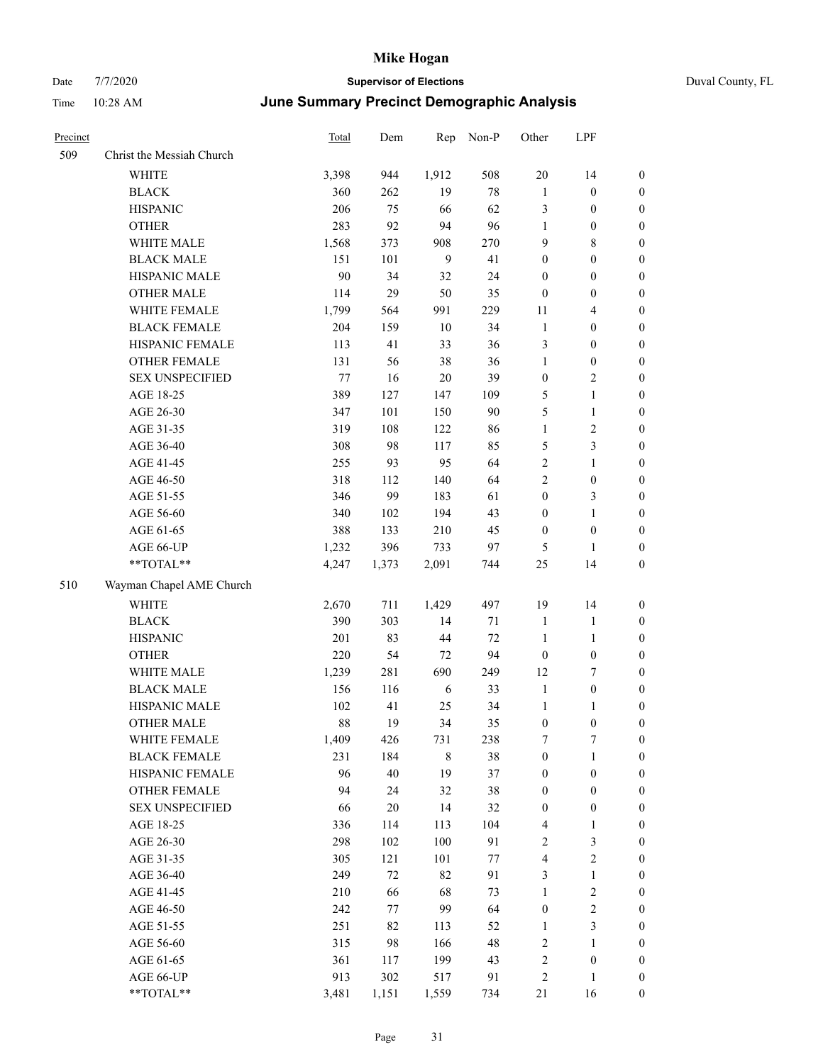# Mike Hogan

Date 7/7/2020 **Supervisor of Elections** Duval County, FL

Time 10:28 AM ***June Summary Precinct Demographic Analysis***

| Precinct | | Total | Dem | Rep | Non-P | Other | LPF | |
|---|---|---|---|---|---|---|---|---|
| 509 | Christ the Messiah Church | | | | | | | |
| | WHITE | 3,398 | 944 | 1,912 | 508 | 20 | 14 | 0 |
| | BLACK | 360 | 262 | 19 | 78 | 1 | 0 | 0 |
| | HISPANIC | 206 | 75 | 66 | 62 | 3 | 0 | 0 |
| | OTHER | 283 | 92 | 94 | 96 | 1 | 0 | 0 |
| | WHITE MALE | 1,568 | 373 | 908 | 270 | 9 | 8 | 0 |
| | BLACK MALE | 151 | 101 | 9 | 41 | 0 | 0 | 0 |
| | HISPANIC MALE | 90 | 34 | 32 | 24 | 0 | 0 | 0 |
| | OTHER MALE | 114 | 29 | 50 | 35 | 0 | 0 | 0 |
| | WHITE FEMALE | 1,799 | 564 | 991 | 229 | 11 | 4 | 0 |
| | BLACK FEMALE | 204 | 159 | 10 | 34 | 1 | 0 | 0 |
| | HISPANIC FEMALE | 113 | 41 | 33 | 36 | 3 | 0 | 0 |
| | OTHER FEMALE | 131 | 56 | 38 | 36 | 1 | 0 | 0 |
| | SEX UNSPECIFIED | 77 | 16 | 20 | 39 | 0 | 2 | 0 |
| | AGE 18-25 | 389 | 127 | 147 | 109 | 5 | 1 | 0 |
| | AGE 26-30 | 347 | 101 | 150 | 90 | 5 | 1 | 0 |
| | AGE 31-35 | 319 | 108 | 122 | 86 | 1 | 2 | 0 |
| | AGE 36-40 | 308 | 98 | 117 | 85 | 5 | 3 | 0 |
| | AGE 41-45 | 255 | 93 | 95 | 64 | 2 | 1 | 0 |
| | AGE 46-50 | 318 | 112 | 140 | 64 | 2 | 0 | 0 |
| | AGE 51-55 | 346 | 99 | 183 | 61 | 0 | 3 | 0 |
| | AGE 56-60 | 340 | 102 | 194 | 43 | 0 | 1 | 0 |
| | AGE 61-65 | 388 | 133 | 210 | 45 | 0 | 0 | 0 |
| | AGE 66-UP | 1,232 | 396 | 733 | 97 | 5 | 1 | 0 |
| | **TOTAL** | 4,247 | 1,373 | 2,091 | 744 | 25 | 14 | 0 |
| 510 | Wayman Chapel AME Church | | | | | | | |
| | WHITE | 2,670 | 711 | 1,429 | 497 | 19 | 14 | 0 |
| | BLACK | 390 | 303 | 14 | 71 | 1 | 1 | 0 |
| | HISPANIC | 201 | 83 | 44 | 72 | 1 | 1 | 0 |
| | OTHER | 220 | 54 | 72 | 94 | 0 | 0 | 0 |
| | WHITE MALE | 1,239 | 281 | 690 | 249 | 12 | 7 | 0 |
| | BLACK MALE | 156 | 116 | 6 | 33 | 1 | 0 | 0 |
| | HISPANIC MALE | 102 | 41 | 25 | 34 | 1 | 1 | 0 |
| | OTHER MALE | 88 | 19 | 34 | 35 | 0 | 0 | 0 |
| | WHITE FEMALE | 1,409 | 426 | 731 | 238 | 7 | 7 | 0 |
| | BLACK FEMALE | 231 | 184 | 8 | 38 | 0 | 1 | 0 |
| | HISPANIC FEMALE | 96 | 40 | 19 | 37 | 0 | 0 | 0 |
| | OTHER FEMALE | 94 | 24 | 32 | 38 | 0 | 0 | 0 |
| | SEX UNSPECIFIED | 66 | 20 | 14 | 32 | 0 | 0 | 0 |
| | AGE 18-25 | 336 | 114 | 113 | 104 | 4 | 1 | 0 |
| | AGE 26-30 | 298 | 102 | 100 | 91 | 2 | 3 | 0 |
| | AGE 31-35 | 305 | 121 | 101 | 77 | 4 | 2 | 0 |
| | AGE 36-40 | 249 | 72 | 82 | 91 | 3 | 1 | 0 |
| | AGE 41-45 | 210 | 66 | 68 | 73 | 1 | 2 | 0 |
| | AGE 46-50 | 242 | 77 | 99 | 64 | 0 | 2 | 0 |
| | AGE 51-55 | 251 | 82 | 113 | 52 | 1 | 3 | 0 |
| | AGE 56-60 | 315 | 98 | 166 | 48 | 2 | 1 | 0 |
| | AGE 61-65 | 361 | 117 | 199 | 43 | 2 | 0 | 0 |
| | AGE 66-UP | 913 | 302 | 517 | 91 | 2 | 1 | 0 |
| | **TOTAL** | 3,481 | 1,151 | 1,559 | 734 | 21 | 16 | 0 |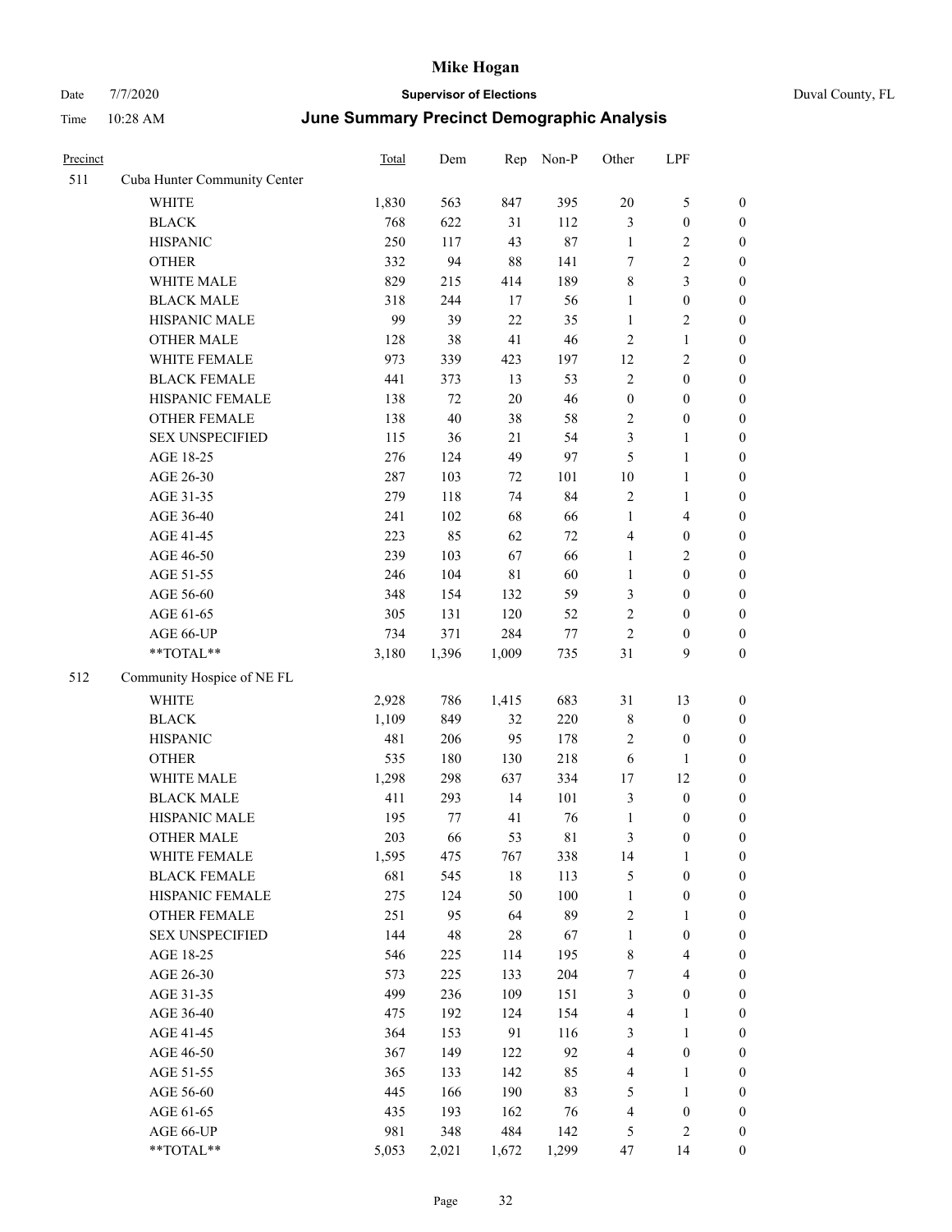# Mike Hogan

Date 7/7/2020 **Supervisor of Elections** Duval County, FL

Time 10:28 AM **June Summary Precinct Demographic Analysis**

| Precinct | | Total | Dem | Rep | Non-P | Other | LPF | |
|---|---|---|---|---|---|---|---|---|
| 511 | Cuba Hunter Community Center | | | | | | | |
| | WHITE | 1,830 | 563 | 847 | 395 | 20 | 5 | 0 |
| | BLACK | 768 | 622 | 31 | 112 | 3 | 0 | 0 |
| | HISPANIC | 250 | 117 | 43 | 87 | 1 | 2 | 0 |
| | OTHER | 332 | 94 | 88 | 141 | 7 | 2 | 0 |
| | WHITE MALE | 829 | 215 | 414 | 189 | 8 | 3 | 0 |
| | BLACK MALE | 318 | 244 | 17 | 56 | 1 | 0 | 0 |
| | HISPANIC MALE | 99 | 39 | 22 | 35 | 1 | 2 | 0 |
| | OTHER MALE | 128 | 38 | 41 | 46 | 2 | 1 | 0 |
| | WHITE FEMALE | 973 | 339 | 423 | 197 | 12 | 2 | 0 |
| | BLACK FEMALE | 441 | 373 | 13 | 53 | 2 | 0 | 0 |
| | HISPANIC FEMALE | 138 | 72 | 20 | 46 | 0 | 0 | 0 |
| | OTHER FEMALE | 138 | 40 | 38 | 58 | 2 | 0 | 0 |
| | SEX UNSPECIFIED | 115 | 36 | 21 | 54 | 3 | 1 | 0 |
| | AGE 18-25 | 276 | 124 | 49 | 97 | 5 | 1 | 0 |
| | AGE 26-30 | 287 | 103 | 72 | 101 | 10 | 1 | 0 |
| | AGE 31-35 | 279 | 118 | 74 | 84 | 2 | 1 | 0 |
| | AGE 36-40 | 241 | 102 | 68 | 66 | 1 | 4 | 0 |
| | AGE 41-45 | 223 | 85 | 62 | 72 | 4 | 0 | 0 |
| | AGE 46-50 | 239 | 103 | 67 | 66 | 1 | 2 | 0 |
| | AGE 51-55 | 246 | 104 | 81 | 60 | 1 | 0 | 0 |
| | AGE 56-60 | 348 | 154 | 132 | 59 | 3 | 0 | 0 |
| | AGE 61-65 | 305 | 131 | 120 | 52 | 2 | 0 | 0 |
| | AGE 66-UP | 734 | 371 | 284 | 77 | 2 | 0 | 0 |
| | **TOTAL** | 3,180 | 1,396 | 1,009 | 735 | 31 | 9 | 0 |
| 512 | Community Hospice of NE FL | | | | | | | |
| | WHITE | 2,928 | 786 | 1,415 | 683 | 31 | 13 | 0 |
| | BLACK | 1,109 | 849 | 32 | 220 | 8 | 0 | 0 |
| | HISPANIC | 481 | 206 | 95 | 178 | 2 | 0 | 0 |
| | OTHER | 535 | 180 | 130 | 218 | 6 | 1 | 0 |
| | WHITE MALE | 1,298 | 298 | 637 | 334 | 17 | 12 | 0 |
| | BLACK MALE | 411 | 293 | 14 | 101 | 3 | 0 | 0 |
| | HISPANIC MALE | 195 | 77 | 41 | 76 | 1 | 0 | 0 |
| | OTHER MALE | 203 | 66 | 53 | 81 | 3 | 0 | 0 |
| | WHITE FEMALE | 1,595 | 475 | 767 | 338 | 14 | 1 | 0 |
| | BLACK FEMALE | 681 | 545 | 18 | 113 | 5 | 0 | 0 |
| | HISPANIC FEMALE | 275 | 124 | 50 | 100 | 1 | 0 | 0 |
| | OTHER FEMALE | 251 | 95 | 64 | 89 | 2 | 1 | 0 |
| | SEX UNSPECIFIED | 144 | 48 | 28 | 67 | 1 | 0 | 0 |
| | AGE 18-25 | 546 | 225 | 114 | 195 | 8 | 4 | 0 |
| | AGE 26-30 | 573 | 225 | 133 | 204 | 7 | 4 | 0 |
| | AGE 31-35 | 499 | 236 | 109 | 151 | 3 | 0 | 0 |
| | AGE 36-40 | 475 | 192 | 124 | 154 | 4 | 1 | 0 |
| | AGE 41-45 | 364 | 153 | 91 | 116 | 3 | 1 | 0 |
| | AGE 46-50 | 367 | 149 | 122 | 92 | 4 | 0 | 0 |
| | AGE 51-55 | 365 | 133 | 142 | 85 | 4 | 1 | 0 |
| | AGE 56-60 | 445 | 166 | 190 | 83 | 5 | 1 | 0 |
| | AGE 61-65 | 435 | 193 | 162 | 76 | 4 | 0 | 0 |
| | AGE 66-UP | 981 | 348 | 484 | 142 | 5 | 2 | 0 |
| | **TOTAL** | 5,053 | 2,021 | 1,672 | 1,299 | 47 | 14 | 0 |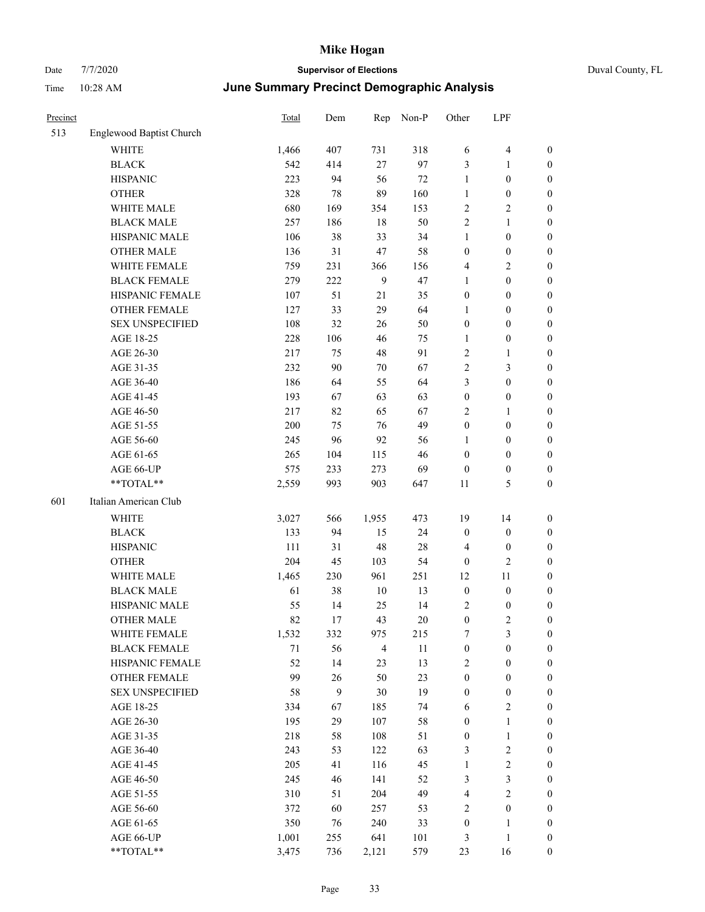# Mike Hogan

Date 7/7/2020 **Supervisor of Elections** Duval County, FL

Time 10:28 AM **June Summary Precinct Demographic Analysis**

| Precinct | | Total | Dem | Rep | Non-P | Other | LPF | |
|---|---|---|---|---|---|---|---|---|
| 513 | Englewood Baptist Church | | | | | | | |
| | WHITE | 1,466 | 407 | 731 | 318 | 6 | 4 | 0 |
| | BLACK | 542 | 414 | 27 | 97 | 3 | 1 | 0 |
| | HISPANIC | 223 | 94 | 56 | 72 | 1 | 0 | 0 |
| | OTHER | 328 | 78 | 89 | 160 | 1 | 0 | 0 |
| | WHITE MALE | 680 | 169 | 354 | 153 | 2 | 2 | 0 |
| | BLACK MALE | 257 | 186 | 18 | 50 | 2 | 1 | 0 |
| | HISPANIC MALE | 106 | 38 | 33 | 34 | 1 | 0 | 0 |
| | OTHER MALE | 136 | 31 | 47 | 58 | 0 | 0 | 0 |
| | WHITE FEMALE | 759 | 231 | 366 | 156 | 4 | 2 | 0 |
| | BLACK FEMALE | 279 | 222 | 9 | 47 | 1 | 0 | 0 |
| | HISPANIC FEMALE | 107 | 51 | 21 | 35 | 0 | 0 | 0 |
| | OTHER FEMALE | 127 | 33 | 29 | 64 | 1 | 0 | 0 |
| | SEX UNSPECIFIED | 108 | 32 | 26 | 50 | 0 | 0 | 0 |
| | AGE 18-25 | 228 | 106 | 46 | 75 | 1 | 0 | 0 |
| | AGE 26-30 | 217 | 75 | 48 | 91 | 2 | 1 | 0 |
| | AGE 31-35 | 232 | 90 | 70 | 67 | 2 | 3 | 0 |
| | AGE 36-40 | 186 | 64 | 55 | 64 | 3 | 0 | 0 |
| | AGE 41-45 | 193 | 67 | 63 | 63 | 0 | 0 | 0 |
| | AGE 46-50 | 217 | 82 | 65 | 67 | 2 | 1 | 0 |
| | AGE 51-55 | 200 | 75 | 76 | 49 | 0 | 0 | 0 |
| | AGE 56-60 | 245 | 96 | 92 | 56 | 1 | 0 | 0 |
| | AGE 61-65 | 265 | 104 | 115 | 46 | 0 | 0 | 0 |
| | AGE 66-UP | 575 | 233 | 273 | 69 | 0 | 0 | 0 |
| | **TOTAL** | 2,559 | 993 | 903 | 647 | 11 | 5 | 0 |
| 601 | Italian American Club | | | | | | | |
| | WHITE | 3,027 | 566 | 1,955 | 473 | 19 | 14 | 0 |
| | BLACK | 133 | 94 | 15 | 24 | 0 | 0 | 0 |
| | HISPANIC | 111 | 31 | 48 | 28 | 4 | 0 | 0 |
| | OTHER | 204 | 45 | 103 | 54 | 0 | 2 | 0 |
| | WHITE MALE | 1,465 | 230 | 961 | 251 | 12 | 11 | 0 |
| | BLACK MALE | 61 | 38 | 10 | 13 | 0 | 0 | 0 |
| | HISPANIC MALE | 55 | 14 | 25 | 14 | 2 | 0 | 0 |
| | OTHER MALE | 82 | 17 | 43 | 20 | 0 | 2 | 0 |
| | WHITE FEMALE | 1,532 | 332 | 975 | 215 | 7 | 3 | 0 |
| | BLACK FEMALE | 71 | 56 | 4 | 11 | 0 | 0 | 0 |
| | HISPANIC FEMALE | 52 | 14 | 23 | 13 | 2 | 0 | 0 |
| | OTHER FEMALE | 99 | 26 | 50 | 23 | 0 | 0 | 0 |
| | SEX UNSPECIFIED | 58 | 9 | 30 | 19 | 0 | 0 | 0 |
| | AGE 18-25 | 334 | 67 | 185 | 74 | 6 | 2 | 0 |
| | AGE 26-30 | 195 | 29 | 107 | 58 | 0 | 1 | 0 |
| | AGE 31-35 | 218 | 58 | 108 | 51 | 0 | 1 | 0 |
| | AGE 36-40 | 243 | 53 | 122 | 63 | 3 | 2 | 0 |
| | AGE 41-45 | 205 | 41 | 116 | 45 | 1 | 2 | 0 |
| | AGE 46-50 | 245 | 46 | 141 | 52 | 3 | 3 | 0 |
| | AGE 51-55 | 310 | 51 | 204 | 49 | 4 | 2 | 0 |
| | AGE 56-60 | 372 | 60 | 257 | 53 | 2 | 0 | 0 |
| | AGE 61-65 | 350 | 76 | 240 | 33 | 0 | 1 | 0 |
| | AGE 66-UP | 1,001 | 255 | 641 | 101 | 3 | 1 | 0 |
| | **TOTAL** | 3,475 | 736 | 2,121 | 579 | 23 | 16 | 0 |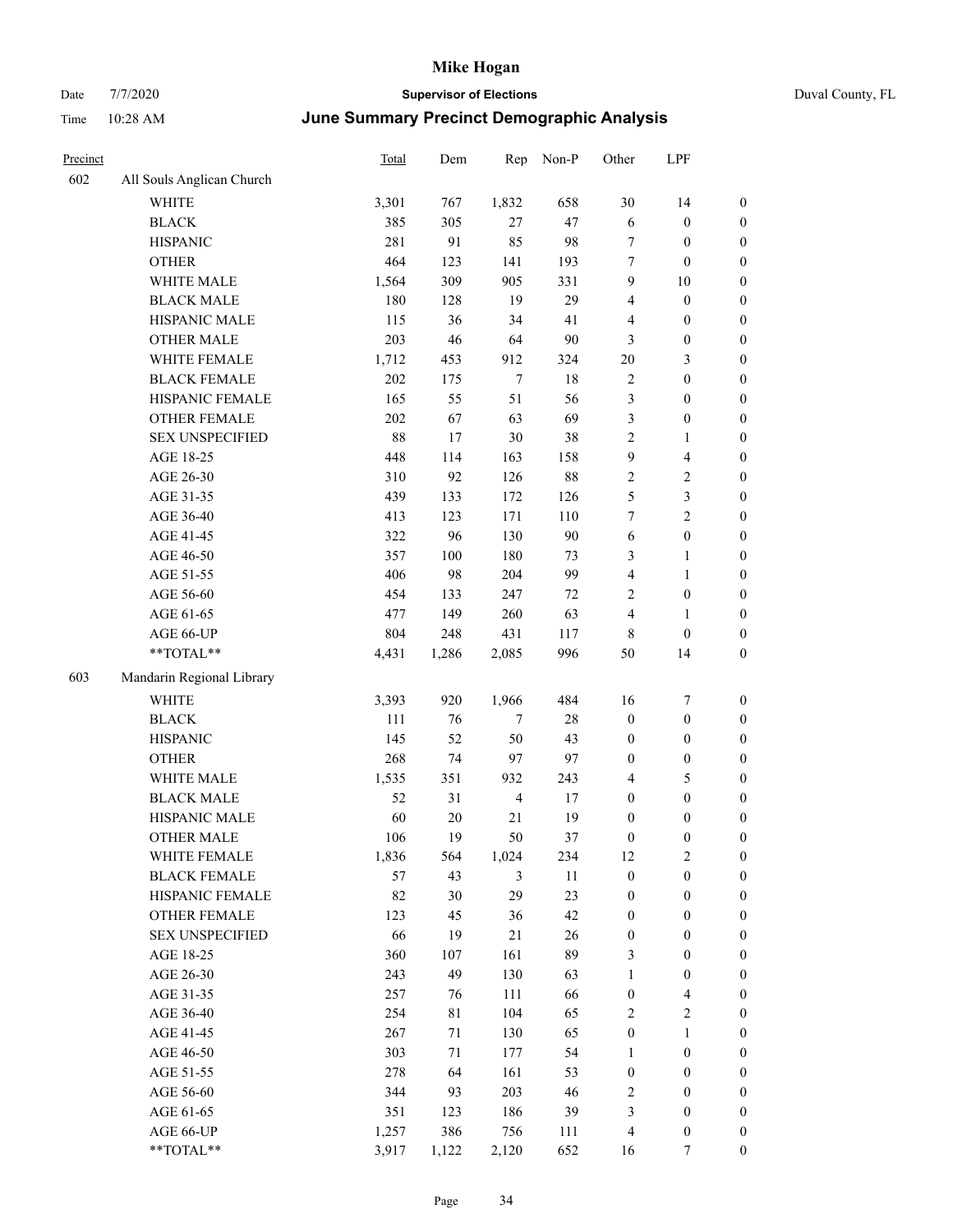# Mike Hogan

Date 7/7/2020 **Supervisor of Elections** Duval County, FL

Time 10:28 AM ***June Summary Precinct Demographic Analysis***

| Precinct | | Total | Dem | Rep | Non-P | Other | LPF | |
|---|---|---|---|---|---|---|---|---|
| 602 | All Souls Anglican Church | | | | | | | |
| | WHITE | 3,301 | 767 | 1,832 | 658 | 30 | 14 | 0 |
| | BLACK | 385 | 305 | 27 | 47 | 6 | 0 | 0 |
| | HISPANIC | 281 | 91 | 85 | 98 | 7 | 0 | 0 |
| | OTHER | 464 | 123 | 141 | 193 | 7 | 0 | 0 |
| | WHITE MALE | 1,564 | 309 | 905 | 331 | 9 | 10 | 0 |
| | BLACK MALE | 180 | 128 | 19 | 29 | 4 | 0 | 0 |
| | HISPANIC MALE | 115 | 36 | 34 | 41 | 4 | 0 | 0 |
| | OTHER MALE | 203 | 46 | 64 | 90 | 3 | 0 | 0 |
| | WHITE FEMALE | 1,712 | 453 | 912 | 324 | 20 | 3 | 0 |
| | BLACK FEMALE | 202 | 175 | 7 | 18 | 2 | 0 | 0 |
| | HISPANIC FEMALE | 165 | 55 | 51 | 56 | 3 | 0 | 0 |
| | OTHER FEMALE | 202 | 67 | 63 | 69 | 3 | 0 | 0 |
| | SEX UNSPECIFIED | 88 | 17 | 30 | 38 | 2 | 1 | 0 |
| | AGE 18-25 | 448 | 114 | 163 | 158 | 9 | 4 | 0 |
| | AGE 26-30 | 310 | 92 | 126 | 88 | 2 | 2 | 0 |
| | AGE 31-35 | 439 | 133 | 172 | 126 | 5 | 3 | 0 |
| | AGE 36-40 | 413 | 123 | 171 | 110 | 7 | 2 | 0 |
| | AGE 41-45 | 322 | 96 | 130 | 90 | 6 | 0 | 0 |
| | AGE 46-50 | 357 | 100 | 180 | 73 | 3 | 1 | 0 |
| | AGE 51-55 | 406 | 98 | 204 | 99 | 4 | 1 | 0 |
| | AGE 56-60 | 454 | 133 | 247 | 72 | 2 | 0 | 0 |
| | AGE 61-65 | 477 | 149 | 260 | 63 | 4 | 1 | 0 |
| | AGE 66-UP | 804 | 248 | 431 | 117 | 8 | 0 | 0 |
| | **TOTAL** | 4,431 | 1,286 | 2,085 | 996 | 50 | 14 | 0 |
| 603 | Mandarin Regional Library | | | | | | | |
| | WHITE | 3,393 | 920 | 1,966 | 484 | 16 | 7 | 0 |
| | BLACK | 111 | 76 | 7 | 28 | 0 | 0 | 0 |
| | HISPANIC | 145 | 52 | 50 | 43 | 0 | 0 | 0 |
| | OTHER | 268 | 74 | 97 | 97 | 0 | 0 | 0 |
| | WHITE MALE | 1,535 | 351 | 932 | 243 | 4 | 5 | 0 |
| | BLACK MALE | 52 | 31 | 4 | 17 | 0 | 0 | 0 |
| | HISPANIC MALE | 60 | 20 | 21 | 19 | 0 | 0 | 0 |
| | OTHER MALE | 106 | 19 | 50 | 37 | 0 | 0 | 0 |
| | WHITE FEMALE | 1,836 | 564 | 1,024 | 234 | 12 | 2 | 0 |
| | BLACK FEMALE | 57 | 43 | 3 | 11 | 0 | 0 | 0 |
| | HISPANIC FEMALE | 82 | 30 | 29 | 23 | 0 | 0 | 0 |
| | OTHER FEMALE | 123 | 45 | 36 | 42 | 0 | 0 | 0 |
| | SEX UNSPECIFIED | 66 | 19 | 21 | 26 | 0 | 0 | 0 |
| | AGE 18-25 | 360 | 107 | 161 | 89 | 3 | 0 | 0 |
| | AGE 26-30 | 243 | 49 | 130 | 63 | 1 | 0 | 0 |
| | AGE 31-35 | 257 | 76 | 111 | 66 | 0 | 4 | 0 |
| | AGE 36-40 | 254 | 81 | 104 | 65 | 2 | 2 | 0 |
| | AGE 41-45 | 267 | 71 | 130 | 65 | 0 | 1 | 0 |
| | AGE 46-50 | 303 | 71 | 177 | 54 | 1 | 0 | 0 |
| | AGE 51-55 | 278 | 64 | 161 | 53 | 0 | 0 | 0 |
| | AGE 56-60 | 344 | 93 | 203 | 46 | 2 | 0 | 0 |
| | AGE 61-65 | 351 | 123 | 186 | 39 | 3 | 0 | 0 |
| | AGE 66-UP | 1,257 | 386 | 756 | 111 | 4 | 0 | 0 |
| | **TOTAL** | 3,917 | 1,122 | 2,120 | 652 | 16 | 7 | 0 |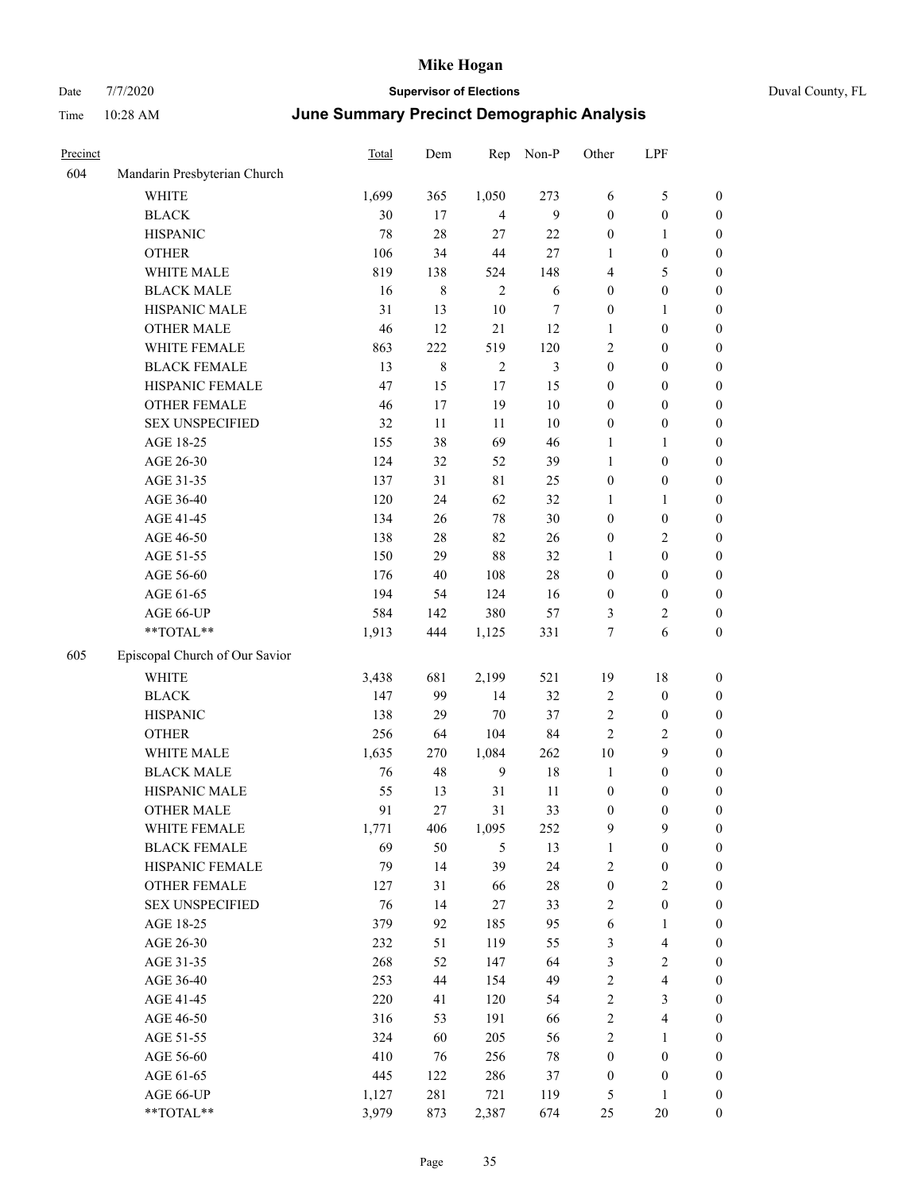| Precinct | | Total | Dem | Rep | Non-P | Other | LPF | |
|---|---|---|---|---|---|---|---|---|
| 604 | Mandarin Presbyterian Church | | | | | | | |
| | WHITE | 1,699 | 365 | 1,050 | 273 | 6 | 5 | 0 |
| | BLACK | 30 | 17 | 4 | 9 | 0 | 0 | 0 |
| | HISPANIC | 78 | 28 | 27 | 22 | 0 | 1 | 0 |
| | OTHER | 106 | 34 | 44 | 27 | 1 | 0 | 0 |
| | WHITE MALE | 819 | 138 | 524 | 148 | 4 | 5 | 0 |
| | BLACK MALE | 16 | 8 | 2 | 6 | 0 | 0 | 0 |
| | HISPANIC MALE | 31 | 13 | 10 | 7 | 0 | 1 | 0 |
| | OTHER MALE | 46 | 12 | 21 | 12 | 1 | 0 | 0 |
| | WHITE FEMALE | 863 | 222 | 519 | 120 | 2 | 0 | 0 |
| | BLACK FEMALE | 13 | 8 | 2 | 3 | 0 | 0 | 0 |
| | HISPANIC FEMALE | 47 | 15 | 17 | 15 | 0 | 0 | 0 |
| | OTHER FEMALE | 46 | 17 | 19 | 10 | 0 | 0 | 0 |
| | SEX UNSPECIFIED | 32 | 11 | 11 | 10 | 0 | 0 | 0 |
| | AGE 18-25 | 155 | 38 | 69 | 46 | 1 | 1 | 0 |
| | AGE 26-30 | 124 | 32 | 52 | 39 | 1 | 0 | 0 |
| | AGE 31-35 | 137 | 31 | 81 | 25 | 0 | 0 | 0 |
| | AGE 36-40 | 120 | 24 | 62 | 32 | 1 | 1 | 0 |
| | AGE 41-45 | 134 | 26 | 78 | 30 | 0 | 0 | 0 |
| | AGE 46-50 | 138 | 28 | 82 | 26 | 0 | 2 | 0 |
| | AGE 51-55 | 150 | 29 | 88 | 32 | 1 | 0 | 0 |
| | AGE 56-60 | 176 | 40 | 108 | 28 | 0 | 0 | 0 |
| | AGE 61-65 | 194 | 54 | 124 | 16 | 0 | 0 | 0 |
| | AGE 66-UP | 584 | 142 | 380 | 57 | 3 | 2 | 0 |
| | **TOTAL** | 1,913 | 444 | 1,125 | 331 | 7 | 6 | 0 |
| 605 | Episcopal Church of Our Savior | | | | | | | |
| | WHITE | 3,438 | 681 | 2,199 | 521 | 19 | 18 | 0 |
| | BLACK | 147 | 99 | 14 | 32 | 2 | 0 | 0 |
| | HISPANIC | 138 | 29 | 70 | 37 | 2 | 0 | 0 |
| | OTHER | 256 | 64 | 104 | 84 | 2 | 2 | 0 |
| | WHITE MALE | 1,635 | 270 | 1,084 | 262 | 10 | 9 | 0 |
| | BLACK MALE | 76 | 48 | 9 | 18 | 1 | 0 | 0 |
| | HISPANIC MALE | 55 | 13 | 31 | 11 | 0 | 0 | 0 |
| | OTHER MALE | 91 | 27 | 31 | 33 | 0 | 0 | 0 |
| | WHITE FEMALE | 1,771 | 406 | 1,095 | 252 | 9 | 9 | 0 |
| | BLACK FEMALE | 69 | 50 | 5 | 13 | 1 | 0 | 0 |
| | HISPANIC FEMALE | 79 | 14 | 39 | 24 | 2 | 0 | 0 |
| | OTHER FEMALE | 127 | 31 | 66 | 28 | 0 | 2 | 0 |
| | SEX UNSPECIFIED | 76 | 14 | 27 | 33 | 2 | 0 | 0 |
| | AGE 18-25 | 379 | 92 | 185 | 95 | 6 | 1 | 0 |
| | AGE 26-30 | 232 | 51 | 119 | 55 | 3 | 4 | 0 |
| | AGE 31-35 | 268 | 52 | 147 | 64 | 3 | 2 | 0 |
| | AGE 36-40 | 253 | 44 | 154 | 49 | 2 | 4 | 0 |
| | AGE 41-45 | 220 | 41 | 120 | 54 | 2 | 3 | 0 |
| | AGE 46-50 | 316 | 53 | 191 | 66 | 2 | 4 | 0 |
| | AGE 51-55 | 324 | 60 | 205 | 56 | 2 | 1 | 0 |
| | AGE 56-60 | 410 | 76 | 256 | 78 | 0 | 0 | 0 |
| | AGE 61-65 | 445 | 122 | 286 | 37 | 0 | 0 | 0 |
| | AGE 66-UP | 1,127 | 281 | 721 | 119 | 5 | 1 | 0 |
| | **TOTAL** | 3,979 | 873 | 2,387 | 674 | 25 | 20 | 0 |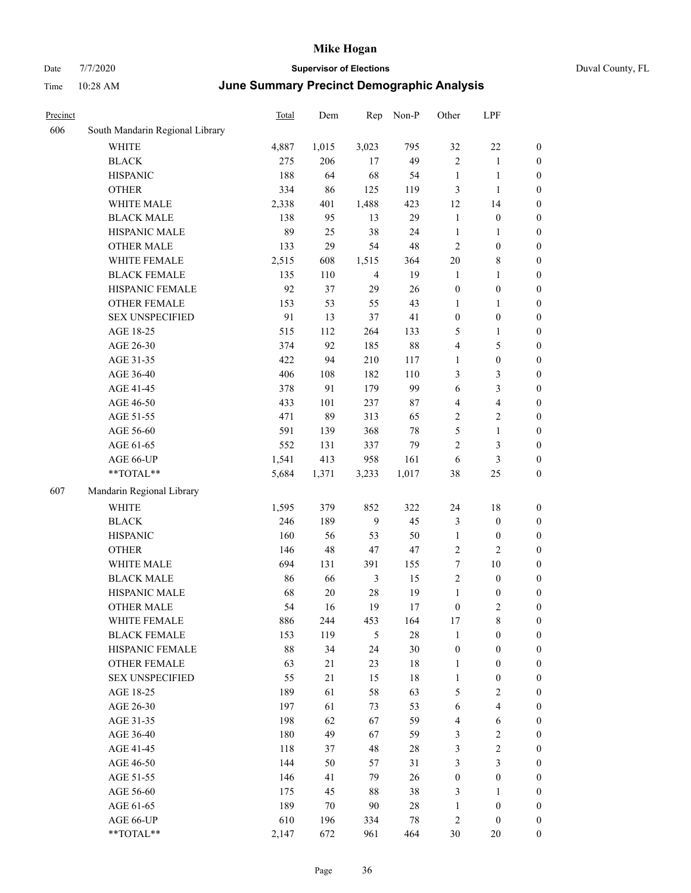# Mike Hogan

Date 7/7/2020 | **Supervisor of Elections** | Duval County, FL

Time 10:28 AM | **June Summary Precinct Demographic Analysis**

| Precinct | | Total | Dem | Rep | Non-P | Other | LPF | |
|---|---|---|---|---|---|---|---|---|
| 606 | South Mandarin Regional Library | | | | | | | |
| | WHITE | 4,887 | 1,015 | 3,023 | 795 | 32 | 22 | 0 |
| | BLACK | 275 | 206 | 17 | 49 | 2 | 1 | 0 |
| | HISPANIC | 188 | 64 | 68 | 54 | 1 | 1 | 0 |
| | OTHER | 334 | 86 | 125 | 119 | 3 | 1 | 0 |
| | WHITE MALE | 2,338 | 401 | 1,488 | 423 | 12 | 14 | 0 |
| | BLACK MALE | 138 | 95 | 13 | 29 | 1 | 0 | 0 |
| | HISPANIC MALE | 89 | 25 | 38 | 24 | 1 | 1 | 0 |
| | OTHER MALE | 133 | 29 | 54 | 48 | 2 | 0 | 0 |
| | WHITE FEMALE | 2,515 | 608 | 1,515 | 364 | 20 | 8 | 0 |
| | BLACK FEMALE | 135 | 110 | 4 | 19 | 1 | 1 | 0 |
| | HISPANIC FEMALE | 92 | 37 | 29 | 26 | 0 | 0 | 0 |
| | OTHER FEMALE | 153 | 53 | 55 | 43 | 1 | 1 | 0 |
| | SEX UNSPECIFIED | 91 | 13 | 37 | 41 | 0 | 0 | 0 |
| | AGE 18-25 | 515 | 112 | 264 | 133 | 5 | 1 | 0 |
| | AGE 26-30 | 374 | 92 | 185 | 88 | 4 | 5 | 0 |
| | AGE 31-35 | 422 | 94 | 210 | 117 | 1 | 0 | 0 |
| | AGE 36-40 | 406 | 108 | 182 | 110 | 3 | 3 | 0 |
| | AGE 41-45 | 378 | 91 | 179 | 99 | 6 | 3 | 0 |
| | AGE 46-50 | 433 | 101 | 237 | 87 | 4 | 4 | 0 |
| | AGE 51-55 | 471 | 89 | 313 | 65 | 2 | 2 | 0 |
| | AGE 56-60 | 591 | 139 | 368 | 78 | 5 | 1 | 0 |
| | AGE 61-65 | 552 | 131 | 337 | 79 | 2 | 3 | 0 |
| | AGE 66-UP | 1,541 | 413 | 958 | 161 | 6 | 3 | 0 |
| | **TOTAL** | 5,684 | 1,371 | 3,233 | 1,017 | 38 | 25 | 0 |
| 607 | Mandarin Regional Library | | | | | | | |
| | WHITE | 1,595 | 379 | 852 | 322 | 24 | 18 | 0 |
| | BLACK | 246 | 189 | 9 | 45 | 3 | 0 | 0 |
| | HISPANIC | 160 | 56 | 53 | 50 | 1 | 0 | 0 |
| | OTHER | 146 | 48 | 47 | 47 | 2 | 2 | 0 |
| | WHITE MALE | 694 | 131 | 391 | 155 | 7 | 10 | 0 |
| | BLACK MALE | 86 | 66 | 3 | 15 | 2 | 0 | 0 |
| | HISPANIC MALE | 68 | 20 | 28 | 19 | 1 | 0 | 0 |
| | OTHER MALE | 54 | 16 | 19 | 17 | 0 | 2 | 0 |
| | WHITE FEMALE | 886 | 244 | 453 | 164 | 17 | 8 | 0 |
| | BLACK FEMALE | 153 | 119 | 5 | 28 | 1 | 0 | 0 |
| | HISPANIC FEMALE | 88 | 34 | 24 | 30 | 0 | 0 | 0 |
| | OTHER FEMALE | 63 | 21 | 23 | 18 | 1 | 0 | 0 |
| | SEX UNSPECIFIED | 55 | 21 | 15 | 18 | 1 | 0 | 0 |
| | AGE 18-25 | 189 | 61 | 58 | 63 | 5 | 2 | 0 |
| | AGE 26-30 | 197 | 61 | 73 | 53 | 6 | 4 | 0 |
| | AGE 31-35 | 198 | 62 | 67 | 59 | 4 | 6 | 0 |
| | AGE 36-40 | 180 | 49 | 67 | 59 | 3 | 2 | 0 |
| | AGE 41-45 | 118 | 37 | 48 | 28 | 3 | 2 | 0 |
| | AGE 46-50 | 144 | 50 | 57 | 31 | 3 | 3 | 0 |
| | AGE 51-55 | 146 | 41 | 79 | 26 | 0 | 0 | 0 |
| | AGE 56-60 | 175 | 45 | 88 | 38 | 3 | 1 | 0 |
| | AGE 61-65 | 189 | 70 | 90 | 28 | 1 | 0 | 0 |
| | AGE 66-UP | 610 | 196 | 334 | 78 | 2 | 0 | 0 |
| | **TOTAL** | 2,147 | 672 | 961 | 464 | 30 | 20 | 0 |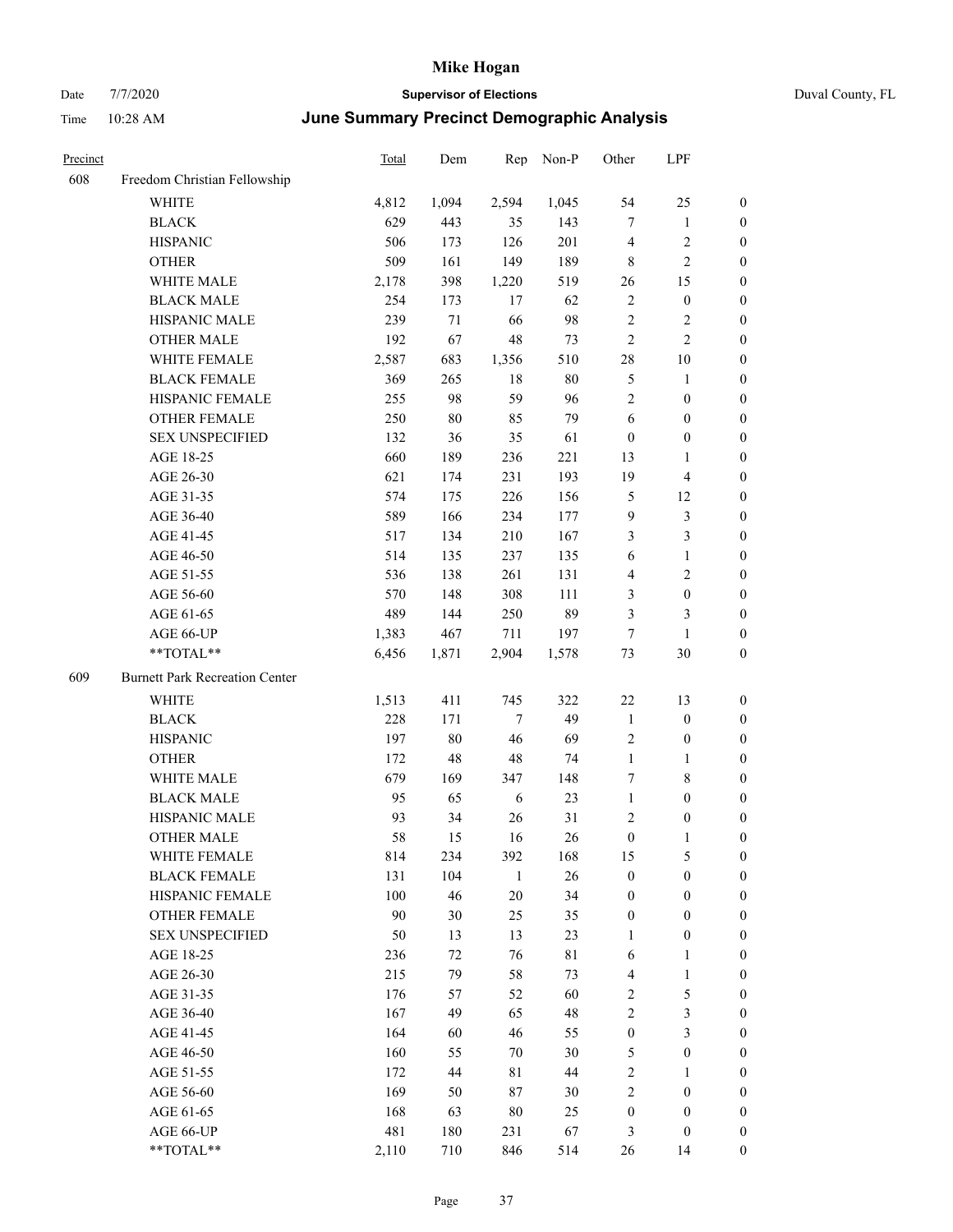| Precinct | | Total | Dem | Rep | Non-P | Other | LPF | |
|---|---|---|---|---|---|---|---|---|
| 608 | Freedom Christian Fellowship | | | | | | | |
| | WHITE | 4,812 | 1,094 | 2,594 | 1,045 | 54 | 25 | 0 |
| | BLACK | 629 | 443 | 35 | 143 | 7 | 1 | 0 |
| | HISPANIC | 506 | 173 | 126 | 201 | 4 | 2 | 0 |
| | OTHER | 509 | 161 | 149 | 189 | 8 | 2 | 0 |
| | WHITE MALE | 2,178 | 398 | 1,220 | 519 | 26 | 15 | 0 |
| | BLACK MALE | 254 | 173 | 17 | 62 | 2 | 0 | 0 |
| | HISPANIC MALE | 239 | 71 | 66 | 98 | 2 | 2 | 0 |
| | OTHER MALE | 192 | 67 | 48 | 73 | 2 | 2 | 0 |
| | WHITE FEMALE | 2,587 | 683 | 1,356 | 510 | 28 | 10 | 0 |
| | BLACK FEMALE | 369 | 265 | 18 | 80 | 5 | 1 | 0 |
| | HISPANIC FEMALE | 255 | 98 | 59 | 96 | 2 | 0 | 0 |
| | OTHER FEMALE | 250 | 80 | 85 | 79 | 6 | 0 | 0 |
| | SEX UNSPECIFIED | 132 | 36 | 35 | 61 | 0 | 0 | 0 |
| | AGE 18-25 | 660 | 189 | 236 | 221 | 13 | 1 | 0 |
| | AGE 26-30 | 621 | 174 | 231 | 193 | 19 | 4 | 0 |
| | AGE 31-35 | 574 | 175 | 226 | 156 | 5 | 12 | 0 |
| | AGE 36-40 | 589 | 166 | 234 | 177 | 9 | 3 | 0 |
| | AGE 41-45 | 517 | 134 | 210 | 167 | 3 | 3 | 0 |
| | AGE 46-50 | 514 | 135 | 237 | 135 | 6 | 1 | 0 |
| | AGE 51-55 | 536 | 138 | 261 | 131 | 4 | 2 | 0 |
| | AGE 56-60 | 570 | 148 | 308 | 111 | 3 | 0 | 0 |
| | AGE 61-65 | 489 | 144 | 250 | 89 | 3 | 3 | 0 |
| | AGE 66-UP | 1,383 | 467 | 711 | 197 | 7 | 1 | 0 |
| | **TOTAL** | 6,456 | 1,871 | 2,904 | 1,578 | 73 | 30 | 0 |
| 609 | Burnett Park Recreation Center | | | | | | | |
| | WHITE | 1,513 | 411 | 745 | 322 | 22 | 13 | 0 |
| | BLACK | 228 | 171 | 7 | 49 | 1 | 0 | 0 |
| | HISPANIC | 197 | 80 | 46 | 69 | 2 | 0 | 0 |
| | OTHER | 172 | 48 | 48 | 74 | 1 | 1 | 0 |
| | WHITE MALE | 679 | 169 | 347 | 148 | 7 | 8 | 0 |
| | BLACK MALE | 95 | 65 | 6 | 23 | 1 | 0 | 0 |
| | HISPANIC MALE | 93 | 34 | 26 | 31 | 2 | 0 | 0 |
| | OTHER MALE | 58 | 15 | 16 | 26 | 0 | 1 | 0 |
| | WHITE FEMALE | 814 | 234 | 392 | 168 | 15 | 5 | 0 |
| | BLACK FEMALE | 131 | 104 | 1 | 26 | 0 | 0 | 0 |
| | HISPANIC FEMALE | 100 | 46 | 20 | 34 | 0 | 0 | 0 |
| | OTHER FEMALE | 90 | 30 | 25 | 35 | 0 | 0 | 0 |
| | SEX UNSPECIFIED | 50 | 13 | 13 | 23 | 1 | 0 | 0 |
| | AGE 18-25 | 236 | 72 | 76 | 81 | 6 | 1 | 0 |
| | AGE 26-30 | 215 | 79 | 58 | 73 | 4 | 1 | 0 |
| | AGE 31-35 | 176 | 57 | 52 | 60 | 2 | 5 | 0 |
| | AGE 36-40 | 167 | 49 | 65 | 48 | 2 | 3 | 0 |
| | AGE 41-45 | 164 | 60 | 46 | 55 | 0 | 3 | 0 |
| | AGE 46-50 | 160 | 55 | 70 | 30 | 5 | 0 | 0 |
| | AGE 51-55 | 172 | 44 | 81 | 44 | 2 | 1 | 0 |
| | AGE 56-60 | 169 | 50 | 87 | 30 | 2 | 0 | 0 |
| | AGE 61-65 | 168 | 63 | 80 | 25 | 0 | 0 | 0 |
| | AGE 66-UP | 481 | 180 | 231 | 67 | 3 | 0 | 0 |
| | **TOTAL** | 2,110 | 710 | 846 | 514 | 26 | 14 | 0 |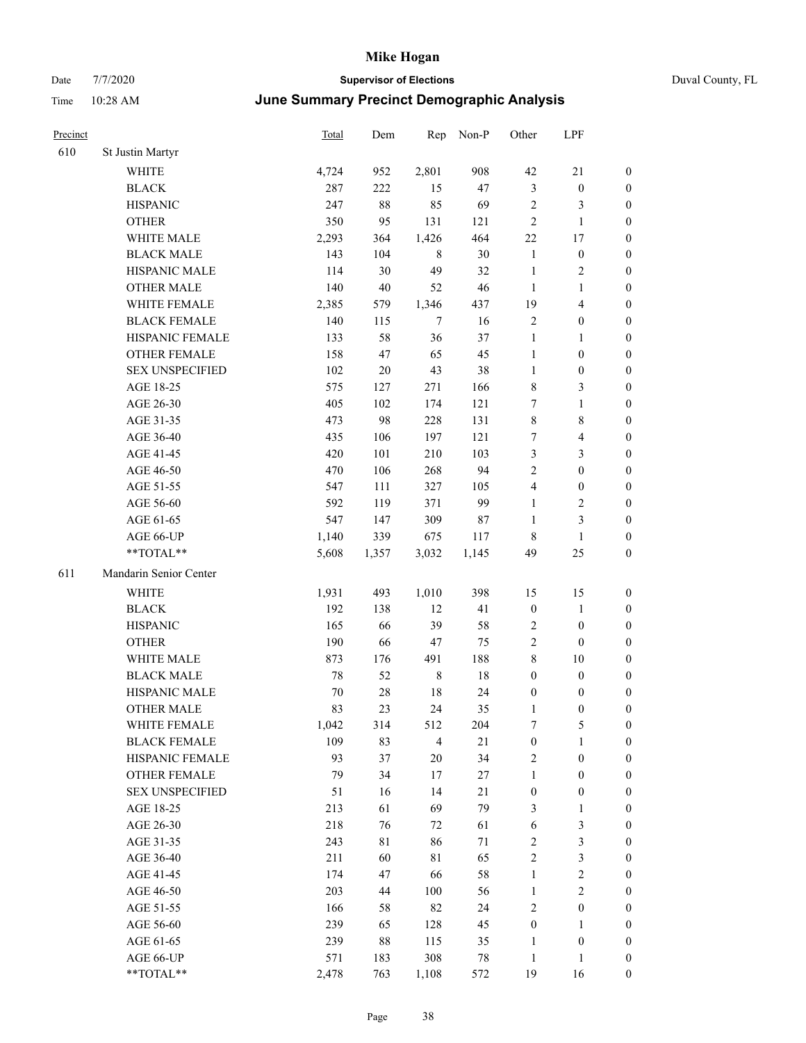# Mike Hogan

Date 7/7/2020 **Supervisor of Elections** Duval County, FL

Time 10:28 AM **June Summary Precinct Demographic Analysis**

| Precinct | | Total | Dem | Rep | Non-P | Other | LPF | |
|---|---|---|---|---|---|---|---|---|
| 610 | St Justin Martyr | | | | | | | |
| | WHITE | 4,724 | 952 | 2,801 | 908 | 42 | 21 | 0 |
| | BLACK | 287 | 222 | 15 | 47 | 3 | 0 | 0 |
| | HISPANIC | 247 | 88 | 85 | 69 | 2 | 3 | 0 |
| | OTHER | 350 | 95 | 131 | 121 | 2 | 1 | 0 |
| | WHITE MALE | 2,293 | 364 | 1,426 | 464 | 22 | 17 | 0 |
| | BLACK MALE | 143 | 104 | 8 | 30 | 1 | 0 | 0 |
| | HISPANIC MALE | 114 | 30 | 49 | 32 | 1 | 2 | 0 |
| | OTHER MALE | 140 | 40 | 52 | 46 | 1 | 1 | 0 |
| | WHITE FEMALE | 2,385 | 579 | 1,346 | 437 | 19 | 4 | 0 |
| | BLACK FEMALE | 140 | 115 | 7 | 16 | 2 | 0 | 0 |
| | HISPANIC FEMALE | 133 | 58 | 36 | 37 | 1 | 1 | 0 |
| | OTHER FEMALE | 158 | 47 | 65 | 45 | 1 | 0 | 0 |
| | SEX UNSPECIFIED | 102 | 20 | 43 | 38 | 1 | 0 | 0 |
| | AGE 18-25 | 575 | 127 | 271 | 166 | 8 | 3 | 0 |
| | AGE 26-30 | 405 | 102 | 174 | 121 | 7 | 1 | 0 |
| | AGE 31-35 | 473 | 98 | 228 | 131 | 8 | 8 | 0 |
| | AGE 36-40 | 435 | 106 | 197 | 121 | 7 | 4 | 0 |
| | AGE 41-45 | 420 | 101 | 210 | 103 | 3 | 3 | 0 |
| | AGE 46-50 | 470 | 106 | 268 | 94 | 2 | 0 | 0 |
| | AGE 51-55 | 547 | 111 | 327 | 105 | 4 | 0 | 0 |
| | AGE 56-60 | 592 | 119 | 371 | 99 | 1 | 2 | 0 |
| | AGE 61-65 | 547 | 147 | 309 | 87 | 1 | 3 | 0 |
| | AGE 66-UP | 1,140 | 339 | 675 | 117 | 8 | 1 | 0 |
| | **TOTAL** | 5,608 | 1,357 | 3,032 | 1,145 | 49 | 25 | 0 |
| 611 | Mandarin Senior Center | | | | | | | |
| | WHITE | 1,931 | 493 | 1,010 | 398 | 15 | 15 | 0 |
| | BLACK | 192 | 138 | 12 | 41 | 0 | 1 | 0 |
| | HISPANIC | 165 | 66 | 39 | 58 | 2 | 0 | 0 |
| | OTHER | 190 | 66 | 47 | 75 | 2 | 0 | 0 |
| | WHITE MALE | 873 | 176 | 491 | 188 | 8 | 10 | 0 |
| | BLACK MALE | 78 | 52 | 8 | 18 | 0 | 0 | 0 |
| | HISPANIC MALE | 70 | 28 | 18 | 24 | 0 | 0 | 0 |
| | OTHER MALE | 83 | 23 | 24 | 35 | 1 | 0 | 0 |
| | WHITE FEMALE | 1,042 | 314 | 512 | 204 | 7 | 5 | 0 |
| | BLACK FEMALE | 109 | 83 | 4 | 21 | 0 | 1 | 0 |
| | HISPANIC FEMALE | 93 | 37 | 20 | 34 | 2 | 0 | 0 |
| | OTHER FEMALE | 79 | 34 | 17 | 27 | 1 | 0 | 0 |
| | SEX UNSPECIFIED | 51 | 16 | 14 | 21 | 0 | 0 | 0 |
| | AGE 18-25 | 213 | 61 | 69 | 79 | 3 | 1 | 0 |
| | AGE 26-30 | 218 | 76 | 72 | 61 | 6 | 3 | 0 |
| | AGE 31-35 | 243 | 81 | 86 | 71 | 2 | 3 | 0 |
| | AGE 36-40 | 211 | 60 | 81 | 65 | 2 | 3 | 0 |
| | AGE 41-45 | 174 | 47 | 66 | 58 | 1 | 2 | 0 |
| | AGE 46-50 | 203 | 44 | 100 | 56 | 1 | 2 | 0 |
| | AGE 51-55 | 166 | 58 | 82 | 24 | 2 | 0 | 0 |
| | AGE 56-60 | 239 | 65 | 128 | 45 | 0 | 1 | 0 |
| | AGE 61-65 | 239 | 88 | 115 | 35 | 1 | 0 | 0 |
| | AGE 66-UP | 571 | 183 | 308 | 78 | 1 | 1 | 0 |
| | **TOTAL** | 2,478 | 763 | 1,108 | 572 | 19 | 16 | 0 |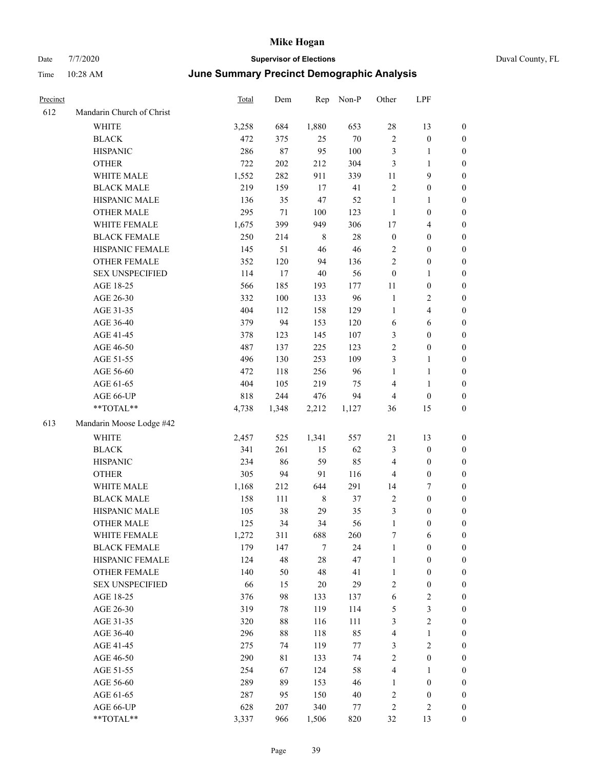# Mike Hogan

Date 7/7/2020 — **Supervisor of Elections** — Duval County, FL

Time 10:28 AM — ***June Summary Precinct Demographic Analysis***

| Precinct | | Total | Dem | Rep | Non-P | Other | LPF | |
|---|---|---|---|---|---|---|---|---|
| 612 | Mandarin Church of Christ | | | | | | | |
| | WHITE | 3,258 | 684 | 1,880 | 653 | 28 | 13 | 0 |
| | BLACK | 472 | 375 | 25 | 70 | 2 | 0 | 0 |
| | HISPANIC | 286 | 87 | 95 | 100 | 3 | 1 | 0 |
| | OTHER | 722 | 202 | 212 | 304 | 3 | 1 | 0 |
| | WHITE MALE | 1,552 | 282 | 911 | 339 | 11 | 9 | 0 |
| | BLACK MALE | 219 | 159 | 17 | 41 | 2 | 0 | 0 |
| | HISPANIC MALE | 136 | 35 | 47 | 52 | 1 | 1 | 0 |
| | OTHER MALE | 295 | 71 | 100 | 123 | 1 | 0 | 0 |
| | WHITE FEMALE | 1,675 | 399 | 949 | 306 | 17 | 4 | 0 |
| | BLACK FEMALE | 250 | 214 | 8 | 28 | 0 | 0 | 0 |
| | HISPANIC FEMALE | 145 | 51 | 46 | 46 | 2 | 0 | 0 |
| | OTHER FEMALE | 352 | 120 | 94 | 136 | 2 | 0 | 0 |
| | SEX UNSPECIFIED | 114 | 17 | 40 | 56 | 0 | 1 | 0 |
| | AGE 18-25 | 566 | 185 | 193 | 177 | 11 | 0 | 0 |
| | AGE 26-30 | 332 | 100 | 133 | 96 | 1 | 2 | 0 |
| | AGE 31-35 | 404 | 112 | 158 | 129 | 1 | 4 | 0 |
| | AGE 36-40 | 379 | 94 | 153 | 120 | 6 | 6 | 0 |
| | AGE 41-45 | 378 | 123 | 145 | 107 | 3 | 0 | 0 |
| | AGE 46-50 | 487 | 137 | 225 | 123 | 2 | 0 | 0 |
| | AGE 51-55 | 496 | 130 | 253 | 109 | 3 | 1 | 0 |
| | AGE 56-60 | 472 | 118 | 256 | 96 | 1 | 1 | 0 |
| | AGE 61-65 | 404 | 105 | 219 | 75 | 4 | 1 | 0 |
| | AGE 66-UP | 818 | 244 | 476 | 94 | 4 | 0 | 0 |
| | **TOTAL** | 4,738 | 1,348 | 2,212 | 1,127 | 36 | 15 | 0 |
| 613 | Mandarin Moose Lodge #42 | | | | | | | |
| | WHITE | 2,457 | 525 | 1,341 | 557 | 21 | 13 | 0 |
| | BLACK | 341 | 261 | 15 | 62 | 3 | 0 | 0 |
| | HISPANIC | 234 | 86 | 59 | 85 | 4 | 0 | 0 |
| | OTHER | 305 | 94 | 91 | 116 | 4 | 0 | 0 |
| | WHITE MALE | 1,168 | 212 | 644 | 291 | 14 | 7 | 0 |
| | BLACK MALE | 158 | 111 | 8 | 37 | 2 | 0 | 0 |
| | HISPANIC MALE | 105 | 38 | 29 | 35 | 3 | 0 | 0 |
| | OTHER MALE | 125 | 34 | 34 | 56 | 1 | 0 | 0 |
| | WHITE FEMALE | 1,272 | 311 | 688 | 260 | 7 | 6 | 0 |
| | BLACK FEMALE | 179 | 147 | 7 | 24 | 1 | 0 | 0 |
| | HISPANIC FEMALE | 124 | 48 | 28 | 47 | 1 | 0 | 0 |
| | OTHER FEMALE | 140 | 50 | 48 | 41 | 1 | 0 | 0 |
| | SEX UNSPECIFIED | 66 | 15 | 20 | 29 | 2 | 0 | 0 |
| | AGE 18-25 | 376 | 98 | 133 | 137 | 6 | 2 | 0 |
| | AGE 26-30 | 319 | 78 | 119 | 114 | 5 | 3 | 0 |
| | AGE 31-35 | 320 | 88 | 116 | 111 | 3 | 2 | 0 |
| | AGE 36-40 | 296 | 88 | 118 | 85 | 4 | 1 | 0 |
| | AGE 41-45 | 275 | 74 | 119 | 77 | 3 | 2 | 0 |
| | AGE 46-50 | 290 | 81 | 133 | 74 | 2 | 0 | 0 |
| | AGE 51-55 | 254 | 67 | 124 | 58 | 4 | 1 | 0 |
| | AGE 56-60 | 289 | 89 | 153 | 46 | 1 | 0 | 0 |
| | AGE 61-65 | 287 | 95 | 150 | 40 | 2 | 0 | 0 |
| | AGE 66-UP | 628 | 207 | 340 | 77 | 2 | 2 | 0 |
| | **TOTAL** | 3,337 | 966 | 1,506 | 820 | 32 | 13 | 0 |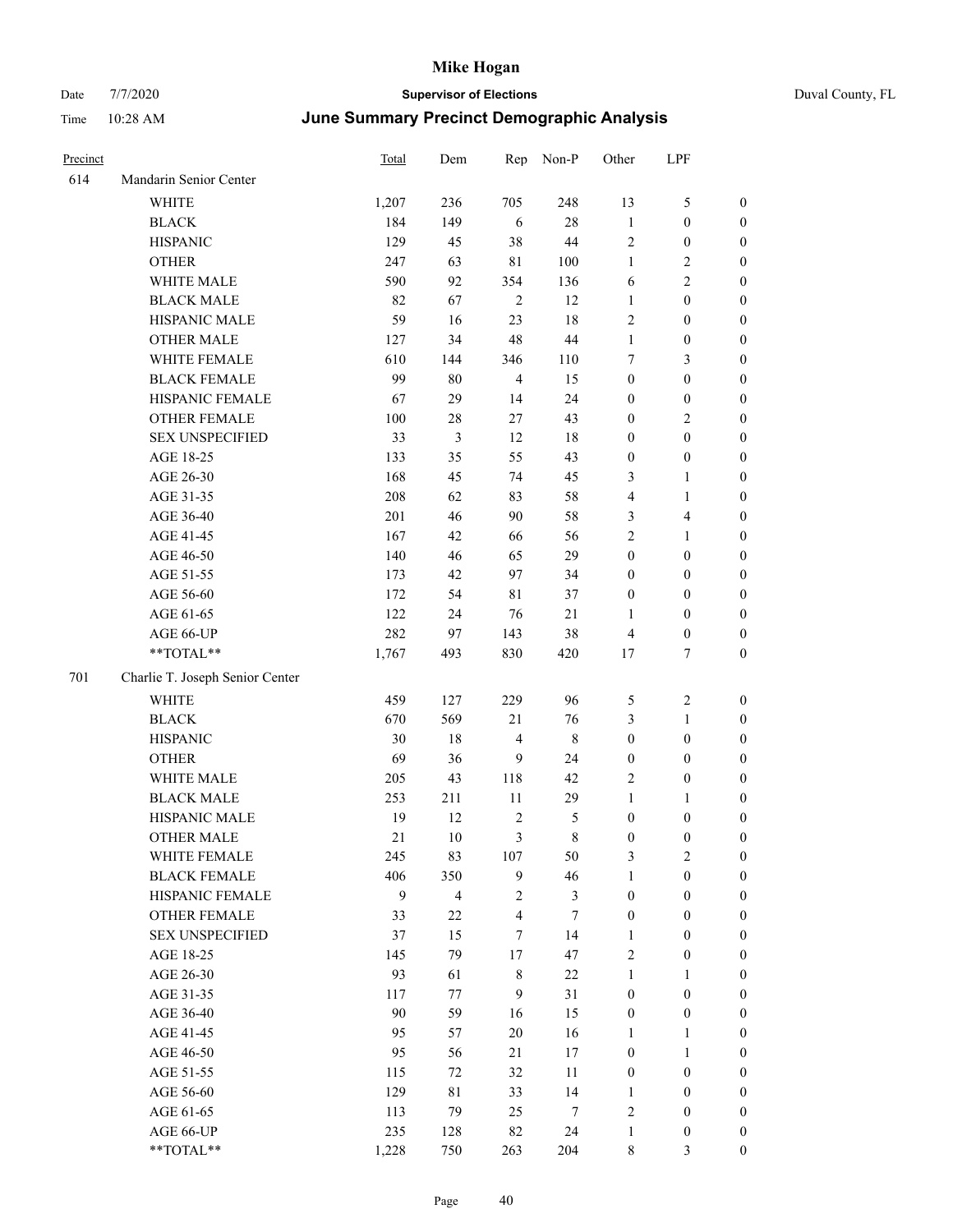| Precinct | | Total | Dem | Rep | Non-P | Other | LPF | |
|---|---|---|---|---|---|---|---|---|
| 614 | Mandarin Senior Center | | | | | | | |
| | WHITE | 1,207 | 236 | 705 | 248 | 13 | 5 | 0 |
| | BLACK | 184 | 149 | 6 | 28 | 1 | 0 | 0 |
| | HISPANIC | 129 | 45 | 38 | 44 | 2 | 0 | 0 |
| | OTHER | 247 | 63 | 81 | 100 | 1 | 2 | 0 |
| | WHITE MALE | 590 | 92 | 354 | 136 | 6 | 2 | 0 |
| | BLACK MALE | 82 | 67 | 2 | 12 | 1 | 0 | 0 |
| | HISPANIC MALE | 59 | 16 | 23 | 18 | 2 | 0 | 0 |
| | OTHER MALE | 127 | 34 | 48 | 44 | 1 | 0 | 0 |
| | WHITE FEMALE | 610 | 144 | 346 | 110 | 7 | 3 | 0 |
| | BLACK FEMALE | 99 | 80 | 4 | 15 | 0 | 0 | 0 |
| | HISPANIC FEMALE | 67 | 29 | 14 | 24 | 0 | 0 | 0 |
| | OTHER FEMALE | 100 | 28 | 27 | 43 | 0 | 2 | 0 |
| | SEX UNSPECIFIED | 33 | 3 | 12 | 18 | 0 | 0 | 0 |
| | AGE 18-25 | 133 | 35 | 55 | 43 | 0 | 0 | 0 |
| | AGE 26-30 | 168 | 45 | 74 | 45 | 3 | 1 | 0 |
| | AGE 31-35 | 208 | 62 | 83 | 58 | 4 | 1 | 0 |
| | AGE 36-40 | 201 | 46 | 90 | 58 | 3 | 4 | 0 |
| | AGE 41-45 | 167 | 42 | 66 | 56 | 2 | 1 | 0 |
| | AGE 46-50 | 140 | 46 | 65 | 29 | 0 | 0 | 0 |
| | AGE 51-55 | 173 | 42 | 97 | 34 | 0 | 0 | 0 |
| | AGE 56-60 | 172 | 54 | 81 | 37 | 0 | 0 | 0 |
| | AGE 61-65 | 122 | 24 | 76 | 21 | 1 | 0 | 0 |
| | AGE 66-UP | 282 | 97 | 143 | 38 | 4 | 0 | 0 |
| | **TOTAL** | 1,767 | 493 | 830 | 420 | 17 | 7 | 0 |
| 701 | Charlie T. Joseph Senior Center | | | | | | | |
| | WHITE | 459 | 127 | 229 | 96 | 5 | 2 | 0 |
| | BLACK | 670 | 569 | 21 | 76 | 3 | 1 | 0 |
| | HISPANIC | 30 | 18 | 4 | 8 | 0 | 0 | 0 |
| | OTHER | 69 | 36 | 9 | 24 | 0 | 0 | 0 |
| | WHITE MALE | 205 | 43 | 118 | 42 | 2 | 0 | 0 |
| | BLACK MALE | 253 | 211 | 11 | 29 | 1 | 1 | 0 |
| | HISPANIC MALE | 19 | 12 | 2 | 5 | 0 | 0 | 0 |
| | OTHER MALE | 21 | 10 | 3 | 8 | 0 | 0 | 0 |
| | WHITE FEMALE | 245 | 83 | 107 | 50 | 3 | 2 | 0 |
| | BLACK FEMALE | 406 | 350 | 9 | 46 | 1 | 0 | 0 |
| | HISPANIC FEMALE | 9 | 4 | 2 | 3 | 0 | 0 | 0 |
| | OTHER FEMALE | 33 | 22 | 4 | 7 | 0 | 0 | 0 |
| | SEX UNSPECIFIED | 37 | 15 | 7 | 14 | 1 | 0 | 0 |
| | AGE 18-25 | 145 | 79 | 17 | 47 | 2 | 0 | 0 |
| | AGE 26-30 | 93 | 61 | 8 | 22 | 1 | 1 | 0 |
| | AGE 31-35 | 117 | 77 | 9 | 31 | 0 | 0 | 0 |
| | AGE 36-40 | 90 | 59 | 16 | 15 | 0 | 0 | 0 |
| | AGE 41-45 | 95 | 57 | 20 | 16 | 1 | 1 | 0 |
| | AGE 46-50 | 95 | 56 | 21 | 17 | 0 | 1 | 0 |
| | AGE 51-55 | 115 | 72 | 32 | 11 | 0 | 0 | 0 |
| | AGE 56-60 | 129 | 81 | 33 | 14 | 1 | 0 | 0 |
| | AGE 61-65 | 113 | 79 | 25 | 7 | 2 | 0 | 0 |
| | AGE 66-UP | 235 | 128 | 82 | 24 | 1 | 0 | 0 |
| | **TOTAL** | 1,228 | 750 | 263 | 204 | 8 | 3 | 0 |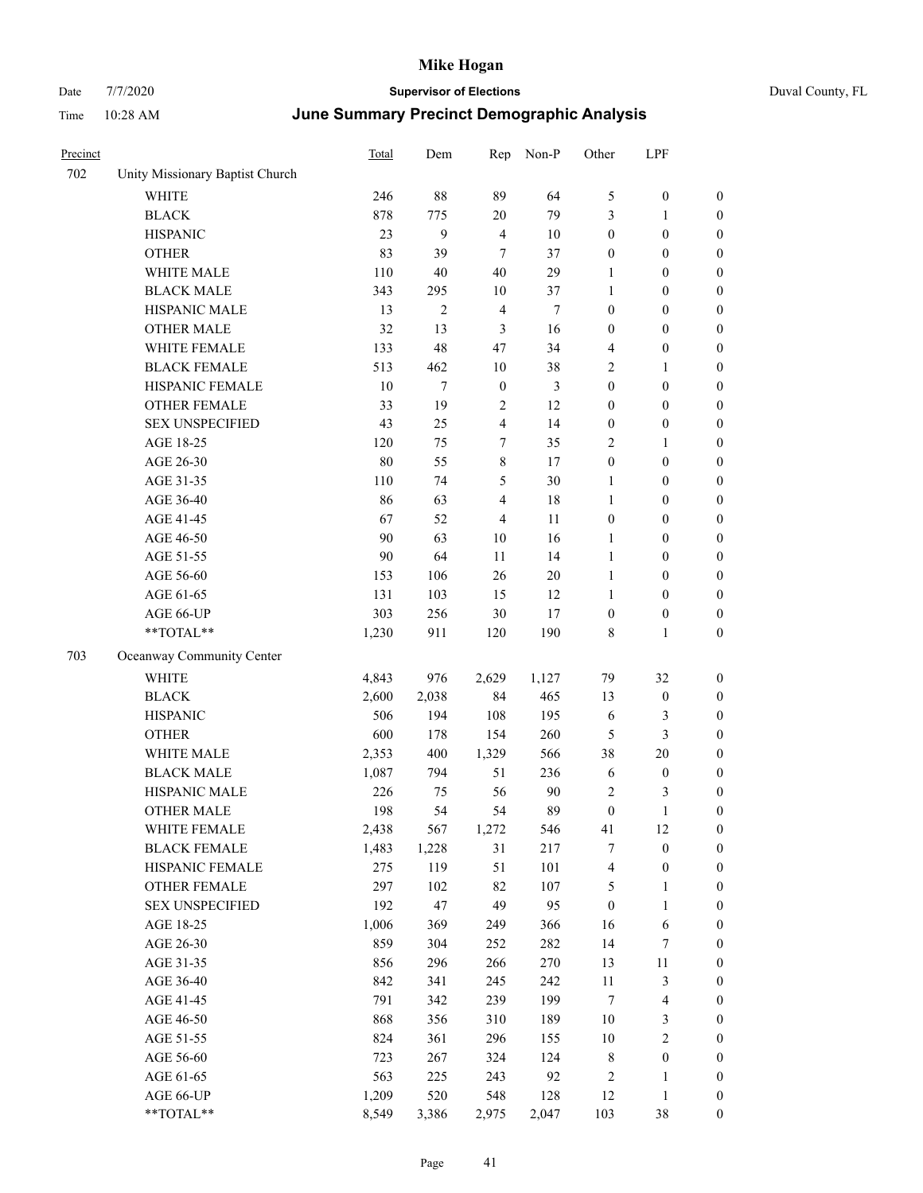| Precinct | | Total | Dem | Rep | Non-P | Other | LPF | |
|---|---|---|---|---|---|---|---|---|
| 702 | Unity Missionary Baptist Church | | | | | | | |
| | WHITE | 246 | 88 | 89 | 64 | 5 | 0 | 0 |
| | BLACK | 878 | 775 | 20 | 79 | 3 | 1 | 0 |
| | HISPANIC | 23 | 9 | 4 | 10 | 0 | 0 | 0 |
| | OTHER | 83 | 39 | 7 | 37 | 0 | 0 | 0 |
| | WHITE MALE | 110 | 40 | 40 | 29 | 1 | 0 | 0 |
| | BLACK MALE | 343 | 295 | 10 | 37 | 1 | 0 | 0 |
| | HISPANIC MALE | 13 | 2 | 4 | 7 | 0 | 0 | 0 |
| | OTHER MALE | 32 | 13 | 3 | 16 | 0 | 0 | 0 |
| | WHITE FEMALE | 133 | 48 | 47 | 34 | 4 | 0 | 0 |
| | BLACK FEMALE | 513 | 462 | 10 | 38 | 2 | 1 | 0 |
| | HISPANIC FEMALE | 10 | 7 | 0 | 3 | 0 | 0 | 0 |
| | OTHER FEMALE | 33 | 19 | 2 | 12 | 0 | 0 | 0 |
| | SEX UNSPECIFIED | 43 | 25 | 4 | 14 | 0 | 0 | 0 |
| | AGE 18-25 | 120 | 75 | 7 | 35 | 2 | 1 | 0 |
| | AGE 26-30 | 80 | 55 | 8 | 17 | 0 | 0 | 0 |
| | AGE 31-35 | 110 | 74 | 5 | 30 | 1 | 0 | 0 |
| | AGE 36-40 | 86 | 63 | 4 | 18 | 1 | 0 | 0 |
| | AGE 41-45 | 67 | 52 | 4 | 11 | 0 | 0 | 0 |
| | AGE 46-50 | 90 | 63 | 10 | 16 | 1 | 0 | 0 |
| | AGE 51-55 | 90 | 64 | 11 | 14 | 1 | 0 | 0 |
| | AGE 56-60 | 153 | 106 | 26 | 20 | 1 | 0 | 0 |
| | AGE 61-65 | 131 | 103 | 15 | 12 | 1 | 0 | 0 |
| | AGE 66-UP | 303 | 256 | 30 | 17 | 0 | 0 | 0 |
| | **TOTAL** | 1,230 | 911 | 120 | 190 | 8 | 1 | 0 |
| 703 | Oceanway Community Center | | | | | | | |
| | WHITE | 4,843 | 976 | 2,629 | 1,127 | 79 | 32 | 0 |
| | BLACK | 2,600 | 2,038 | 84 | 465 | 13 | 0 | 0 |
| | HISPANIC | 506 | 194 | 108 | 195 | 6 | 3 | 0 |
| | OTHER | 600 | 178 | 154 | 260 | 5 | 3 | 0 |
| | WHITE MALE | 2,353 | 400 | 1,329 | 566 | 38 | 20 | 0 |
| | BLACK MALE | 1,087 | 794 | 51 | 236 | 6 | 0 | 0 |
| | HISPANIC MALE | 226 | 75 | 56 | 90 | 2 | 3 | 0 |
| | OTHER MALE | 198 | 54 | 54 | 89 | 0 | 1 | 0 |
| | WHITE FEMALE | 2,438 | 567 | 1,272 | 546 | 41 | 12 | 0 |
| | BLACK FEMALE | 1,483 | 1,228 | 31 | 217 | 7 | 0 | 0 |
| | HISPANIC FEMALE | 275 | 119 | 51 | 101 | 4 | 0 | 0 |
| | OTHER FEMALE | 297 | 102 | 82 | 107 | 5 | 1 | 0 |
| | SEX UNSPECIFIED | 192 | 47 | 49 | 95 | 0 | 1 | 0 |
| | AGE 18-25 | 1,006 | 369 | 249 | 366 | 16 | 6 | 0 |
| | AGE 26-30 | 859 | 304 | 252 | 282 | 14 | 7 | 0 |
| | AGE 31-35 | 856 | 296 | 266 | 270 | 13 | 11 | 0 |
| | AGE 36-40 | 842 | 341 | 245 | 242 | 11 | 3 | 0 |
| | AGE 41-45 | 791 | 342 | 239 | 199 | 7 | 4 | 0 |
| | AGE 46-50 | 868 | 356 | 310 | 189 | 10 | 3 | 0 |
| | AGE 51-55 | 824 | 361 | 296 | 155 | 10 | 2 | 0 |
| | AGE 56-60 | 723 | 267 | 324 | 124 | 8 | 0 | 0 |
| | AGE 61-65 | 563 | 225 | 243 | 92 | 2 | 1 | 0 |
| | AGE 66-UP | 1,209 | 520 | 548 | 128 | 12 | 1 | 0 |
| | **TOTAL** | 8,549 | 3,386 | 2,975 | 2,047 | 103 | 38 | 0 |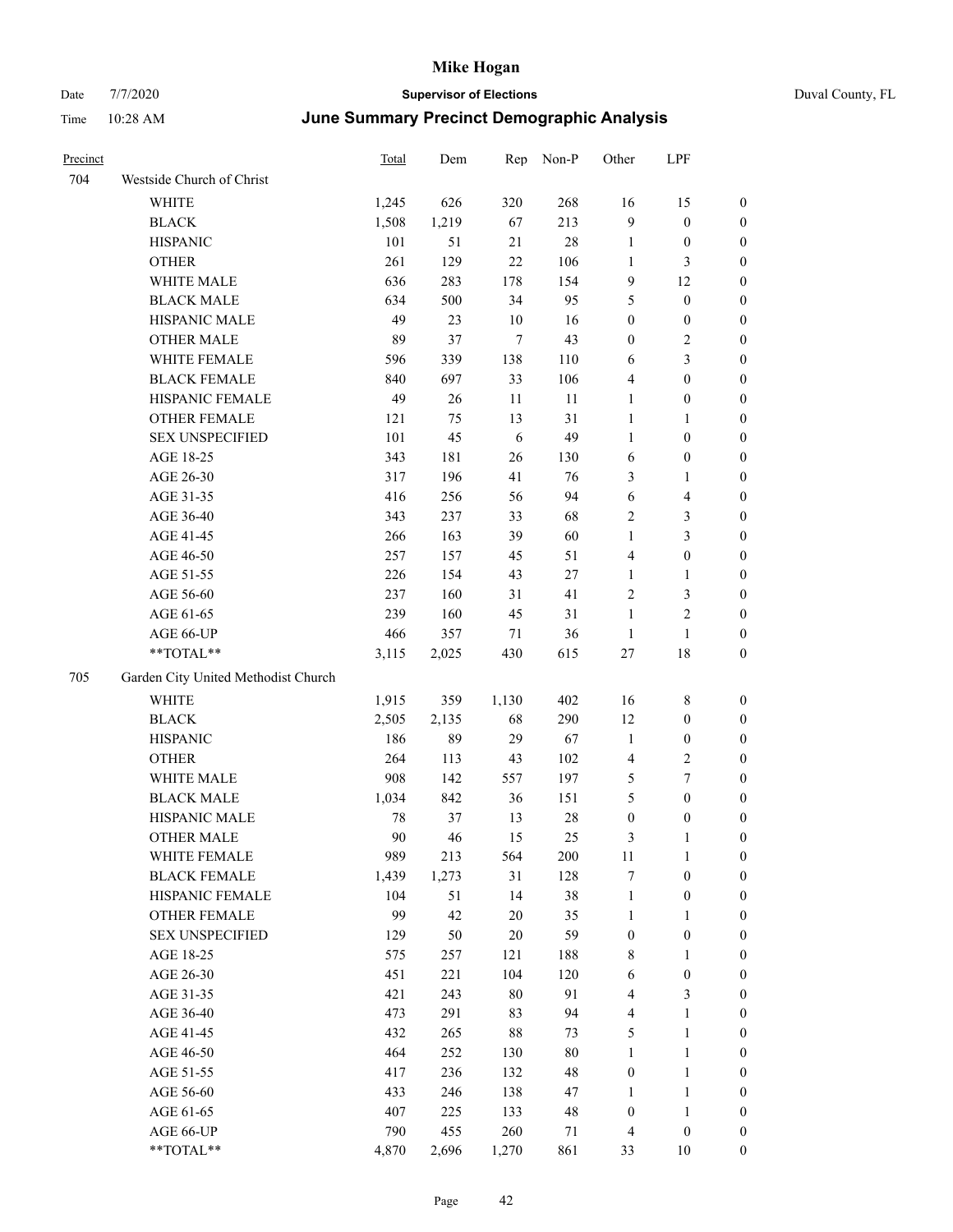| Precinct | | Total | Dem | Rep | Non-P | Other | LPF | |
|---|---|---|---|---|---|---|---|---|
| 704 | Westside Church of Christ | | | | | | | |
| | WHITE | 1,245 | 626 | 320 | 268 | 16 | 15 | 0 |
| | BLACK | 1,508 | 1,219 | 67 | 213 | 9 | 0 | 0 |
| | HISPANIC | 101 | 51 | 21 | 28 | 1 | 0 | 0 |
| | OTHER | 261 | 129 | 22 | 106 | 1 | 3 | 0 |
| | WHITE MALE | 636 | 283 | 178 | 154 | 9 | 12 | 0 |
| | BLACK MALE | 634 | 500 | 34 | 95 | 5 | 0 | 0 |
| | HISPANIC MALE | 49 | 23 | 10 | 16 | 0 | 0 | 0 |
| | OTHER MALE | 89 | 37 | 7 | 43 | 0 | 2 | 0 |
| | WHITE FEMALE | 596 | 339 | 138 | 110 | 6 | 3 | 0 |
| | BLACK FEMALE | 840 | 697 | 33 | 106 | 4 | 0 | 0 |
| | HISPANIC FEMALE | 49 | 26 | 11 | 11 | 1 | 0 | 0 |
| | OTHER FEMALE | 121 | 75 | 13 | 31 | 1 | 1 | 0 |
| | SEX UNSPECIFIED | 101 | 45 | 6 | 49 | 1 | 0 | 0 |
| | AGE 18-25 | 343 | 181 | 26 | 130 | 6 | 0 | 0 |
| | AGE 26-30 | 317 | 196 | 41 | 76 | 3 | 1 | 0 |
| | AGE 31-35 | 416 | 256 | 56 | 94 | 6 | 4 | 0 |
| | AGE 36-40 | 343 | 237 | 33 | 68 | 2 | 3 | 0 |
| | AGE 41-45 | 266 | 163 | 39 | 60 | 1 | 3 | 0 |
| | AGE 46-50 | 257 | 157 | 45 | 51 | 4 | 0 | 0 |
| | AGE 51-55 | 226 | 154 | 43 | 27 | 1 | 1 | 0 |
| | AGE 56-60 | 237 | 160 | 31 | 41 | 2 | 3 | 0 |
| | AGE 61-65 | 239 | 160 | 45 | 31 | 1 | 2 | 0 |
| | AGE 66-UP | 466 | 357 | 71 | 36 | 1 | 1 | 0 |
| | **TOTAL** | 3,115 | 2,025 | 430 | 615 | 27 | 18 | 0 |
| 705 | Garden City United Methodist Church | | | | | | | |
| | WHITE | 1,915 | 359 | 1,130 | 402 | 16 | 8 | 0 |
| | BLACK | 2,505 | 2,135 | 68 | 290 | 12 | 0 | 0 |
| | HISPANIC | 186 | 89 | 29 | 67 | 1 | 0 | 0 |
| | OTHER | 264 | 113 | 43 | 102 | 4 | 2 | 0 |
| | WHITE MALE | 908 | 142 | 557 | 197 | 5 | 7 | 0 |
| | BLACK MALE | 1,034 | 842 | 36 | 151 | 5 | 0 | 0 |
| | HISPANIC MALE | 78 | 37 | 13 | 28 | 0 | 0 | 0 |
| | OTHER MALE | 90 | 46 | 15 | 25 | 3 | 1 | 0 |
| | WHITE FEMALE | 989 | 213 | 564 | 200 | 11 | 1 | 0 |
| | BLACK FEMALE | 1,439 | 1,273 | 31 | 128 | 7 | 0 | 0 |
| | HISPANIC FEMALE | 104 | 51 | 14 | 38 | 1 | 0 | 0 |
| | OTHER FEMALE | 99 | 42 | 20 | 35 | 1 | 1 | 0 |
| | SEX UNSPECIFIED | 129 | 50 | 20 | 59 | 0 | 0 | 0 |
| | AGE 18-25 | 575 | 257 | 121 | 188 | 8 | 1 | 0 |
| | AGE 26-30 | 451 | 221 | 104 | 120 | 6 | 0 | 0 |
| | AGE 31-35 | 421 | 243 | 80 | 91 | 4 | 3 | 0 |
| | AGE 36-40 | 473 | 291 | 83 | 94 | 4 | 1 | 0 |
| | AGE 41-45 | 432 | 265 | 88 | 73 | 5 | 1 | 0 |
| | AGE 46-50 | 464 | 252 | 130 | 80 | 1 | 1 | 0 |
| | AGE 51-55 | 417 | 236 | 132 | 48 | 0 | 1 | 0 |
| | AGE 56-60 | 433 | 246 | 138 | 47 | 1 | 1 | 0 |
| | AGE 61-65 | 407 | 225 | 133 | 48 | 0 | 1 | 0 |
| | AGE 66-UP | 790 | 455 | 260 | 71 | 4 | 0 | 0 |
| | **TOTAL** | 4,870 | 2,696 | 1,270 | 861 | 33 | 10 | 0 |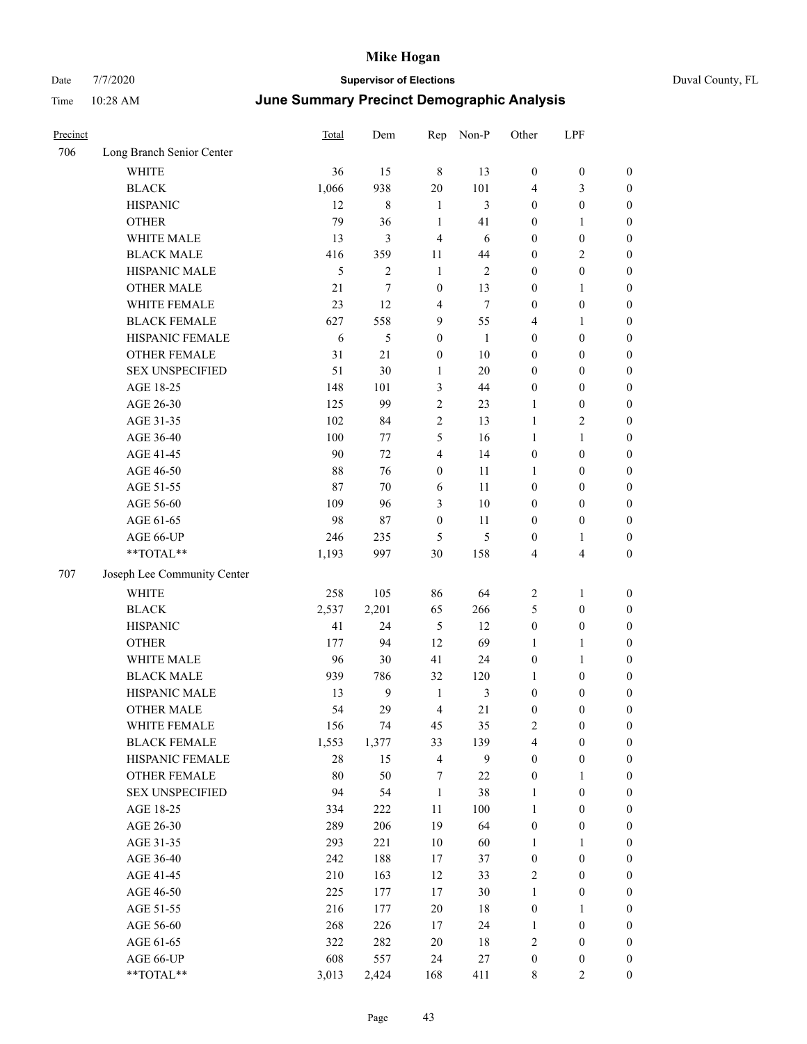| Precinct | | Total | Dem | Rep | Non-P | Other | LPF | |
|---|---|---|---|---|---|---|---|---|
| 706 | Long Branch Senior Center | | | | | | | |
| | WHITE | 36 | 15 | 8 | 13 | 0 | 0 | 0 |
| | BLACK | 1,066 | 938 | 20 | 101 | 4 | 3 | 0 |
| | HISPANIC | 12 | 8 | 1 | 3 | 0 | 0 | 0 |
| | OTHER | 79 | 36 | 1 | 41 | 0 | 1 | 0 |
| | WHITE MALE | 13 | 3 | 4 | 6 | 0 | 0 | 0 |
| | BLACK MALE | 416 | 359 | 11 | 44 | 0 | 2 | 0 |
| | HISPANIC MALE | 5 | 2 | 1 | 2 | 0 | 0 | 0 |
| | OTHER MALE | 21 | 7 | 0 | 13 | 0 | 1 | 0 |
| | WHITE FEMALE | 23 | 12 | 4 | 7 | 0 | 0 | 0 |
| | BLACK FEMALE | 627 | 558 | 9 | 55 | 4 | 1 | 0 |
| | HISPANIC FEMALE | 6 | 5 | 0 | 1 | 0 | 0 | 0 |
| | OTHER FEMALE | 31 | 21 | 0 | 10 | 0 | 0 | 0 |
| | SEX UNSPECIFIED | 51 | 30 | 1 | 20 | 0 | 0 | 0 |
| | AGE 18-25 | 148 | 101 | 3 | 44 | 0 | 0 | 0 |
| | AGE 26-30 | 125 | 99 | 2 | 23 | 1 | 0 | 0 |
| | AGE 31-35 | 102 | 84 | 2 | 13 | 1 | 2 | 0 |
| | AGE 36-40 | 100 | 77 | 5 | 16 | 1 | 1 | 0 |
| | AGE 41-45 | 90 | 72 | 4 | 14 | 0 | 0 | 0 |
| | AGE 46-50 | 88 | 76 | 0 | 11 | 1 | 0 | 0 |
| | AGE 51-55 | 87 | 70 | 6 | 11 | 0 | 0 | 0 |
| | AGE 56-60 | 109 | 96 | 3 | 10 | 0 | 0 | 0 |
| | AGE 61-65 | 98 | 87 | 0 | 11 | 0 | 0 | 0 |
| | AGE 66-UP | 246 | 235 | 5 | 5 | 0 | 1 | 0 |
| | **TOTAL** | 1,193 | 997 | 30 | 158 | 4 | 4 | 0 |
| 707 | Joseph Lee Community Center | | | | | | | |
| | WHITE | 258 | 105 | 86 | 64 | 2 | 1 | 0 |
| | BLACK | 2,537 | 2,201 | 65 | 266 | 5 | 0 | 0 |
| | HISPANIC | 41 | 24 | 5 | 12 | 0 | 0 | 0 |
| | OTHER | 177 | 94 | 12 | 69 | 1 | 1 | 0 |
| | WHITE MALE | 96 | 30 | 41 | 24 | 0 | 1 | 0 |
| | BLACK MALE | 939 | 786 | 32 | 120 | 1 | 0 | 0 |
| | HISPANIC MALE | 13 | 9 | 1 | 3 | 0 | 0 | 0 |
| | OTHER MALE | 54 | 29 | 4 | 21 | 0 | 0 | 0 |
| | WHITE FEMALE | 156 | 74 | 45 | 35 | 2 | 0 | 0 |
| | BLACK FEMALE | 1,553 | 1,377 | 33 | 139 | 4 | 0 | 0 |
| | HISPANIC FEMALE | 28 | 15 | 4 | 9 | 0 | 0 | 0 |
| | OTHER FEMALE | 80 | 50 | 7 | 22 | 0 | 1 | 0 |
| | SEX UNSPECIFIED | 94 | 54 | 1 | 38 | 1 | 0 | 0 |
| | AGE 18-25 | 334 | 222 | 11 | 100 | 1 | 0 | 0 |
| | AGE 26-30 | 289 | 206 | 19 | 64 | 0 | 0 | 0 |
| | AGE 31-35 | 293 | 221 | 10 | 60 | 1 | 1 | 0 |
| | AGE 36-40 | 242 | 188 | 17 | 37 | 0 | 0 | 0 |
| | AGE 41-45 | 210 | 163 | 12 | 33 | 2 | 0 | 0 |
| | AGE 46-50 | 225 | 177 | 17 | 30 | 1 | 0 | 0 |
| | AGE 51-55 | 216 | 177 | 20 | 18 | 0 | 1 | 0 |
| | AGE 56-60 | 268 | 226 | 17 | 24 | 1 | 0 | 0 |
| | AGE 61-65 | 322 | 282 | 20 | 18 | 2 | 0 | 0 |
| | AGE 66-UP | 608 | 557 | 24 | 27 | 0 | 0 | 0 |
| | **TOTAL** | 3,013 | 2,424 | 168 | 411 | 8 | 2 | 0 |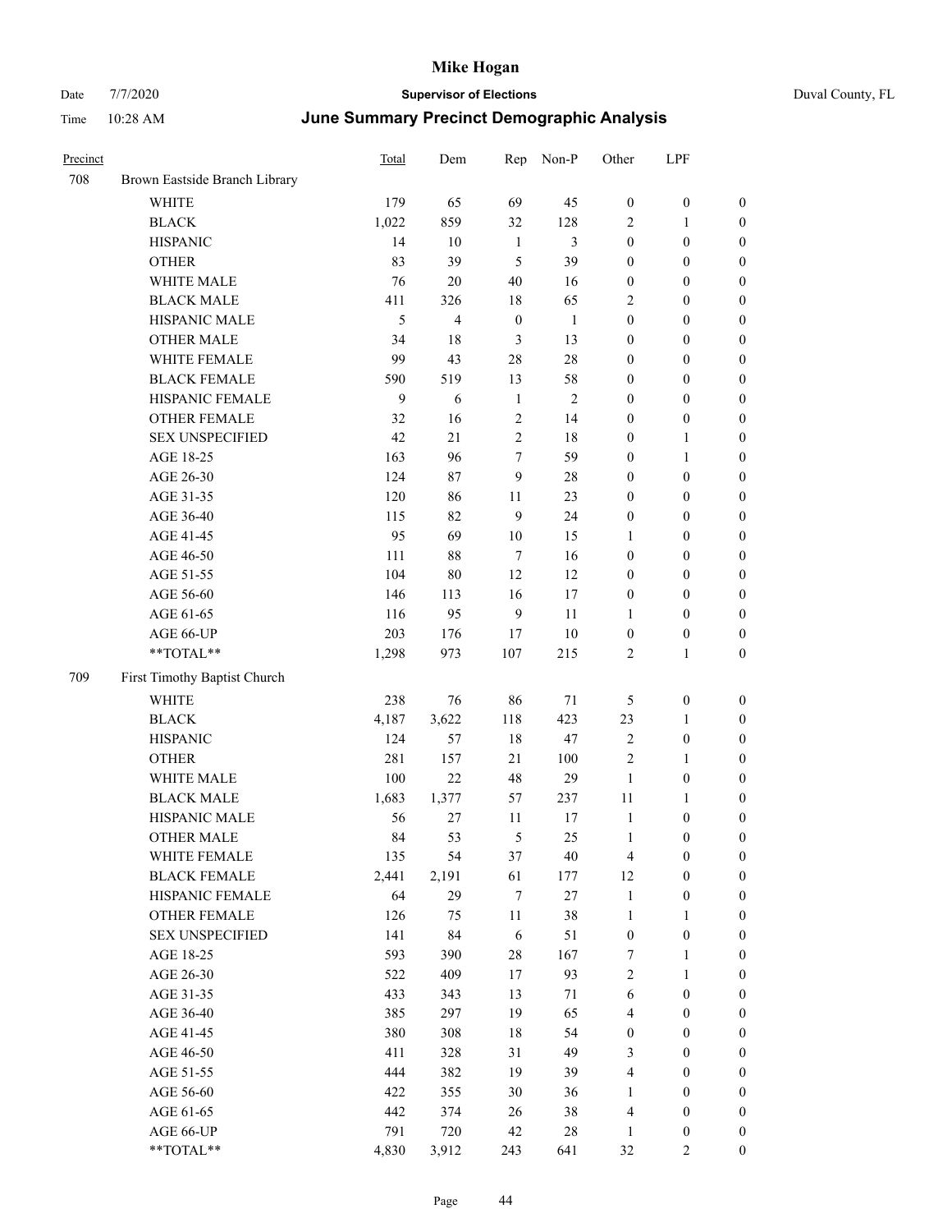# Mike Hogan

Date 7/7/2020 **Supervisor of Elections** Duval County, FL

Time 10:28 AM **June Summary Precinct Demographic Analysis**

| Precinct | | Total | Dem | Rep | Non-P | Other | LPF | |
|---|---|---|---|---|---|---|---|---|
| 708 | Brown Eastside Branch Library | | | | | | | |
| | WHITE | 179 | 65 | 69 | 45 | 0 | 0 | 0 |
| | BLACK | 1,022 | 859 | 32 | 128 | 2 | 1 | 0 |
| | HISPANIC | 14 | 10 | 1 | 3 | 0 | 0 | 0 |
| | OTHER | 83 | 39 | 5 | 39 | 0 | 0 | 0 |
| | WHITE MALE | 76 | 20 | 40 | 16 | 0 | 0 | 0 |
| | BLACK MALE | 411 | 326 | 18 | 65 | 2 | 0 | 0 |
| | HISPANIC MALE | 5 | 4 | 0 | 1 | 0 | 0 | 0 |
| | OTHER MALE | 34 | 18 | 3 | 13 | 0 | 0 | 0 |
| | WHITE FEMALE | 99 | 43 | 28 | 28 | 0 | 0 | 0 |
| | BLACK FEMALE | 590 | 519 | 13 | 58 | 0 | 0 | 0 |
| | HISPANIC FEMALE | 9 | 6 | 1 | 2 | 0 | 0 | 0 |
| | OTHER FEMALE | 32 | 16 | 2 | 14 | 0 | 0 | 0 |
| | SEX UNSPECIFIED | 42 | 21 | 2 | 18 | 0 | 1 | 0 |
| | AGE 18-25 | 163 | 96 | 7 | 59 | 0 | 1 | 0 |
| | AGE 26-30 | 124 | 87 | 9 | 28 | 0 | 0 | 0 |
| | AGE 31-35 | 120 | 86 | 11 | 23 | 0 | 0 | 0 |
| | AGE 36-40 | 115 | 82 | 9 | 24 | 0 | 0 | 0 |
| | AGE 41-45 | 95 | 69 | 10 | 15 | 1 | 0 | 0 |
| | AGE 46-50 | 111 | 88 | 7 | 16 | 0 | 0 | 0 |
| | AGE 51-55 | 104 | 80 | 12 | 12 | 0 | 0 | 0 |
| | AGE 56-60 | 146 | 113 | 16 | 17 | 0 | 0 | 0 |
| | AGE 61-65 | 116 | 95 | 9 | 11 | 1 | 0 | 0 |
| | AGE 66-UP | 203 | 176 | 17 | 10 | 0 | 0 | 0 |
| | **TOTAL** | 1,298 | 973 | 107 | 215 | 2 | 1 | 0 |
| 709 | First Timothy Baptist Church | | | | | | | |
| | WHITE | 238 | 76 | 86 | 71 | 5 | 0 | 0 |
| | BLACK | 4,187 | 3,622 | 118 | 423 | 23 | 1 | 0 |
| | HISPANIC | 124 | 57 | 18 | 47 | 2 | 0 | 0 |
| | OTHER | 281 | 157 | 21 | 100 | 2 | 1 | 0 |
| | WHITE MALE | 100 | 22 | 48 | 29 | 1 | 0 | 0 |
| | BLACK MALE | 1,683 | 1,377 | 57 | 237 | 11 | 1 | 0 |
| | HISPANIC MALE | 56 | 27 | 11 | 17 | 1 | 0 | 0 |
| | OTHER MALE | 84 | 53 | 5 | 25 | 1 | 0 | 0 |
| | WHITE FEMALE | 135 | 54 | 37 | 40 | 4 | 0 | 0 |
| | BLACK FEMALE | 2,441 | 2,191 | 61 | 177 | 12 | 0 | 0 |
| | HISPANIC FEMALE | 64 | 29 | 7 | 27 | 1 | 0 | 0 |
| | OTHER FEMALE | 126 | 75 | 11 | 38 | 1 | 1 | 0 |
| | SEX UNSPECIFIED | 141 | 84 | 6 | 51 | 0 | 0 | 0 |
| | AGE 18-25 | 593 | 390 | 28 | 167 | 7 | 1 | 0 |
| | AGE 26-30 | 522 | 409 | 17 | 93 | 2 | 1 | 0 |
| | AGE 31-35 | 433 | 343 | 13 | 71 | 6 | 0 | 0 |
| | AGE 36-40 | 385 | 297 | 19 | 65 | 4 | 0 | 0 |
| | AGE 41-45 | 380 | 308 | 18 | 54 | 0 | 0 | 0 |
| | AGE 46-50 | 411 | 328 | 31 | 49 | 3 | 0 | 0 |
| | AGE 51-55 | 444 | 382 | 19 | 39 | 4 | 0 | 0 |
| | AGE 56-60 | 422 | 355 | 30 | 36 | 1 | 0 | 0 |
| | AGE 61-65 | 442 | 374 | 26 | 38 | 4 | 0 | 0 |
| | AGE 66-UP | 791 | 720 | 42 | 28 | 1 | 0 | 0 |
| | **TOTAL** | 4,830 | 3,912 | 243 | 641 | 32 | 2 | 0 |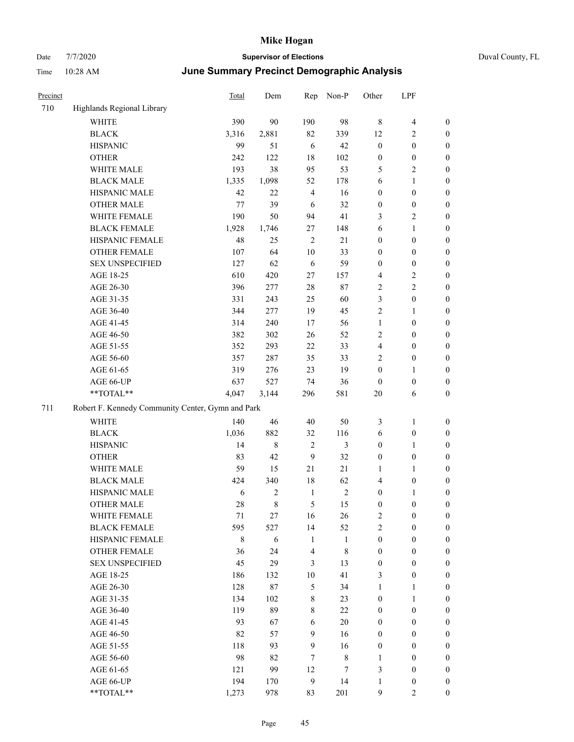# Mike Hogan

Date 7/7/2020 **Supervisor of Elections** Duval County, FL

Time 10:28 AM **June Summary Precinct Demographic Analysis**

| Precinct | | Total | Dem | Rep | Non-P | Other | LPF | |
|---|---|---|---|---|---|---|---|---|
| 710 | Highlands Regional Library | | | | | | | |
| | WHITE | 390 | 90 | 190 | 98 | 8 | 4 | 0 |
| | BLACK | 3,316 | 2,881 | 82 | 339 | 12 | 2 | 0 |
| | HISPANIC | 99 | 51 | 6 | 42 | 0 | 0 | 0 |
| | OTHER | 242 | 122 | 18 | 102 | 0 | 0 | 0 |
| | WHITE MALE | 193 | 38 | 95 | 53 | 5 | 2 | 0 |
| | BLACK MALE | 1,335 | 1,098 | 52 | 178 | 6 | 1 | 0 |
| | HISPANIC MALE | 42 | 22 | 4 | 16 | 0 | 0 | 0 |
| | OTHER MALE | 77 | 39 | 6 | 32 | 0 | 0 | 0 |
| | WHITE FEMALE | 190 | 50 | 94 | 41 | 3 | 2 | 0 |
| | BLACK FEMALE | 1,928 | 1,746 | 27 | 148 | 6 | 1 | 0 |
| | HISPANIC FEMALE | 48 | 25 | 2 | 21 | 0 | 0 | 0 |
| | OTHER FEMALE | 107 | 64 | 10 | 33 | 0 | 0 | 0 |
| | SEX UNSPECIFIED | 127 | 62 | 6 | 59 | 0 | 0 | 0 |
| | AGE 18-25 | 610 | 420 | 27 | 157 | 4 | 2 | 0 |
| | AGE 26-30 | 396 | 277 | 28 | 87 | 2 | 2 | 0 |
| | AGE 31-35 | 331 | 243 | 25 | 60 | 3 | 0 | 0 |
| | AGE 36-40 | 344 | 277 | 19 | 45 | 2 | 1 | 0 |
| | AGE 41-45 | 314 | 240 | 17 | 56 | 1 | 0 | 0 |
| | AGE 46-50 | 382 | 302 | 26 | 52 | 2 | 0 | 0 |
| | AGE 51-55 | 352 | 293 | 22 | 33 | 4 | 0 | 0 |
| | AGE 56-60 | 357 | 287 | 35 | 33 | 2 | 0 | 0 |
| | AGE 61-65 | 319 | 276 | 23 | 19 | 0 | 1 | 0 |
| | AGE 66-UP | 637 | 527 | 74 | 36 | 0 | 0 | 0 |
| | **TOTAL** | 4,047 | 3,144 | 296 | 581 | 20 | 6 | 0 |
| 711 | Robert F. Kennedy Community Center, Gymn and Park | | | | | | | |
| | WHITE | 140 | 46 | 40 | 50 | 3 | 1 | 0 |
| | BLACK | 1,036 | 882 | 32 | 116 | 6 | 0 | 0 |
| | HISPANIC | 14 | 8 | 2 | 3 | 0 | 1 | 0 |
| | OTHER | 83 | 42 | 9 | 32 | 0 | 0 | 0 |
| | WHITE MALE | 59 | 15 | 21 | 21 | 1 | 1 | 0 |
| | BLACK MALE | 424 | 340 | 18 | 62 | 4 | 0 | 0 |
| | HISPANIC MALE | 6 | 2 | 1 | 2 | 0 | 1 | 0 |
| | OTHER MALE | 28 | 8 | 5 | 15 | 0 | 0 | 0 |
| | WHITE FEMALE | 71 | 27 | 16 | 26 | 2 | 0 | 0 |
| | BLACK FEMALE | 595 | 527 | 14 | 52 | 2 | 0 | 0 |
| | HISPANIC FEMALE | 8 | 6 | 1 | 1 | 0 | 0 | 0 |
| | OTHER FEMALE | 36 | 24 | 4 | 8 | 0 | 0 | 0 |
| | SEX UNSPECIFIED | 45 | 29 | 3 | 13 | 0 | 0 | 0 |
| | AGE 18-25 | 186 | 132 | 10 | 41 | 3 | 0 | 0 |
| | AGE 26-30 | 128 | 87 | 5 | 34 | 1 | 1 | 0 |
| | AGE 31-35 | 134 | 102 | 8 | 23 | 0 | 1 | 0 |
| | AGE 36-40 | 119 | 89 | 8 | 22 | 0 | 0 | 0 |
| | AGE 41-45 | 93 | 67 | 6 | 20 | 0 | 0 | 0 |
| | AGE 46-50 | 82 | 57 | 9 | 16 | 0 | 0 | 0 |
| | AGE 51-55 | 118 | 93 | 9 | 16 | 0 | 0 | 0 |
| | AGE 56-60 | 98 | 82 | 7 | 8 | 1 | 0 | 0 |
| | AGE 61-65 | 121 | 99 | 12 | 7 | 3 | 0 | 0 |
| | AGE 66-UP | 194 | 170 | 9 | 14 | 1 | 0 | 0 |
| | **TOTAL** | 1,273 | 978 | 83 | 201 | 9 | 2 | 0 |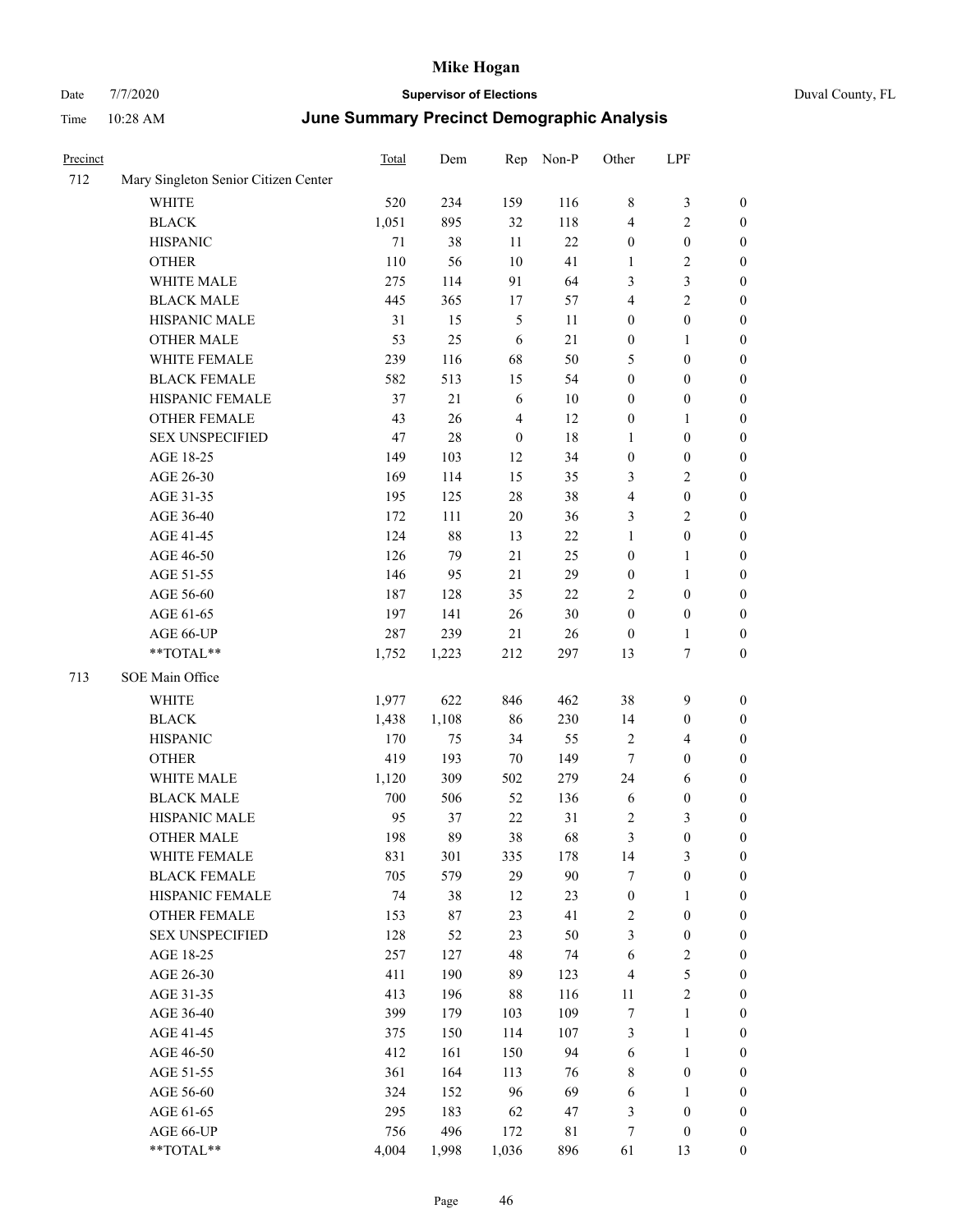# Mike Hogan

Date 7/7/2020 | **Supervisor of Elections** | Duval County, FL

Time 10:28 AM | **June Summary Precinct Demographic Analysis**

| Precinct | | Total | Dem | Rep | Non-P | Other | LPF | |
|---|---|---|---|---|---|---|---|---|
| 712 | Mary Singleton Senior Citizen Center | | | | | | | |
| | WHITE | 520 | 234 | 159 | 116 | 8 | 3 | 0 |
| | BLACK | 1,051 | 895 | 32 | 118 | 4 | 2 | 0 |
| | HISPANIC | 71 | 38 | 11 | 22 | 0 | 0 | 0 |
| | OTHER | 110 | 56 | 10 | 41 | 1 | 2 | 0 |
| | WHITE MALE | 275 | 114 | 91 | 64 | 3 | 3 | 0 |
| | BLACK MALE | 445 | 365 | 17 | 57 | 4 | 2 | 0 |
| | HISPANIC MALE | 31 | 15 | 5 | 11 | 0 | 0 | 0 |
| | OTHER MALE | 53 | 25 | 6 | 21 | 0 | 1 | 0 |
| | WHITE FEMALE | 239 | 116 | 68 | 50 | 5 | 0 | 0 |
| | BLACK FEMALE | 582 | 513 | 15 | 54 | 0 | 0 | 0 |
| | HISPANIC FEMALE | 37 | 21 | 6 | 10 | 0 | 0 | 0 |
| | OTHER FEMALE | 43 | 26 | 4 | 12 | 0 | 1 | 0 |
| | SEX UNSPECIFIED | 47 | 28 | 0 | 18 | 1 | 0 | 0 |
| | AGE 18-25 | 149 | 103 | 12 | 34 | 0 | 0 | 0 |
| | AGE 26-30 | 169 | 114 | 15 | 35 | 3 | 2 | 0 |
| | AGE 31-35 | 195 | 125 | 28 | 38 | 4 | 0 | 0 |
| | AGE 36-40 | 172 | 111 | 20 | 36 | 3 | 2 | 0 |
| | AGE 41-45 | 124 | 88 | 13 | 22 | 1 | 0 | 0 |
| | AGE 46-50 | 126 | 79 | 21 | 25 | 0 | 1 | 0 |
| | AGE 51-55 | 146 | 95 | 21 | 29 | 0 | 1 | 0 |
| | AGE 56-60 | 187 | 128 | 35 | 22 | 2 | 0 | 0 |
| | AGE 61-65 | 197 | 141 | 26 | 30 | 0 | 0 | 0 |
| | AGE 66-UP | 287 | 239 | 21 | 26 | 0 | 1 | 0 |
| | **TOTAL** | 1,752 | 1,223 | 212 | 297 | 13 | 7 | 0 |
| 713 | SOE Main Office | | | | | | | |
| | WHITE | 1,977 | 622 | 846 | 462 | 38 | 9 | 0 |
| | BLACK | 1,438 | 1,108 | 86 | 230 | 14 | 0 | 0 |
| | HISPANIC | 170 | 75 | 34 | 55 | 2 | 4 | 0 |
| | OTHER | 419 | 193 | 70 | 149 | 7 | 0 | 0 |
| | WHITE MALE | 1,120 | 309 | 502 | 279 | 24 | 6 | 0 |
| | BLACK MALE | 700 | 506 | 52 | 136 | 6 | 0 | 0 |
| | HISPANIC MALE | 95 | 37 | 22 | 31 | 2 | 3 | 0 |
| | OTHER MALE | 198 | 89 | 38 | 68 | 3 | 0 | 0 |
| | WHITE FEMALE | 831 | 301 | 335 | 178 | 14 | 3 | 0 |
| | BLACK FEMALE | 705 | 579 | 29 | 90 | 7 | 0 | 0 |
| | HISPANIC FEMALE | 74 | 38 | 12 | 23 | 0 | 1 | 0 |
| | OTHER FEMALE | 153 | 87 | 23 | 41 | 2 | 0 | 0 |
| | SEX UNSPECIFIED | 128 | 52 | 23 | 50 | 3 | 0 | 0 |
| | AGE 18-25 | 257 | 127 | 48 | 74 | 6 | 2 | 0 |
| | AGE 26-30 | 411 | 190 | 89 | 123 | 4 | 5 | 0 |
| | AGE 31-35 | 413 | 196 | 88 | 116 | 11 | 2 | 0 |
| | AGE 36-40 | 399 | 179 | 103 | 109 | 7 | 1 | 0 |
| | AGE 41-45 | 375 | 150 | 114 | 107 | 3 | 1 | 0 |
| | AGE 46-50 | 412 | 161 | 150 | 94 | 6 | 1 | 0 |
| | AGE 51-55 | 361 | 164 | 113 | 76 | 8 | 0 | 0 |
| | AGE 56-60 | 324 | 152 | 96 | 69 | 6 | 1 | 0 |
| | AGE 61-65 | 295 | 183 | 62 | 47 | 3 | 0 | 0 |
| | AGE 66-UP | 756 | 496 | 172 | 81 | 7 | 0 | 0 |
| | **TOTAL** | 4,004 | 1,998 | 1,036 | 896 | 61 | 13 | 0 |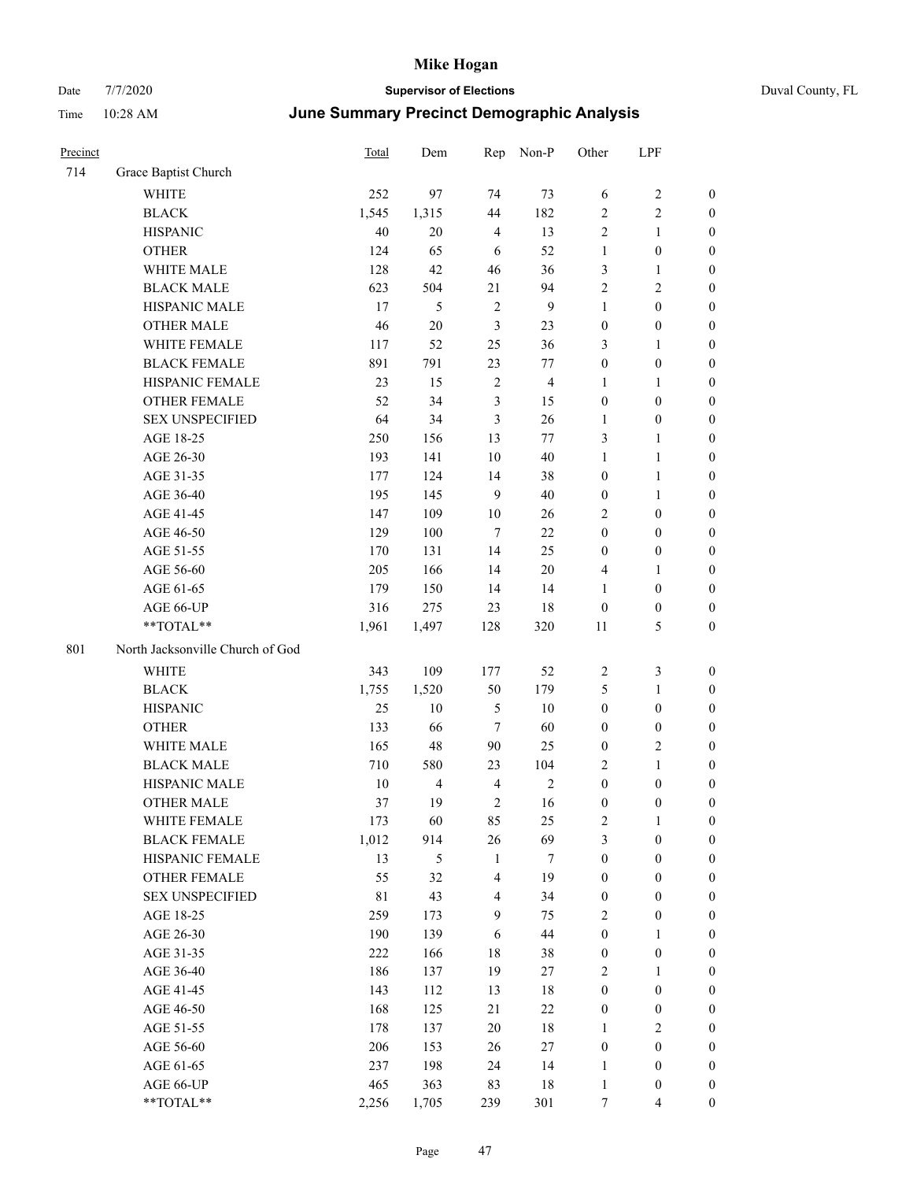# Mike Hogan

Date 7/7/2020 **Supervisor of Elections** Duval County, FL

Time 10:28 AM **June Summary Precinct Demographic Analysis**

| Precinct | | Total | Dem | Rep | Non-P | Other | LPF | |
|---|---|---|---|---|---|---|---|---|
| 714 | Grace Baptist Church | | | | | | | |
| | WHITE | 252 | 97 | 74 | 73 | 6 | 2 | 0 |
| | BLACK | 1,545 | 1,315 | 44 | 182 | 2 | 2 | 0 |
| | HISPANIC | 40 | 20 | 4 | 13 | 2 | 1 | 0 |
| | OTHER | 124 | 65 | 6 | 52 | 1 | 0 | 0 |
| | WHITE MALE | 128 | 42 | 46 | 36 | 3 | 1 | 0 |
| | BLACK MALE | 623 | 504 | 21 | 94 | 2 | 2 | 0 |
| | HISPANIC MALE | 17 | 5 | 2 | 9 | 1 | 0 | 0 |
| | OTHER MALE | 46 | 20 | 3 | 23 | 0 | 0 | 0 |
| | WHITE FEMALE | 117 | 52 | 25 | 36 | 3 | 1 | 0 |
| | BLACK FEMALE | 891 | 791 | 23 | 77 | 0 | 0 | 0 |
| | HISPANIC FEMALE | 23 | 15 | 2 | 4 | 1 | 1 | 0 |
| | OTHER FEMALE | 52 | 34 | 3 | 15 | 0 | 0 | 0 |
| | SEX UNSPECIFIED | 64 | 34 | 3 | 26 | 1 | 0 | 0 |
| | AGE 18-25 | 250 | 156 | 13 | 77 | 3 | 1 | 0 |
| | AGE 26-30 | 193 | 141 | 10 | 40 | 1 | 1 | 0 |
| | AGE 31-35 | 177 | 124 | 14 | 38 | 0 | 1 | 0 |
| | AGE 36-40 | 195 | 145 | 9 | 40 | 0 | 1 | 0 |
| | AGE 41-45 | 147 | 109 | 10 | 26 | 2 | 0 | 0 |
| | AGE 46-50 | 129 | 100 | 7 | 22 | 0 | 0 | 0 |
| | AGE 51-55 | 170 | 131 | 14 | 25 | 0 | 0 | 0 |
| | AGE 56-60 | 205 | 166 | 14 | 20 | 4 | 1 | 0 |
| | AGE 61-65 | 179 | 150 | 14 | 14 | 1 | 0 | 0 |
| | AGE 66-UP | 316 | 275 | 23 | 18 | 0 | 0 | 0 |
| | **TOTAL** | 1,961 | 1,497 | 128 | 320 | 11 | 5 | 0 |
| 801 | North Jacksonville Church of God | | | | | | | |
| | WHITE | 343 | 109 | 177 | 52 | 2 | 3 | 0 |
| | BLACK | 1,755 | 1,520 | 50 | 179 | 5 | 1 | 0 |
| | HISPANIC | 25 | 10 | 5 | 10 | 0 | 0 | 0 |
| | OTHER | 133 | 66 | 7 | 60 | 0 | 0 | 0 |
| | WHITE MALE | 165 | 48 | 90 | 25 | 0 | 2 | 0 |
| | BLACK MALE | 710 | 580 | 23 | 104 | 2 | 1 | 0 |
| | HISPANIC MALE | 10 | 4 | 4 | 2 | 0 | 0 | 0 |
| | OTHER MALE | 37 | 19 | 2 | 16 | 0 | 0 | 0 |
| | WHITE FEMALE | 173 | 60 | 85 | 25 | 2 | 1 | 0 |
| | BLACK FEMALE | 1,012 | 914 | 26 | 69 | 3 | 0 | 0 |
| | HISPANIC FEMALE | 13 | 5 | 1 | 7 | 0 | 0 | 0 |
| | OTHER FEMALE | 55 | 32 | 4 | 19 | 0 | 0 | 0 |
| | SEX UNSPECIFIED | 81 | 43 | 4 | 34 | 0 | 0 | 0 |
| | AGE 18-25 | 259 | 173 | 9 | 75 | 2 | 0 | 0 |
| | AGE 26-30 | 190 | 139 | 6 | 44 | 0 | 1 | 0 |
| | AGE 31-35 | 222 | 166 | 18 | 38 | 0 | 0 | 0 |
| | AGE 36-40 | 186 | 137 | 19 | 27 | 2 | 1 | 0 |
| | AGE 41-45 | 143 | 112 | 13 | 18 | 0 | 0 | 0 |
| | AGE 46-50 | 168 | 125 | 21 | 22 | 0 | 0 | 0 |
| | AGE 51-55 | 178 | 137 | 20 | 18 | 1 | 2 | 0 |
| | AGE 56-60 | 206 | 153 | 26 | 27 | 0 | 0 | 0 |
| | AGE 61-65 | 237 | 198 | 24 | 14 | 1 | 0 | 0 |
| | AGE 66-UP | 465 | 363 | 83 | 18 | 1 | 0 | 0 |
| | **TOTAL** | 2,256 | 1,705 | 239 | 301 | 7 | 4 | 0 |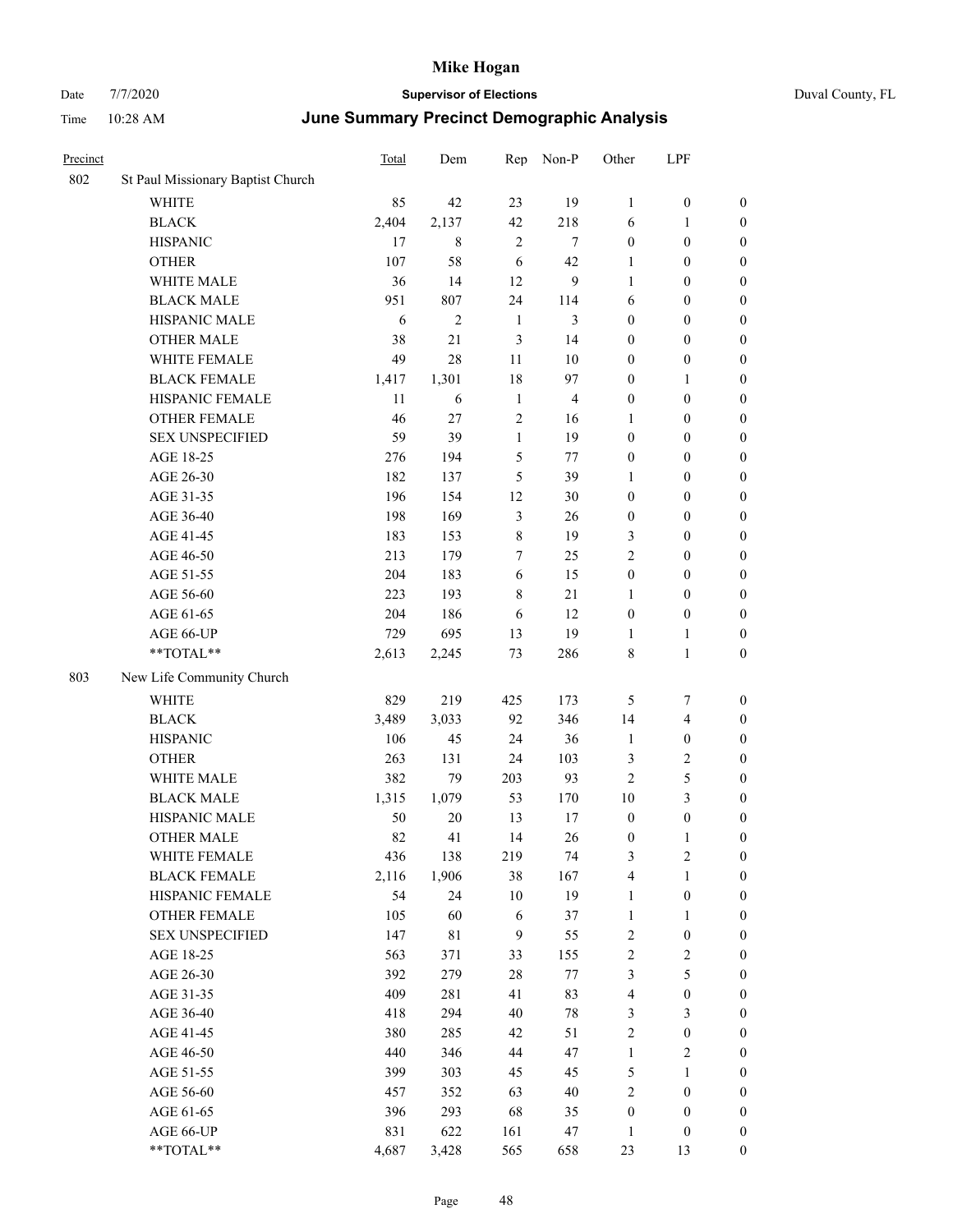# Mike Hogan

Date 7/7/2020 **Supervisor of Elections** Duval County, FL

Time 10:28 AM **June Summary Precinct Demographic Analysis**

| Precinct | | Total | Dem | Rep | Non-P | Other | LPF | |
|---|---|---|---|---|---|---|---|---|
| 802 | St Paul Missionary Baptist Church | | | | | | | |
| | WHITE | 85 | 42 | 23 | 19 | 1 | 0 | 0 |
| | BLACK | 2,404 | 2,137 | 42 | 218 | 6 | 1 | 0 |
| | HISPANIC | 17 | 8 | 2 | 7 | 0 | 0 | 0 |
| | OTHER | 107 | 58 | 6 | 42 | 1 | 0 | 0 |
| | WHITE MALE | 36 | 14 | 12 | 9 | 1 | 0 | 0 |
| | BLACK MALE | 951 | 807 | 24 | 114 | 6 | 0 | 0 |
| | HISPANIC MALE | 6 | 2 | 1 | 3 | 0 | 0 | 0 |
| | OTHER MALE | 38 | 21 | 3 | 14 | 0 | 0 | 0 |
| | WHITE FEMALE | 49 | 28 | 11 | 10 | 0 | 0 | 0 |
| | BLACK FEMALE | 1,417 | 1,301 | 18 | 97 | 0 | 1 | 0 |
| | HISPANIC FEMALE | 11 | 6 | 1 | 4 | 0 | 0 | 0 |
| | OTHER FEMALE | 46 | 27 | 2 | 16 | 1 | 0 | 0 |
| | SEX UNSPECIFIED | 59 | 39 | 1 | 19 | 0 | 0 | 0 |
| | AGE 18-25 | 276 | 194 | 5 | 77 | 0 | 0 | 0 |
| | AGE 26-30 | 182 | 137 | 5 | 39 | 1 | 0 | 0 |
| | AGE 31-35 | 196 | 154 | 12 | 30 | 0 | 0 | 0 |
| | AGE 36-40 | 198 | 169 | 3 | 26 | 0 | 0 | 0 |
| | AGE 41-45 | 183 | 153 | 8 | 19 | 3 | 0 | 0 |
| | AGE 46-50 | 213 | 179 | 7 | 25 | 2 | 0 | 0 |
| | AGE 51-55 | 204 | 183 | 6 | 15 | 0 | 0 | 0 |
| | AGE 56-60 | 223 | 193 | 8 | 21 | 1 | 0 | 0 |
| | AGE 61-65 | 204 | 186 | 6 | 12 | 0 | 0 | 0 |
| | AGE 66-UP | 729 | 695 | 13 | 19 | 1 | 1 | 0 |
| | **TOTAL** | 2,613 | 2,245 | 73 | 286 | 8 | 1 | 0 |
| 803 | New Life Community Church | | | | | | | |
| | WHITE | 829 | 219 | 425 | 173 | 5 | 7 | 0 |
| | BLACK | 3,489 | 3,033 | 92 | 346 | 14 | 4 | 0 |
| | HISPANIC | 106 | 45 | 24 | 36 | 1 | 0 | 0 |
| | OTHER | 263 | 131 | 24 | 103 | 3 | 2 | 0 |
| | WHITE MALE | 382 | 79 | 203 | 93 | 2 | 5 | 0 |
| | BLACK MALE | 1,315 | 1,079 | 53 | 170 | 10 | 3 | 0 |
| | HISPANIC MALE | 50 | 20 | 13 | 17 | 0 | 0 | 0 |
| | OTHER MALE | 82 | 41 | 14 | 26 | 0 | 1 | 0 |
| | WHITE FEMALE | 436 | 138 | 219 | 74 | 3 | 2 | 0 |
| | BLACK FEMALE | 2,116 | 1,906 | 38 | 167 | 4 | 1 | 0 |
| | HISPANIC FEMALE | 54 | 24 | 10 | 19 | 1 | 0 | 0 |
| | OTHER FEMALE | 105 | 60 | 6 | 37 | 1 | 1 | 0 |
| | SEX UNSPECIFIED | 147 | 81 | 9 | 55 | 2 | 0 | 0 |
| | AGE 18-25 | 563 | 371 | 33 | 155 | 2 | 2 | 0 |
| | AGE 26-30 | 392 | 279 | 28 | 77 | 3 | 5 | 0 |
| | AGE 31-35 | 409 | 281 | 41 | 83 | 4 | 0 | 0 |
| | AGE 36-40 | 418 | 294 | 40 | 78 | 3 | 3 | 0 |
| | AGE 41-45 | 380 | 285 | 42 | 51 | 2 | 0 | 0 |
| | AGE 46-50 | 440 | 346 | 44 | 47 | 1 | 2 | 0 |
| | AGE 51-55 | 399 | 303 | 45 | 45 | 5 | 1 | 0 |
| | AGE 56-60 | 457 | 352 | 63 | 40 | 2 | 0 | 0 |
| | AGE 61-65 | 396 | 293 | 68 | 35 | 0 | 0 | 0 |
| | AGE 66-UP | 831 | 622 | 161 | 47 | 1 | 0 | 0 |
| | **TOTAL** | 4,687 | 3,428 | 565 | 658 | 23 | 13 | 0 |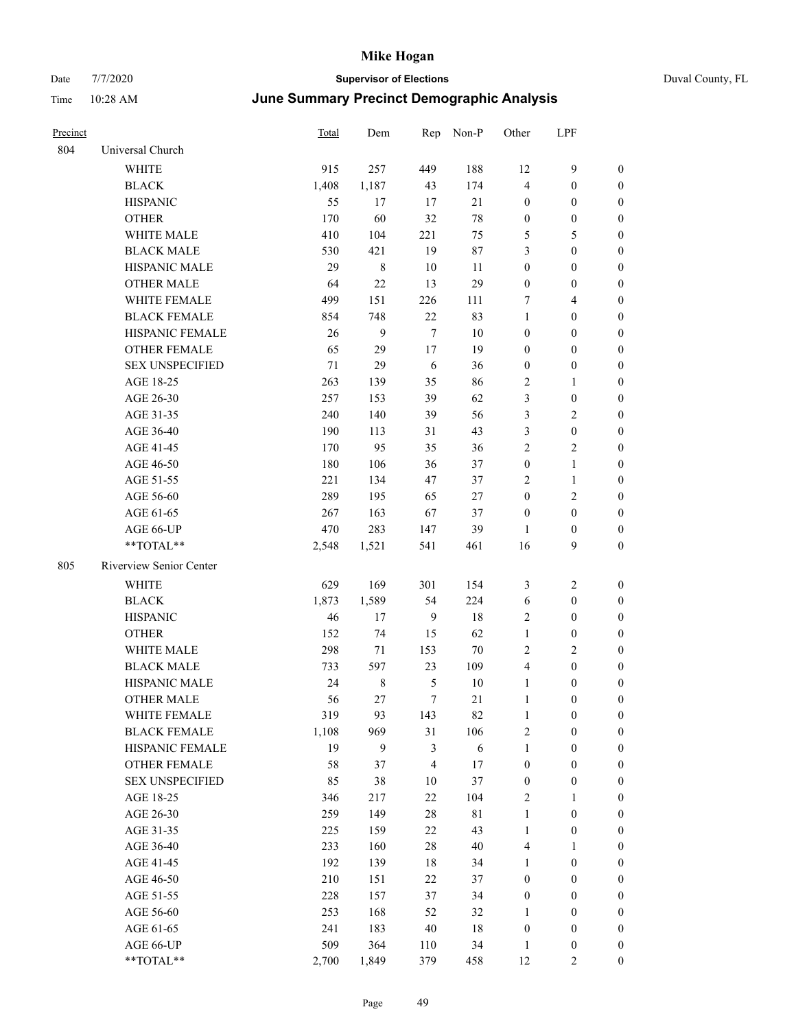# Mike Hogan

Date 7/7/2020 **Supervisor of Elections** Duval County, FL

Time 10:28 AM **June Summary Precinct Demographic Analysis**

| Precinct | | Total | Dem | Rep | Non-P | Other | LPF | |
|---|---|---|---|---|---|---|---|---|
| 804 | Universal Church | | | | | | | |
| | WHITE | 915 | 257 | 449 | 188 | 12 | 9 | 0 |
| | BLACK | 1,408 | 1,187 | 43 | 174 | 4 | 0 | 0 |
| | HISPANIC | 55 | 17 | 17 | 21 | 0 | 0 | 0 |
| | OTHER | 170 | 60 | 32 | 78 | 0 | 0 | 0 |
| | WHITE MALE | 410 | 104 | 221 | 75 | 5 | 5 | 0 |
| | BLACK MALE | 530 | 421 | 19 | 87 | 3 | 0 | 0 |
| | HISPANIC MALE | 29 | 8 | 10 | 11 | 0 | 0 | 0 |
| | OTHER MALE | 64 | 22 | 13 | 29 | 0 | 0 | 0 |
| | WHITE FEMALE | 499 | 151 | 226 | 111 | 7 | 4 | 0 |
| | BLACK FEMALE | 854 | 748 | 22 | 83 | 1 | 0 | 0 |
| | HISPANIC FEMALE | 26 | 9 | 7 | 10 | 0 | 0 | 0 |
| | OTHER FEMALE | 65 | 29 | 17 | 19 | 0 | 0 | 0 |
| | SEX UNSPECIFIED | 71 | 29 | 6 | 36 | 0 | 0 | 0 |
| | AGE 18-25 | 263 | 139 | 35 | 86 | 2 | 1 | 0 |
| | AGE 26-30 | 257 | 153 | 39 | 62 | 3 | 0 | 0 |
| | AGE 31-35 | 240 | 140 | 39 | 56 | 3 | 2 | 0 |
| | AGE 36-40 | 190 | 113 | 31 | 43 | 3 | 0 | 0 |
| | AGE 41-45 | 170 | 95 | 35 | 36 | 2 | 2 | 0 |
| | AGE 46-50 | 180 | 106 | 36 | 37 | 0 | 1 | 0 |
| | AGE 51-55 | 221 | 134 | 47 | 37 | 2 | 1 | 0 |
| | AGE 56-60 | 289 | 195 | 65 | 27 | 0 | 2 | 0 |
| | AGE 61-65 | 267 | 163 | 67 | 37 | 0 | 0 | 0 |
| | AGE 66-UP | 470 | 283 | 147 | 39 | 1 | 0 | 0 |
| | **TOTAL** | 2,548 | 1,521 | 541 | 461 | 16 | 9 | 0 |
| 805 | Riverview Senior Center | | | | | | | |
| | WHITE | 629 | 169 | 301 | 154 | 3 | 2 | 0 |
| | BLACK | 1,873 | 1,589 | 54 | 224 | 6 | 0 | 0 |
| | HISPANIC | 46 | 17 | 9 | 18 | 2 | 0 | 0 |
| | OTHER | 152 | 74 | 15 | 62 | 1 | 0 | 0 |
| | WHITE MALE | 298 | 71 | 153 | 70 | 2 | 2 | 0 |
| | BLACK MALE | 733 | 597 | 23 | 109 | 4 | 0 | 0 |
| | HISPANIC MALE | 24 | 8 | 5 | 10 | 1 | 0 | 0 |
| | OTHER MALE | 56 | 27 | 7 | 21 | 1 | 0 | 0 |
| | WHITE FEMALE | 319 | 93 | 143 | 82 | 1 | 0 | 0 |
| | BLACK FEMALE | 1,108 | 969 | 31 | 106 | 2 | 0 | 0 |
| | HISPANIC FEMALE | 19 | 9 | 3 | 6 | 1 | 0 | 0 |
| | OTHER FEMALE | 58 | 37 | 4 | 17 | 0 | 0 | 0 |
| | SEX UNSPECIFIED | 85 | 38 | 10 | 37 | 0 | 0 | 0 |
| | AGE 18-25 | 346 | 217 | 22 | 104 | 2 | 1 | 0 |
| | AGE 26-30 | 259 | 149 | 28 | 81 | 1 | 0 | 0 |
| | AGE 31-35 | 225 | 159 | 22 | 43 | 1 | 0 | 0 |
| | AGE 36-40 | 233 | 160 | 28 | 40 | 4 | 1 | 0 |
| | AGE 41-45 | 192 | 139 | 18 | 34 | 1 | 0 | 0 |
| | AGE 46-50 | 210 | 151 | 22 | 37 | 0 | 0 | 0 |
| | AGE 51-55 | 228 | 157 | 37 | 34 | 0 | 0 | 0 |
| | AGE 56-60 | 253 | 168 | 52 | 32 | 1 | 0 | 0 |
| | AGE 61-65 | 241 | 183 | 40 | 18 | 0 | 0 | 0 |
| | AGE 66-UP | 509 | 364 | 110 | 34 | 1 | 0 | 0 |
| | **TOTAL** | 2,700 | 1,849 | 379 | 458 | 12 | 2 | 0 |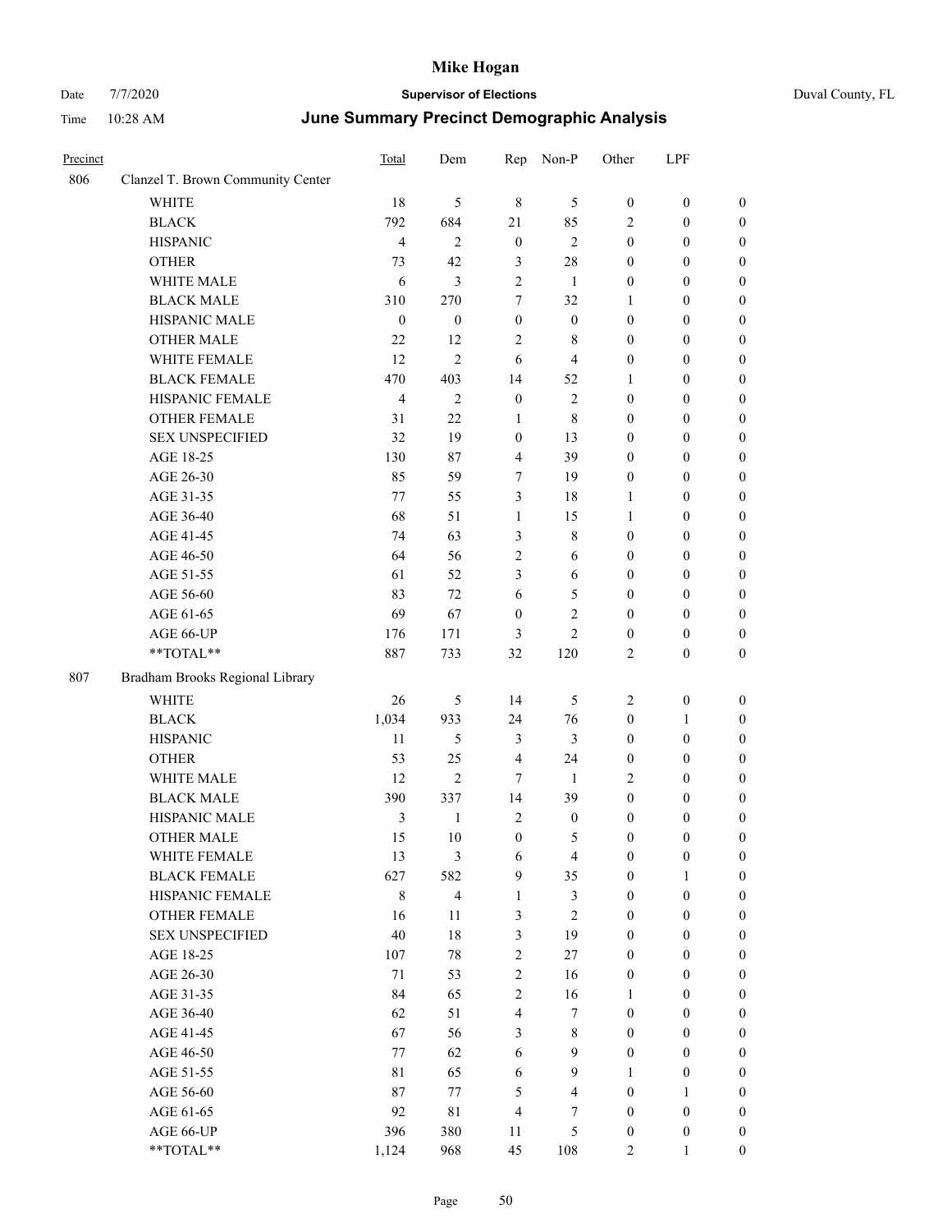# Mike Hogan

Date 7/7/2020 **Supervisor of Elections** Duval County, FL

Time 10:28 AM **June Summary Precinct Demographic Analysis**

| Precinct | | Total | Dem | Rep | Non-P | Other | LPF | |
|---|---|---|---|---|---|---|---|---|
| 806 | Clanzel T. Brown Community Center | | | | | | | |
| | WHITE | 18 | 5 | 8 | 5 | 0 | 0 | 0 |
| | BLACK | 792 | 684 | 21 | 85 | 2 | 0 | 0 |
| | HISPANIC | 4 | 2 | 0 | 2 | 0 | 0 | 0 |
| | OTHER | 73 | 42 | 3 | 28 | 0 | 0 | 0 |
| | WHITE MALE | 6 | 3 | 2 | 1 | 0 | 0 | 0 |
| | BLACK MALE | 310 | 270 | 7 | 32 | 1 | 0 | 0 |
| | HISPANIC MALE | 0 | 0 | 0 | 0 | 0 | 0 | 0 |
| | OTHER MALE | 22 | 12 | 2 | 8 | 0 | 0 | 0 |
| | WHITE FEMALE | 12 | 2 | 6 | 4 | 0 | 0 | 0 |
| | BLACK FEMALE | 470 | 403 | 14 | 52 | 1 | 0 | 0 |
| | HISPANIC FEMALE | 4 | 2 | 0 | 2 | 0 | 0 | 0 |
| | OTHER FEMALE | 31 | 22 | 1 | 8 | 0 | 0 | 0 |
| | SEX UNSPECIFIED | 32 | 19 | 0 | 13 | 0 | 0 | 0 |
| | AGE 18-25 | 130 | 87 | 4 | 39 | 0 | 0 | 0 |
| | AGE 26-30 | 85 | 59 | 7 | 19 | 0 | 0 | 0 |
| | AGE 31-35 | 77 | 55 | 3 | 18 | 1 | 0 | 0 |
| | AGE 36-40 | 68 | 51 | 1 | 15 | 1 | 0 | 0 |
| | AGE 41-45 | 74 | 63 | 3 | 8 | 0 | 0 | 0 |
| | AGE 46-50 | 64 | 56 | 2 | 6 | 0 | 0 | 0 |
| | AGE 51-55 | 61 | 52 | 3 | 6 | 0 | 0 | 0 |
| | AGE 56-60 | 83 | 72 | 6 | 5 | 0 | 0 | 0 |
| | AGE 61-65 | 69 | 67 | 0 | 2 | 0 | 0 | 0 |
| | AGE 66-UP | 176 | 171 | 3 | 2 | 0 | 0 | 0 |
| | **TOTAL** | 887 | 733 | 32 | 120 | 2 | 0 | 0 |
| 807 | Bradham Brooks Regional Library | | | | | | | |
| | WHITE | 26 | 5 | 14 | 5 | 2 | 0 | 0 |
| | BLACK | 1,034 | 933 | 24 | 76 | 0 | 1 | 0 |
| | HISPANIC | 11 | 5 | 3 | 3 | 0 | 0 | 0 |
| | OTHER | 53 | 25 | 4 | 24 | 0 | 0 | 0 |
| | WHITE MALE | 12 | 2 | 7 | 1 | 2 | 0 | 0 |
| | BLACK MALE | 390 | 337 | 14 | 39 | 0 | 0 | 0 |
| | HISPANIC MALE | 3 | 1 | 2 | 0 | 0 | 0 | 0 |
| | OTHER MALE | 15 | 10 | 0 | 5 | 0 | 0 | 0 |
| | WHITE FEMALE | 13 | 3 | 6 | 4 | 0 | 0 | 0 |
| | BLACK FEMALE | 627 | 582 | 9 | 35 | 0 | 1 | 0 |
| | HISPANIC FEMALE | 8 | 4 | 1 | 3 | 0 | 0 | 0 |
| | OTHER FEMALE | 16 | 11 | 3 | 2 | 0 | 0 | 0 |
| | SEX UNSPECIFIED | 40 | 18 | 3 | 19 | 0 | 0 | 0 |
| | AGE 18-25 | 107 | 78 | 2 | 27 | 0 | 0 | 0 |
| | AGE 26-30 | 71 | 53 | 2 | 16 | 0 | 0 | 0 |
| | AGE 31-35 | 84 | 65 | 2 | 16 | 1 | 0 | 0 |
| | AGE 36-40 | 62 | 51 | 4 | 7 | 0 | 0 | 0 |
| | AGE 41-45 | 67 | 56 | 3 | 8 | 0 | 0 | 0 |
| | AGE 46-50 | 77 | 62 | 6 | 9 | 0 | 0 | 0 |
| | AGE 51-55 | 81 | 65 | 6 | 9 | 1 | 0 | 0 |
| | AGE 56-60 | 87 | 77 | 5 | 4 | 0 | 1 | 0 |
| | AGE 61-65 | 92 | 81 | 4 | 7 | 0 | 0 | 0 |
| | AGE 66-UP | 396 | 380 | 11 | 5 | 0 | 0 | 0 |
| | **TOTAL** | 1,124 | 968 | 45 | 108 | 2 | 1 | 0 |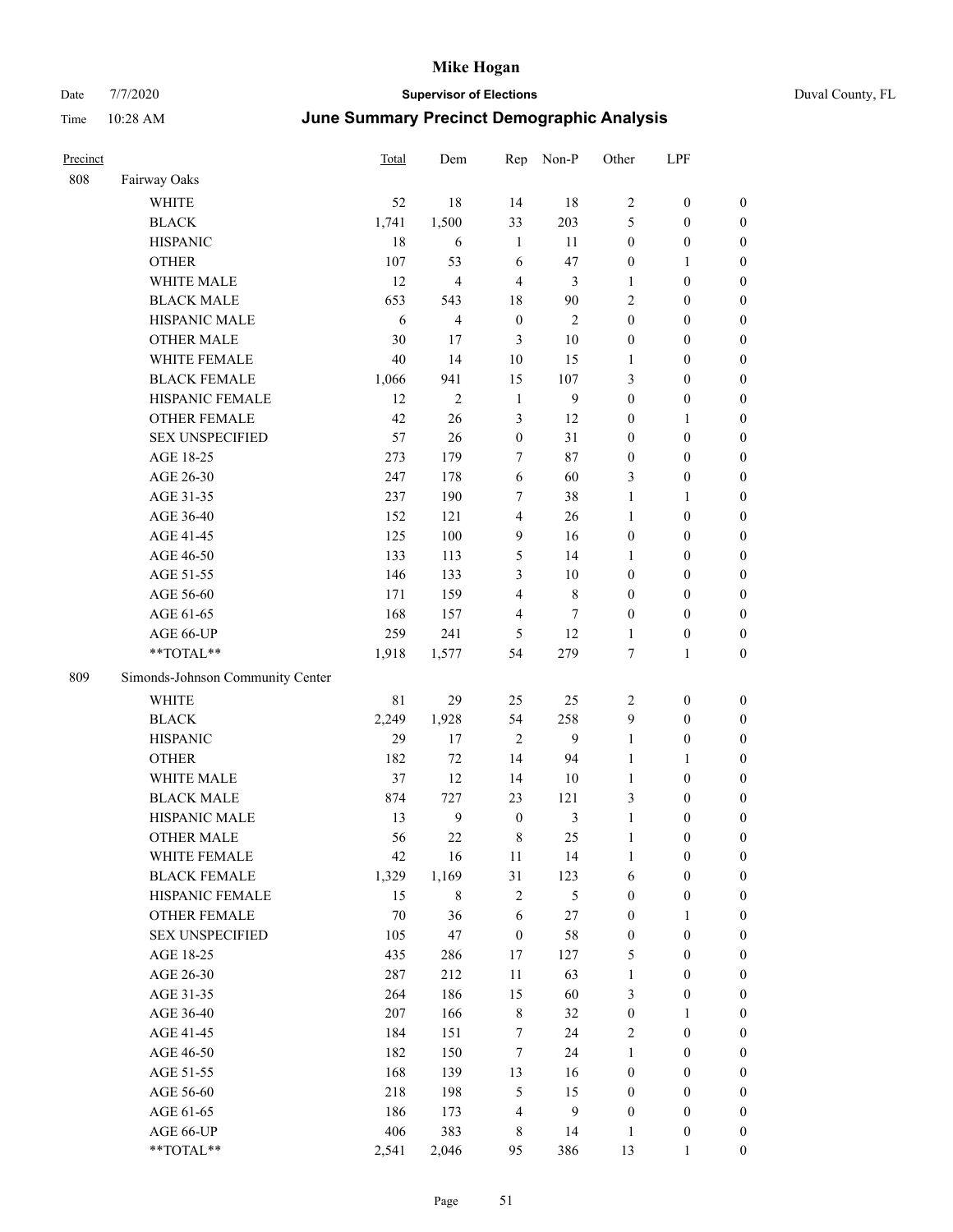# Mike Hogan

Date 7/7/2020 **Supervisor of Elections** Duval County, FL

Time 10:28 AM **June Summary Precinct Demographic Analysis**

| Precinct | | Total | Dem | Rep | Non-P | Other | LPF | |
|---|---|---|---|---|---|---|---|---|
| 808 | Fairway Oaks | | | | | | | |
| | WHITE | 52 | 18 | 14 | 18 | 2 | 0 | 0 |
| | BLACK | 1,741 | 1,500 | 33 | 203 | 5 | 0 | 0 |
| | HISPANIC | 18 | 6 | 1 | 11 | 0 | 0 | 0 |
| | OTHER | 107 | 53 | 6 | 47 | 0 | 1 | 0 |
| | WHITE MALE | 12 | 4 | 4 | 3 | 1 | 0 | 0 |
| | BLACK MALE | 653 | 543 | 18 | 90 | 2 | 0 | 0 |
| | HISPANIC MALE | 6 | 4 | 0 | 2 | 0 | 0 | 0 |
| | OTHER MALE | 30 | 17 | 3 | 10 | 0 | 0 | 0 |
| | WHITE FEMALE | 40 | 14 | 10 | 15 | 1 | 0 | 0 |
| | BLACK FEMALE | 1,066 | 941 | 15 | 107 | 3 | 0 | 0 |
| | HISPANIC FEMALE | 12 | 2 | 1 | 9 | 0 | 0 | 0 |
| | OTHER FEMALE | 42 | 26 | 3 | 12 | 0 | 1 | 0 |
| | SEX UNSPECIFIED | 57 | 26 | 0 | 31 | 0 | 0 | 0 |
| | AGE 18-25 | 273 | 179 | 7 | 87 | 0 | 0 | 0 |
| | AGE 26-30 | 247 | 178 | 6 | 60 | 3 | 0 | 0 |
| | AGE 31-35 | 237 | 190 | 7 | 38 | 1 | 1 | 0 |
| | AGE 36-40 | 152 | 121 | 4 | 26 | 1 | 0 | 0 |
| | AGE 41-45 | 125 | 100 | 9 | 16 | 0 | 0 | 0 |
| | AGE 46-50 | 133 | 113 | 5 | 14 | 1 | 0 | 0 |
| | AGE 51-55 | 146 | 133 | 3 | 10 | 0 | 0 | 0 |
| | AGE 56-60 | 171 | 159 | 4 | 8 | 0 | 0 | 0 |
| | AGE 61-65 | 168 | 157 | 4 | 7 | 0 | 0 | 0 |
| | AGE 66-UP | 259 | 241 | 5 | 12 | 1 | 0 | 0 |
| | **TOTAL** | 1,918 | 1,577 | 54 | 279 | 7 | 1 | 0 |
| 809 | Simonds-Johnson Community Center | | | | | | | |
| | WHITE | 81 | 29 | 25 | 25 | 2 | 0 | 0 |
| | BLACK | 2,249 | 1,928 | 54 | 258 | 9 | 0 | 0 |
| | HISPANIC | 29 | 17 | 2 | 9 | 1 | 0 | 0 |
| | OTHER | 182 | 72 | 14 | 94 | 1 | 1 | 0 |
| | WHITE MALE | 37 | 12 | 14 | 10 | 1 | 0 | 0 |
| | BLACK MALE | 874 | 727 | 23 | 121 | 3 | 0 | 0 |
| | HISPANIC MALE | 13 | 9 | 0 | 3 | 1 | 0 | 0 |
| | OTHER MALE | 56 | 22 | 8 | 25 | 1 | 0 | 0 |
| | WHITE FEMALE | 42 | 16 | 11 | 14 | 1 | 0 | 0 |
| | BLACK FEMALE | 1,329 | 1,169 | 31 | 123 | 6 | 0 | 0 |
| | HISPANIC FEMALE | 15 | 8 | 2 | 5 | 0 | 0 | 0 |
| | OTHER FEMALE | 70 | 36 | 6 | 27 | 0 | 1 | 0 |
| | SEX UNSPECIFIED | 105 | 47 | 0 | 58 | 0 | 0 | 0 |
| | AGE 18-25 | 435 | 286 | 17 | 127 | 5 | 0 | 0 |
| | AGE 26-30 | 287 | 212 | 11 | 63 | 1 | 0 | 0 |
| | AGE 31-35 | 264 | 186 | 15 | 60 | 3 | 0 | 0 |
| | AGE 36-40 | 207 | 166 | 8 | 32 | 0 | 1 | 0 |
| | AGE 41-45 | 184 | 151 | 7 | 24 | 2 | 0 | 0 |
| | AGE 46-50 | 182 | 150 | 7 | 24 | 1 | 0 | 0 |
| | AGE 51-55 | 168 | 139 | 13 | 16 | 0 | 0 | 0 |
| | AGE 56-60 | 218 | 198 | 5 | 15 | 0 | 0 | 0 |
| | AGE 61-65 | 186 | 173 | 4 | 9 | 0 | 0 | 0 |
| | AGE 66-UP | 406 | 383 | 8 | 14 | 1 | 0 | 0 |
| | **TOTAL** | 2,541 | 2,046 | 95 | 386 | 13 | 1 | 0 |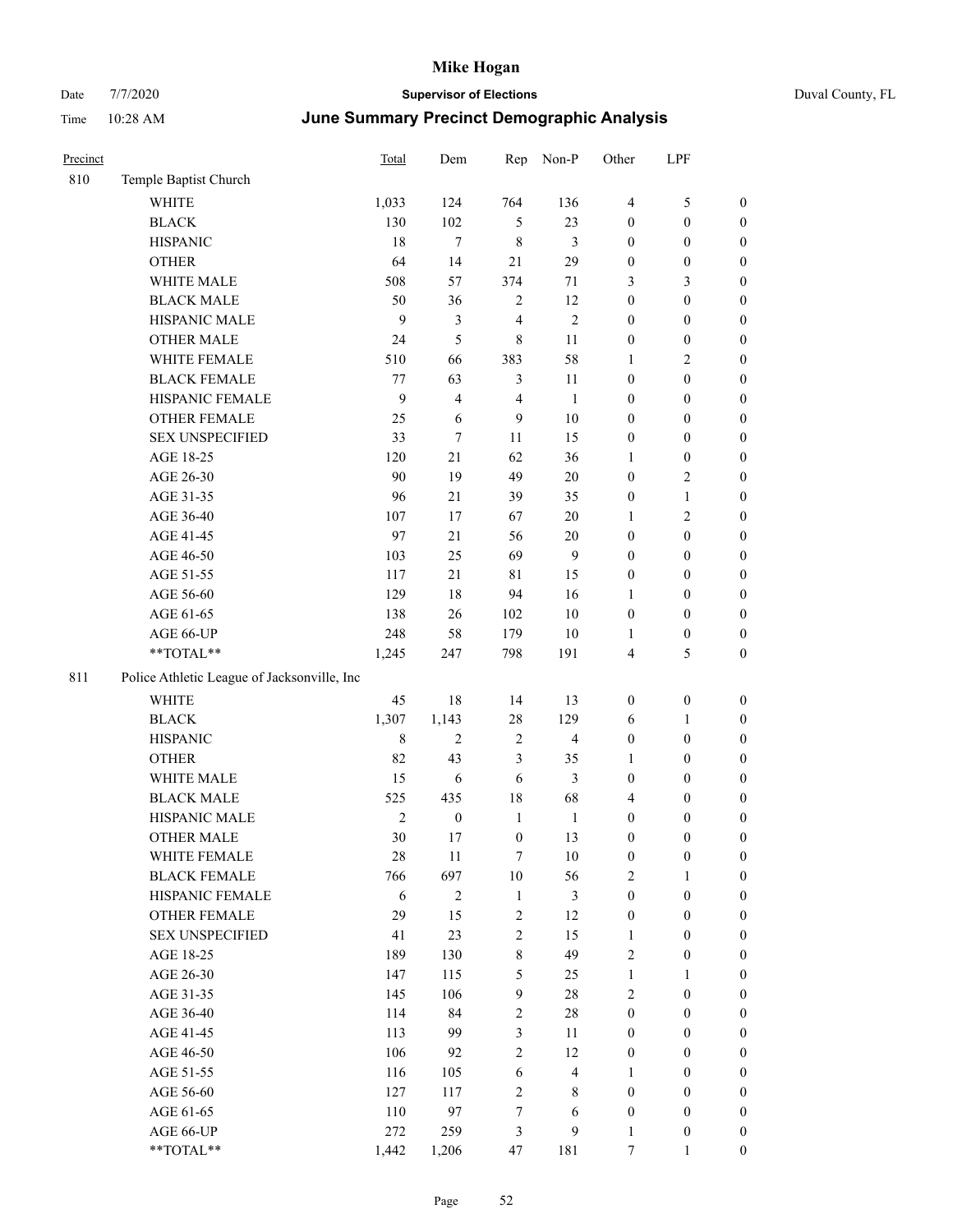# Mike Hogan

Date 7/7/2020 **Supervisor of Elections** Duval County, FL

Time 10:28 AM **June Summary Precinct Demographic Analysis**

| Precinct | | Total | Dem | Rep | Non-P | Other | LPF | |
|---|---|---|---|---|---|---|---|---|
| 810 | Temple Baptist Church | | | | | | | |
| | WHITE | 1,033 | 124 | 764 | 136 | 4 | 5 | 0 |
| | BLACK | 130 | 102 | 5 | 23 | 0 | 0 | 0 |
| | HISPANIC | 18 | 7 | 8 | 3 | 0 | 0 | 0 |
| | OTHER | 64 | 14 | 21 | 29 | 0 | 0 | 0 |
| | WHITE MALE | 508 | 57 | 374 | 71 | 3 | 3 | 0 |
| | BLACK MALE | 50 | 36 | 2 | 12 | 0 | 0 | 0 |
| | HISPANIC MALE | 9 | 3 | 4 | 2 | 0 | 0 | 0 |
| | OTHER MALE | 24 | 5 | 8 | 11 | 0 | 0 | 0 |
| | WHITE FEMALE | 510 | 66 | 383 | 58 | 1 | 2 | 0 |
| | BLACK FEMALE | 77 | 63 | 3 | 11 | 0 | 0 | 0 |
| | HISPANIC FEMALE | 9 | 4 | 4 | 1 | 0 | 0 | 0 |
| | OTHER FEMALE | 25 | 6 | 9 | 10 | 0 | 0 | 0 |
| | SEX UNSPECIFIED | 33 | 7 | 11 | 15 | 0 | 0 | 0 |
| | AGE 18-25 | 120 | 21 | 62 | 36 | 1 | 0 | 0 |
| | AGE 26-30 | 90 | 19 | 49 | 20 | 0 | 2 | 0 |
| | AGE 31-35 | 96 | 21 | 39 | 35 | 0 | 1 | 0 |
| | AGE 36-40 | 107 | 17 | 67 | 20 | 1 | 2 | 0 |
| | AGE 41-45 | 97 | 21 | 56 | 20 | 0 | 0 | 0 |
| | AGE 46-50 | 103 | 25 | 69 | 9 | 0 | 0 | 0 |
| | AGE 51-55 | 117 | 21 | 81 | 15 | 0 | 0 | 0 |
| | AGE 56-60 | 129 | 18 | 94 | 16 | 1 | 0 | 0 |
| | AGE 61-65 | 138 | 26 | 102 | 10 | 0 | 0 | 0 |
| | AGE 66-UP | 248 | 58 | 179 | 10 | 1 | 0 | 0 |
| | **TOTAL** | 1,245 | 247 | 798 | 191 | 4 | 5 | 0 |
| 811 | Police Athletic League of Jacksonville, Inc | | | | | | | |
| | WHITE | 45 | 18 | 14 | 13 | 0 | 0 | 0 |
| | BLACK | 1,307 | 1,143 | 28 | 129 | 6 | 1 | 0 |
| | HISPANIC | 8 | 2 | 2 | 4 | 0 | 0 | 0 |
| | OTHER | 82 | 43 | 3 | 35 | 1 | 0 | 0 |
| | WHITE MALE | 15 | 6 | 6 | 3 | 0 | 0 | 0 |
| | BLACK MALE | 525 | 435 | 18 | 68 | 4 | 0 | 0 |
| | HISPANIC MALE | 2 | 0 | 1 | 1 | 0 | 0 | 0 |
| | OTHER MALE | 30 | 17 | 0 | 13 | 0 | 0 | 0 |
| | WHITE FEMALE | 28 | 11 | 7 | 10 | 0 | 0 | 0 |
| | BLACK FEMALE | 766 | 697 | 10 | 56 | 2 | 1 | 0 |
| | HISPANIC FEMALE | 6 | 2 | 1 | 3 | 0 | 0 | 0 |
| | OTHER FEMALE | 29 | 15 | 2 | 12 | 0 | 0 | 0 |
| | SEX UNSPECIFIED | 41 | 23 | 2 | 15 | 1 | 0 | 0 |
| | AGE 18-25 | 189 | 130 | 8 | 49 | 2 | 0 | 0 |
| | AGE 26-30 | 147 | 115 | 5 | 25 | 1 | 1 | 0 |
| | AGE 31-35 | 145 | 106 | 9 | 28 | 2 | 0 | 0 |
| | AGE 36-40 | 114 | 84 | 2 | 28 | 0 | 0 | 0 |
| | AGE 41-45 | 113 | 99 | 3 | 11 | 0 | 0 | 0 |
| | AGE 46-50 | 106 | 92 | 2 | 12 | 0 | 0 | 0 |
| | AGE 51-55 | 116 | 105 | 6 | 4 | 1 | 0 | 0 |
| | AGE 56-60 | 127 | 117 | 2 | 8 | 0 | 0 | 0 |
| | AGE 61-65 | 110 | 97 | 7 | 6 | 0 | 0 | 0 |
| | AGE 66-UP | 272 | 259 | 3 | 9 | 1 | 0 | 0 |
| | **TOTAL** | 1,442 | 1,206 | 47 | 181 | 7 | 1 | 0 |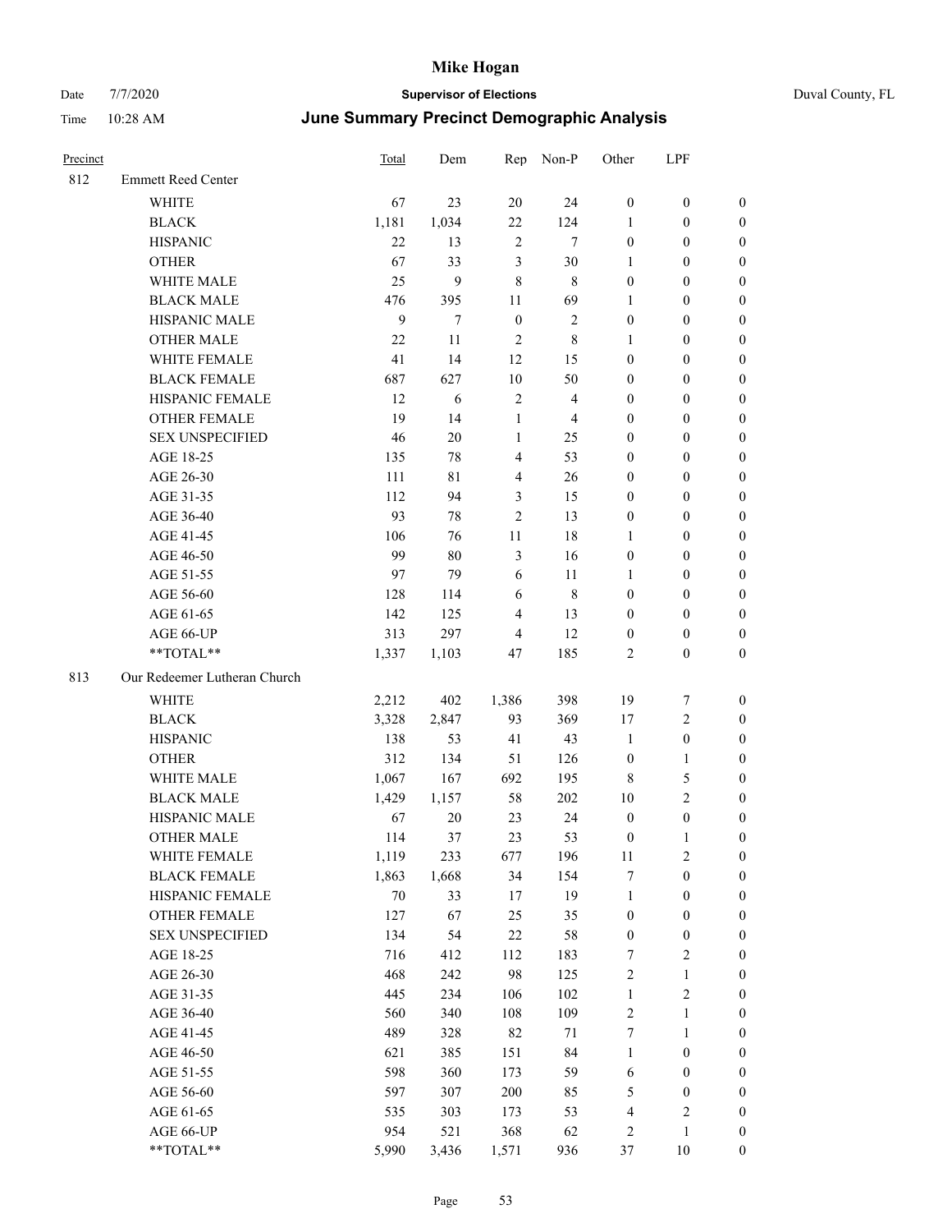# Mike Hogan

Date 7/7/2020 **Supervisor of Elections** Duval County, FL

Time 10:28 AM **June Summary Precinct Demographic Analysis**

| Precinct | | Total | Dem | Rep | Non-P | Other | LPF | |
|---|---|---|---|---|---|---|---|---|
| 812 | Emmett Reed Center | | | | | | | |
| | WHITE | 67 | 23 | 20 | 24 | 0 | 0 | 0 |
| | BLACK | 1,181 | 1,034 | 22 | 124 | 1 | 0 | 0 |
| | HISPANIC | 22 | 13 | 2 | 7 | 0 | 0 | 0 |
| | OTHER | 67 | 33 | 3 | 30 | 1 | 0 | 0 |
| | WHITE MALE | 25 | 9 | 8 | 8 | 0 | 0 | 0 |
| | BLACK MALE | 476 | 395 | 11 | 69 | 1 | 0 | 0 |
| | HISPANIC MALE | 9 | 7 | 0 | 2 | 0 | 0 | 0 |
| | OTHER MALE | 22 | 11 | 2 | 8 | 1 | 0 | 0 |
| | WHITE FEMALE | 41 | 14 | 12 | 15 | 0 | 0 | 0 |
| | BLACK FEMALE | 687 | 627 | 10 | 50 | 0 | 0 | 0 |
| | HISPANIC FEMALE | 12 | 6 | 2 | 4 | 0 | 0 | 0 |
| | OTHER FEMALE | 19 | 14 | 1 | 4 | 0 | 0 | 0 |
| | SEX UNSPECIFIED | 46 | 20 | 1 | 25 | 0 | 0 | 0 |
| | AGE 18-25 | 135 | 78 | 4 | 53 | 0 | 0 | 0 |
| | AGE 26-30 | 111 | 81 | 4 | 26 | 0 | 0 | 0 |
| | AGE 31-35 | 112 | 94 | 3 | 15 | 0 | 0 | 0 |
| | AGE 36-40 | 93 | 78 | 2 | 13 | 0 | 0 | 0 |
| | AGE 41-45 | 106 | 76 | 11 | 18 | 1 | 0 | 0 |
| | AGE 46-50 | 99 | 80 | 3 | 16 | 0 | 0 | 0 |
| | AGE 51-55 | 97 | 79 | 6 | 11 | 1 | 0 | 0 |
| | AGE 56-60 | 128 | 114 | 6 | 8 | 0 | 0 | 0 |
| | AGE 61-65 | 142 | 125 | 4 | 13 | 0 | 0 | 0 |
| | AGE 66-UP | 313 | 297 | 4 | 12 | 0 | 0 | 0 |
| | **TOTAL** | 1,337 | 1,103 | 47 | 185 | 2 | 0 | 0 |
| 813 | Our Redeemer Lutheran Church | | | | | | | |
| | WHITE | 2,212 | 402 | 1,386 | 398 | 19 | 7 | 0 |
| | BLACK | 3,328 | 2,847 | 93 | 369 | 17 | 2 | 0 |
| | HISPANIC | 138 | 53 | 41 | 43 | 1 | 0 | 0 |
| | OTHER | 312 | 134 | 51 | 126 | 0 | 1 | 0 |
| | WHITE MALE | 1,067 | 167 | 692 | 195 | 8 | 5 | 0 |
| | BLACK MALE | 1,429 | 1,157 | 58 | 202 | 10 | 2 | 0 |
| | HISPANIC MALE | 67 | 20 | 23 | 24 | 0 | 0 | 0 |
| | OTHER MALE | 114 | 37 | 23 | 53 | 0 | 1 | 0 |
| | WHITE FEMALE | 1,119 | 233 | 677 | 196 | 11 | 2 | 0 |
| | BLACK FEMALE | 1,863 | 1,668 | 34 | 154 | 7 | 0 | 0 |
| | HISPANIC FEMALE | 70 | 33 | 17 | 19 | 1 | 0 | 0 |
| | OTHER FEMALE | 127 | 67 | 25 | 35 | 0 | 0 | 0 |
| | SEX UNSPECIFIED | 134 | 54 | 22 | 58 | 0 | 0 | 0 |
| | AGE 18-25 | 716 | 412 | 112 | 183 | 7 | 2 | 0 |
| | AGE 26-30 | 468 | 242 | 98 | 125 | 2 | 1 | 0 |
| | AGE 31-35 | 445 | 234 | 106 | 102 | 1 | 2 | 0 |
| | AGE 36-40 | 560 | 340 | 108 | 109 | 2 | 1 | 0 |
| | AGE 41-45 | 489 | 328 | 82 | 71 | 7 | 1 | 0 |
| | AGE 46-50 | 621 | 385 | 151 | 84 | 1 | 0 | 0 |
| | AGE 51-55 | 598 | 360 | 173 | 59 | 6 | 0 | 0 |
| | AGE 56-60 | 597 | 307 | 200 | 85 | 5 | 0 | 0 |
| | AGE 61-65 | 535 | 303 | 173 | 53 | 4 | 2 | 0 |
| | AGE 66-UP | 954 | 521 | 368 | 62 | 2 | 1 | 0 |
| | **TOTAL** | 5,990 | 3,436 | 1,571 | 936 | 37 | 10 | 0 |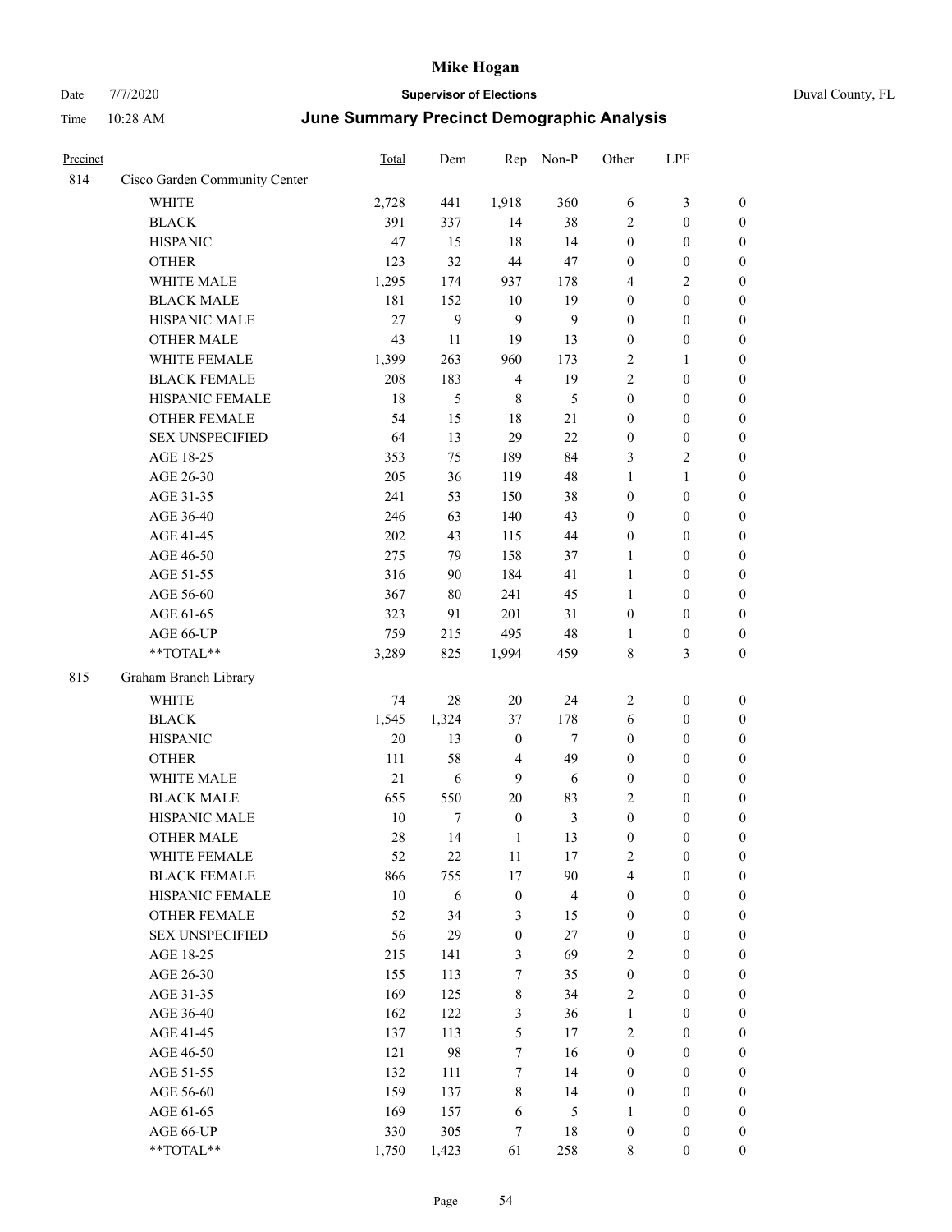# Mike Hogan

Date 7/7/2020 **Supervisor of Elections** Duval County, FL

Time 10:28 AM **June Summary Precinct Demographic Analysis**

| Precinct | | Total | Dem | Rep | Non-P | Other | LPF | |
|---|---|---|---|---|---|---|---|---|
| 814 | Cisco Garden Community Center | | | | | | | |
| | WHITE | 2,728 | 441 | 1,918 | 360 | 6 | 3 | 0 |
| | BLACK | 391 | 337 | 14 | 38 | 2 | 0 | 0 |
| | HISPANIC | 47 | 15 | 18 | 14 | 0 | 0 | 0 |
| | OTHER | 123 | 32 | 44 | 47 | 0 | 0 | 0 |
| | WHITE MALE | 1,295 | 174 | 937 | 178 | 4 | 2 | 0 |
| | BLACK MALE | 181 | 152 | 10 | 19 | 0 | 0 | 0 |
| | HISPANIC MALE | 27 | 9 | 9 | 9 | 0 | 0 | 0 |
| | OTHER MALE | 43 | 11 | 19 | 13 | 0 | 0 | 0 |
| | WHITE FEMALE | 1,399 | 263 | 960 | 173 | 2 | 1 | 0 |
| | BLACK FEMALE | 208 | 183 | 4 | 19 | 2 | 0 | 0 |
| | HISPANIC FEMALE | 18 | 5 | 8 | 5 | 0 | 0 | 0 |
| | OTHER FEMALE | 54 | 15 | 18 | 21 | 0 | 0 | 0 |
| | SEX UNSPECIFIED | 64 | 13 | 29 | 22 | 0 | 0 | 0 |
| | AGE 18-25 | 353 | 75 | 189 | 84 | 3 | 2 | 0 |
| | AGE 26-30 | 205 | 36 | 119 | 48 | 1 | 1 | 0 |
| | AGE 31-35 | 241 | 53 | 150 | 38 | 0 | 0 | 0 |
| | AGE 36-40 | 246 | 63 | 140 | 43 | 0 | 0 | 0 |
| | AGE 41-45 | 202 | 43 | 115 | 44 | 0 | 0 | 0 |
| | AGE 46-50 | 275 | 79 | 158 | 37 | 1 | 0 | 0 |
| | AGE 51-55 | 316 | 90 | 184 | 41 | 1 | 0 | 0 |
| | AGE 56-60 | 367 | 80 | 241 | 45 | 1 | 0 | 0 |
| | AGE 61-65 | 323 | 91 | 201 | 31 | 0 | 0 | 0 |
| | AGE 66-UP | 759 | 215 | 495 | 48 | 1 | 0 | 0 |
| | **TOTAL** | 3,289 | 825 | 1,994 | 459 | 8 | 3 | 0 |
| 815 | Graham Branch Library | | | | | | | |
| | WHITE | 74 | 28 | 20 | 24 | 2 | 0 | 0 |
| | BLACK | 1,545 | 1,324 | 37 | 178 | 6 | 0 | 0 |
| | HISPANIC | 20 | 13 | 0 | 7 | 0 | 0 | 0 |
| | OTHER | 111 | 58 | 4 | 49 | 0 | 0 | 0 |
| | WHITE MALE | 21 | 6 | 9 | 6 | 0 | 0 | 0 |
| | BLACK MALE | 655 | 550 | 20 | 83 | 2 | 0 | 0 |
| | HISPANIC MALE | 10 | 7 | 0 | 3 | 0 | 0 | 0 |
| | OTHER MALE | 28 | 14 | 1 | 13 | 0 | 0 | 0 |
| | WHITE FEMALE | 52 | 22 | 11 | 17 | 2 | 0 | 0 |
| | BLACK FEMALE | 866 | 755 | 17 | 90 | 4 | 0 | 0 |
| | HISPANIC FEMALE | 10 | 6 | 0 | 4 | 0 | 0 | 0 |
| | OTHER FEMALE | 52 | 34 | 3 | 15 | 0 | 0 | 0 |
| | SEX UNSPECIFIED | 56 | 29 | 0 | 27 | 0 | 0 | 0 |
| | AGE 18-25 | 215 | 141 | 3 | 69 | 2 | 0 | 0 |
| | AGE 26-30 | 155 | 113 | 7 | 35 | 0 | 0 | 0 |
| | AGE 31-35 | 169 | 125 | 8 | 34 | 2 | 0 | 0 |
| | AGE 36-40 | 162 | 122 | 3 | 36 | 1 | 0 | 0 |
| | AGE 41-45 | 137 | 113 | 5 | 17 | 2 | 0 | 0 |
| | AGE 46-50 | 121 | 98 | 7 | 16 | 0 | 0 | 0 |
| | AGE 51-55 | 132 | 111 | 7 | 14 | 0 | 0 | 0 |
| | AGE 56-60 | 159 | 137 | 8 | 14 | 0 | 0 | 0 |
| | AGE 61-65 | 169 | 157 | 6 | 5 | 1 | 0 | 0 |
| | AGE 66-UP | 330 | 305 | 7 | 18 | 0 | 0 | 0 |
| | **TOTAL** | 1,750 | 1,423 | 61 | 258 | 8 | 0 | 0 |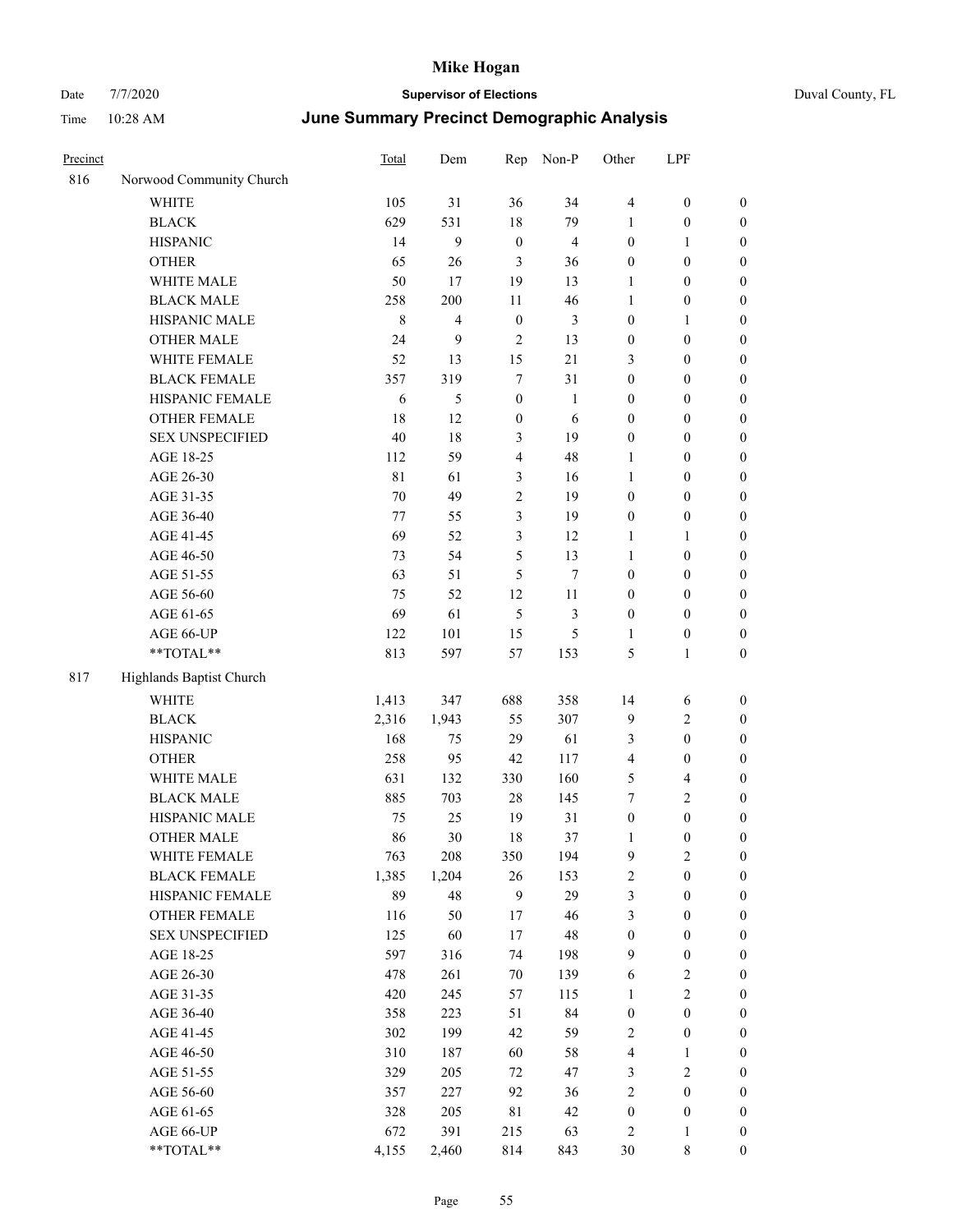| Precinct | | Total | Dem | Rep | Non-P | Other | LPF | |
|---|---|---|---|---|---|---|---|---|
| 816 | Norwood Community Church | | | | | | | |
| | WHITE | 105 | 31 | 36 | 34 | 4 | 0 | 0 |
| | BLACK | 629 | 531 | 18 | 79 | 1 | 0 | 0 |
| | HISPANIC | 14 | 9 | 0 | 4 | 0 | 1 | 0 |
| | OTHER | 65 | 26 | 3 | 36 | 0 | 0 | 0 |
| | WHITE MALE | 50 | 17 | 19 | 13 | 1 | 0 | 0 |
| | BLACK MALE | 258 | 200 | 11 | 46 | 1 | 0 | 0 |
| | HISPANIC MALE | 8 | 4 | 0 | 3 | 0 | 1 | 0 |
| | OTHER MALE | 24 | 9 | 2 | 13 | 0 | 0 | 0 |
| | WHITE FEMALE | 52 | 13 | 15 | 21 | 3 | 0 | 0 |
| | BLACK FEMALE | 357 | 319 | 7 | 31 | 0 | 0 | 0 |
| | HISPANIC FEMALE | 6 | 5 | 0 | 1 | 0 | 0 | 0 |
| | OTHER FEMALE | 18 | 12 | 0 | 6 | 0 | 0 | 0 |
| | SEX UNSPECIFIED | 40 | 18 | 3 | 19 | 0 | 0 | 0 |
| | AGE 18-25 | 112 | 59 | 4 | 48 | 1 | 0 | 0 |
| | AGE 26-30 | 81 | 61 | 3 | 16 | 1 | 0 | 0 |
| | AGE 31-35 | 70 | 49 | 2 | 19 | 0 | 0 | 0 |
| | AGE 36-40 | 77 | 55 | 3 | 19 | 0 | 0 | 0 |
| | AGE 41-45 | 69 | 52 | 3 | 12 | 1 | 1 | 0 |
| | AGE 46-50 | 73 | 54 | 5 | 13 | 1 | 0 | 0 |
| | AGE 51-55 | 63 | 51 | 5 | 7 | 0 | 0 | 0 |
| | AGE 56-60 | 75 | 52 | 12 | 11 | 0 | 0 | 0 |
| | AGE 61-65 | 69 | 61 | 5 | 3 | 0 | 0 | 0 |
| | AGE 66-UP | 122 | 101 | 15 | 5 | 1 | 0 | 0 |
| | **TOTAL** | 813 | 597 | 57 | 153 | 5 | 1 | 0 |
| 817 | Highlands Baptist Church | | | | | | | |
| | WHITE | 1,413 | 347 | 688 | 358 | 14 | 6 | 0 |
| | BLACK | 2,316 | 1,943 | 55 | 307 | 9 | 2 | 0 |
| | HISPANIC | 168 | 75 | 29 | 61 | 3 | 0 | 0 |
| | OTHER | 258 | 95 | 42 | 117 | 4 | 0 | 0 |
| | WHITE MALE | 631 | 132 | 330 | 160 | 5 | 4 | 0 |
| | BLACK MALE | 885 | 703 | 28 | 145 | 7 | 2 | 0 |
| | HISPANIC MALE | 75 | 25 | 19 | 31 | 0 | 0 | 0 |
| | OTHER MALE | 86 | 30 | 18 | 37 | 1 | 0 | 0 |
| | WHITE FEMALE | 763 | 208 | 350 | 194 | 9 | 2 | 0 |
| | BLACK FEMALE | 1,385 | 1,204 | 26 | 153 | 2 | 0 | 0 |
| | HISPANIC FEMALE | 89 | 48 | 9 | 29 | 3 | 0 | 0 |
| | OTHER FEMALE | 116 | 50 | 17 | 46 | 3 | 0 | 0 |
| | SEX UNSPECIFIED | 125 | 60 | 17 | 48 | 0 | 0 | 0 |
| | AGE 18-25 | 597 | 316 | 74 | 198 | 9 | 0 | 0 |
| | AGE 26-30 | 478 | 261 | 70 | 139 | 6 | 2 | 0 |
| | AGE 31-35 | 420 | 245 | 57 | 115 | 1 | 2 | 0 |
| | AGE 36-40 | 358 | 223 | 51 | 84 | 0 | 0 | 0 |
| | AGE 41-45 | 302 | 199 | 42 | 59 | 2 | 0 | 0 |
| | AGE 46-50 | 310 | 187 | 60 | 58 | 4 | 1 | 0 |
| | AGE 51-55 | 329 | 205 | 72 | 47 | 3 | 2 | 0 |
| | AGE 56-60 | 357 | 227 | 92 | 36 | 2 | 0 | 0 |
| | AGE 61-65 | 328 | 205 | 81 | 42 | 0 | 0 | 0 |
| | AGE 66-UP | 672 | 391 | 215 | 63 | 2 | 1 | 0 |
| | **TOTAL** | 4,155 | 2,460 | 814 | 843 | 30 | 8 | 0 |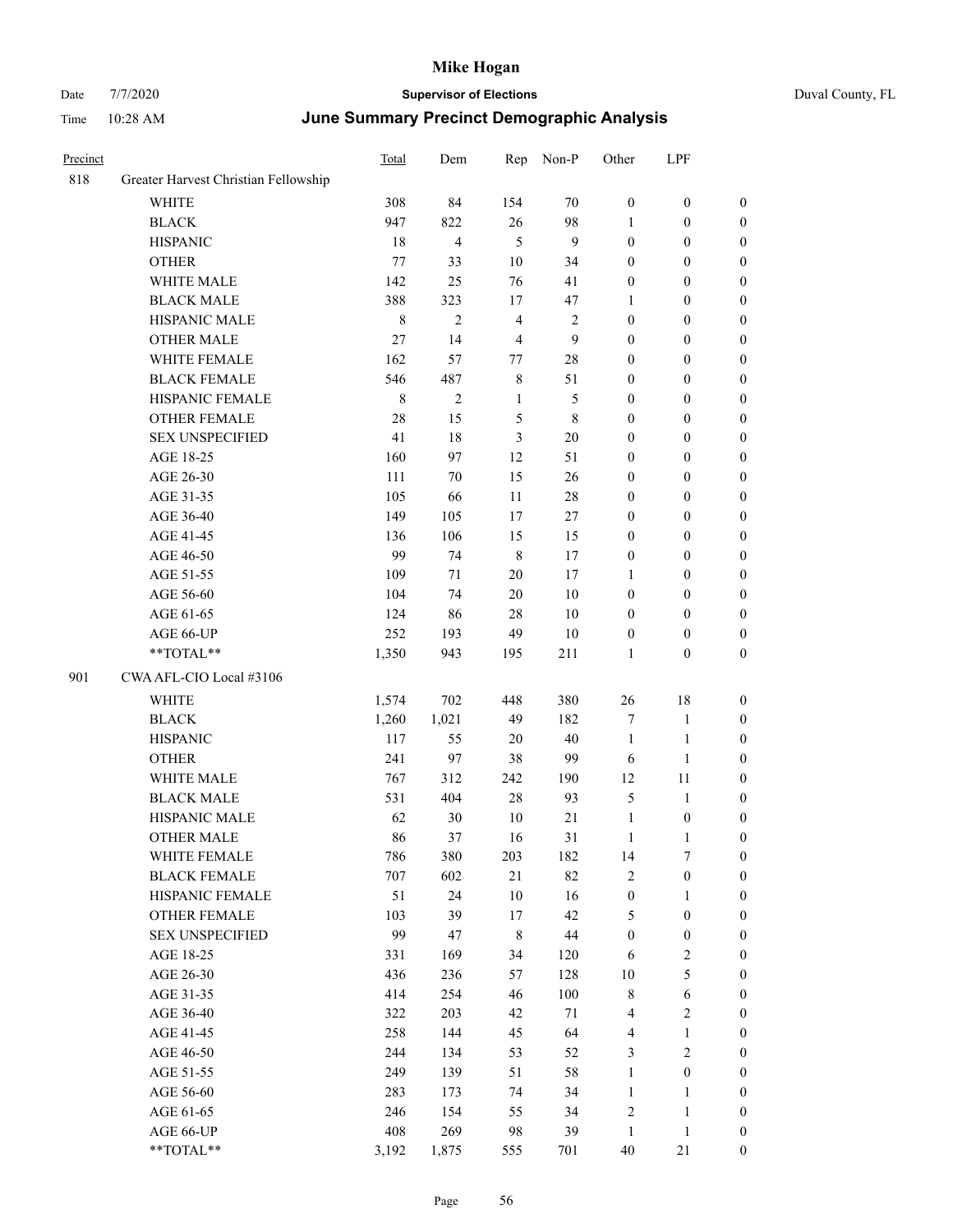| Precinct | | Total | Dem | Rep | Non-P | Other | LPF | |
|---|---|---|---|---|---|---|---|---|
| 818 | Greater Harvest Christian Fellowship | | | | | | | |
| | WHITE | 308 | 84 | 154 | 70 | 0 | 0 | 0 |
| | BLACK | 947 | 822 | 26 | 98 | 1 | 0 | 0 |
| | HISPANIC | 18 | 4 | 5 | 9 | 0 | 0 | 0 |
| | OTHER | 77 | 33 | 10 | 34 | 0 | 0 | 0 |
| | WHITE MALE | 142 | 25 | 76 | 41 | 0 | 0 | 0 |
| | BLACK MALE | 388 | 323 | 17 | 47 | 1 | 0 | 0 |
| | HISPANIC MALE | 8 | 2 | 4 | 2 | 0 | 0 | 0 |
| | OTHER MALE | 27 | 14 | 4 | 9 | 0 | 0 | 0 |
| | WHITE FEMALE | 162 | 57 | 77 | 28 | 0 | 0 | 0 |
| | BLACK FEMALE | 546 | 487 | 8 | 51 | 0 | 0 | 0 |
| | HISPANIC FEMALE | 8 | 2 | 1 | 5 | 0 | 0 | 0 |
| | OTHER FEMALE | 28 | 15 | 5 | 8 | 0 | 0 | 0 |
| | SEX UNSPECIFIED | 41 | 18 | 3 | 20 | 0 | 0 | 0 |
| | AGE 18-25 | 160 | 97 | 12 | 51 | 0 | 0 | 0 |
| | AGE 26-30 | 111 | 70 | 15 | 26 | 0 | 0 | 0 |
| | AGE 31-35 | 105 | 66 | 11 | 28 | 0 | 0 | 0 |
| | AGE 36-40 | 149 | 105 | 17 | 27 | 0 | 0 | 0 |
| | AGE 41-45 | 136 | 106 | 15 | 15 | 0 | 0 | 0 |
| | AGE 46-50 | 99 | 74 | 8 | 17 | 0 | 0 | 0 |
| | AGE 51-55 | 109 | 71 | 20 | 17 | 1 | 0 | 0 |
| | AGE 56-60 | 104 | 74 | 20 | 10 | 0 | 0 | 0 |
| | AGE 61-65 | 124 | 86 | 28 | 10 | 0 | 0 | 0 |
| | AGE 66-UP | 252 | 193 | 49 | 10 | 0 | 0 | 0 |
| | **TOTAL** | 1,350 | 943 | 195 | 211 | 1 | 0 | 0 |
| 901 | CWA AFL-CIO Local #3106 | | | | | | | |
| | WHITE | 1,574 | 702 | 448 | 380 | 26 | 18 | 0 |
| | BLACK | 1,260 | 1,021 | 49 | 182 | 7 | 1 | 0 |
| | HISPANIC | 117 | 55 | 20 | 40 | 1 | 1 | 0 |
| | OTHER | 241 | 97 | 38 | 99 | 6 | 1 | 0 |
| | WHITE MALE | 767 | 312 | 242 | 190 | 12 | 11 | 0 |
| | BLACK MALE | 531 | 404 | 28 | 93 | 5 | 1 | 0 |
| | HISPANIC MALE | 62 | 30 | 10 | 21 | 1 | 0 | 0 |
| | OTHER MALE | 86 | 37 | 16 | 31 | 1 | 1 | 0 |
| | WHITE FEMALE | 786 | 380 | 203 | 182 | 14 | 7 | 0 |
| | BLACK FEMALE | 707 | 602 | 21 | 82 | 2 | 0 | 0 |
| | HISPANIC FEMALE | 51 | 24 | 10 | 16 | 0 | 1 | 0 |
| | OTHER FEMALE | 103 | 39 | 17 | 42 | 5 | 0 | 0 |
| | SEX UNSPECIFIED | 99 | 47 | 8 | 44 | 0 | 0 | 0 |
| | AGE 18-25 | 331 | 169 | 34 | 120 | 6 | 2 | 0 |
| | AGE 26-30 | 436 | 236 | 57 | 128 | 10 | 5 | 0 |
| | AGE 31-35 | 414 | 254 | 46 | 100 | 8 | 6 | 0 |
| | AGE 36-40 | 322 | 203 | 42 | 71 | 4 | 2 | 0 |
| | AGE 41-45 | 258 | 144 | 45 | 64 | 4 | 1 | 0 |
| | AGE 46-50 | 244 | 134 | 53 | 52 | 3 | 2 | 0 |
| | AGE 51-55 | 249 | 139 | 51 | 58 | 1 | 0 | 0 |
| | AGE 56-60 | 283 | 173 | 74 | 34 | 1 | 1 | 0 |
| | AGE 61-65 | 246 | 154 | 55 | 34 | 2 | 1 | 0 |
| | AGE 66-UP | 408 | 269 | 98 | 39 | 1 | 1 | 0 |
| | **TOTAL** | 3,192 | 1,875 | 555 | 701 | 40 | 21 | 0 |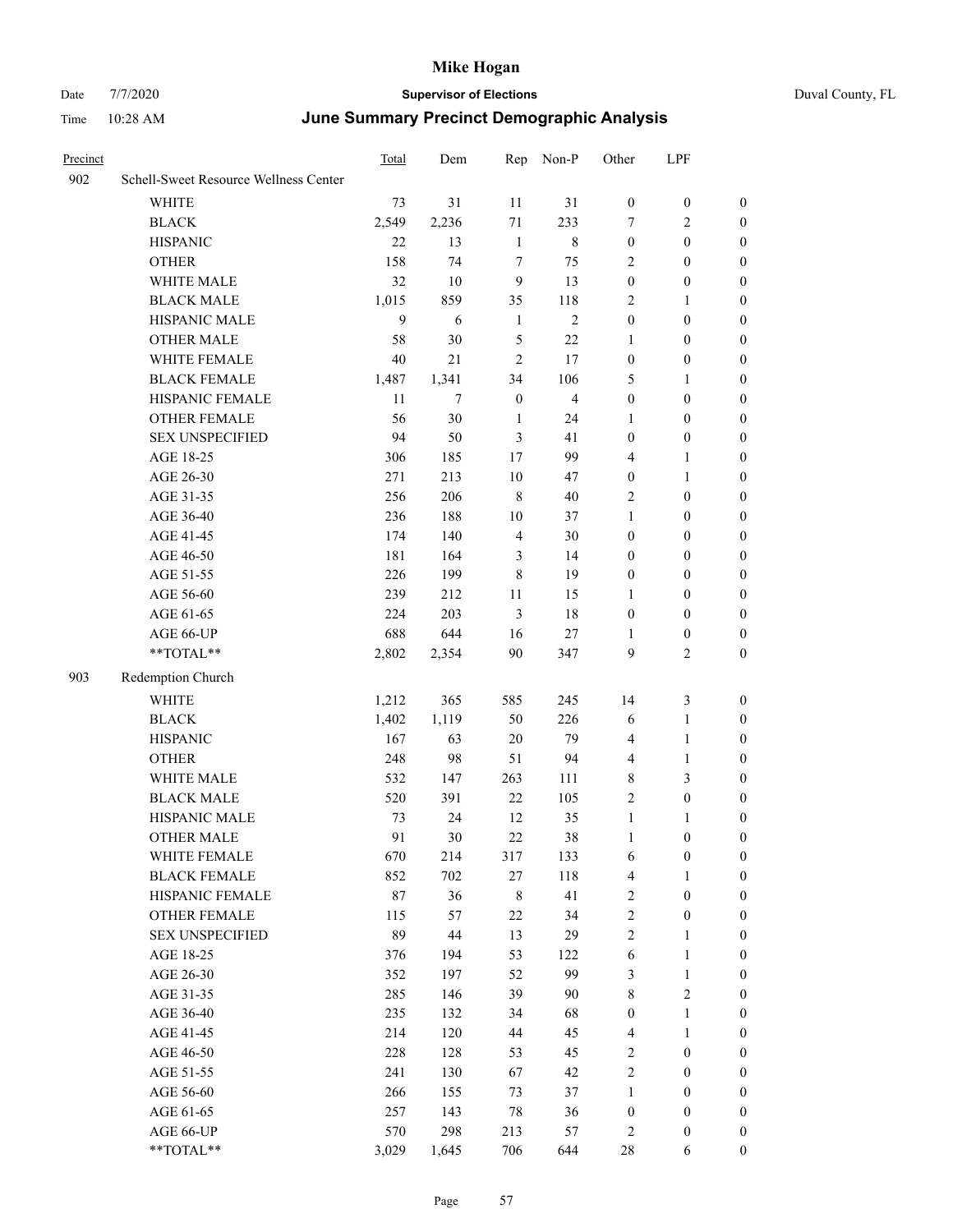# Mike Hogan

Date 7/7/2020 **Supervisor of Elections** Duval County, FL

Time 10:28 AM **June Summary Precinct Demographic Analysis**

| Precinct | | Total | Dem | Rep | Non-P | Other | LPF | |
|---|---|---|---|---|---|---|---|---|
| 902 | Schell-Sweet Resource Wellness Center | | | | | | | |
| | WHITE | 73 | 31 | 11 | 31 | 0 | 0 | 0 |
| | BLACK | 2,549 | 2,236 | 71 | 233 | 7 | 2 | 0 |
| | HISPANIC | 22 | 13 | 1 | 8 | 0 | 0 | 0 |
| | OTHER | 158 | 74 | 7 | 75 | 2 | 0 | 0 |
| | WHITE MALE | 32 | 10 | 9 | 13 | 0 | 0 | 0 |
| | BLACK MALE | 1,015 | 859 | 35 | 118 | 2 | 1 | 0 |
| | HISPANIC MALE | 9 | 6 | 1 | 2 | 0 | 0 | 0 |
| | OTHER MALE | 58 | 30 | 5 | 22 | 1 | 0 | 0 |
| | WHITE FEMALE | 40 | 21 | 2 | 17 | 0 | 0 | 0 |
| | BLACK FEMALE | 1,487 | 1,341 | 34 | 106 | 5 | 1 | 0 |
| | HISPANIC FEMALE | 11 | 7 | 0 | 4 | 0 | 0 | 0 |
| | OTHER FEMALE | 56 | 30 | 1 | 24 | 1 | 0 | 0 |
| | SEX UNSPECIFIED | 94 | 50 | 3 | 41 | 0 | 0 | 0 |
| | AGE 18-25 | 306 | 185 | 17 | 99 | 4 | 1 | 0 |
| | AGE 26-30 | 271 | 213 | 10 | 47 | 0 | 1 | 0 |
| | AGE 31-35 | 256 | 206 | 8 | 40 | 2 | 0 | 0 |
| | AGE 36-40 | 236 | 188 | 10 | 37 | 1 | 0 | 0 |
| | AGE 41-45 | 174 | 140 | 4 | 30 | 0 | 0 | 0 |
| | AGE 46-50 | 181 | 164 | 3 | 14 | 0 | 0 | 0 |
| | AGE 51-55 | 226 | 199 | 8 | 19 | 0 | 0 | 0 |
| | AGE 56-60 | 239 | 212 | 11 | 15 | 1 | 0 | 0 |
| | AGE 61-65 | 224 | 203 | 3 | 18 | 0 | 0 | 0 |
| | AGE 66-UP | 688 | 644 | 16 | 27 | 1 | 0 | 0 |
| | **TOTAL** | 2,802 | 2,354 | 90 | 347 | 9 | 2 | 0 |
| 903 | Redemption Church | | | | | | | |
| | WHITE | 1,212 | 365 | 585 | 245 | 14 | 3 | 0 |
| | BLACK | 1,402 | 1,119 | 50 | 226 | 6 | 1 | 0 |
| | HISPANIC | 167 | 63 | 20 | 79 | 4 | 1 | 0 |
| | OTHER | 248 | 98 | 51 | 94 | 4 | 1 | 0 |
| | WHITE MALE | 532 | 147 | 263 | 111 | 8 | 3 | 0 |
| | BLACK MALE | 520 | 391 | 22 | 105 | 2 | 0 | 0 |
| | HISPANIC MALE | 73 | 24 | 12 | 35 | 1 | 1 | 0 |
| | OTHER MALE | 91 | 30 | 22 | 38 | 1 | 0 | 0 |
| | WHITE FEMALE | 670 | 214 | 317 | 133 | 6 | 0 | 0 |
| | BLACK FEMALE | 852 | 702 | 27 | 118 | 4 | 1 | 0 |
| | HISPANIC FEMALE | 87 | 36 | 8 | 41 | 2 | 0 | 0 |
| | OTHER FEMALE | 115 | 57 | 22 | 34 | 2 | 0 | 0 |
| | SEX UNSPECIFIED | 89 | 44 | 13 | 29 | 2 | 1 | 0 |
| | AGE 18-25 | 376 | 194 | 53 | 122 | 6 | 1 | 0 |
| | AGE 26-30 | 352 | 197 | 52 | 99 | 3 | 1 | 0 |
| | AGE 31-35 | 285 | 146 | 39 | 90 | 8 | 2 | 0 |
| | AGE 36-40 | 235 | 132 | 34 | 68 | 0 | 1 | 0 |
| | AGE 41-45 | 214 | 120 | 44 | 45 | 4 | 1 | 0 |
| | AGE 46-50 | 228 | 128 | 53 | 45 | 2 | 0 | 0 |
| | AGE 51-55 | 241 | 130 | 67 | 42 | 2 | 0 | 0 |
| | AGE 56-60 | 266 | 155 | 73 | 37 | 1 | 0 | 0 |
| | AGE 61-65 | 257 | 143 | 78 | 36 | 0 | 0 | 0 |
| | AGE 66-UP | 570 | 298 | 213 | 57 | 2 | 0 | 0 |
| | **TOTAL** | 3,029 | 1,645 | 706 | 644 | 28 | 6 | 0 |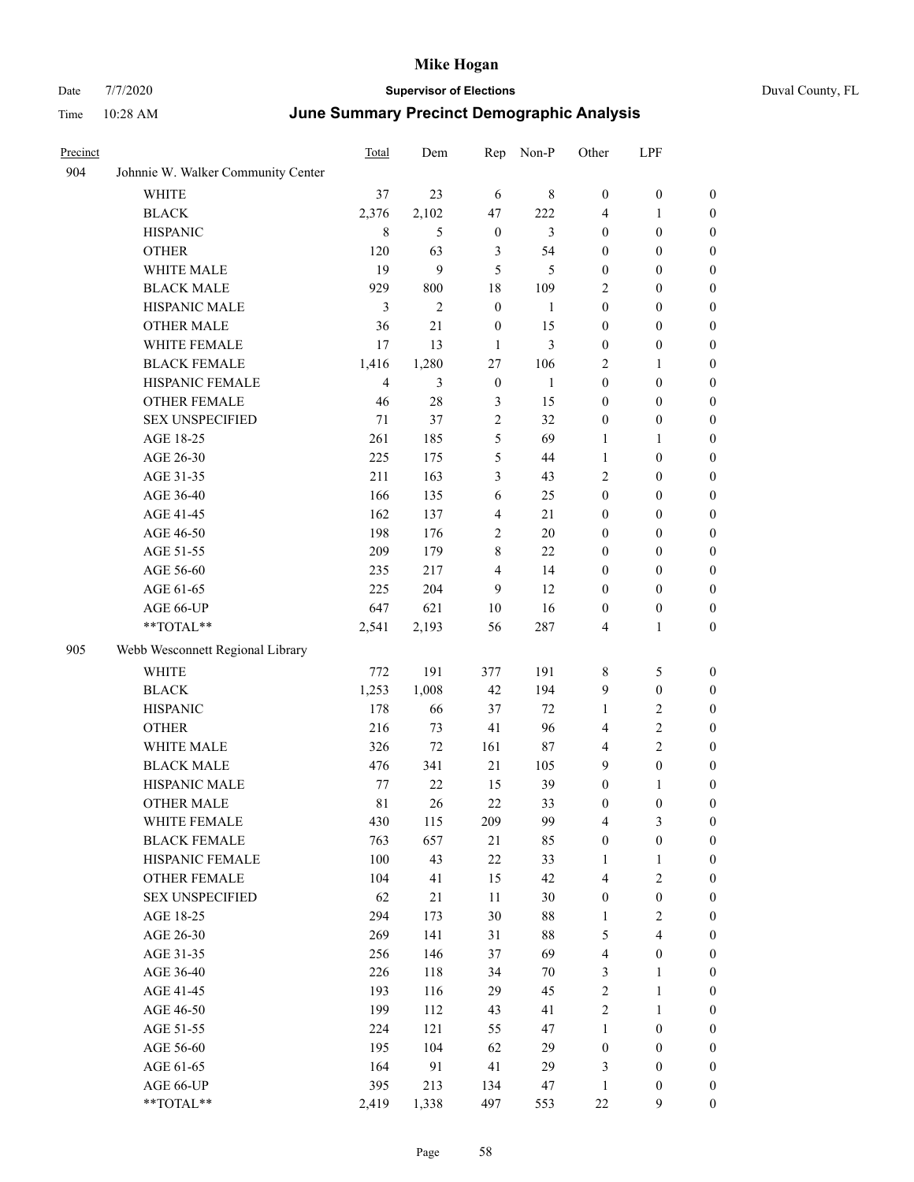# Mike Hogan

Date 7/7/2020 **Supervisor of Elections** Duval County, FL

Time 10:28 AM **June Summary Precinct Demographic Analysis**

| Precinct | | Total | Dem | Rep | Non-P | Other | LPF | |
|---|---|---|---|---|---|---|---|---|
| 904 | Johnnie W. Walker Community Center | | | | | | | |
| | WHITE | 37 | 23 | 6 | 8 | 0 | 0 | 0 |
| | BLACK | 2,376 | 2,102 | 47 | 222 | 4 | 1 | 0 |
| | HISPANIC | 8 | 5 | 0 | 3 | 0 | 0 | 0 |
| | OTHER | 120 | 63 | 3 | 54 | 0 | 0 | 0 |
| | WHITE MALE | 19 | 9 | 5 | 5 | 0 | 0 | 0 |
| | BLACK MALE | 929 | 800 | 18 | 109 | 2 | 0 | 0 |
| | HISPANIC MALE | 3 | 2 | 0 | 1 | 0 | 0 | 0 |
| | OTHER MALE | 36 | 21 | 0 | 15 | 0 | 0 | 0 |
| | WHITE FEMALE | 17 | 13 | 1 | 3 | 0 | 0 | 0 |
| | BLACK FEMALE | 1,416 | 1,280 | 27 | 106 | 2 | 1 | 0 |
| | HISPANIC FEMALE | 4 | 3 | 0 | 1 | 0 | 0 | 0 |
| | OTHER FEMALE | 46 | 28 | 3 | 15 | 0 | 0 | 0 |
| | SEX UNSPECIFIED | 71 | 37 | 2 | 32 | 0 | 0 | 0 |
| | AGE 18-25 | 261 | 185 | 5 | 69 | 1 | 1 | 0 |
| | AGE 26-30 | 225 | 175 | 5 | 44 | 1 | 0 | 0 |
| | AGE 31-35 | 211 | 163 | 3 | 43 | 2 | 0 | 0 |
| | AGE 36-40 | 166 | 135 | 6 | 25 | 0 | 0 | 0 |
| | AGE 41-45 | 162 | 137 | 4 | 21 | 0 | 0 | 0 |
| | AGE 46-50 | 198 | 176 | 2 | 20 | 0 | 0 | 0 |
| | AGE 51-55 | 209 | 179 | 8 | 22 | 0 | 0 | 0 |
| | AGE 56-60 | 235 | 217 | 4 | 14 | 0 | 0 | 0 |
| | AGE 61-65 | 225 | 204 | 9 | 12 | 0 | 0 | 0 |
| | AGE 66-UP | 647 | 621 | 10 | 16 | 0 | 0 | 0 |
| | **TOTAL** | 2,541 | 2,193 | 56 | 287 | 4 | 1 | 0 |
| 905 | Webb Wesconnett Regional Library | | | | | | | |
| | WHITE | 772 | 191 | 377 | 191 | 8 | 5 | 0 |
| | BLACK | 1,253 | 1,008 | 42 | 194 | 9 | 0 | 0 |
| | HISPANIC | 178 | 66 | 37 | 72 | 1 | 2 | 0 |
| | OTHER | 216 | 73 | 41 | 96 | 4 | 2 | 0 |
| | WHITE MALE | 326 | 72 | 161 | 87 | 4 | 2 | 0 |
| | BLACK MALE | 476 | 341 | 21 | 105 | 9 | 0 | 0 |
| | HISPANIC MALE | 77 | 22 | 15 | 39 | 0 | 1 | 0 |
| | OTHER MALE | 81 | 26 | 22 | 33 | 0 | 0 | 0 |
| | WHITE FEMALE | 430 | 115 | 209 | 99 | 4 | 3 | 0 |
| | BLACK FEMALE | 763 | 657 | 21 | 85 | 0 | 0 | 0 |
| | HISPANIC FEMALE | 100 | 43 | 22 | 33 | 1 | 1 | 0 |
| | OTHER FEMALE | 104 | 41 | 15 | 42 | 4 | 2 | 0 |
| | SEX UNSPECIFIED | 62 | 21 | 11 | 30 | 0 | 0 | 0 |
| | AGE 18-25 | 294 | 173 | 30 | 88 | 1 | 2 | 0 |
| | AGE 26-30 | 269 | 141 | 31 | 88 | 5 | 4 | 0 |
| | AGE 31-35 | 256 | 146 | 37 | 69 | 4 | 0 | 0 |
| | AGE 36-40 | 226 | 118 | 34 | 70 | 3 | 1 | 0 |
| | AGE 41-45 | 193 | 116 | 29 | 45 | 2 | 1 | 0 |
| | AGE 46-50 | 199 | 112 | 43 | 41 | 2 | 1 | 0 |
| | AGE 51-55 | 224 | 121 | 55 | 47 | 1 | 0 | 0 |
| | AGE 56-60 | 195 | 104 | 62 | 29 | 0 | 0 | 0 |
| | AGE 61-65 | 164 | 91 | 41 | 29 | 3 | 0 | 0 |
| | AGE 66-UP | 395 | 213 | 134 | 47 | 1 | 0 | 0 |
| | **TOTAL** | 2,419 | 1,338 | 497 | 553 | 22 | 9 | 0 |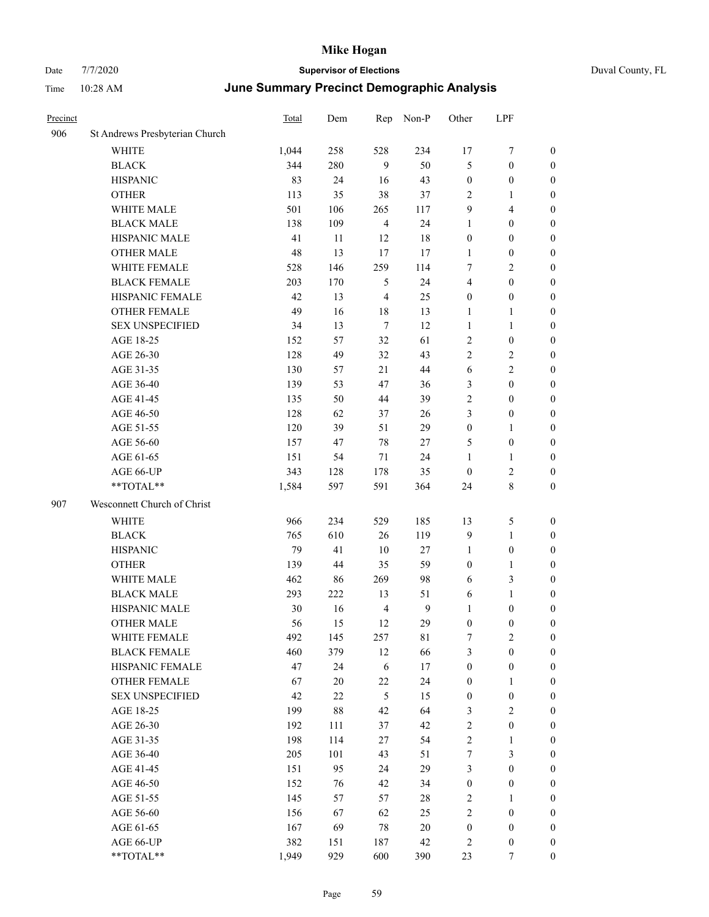# Mike Hogan

Date 7/7/2020 **Supervisor of Elections** Duval County, FL

Time 10:28 AM **June Summary Precinct Demographic Analysis**

| Precinct | | Total | Dem | Rep | Non-P | Other | LPF | |
|---|---|---|---|---|---|---|---|---|
| 906 | St Andrews Presbyterian Church | | | | | | | |
| | WHITE | 1,044 | 258 | 528 | 234 | 17 | 7 | 0 |
| | BLACK | 344 | 280 | 9 | 50 | 5 | 0 | 0 |
| | HISPANIC | 83 | 24 | 16 | 43 | 0 | 0 | 0 |
| | OTHER | 113 | 35 | 38 | 37 | 2 | 1 | 0 |
| | WHITE MALE | 501 | 106 | 265 | 117 | 9 | 4 | 0 |
| | BLACK MALE | 138 | 109 | 4 | 24 | 1 | 0 | 0 |
| | HISPANIC MALE | 41 | 11 | 12 | 18 | 0 | 0 | 0 |
| | OTHER MALE | 48 | 13 | 17 | 17 | 1 | 0 | 0 |
| | WHITE FEMALE | 528 | 146 | 259 | 114 | 7 | 2 | 0 |
| | BLACK FEMALE | 203 | 170 | 5 | 24 | 4 | 0 | 0 |
| | HISPANIC FEMALE | 42 | 13 | 4 | 25 | 0 | 0 | 0 |
| | OTHER FEMALE | 49 | 16 | 18 | 13 | 1 | 1 | 0 |
| | SEX UNSPECIFIED | 34 | 13 | 7 | 12 | 1 | 1 | 0 |
| | AGE 18-25 | 152 | 57 | 32 | 61 | 2 | 0 | 0 |
| | AGE 26-30 | 128 | 49 | 32 | 43 | 2 | 2 | 0 |
| | AGE 31-35 | 130 | 57 | 21 | 44 | 6 | 2 | 0 |
| | AGE 36-40 | 139 | 53 | 47 | 36 | 3 | 0 | 0 |
| | AGE 41-45 | 135 | 50 | 44 | 39 | 2 | 0 | 0 |
| | AGE 46-50 | 128 | 62 | 37 | 26 | 3 | 0 | 0 |
| | AGE 51-55 | 120 | 39 | 51 | 29 | 0 | 1 | 0 |
| | AGE 56-60 | 157 | 47 | 78 | 27 | 5 | 0 | 0 |
| | AGE 61-65 | 151 | 54 | 71 | 24 | 1 | 1 | 0 |
| | AGE 66-UP | 343 | 128 | 178 | 35 | 0 | 2 | 0 |
| | **TOTAL** | 1,584 | 597 | 591 | 364 | 24 | 8 | 0 |
| 907 | Wesconnett Church of Christ | | | | | | | |
| | WHITE | 966 | 234 | 529 | 185 | 13 | 5 | 0 |
| | BLACK | 765 | 610 | 26 | 119 | 9 | 1 | 0 |
| | HISPANIC | 79 | 41 | 10 | 27 | 1 | 0 | 0 |
| | OTHER | 139 | 44 | 35 | 59 | 0 | 1 | 0 |
| | WHITE MALE | 462 | 86 | 269 | 98 | 6 | 3 | 0 |
| | BLACK MALE | 293 | 222 | 13 | 51 | 6 | 1 | 0 |
| | HISPANIC MALE | 30 | 16 | 4 | 9 | 1 | 0 | 0 |
| | OTHER MALE | 56 | 15 | 12 | 29 | 0 | 0 | 0 |
| | WHITE FEMALE | 492 | 145 | 257 | 81 | 7 | 2 | 0 |
| | BLACK FEMALE | 460 | 379 | 12 | 66 | 3 | 0 | 0 |
| | HISPANIC FEMALE | 47 | 24 | 6 | 17 | 0 | 0 | 0 |
| | OTHER FEMALE | 67 | 20 | 22 | 24 | 0 | 1 | 0 |
| | SEX UNSPECIFIED | 42 | 22 | 5 | 15 | 0 | 0 | 0 |
| | AGE 18-25 | 199 | 88 | 42 | 64 | 3 | 2 | 0 |
| | AGE 26-30 | 192 | 111 | 37 | 42 | 2 | 0 | 0 |
| | AGE 31-35 | 198 | 114 | 27 | 54 | 2 | 1 | 0 |
| | AGE 36-40 | 205 | 101 | 43 | 51 | 7 | 3 | 0 |
| | AGE 41-45 | 151 | 95 | 24 | 29 | 3 | 0 | 0 |
| | AGE 46-50 | 152 | 76 | 42 | 34 | 0 | 0 | 0 |
| | AGE 51-55 | 145 | 57 | 57 | 28 | 2 | 1 | 0 |
| | AGE 56-60 | 156 | 67 | 62 | 25 | 2 | 0 | 0 |
| | AGE 61-65 | 167 | 69 | 78 | 20 | 0 | 0 | 0 |
| | AGE 66-UP | 382 | 151 | 187 | 42 | 2 | 0 | 0 |
| | **TOTAL** | 1,949 | 929 | 600 | 390 | 23 | 7 | 0 |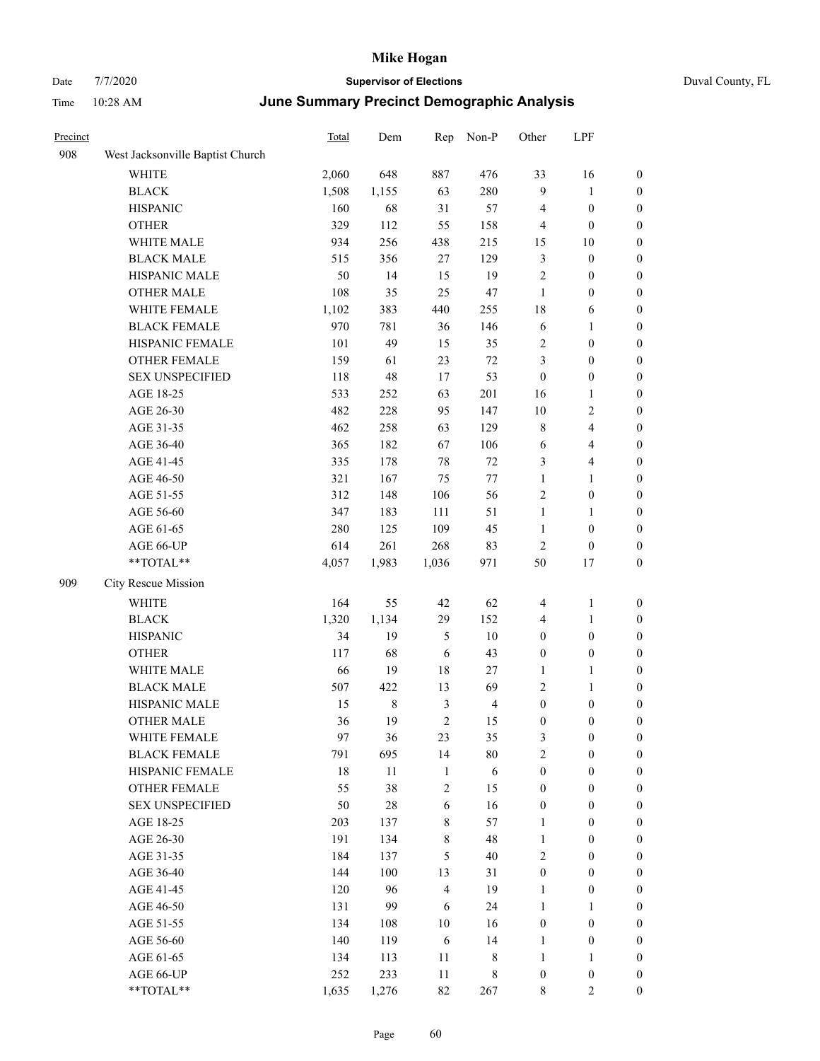# Mike Hogan

Date 7/7/2020 **Supervisor of Elections** Duval County, FL

Time 10:28 AM **June Summary Precinct Demographic Analysis**

| Precinct | | Total | Dem | Rep | Non-P | Other | LPF | |
|---|---|---|---|---|---|---|---|---|
| 908 | West Jacksonville Baptist Church | | | | | | | |
| | WHITE | 2,060 | 648 | 887 | 476 | 33 | 16 | 0 |
| | BLACK | 1,508 | 1,155 | 63 | 280 | 9 | 1 | 0 |
| | HISPANIC | 160 | 68 | 31 | 57 | 4 | 0 | 0 |
| | OTHER | 329 | 112 | 55 | 158 | 4 | 0 | 0 |
| | WHITE MALE | 934 | 256 | 438 | 215 | 15 | 10 | 0 |
| | BLACK MALE | 515 | 356 | 27 | 129 | 3 | 0 | 0 |
| | HISPANIC MALE | 50 | 14 | 15 | 19 | 2 | 0 | 0 |
| | OTHER MALE | 108 | 35 | 25 | 47 | 1 | 0 | 0 |
| | WHITE FEMALE | 1,102 | 383 | 440 | 255 | 18 | 6 | 0 |
| | BLACK FEMALE | 970 | 781 | 36 | 146 | 6 | 1 | 0 |
| | HISPANIC FEMALE | 101 | 49 | 15 | 35 | 2 | 0 | 0 |
| | OTHER FEMALE | 159 | 61 | 23 | 72 | 3 | 0 | 0 |
| | SEX UNSPECIFIED | 118 | 48 | 17 | 53 | 0 | 0 | 0 |
| | AGE 18-25 | 533 | 252 | 63 | 201 | 16 | 1 | 0 |
| | AGE 26-30 | 482 | 228 | 95 | 147 | 10 | 2 | 0 |
| | AGE 31-35 | 462 | 258 | 63 | 129 | 8 | 4 | 0 |
| | AGE 36-40 | 365 | 182 | 67 | 106 | 6 | 4 | 0 |
| | AGE 41-45 | 335 | 178 | 78 | 72 | 3 | 4 | 0 |
| | AGE 46-50 | 321 | 167 | 75 | 77 | 1 | 1 | 0 |
| | AGE 51-55 | 312 | 148 | 106 | 56 | 2 | 0 | 0 |
| | AGE 56-60 | 347 | 183 | 111 | 51 | 1 | 1 | 0 |
| | AGE 61-65 | 280 | 125 | 109 | 45 | 1 | 0 | 0 |
| | AGE 66-UP | 614 | 261 | 268 | 83 | 2 | 0 | 0 |
| | **TOTAL** | 4,057 | 1,983 | 1,036 | 971 | 50 | 17 | 0 |
| 909 | City Rescue Mission | | | | | | | |
| | WHITE | 164 | 55 | 42 | 62 | 4 | 1 | 0 |
| | BLACK | 1,320 | 1,134 | 29 | 152 | 4 | 1 | 0 |
| | HISPANIC | 34 | 19 | 5 | 10 | 0 | 0 | 0 |
| | OTHER | 117 | 68 | 6 | 43 | 0 | 0 | 0 |
| | WHITE MALE | 66 | 19 | 18 | 27 | 1 | 1 | 0 |
| | BLACK MALE | 507 | 422 | 13 | 69 | 2 | 1 | 0 |
| | HISPANIC MALE | 15 | 8 | 3 | 4 | 0 | 0 | 0 |
| | OTHER MALE | 36 | 19 | 2 | 15 | 0 | 0 | 0 |
| | WHITE FEMALE | 97 | 36 | 23 | 35 | 3 | 0 | 0 |
| | BLACK FEMALE | 791 | 695 | 14 | 80 | 2 | 0 | 0 |
| | HISPANIC FEMALE | 18 | 11 | 1 | 6 | 0 | 0 | 0 |
| | OTHER FEMALE | 55 | 38 | 2 | 15 | 0 | 0 | 0 |
| | SEX UNSPECIFIED | 50 | 28 | 6 | 16 | 0 | 0 | 0 |
| | AGE 18-25 | 203 | 137 | 8 | 57 | 1 | 0 | 0 |
| | AGE 26-30 | 191 | 134 | 8 | 48 | 1 | 0 | 0 |
| | AGE 31-35 | 184 | 137 | 5 | 40 | 2 | 0 | 0 |
| | AGE 36-40 | 144 | 100 | 13 | 31 | 0 | 0 | 0 |
| | AGE 41-45 | 120 | 96 | 4 | 19 | 1 | 0 | 0 |
| | AGE 46-50 | 131 | 99 | 6 | 24 | 1 | 1 | 0 |
| | AGE 51-55 | 134 | 108 | 10 | 16 | 0 | 0 | 0 |
| | AGE 56-60 | 140 | 119 | 6 | 14 | 1 | 0 | 0 |
| | AGE 61-65 | 134 | 113 | 11 | 8 | 1 | 1 | 0 |
| | AGE 66-UP | 252 | 233 | 11 | 8 | 0 | 0 | 0 |
| | **TOTAL** | 1,635 | 1,276 | 82 | 267 | 8 | 2 | 0 |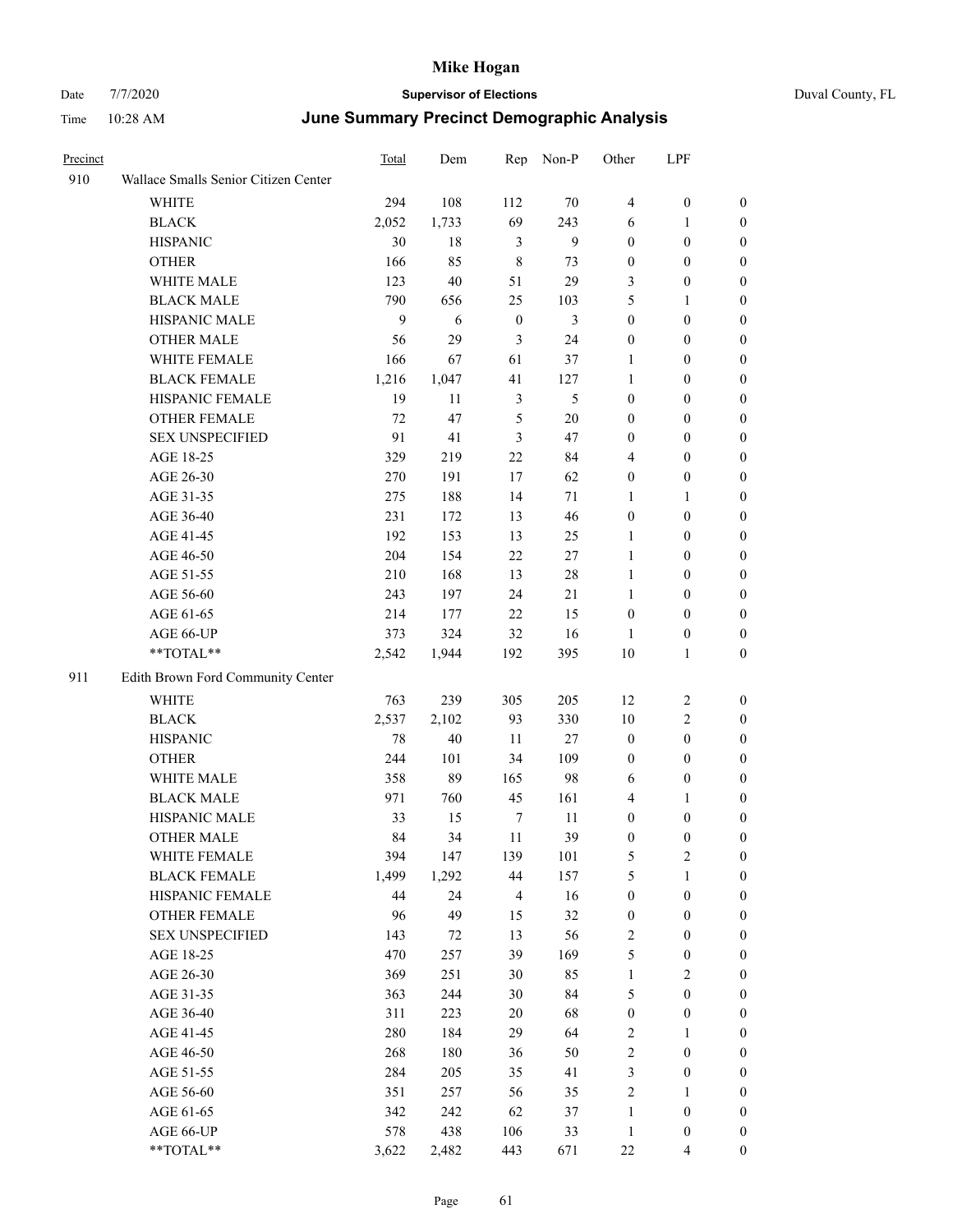# Mike Hogan

Date 7/7/2020 **Supervisor of Elections** Duval County, FL

Time 10:28 AM **June Summary Precinct Demographic Analysis**

| Precinct | | Total | Dem | Rep | Non-P | Other | LPF | |
|---|---|---|---|---|---|---|---|---|
| 910 | Wallace Smalls Senior Citizen Center | | | | | | | |
| | WHITE | 294 | 108 | 112 | 70 | 4 | 0 | 0 |
| | BLACK | 2,052 | 1,733 | 69 | 243 | 6 | 1 | 0 |
| | HISPANIC | 30 | 18 | 3 | 9 | 0 | 0 | 0 |
| | OTHER | 166 | 85 | 8 | 73 | 0 | 0 | 0 |
| | WHITE MALE | 123 | 40 | 51 | 29 | 3 | 0 | 0 |
| | BLACK MALE | 790 | 656 | 25 | 103 | 5 | 1 | 0 |
| | HISPANIC MALE | 9 | 6 | 0 | 3 | 0 | 0 | 0 |
| | OTHER MALE | 56 | 29 | 3 | 24 | 0 | 0 | 0 |
| | WHITE FEMALE | 166 | 67 | 61 | 37 | 1 | 0 | 0 |
| | BLACK FEMALE | 1,216 | 1,047 | 41 | 127 | 1 | 0 | 0 |
| | HISPANIC FEMALE | 19 | 11 | 3 | 5 | 0 | 0 | 0 |
| | OTHER FEMALE | 72 | 47 | 5 | 20 | 0 | 0 | 0 |
| | SEX UNSPECIFIED | 91 | 41 | 3 | 47 | 0 | 0 | 0 |
| | AGE 18-25 | 329 | 219 | 22 | 84 | 4 | 0 | 0 |
| | AGE 26-30 | 270 | 191 | 17 | 62 | 0 | 0 | 0 |
| | AGE 31-35 | 275 | 188 | 14 | 71 | 1 | 1 | 0 |
| | AGE 36-40 | 231 | 172 | 13 | 46 | 0 | 0 | 0 |
| | AGE 41-45 | 192 | 153 | 13 | 25 | 1 | 0 | 0 |
| | AGE 46-50 | 204 | 154 | 22 | 27 | 1 | 0 | 0 |
| | AGE 51-55 | 210 | 168 | 13 | 28 | 1 | 0 | 0 |
| | AGE 56-60 | 243 | 197 | 24 | 21 | 1 | 0 | 0 |
| | AGE 61-65 | 214 | 177 | 22 | 15 | 0 | 0 | 0 |
| | AGE 66-UP | 373 | 324 | 32 | 16 | 1 | 0 | 0 |
| | **TOTAL** | 2,542 | 1,944 | 192 | 395 | 10 | 1 | 0 |
| 911 | Edith Brown Ford Community Center | | | | | | | |
| | WHITE | 763 | 239 | 305 | 205 | 12 | 2 | 0 |
| | BLACK | 2,537 | 2,102 | 93 | 330 | 10 | 2 | 0 |
| | HISPANIC | 78 | 40 | 11 | 27 | 0 | 0 | 0 |
| | OTHER | 244 | 101 | 34 | 109 | 0 | 0 | 0 |
| | WHITE MALE | 358 | 89 | 165 | 98 | 6 | 0 | 0 |
| | BLACK MALE | 971 | 760 | 45 | 161 | 4 | 1 | 0 |
| | HISPANIC MALE | 33 | 15 | 7 | 11 | 0 | 0 | 0 |
| | OTHER MALE | 84 | 34 | 11 | 39 | 0 | 0 | 0 |
| | WHITE FEMALE | 394 | 147 | 139 | 101 | 5 | 2 | 0 |
| | BLACK FEMALE | 1,499 | 1,292 | 44 | 157 | 5 | 1 | 0 |
| | HISPANIC FEMALE | 44 | 24 | 4 | 16 | 0 | 0 | 0 |
| | OTHER FEMALE | 96 | 49 | 15 | 32 | 0 | 0 | 0 |
| | SEX UNSPECIFIED | 143 | 72 | 13 | 56 | 2 | 0 | 0 |
| | AGE 18-25 | 470 | 257 | 39 | 169 | 5 | 0 | 0 |
| | AGE 26-30 | 369 | 251 | 30 | 85 | 1 | 2 | 0 |
| | AGE 31-35 | 363 | 244 | 30 | 84 | 5 | 0 | 0 |
| | AGE 36-40 | 311 | 223 | 20 | 68 | 0 | 0 | 0 |
| | AGE 41-45 | 280 | 184 | 29 | 64 | 2 | 1 | 0 |
| | AGE 46-50 | 268 | 180 | 36 | 50 | 2 | 0 | 0 |
| | AGE 51-55 | 284 | 205 | 35 | 41 | 3 | 0 | 0 |
| | AGE 56-60 | 351 | 257 | 56 | 35 | 2 | 1 | 0 |
| | AGE 61-65 | 342 | 242 | 62 | 37 | 1 | 0 | 0 |
| | AGE 66-UP | 578 | 438 | 106 | 33 | 1 | 0 | 0 |
| | **TOTAL** | 3,622 | 2,482 | 443 | 671 | 22 | 4 | 0 |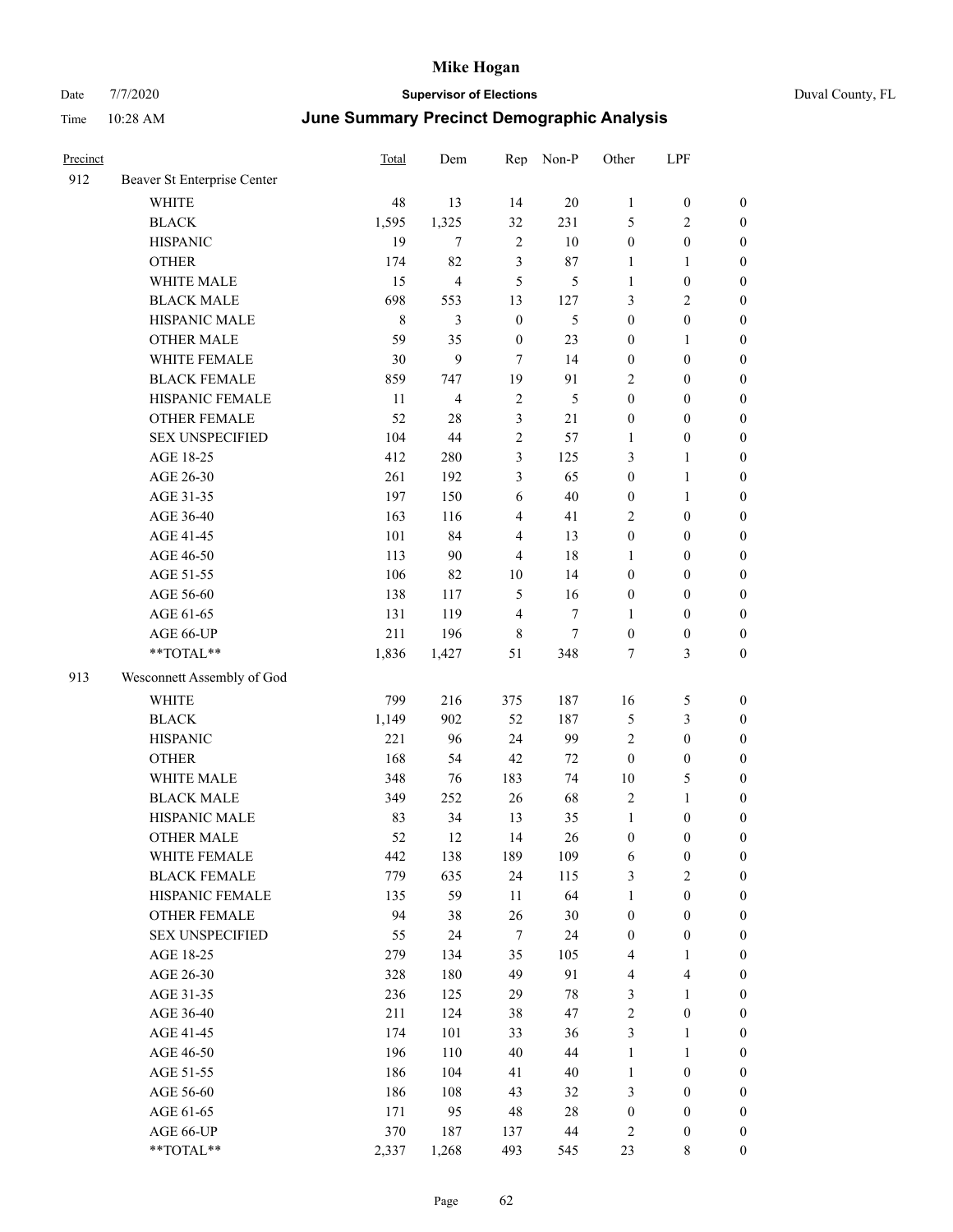# Mike Hogan

Date 7/7/2020 **Supervisor of Elections** Duval County, FL

Time 10:28 AM **June Summary Precinct Demographic Analysis**

| Precinct | | Total | Dem | Rep | Non-P | Other | LPF | |
|---|---|---|---|---|---|---|---|---|
| 912 | Beaver St Enterprise Center | | | | | | | |
| | WHITE | 48 | 13 | 14 | 20 | 1 | 0 | 0 |
| | BLACK | 1,595 | 1,325 | 32 | 231 | 5 | 2 | 0 |
| | HISPANIC | 19 | 7 | 2 | 10 | 0 | 0 | 0 |
| | OTHER | 174 | 82 | 3 | 87 | 1 | 1 | 0 |
| | WHITE MALE | 15 | 4 | 5 | 5 | 1 | 0 | 0 |
| | BLACK MALE | 698 | 553 | 13 | 127 | 3 | 2 | 0 |
| | HISPANIC MALE | 8 | 3 | 0 | 5 | 0 | 0 | 0 |
| | OTHER MALE | 59 | 35 | 0 | 23 | 0 | 1 | 0 |
| | WHITE FEMALE | 30 | 9 | 7 | 14 | 0 | 0 | 0 |
| | BLACK FEMALE | 859 | 747 | 19 | 91 | 2 | 0 | 0 |
| | HISPANIC FEMALE | 11 | 4 | 2 | 5 | 0 | 0 | 0 |
| | OTHER FEMALE | 52 | 28 | 3 | 21 | 0 | 0 | 0 |
| | SEX UNSPECIFIED | 104 | 44 | 2 | 57 | 1 | 0 | 0 |
| | AGE 18-25 | 412 | 280 | 3 | 125 | 3 | 1 | 0 |
| | AGE 26-30 | 261 | 192 | 3 | 65 | 0 | 1 | 0 |
| | AGE 31-35 | 197 | 150 | 6 | 40 | 0 | 1 | 0 |
| | AGE 36-40 | 163 | 116 | 4 | 41 | 2 | 0 | 0 |
| | AGE 41-45 | 101 | 84 | 4 | 13 | 0 | 0 | 0 |
| | AGE 46-50 | 113 | 90 | 4 | 18 | 1 | 0 | 0 |
| | AGE 51-55 | 106 | 82 | 10 | 14 | 0 | 0 | 0 |
| | AGE 56-60 | 138 | 117 | 5 | 16 | 0 | 0 | 0 |
| | AGE 61-65 | 131 | 119 | 4 | 7 | 1 | 0 | 0 |
| | AGE 66-UP | 211 | 196 | 8 | 7 | 0 | 0 | 0 |
| | **TOTAL** | 1,836 | 1,427 | 51 | 348 | 7 | 3 | 0 |
| 913 | Wesconnett Assembly of God | | | | | | | |
| | WHITE | 799 | 216 | 375 | 187 | 16 | 5 | 0 |
| | BLACK | 1,149 | 902 | 52 | 187 | 5 | 3 | 0 |
| | HISPANIC | 221 | 96 | 24 | 99 | 2 | 0 | 0 |
| | OTHER | 168 | 54 | 42 | 72 | 0 | 0 | 0 |
| | WHITE MALE | 348 | 76 | 183 | 74 | 10 | 5 | 0 |
| | BLACK MALE | 349 | 252 | 26 | 68 | 2 | 1 | 0 |
| | HISPANIC MALE | 83 | 34 | 13 | 35 | 1 | 0 | 0 |
| | OTHER MALE | 52 | 12 | 14 | 26 | 0 | 0 | 0 |
| | WHITE FEMALE | 442 | 138 | 189 | 109 | 6 | 0 | 0 |
| | BLACK FEMALE | 779 | 635 | 24 | 115 | 3 | 2 | 0 |
| | HISPANIC FEMALE | 135 | 59 | 11 | 64 | 1 | 0 | 0 |
| | OTHER FEMALE | 94 | 38 | 26 | 30 | 0 | 0 | 0 |
| | SEX UNSPECIFIED | 55 | 24 | 7 | 24 | 0 | 0 | 0 |
| | AGE 18-25 | 279 | 134 | 35 | 105 | 4 | 1 | 0 |
| | AGE 26-30 | 328 | 180 | 49 | 91 | 4 | 4 | 0 |
| | AGE 31-35 | 236 | 125 | 29 | 78 | 3 | 1 | 0 |
| | AGE 36-40 | 211 | 124 | 38 | 47 | 2 | 0 | 0 |
| | AGE 41-45 | 174 | 101 | 33 | 36 | 3 | 1 | 0 |
| | AGE 46-50 | 196 | 110 | 40 | 44 | 1 | 1 | 0 |
| | AGE 51-55 | 186 | 104 | 41 | 40 | 1 | 0 | 0 |
| | AGE 56-60 | 186 | 108 | 43 | 32 | 3 | 0 | 0 |
| | AGE 61-65 | 171 | 95 | 48 | 28 | 0 | 0 | 0 |
| | AGE 66-UP | 370 | 187 | 137 | 44 | 2 | 0 | 0 |
| | **TOTAL** | 2,337 | 1,268 | 493 | 545 | 23 | 8 | 0 |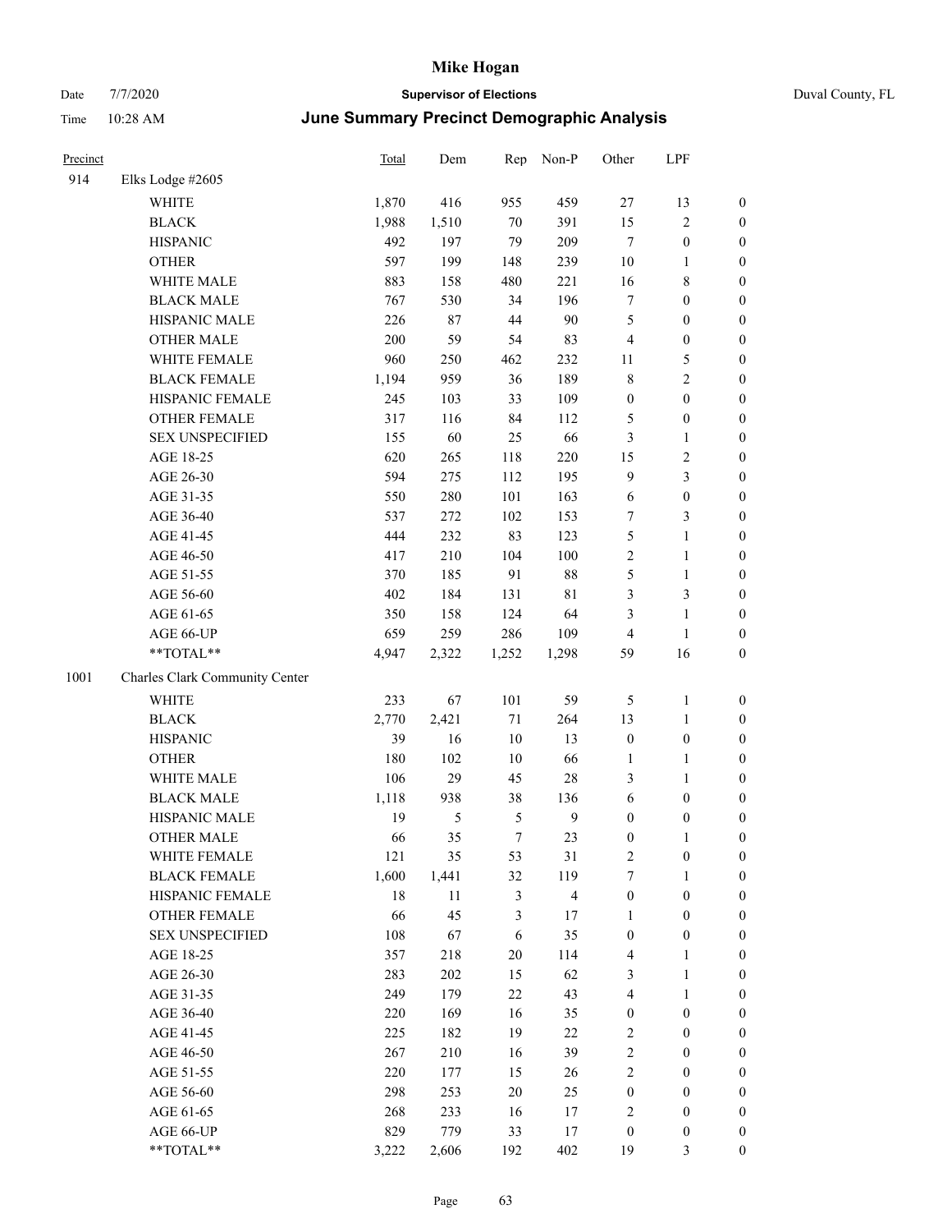# Mike Hogan

Date 7/7/2020 **Supervisor of Elections** Duval County, FL

Time 10:28 AM **June Summary Precinct Demographic Analysis**

| Precinct | | Total | Dem | Rep | Non-P | Other | LPF | |
|---|---|---|---|---|---|---|---|---|
| 914 | Elks Lodge #2605 | | | | | | | |
| | WHITE | 1,870 | 416 | 955 | 459 | 27 | 13 | 0 |
| | BLACK | 1,988 | 1,510 | 70 | 391 | 15 | 2 | 0 |
| | HISPANIC | 492 | 197 | 79 | 209 | 7 | 0 | 0 |
| | OTHER | 597 | 199 | 148 | 239 | 10 | 1 | 0 |
| | WHITE MALE | 883 | 158 | 480 | 221 | 16 | 8 | 0 |
| | BLACK MALE | 767 | 530 | 34 | 196 | 7 | 0 | 0 |
| | HISPANIC MALE | 226 | 87 | 44 | 90 | 5 | 0 | 0 |
| | OTHER MALE | 200 | 59 | 54 | 83 | 4 | 0 | 0 |
| | WHITE FEMALE | 960 | 250 | 462 | 232 | 11 | 5 | 0 |
| | BLACK FEMALE | 1,194 | 959 | 36 | 189 | 8 | 2 | 0 |
| | HISPANIC FEMALE | 245 | 103 | 33 | 109 | 0 | 0 | 0 |
| | OTHER FEMALE | 317 | 116 | 84 | 112 | 5 | 0 | 0 |
| | SEX UNSPECIFIED | 155 | 60 | 25 | 66 | 3 | 1 | 0 |
| | AGE 18-25 | 620 | 265 | 118 | 220 | 15 | 2 | 0 |
| | AGE 26-30 | 594 | 275 | 112 | 195 | 9 | 3 | 0 |
| | AGE 31-35 | 550 | 280 | 101 | 163 | 6 | 0 | 0 |
| | AGE 36-40 | 537 | 272 | 102 | 153 | 7 | 3 | 0 |
| | AGE 41-45 | 444 | 232 | 83 | 123 | 5 | 1 | 0 |
| | AGE 46-50 | 417 | 210 | 104 | 100 | 2 | 1 | 0 |
| | AGE 51-55 | 370 | 185 | 91 | 88 | 5 | 1 | 0 |
| | AGE 56-60 | 402 | 184 | 131 | 81 | 3 | 3 | 0 |
| | AGE 61-65 | 350 | 158 | 124 | 64 | 3 | 1 | 0 |
| | AGE 66-UP | 659 | 259 | 286 | 109 | 4 | 1 | 0 |
| | **TOTAL** | 4,947 | 2,322 | 1,252 | 1,298 | 59 | 16 | 0 |
| 1001 | Charles Clark Community Center | | | | | | | |
| | WHITE | 233 | 67 | 101 | 59 | 5 | 1 | 0 |
| | BLACK | 2,770 | 2,421 | 71 | 264 | 13 | 1 | 0 |
| | HISPANIC | 39 | 16 | 10 | 13 | 0 | 0 | 0 |
| | OTHER | 180 | 102 | 10 | 66 | 1 | 1 | 0 |
| | WHITE MALE | 106 | 29 | 45 | 28 | 3 | 1 | 0 |
| | BLACK MALE | 1,118 | 938 | 38 | 136 | 6 | 0 | 0 |
| | HISPANIC MALE | 19 | 5 | 5 | 9 | 0 | 0 | 0 |
| | OTHER MALE | 66 | 35 | 7 | 23 | 0 | 1 | 0 |
| | WHITE FEMALE | 121 | 35 | 53 | 31 | 2 | 0 | 0 |
| | BLACK FEMALE | 1,600 | 1,441 | 32 | 119 | 7 | 1 | 0 |
| | HISPANIC FEMALE | 18 | 11 | 3 | 4 | 0 | 0 | 0 |
| | OTHER FEMALE | 66 | 45 | 3 | 17 | 1 | 0 | 0 |
| | SEX UNSPECIFIED | 108 | 67 | 6 | 35 | 0 | 0 | 0 |
| | AGE 18-25 | 357 | 218 | 20 | 114 | 4 | 1 | 0 |
| | AGE 26-30 | 283 | 202 | 15 | 62 | 3 | 1 | 0 |
| | AGE 31-35 | 249 | 179 | 22 | 43 | 4 | 1 | 0 |
| | AGE 36-40 | 220 | 169 | 16 | 35 | 0 | 0 | 0 |
| | AGE 41-45 | 225 | 182 | 19 | 22 | 2 | 0 | 0 |
| | AGE 46-50 | 267 | 210 | 16 | 39 | 2 | 0 | 0 |
| | AGE 51-55 | 220 | 177 | 15 | 26 | 2 | 0 | 0 |
| | AGE 56-60 | 298 | 253 | 20 | 25 | 0 | 0 | 0 |
| | AGE 61-65 | 268 | 233 | 16 | 17 | 2 | 0 | 0 |
| | AGE 66-UP | 829 | 779 | 33 | 17 | 0 | 0 | 0 |
| | **TOTAL** | 3,222 | 2,606 | 192 | 402 | 19 | 3 | 0 |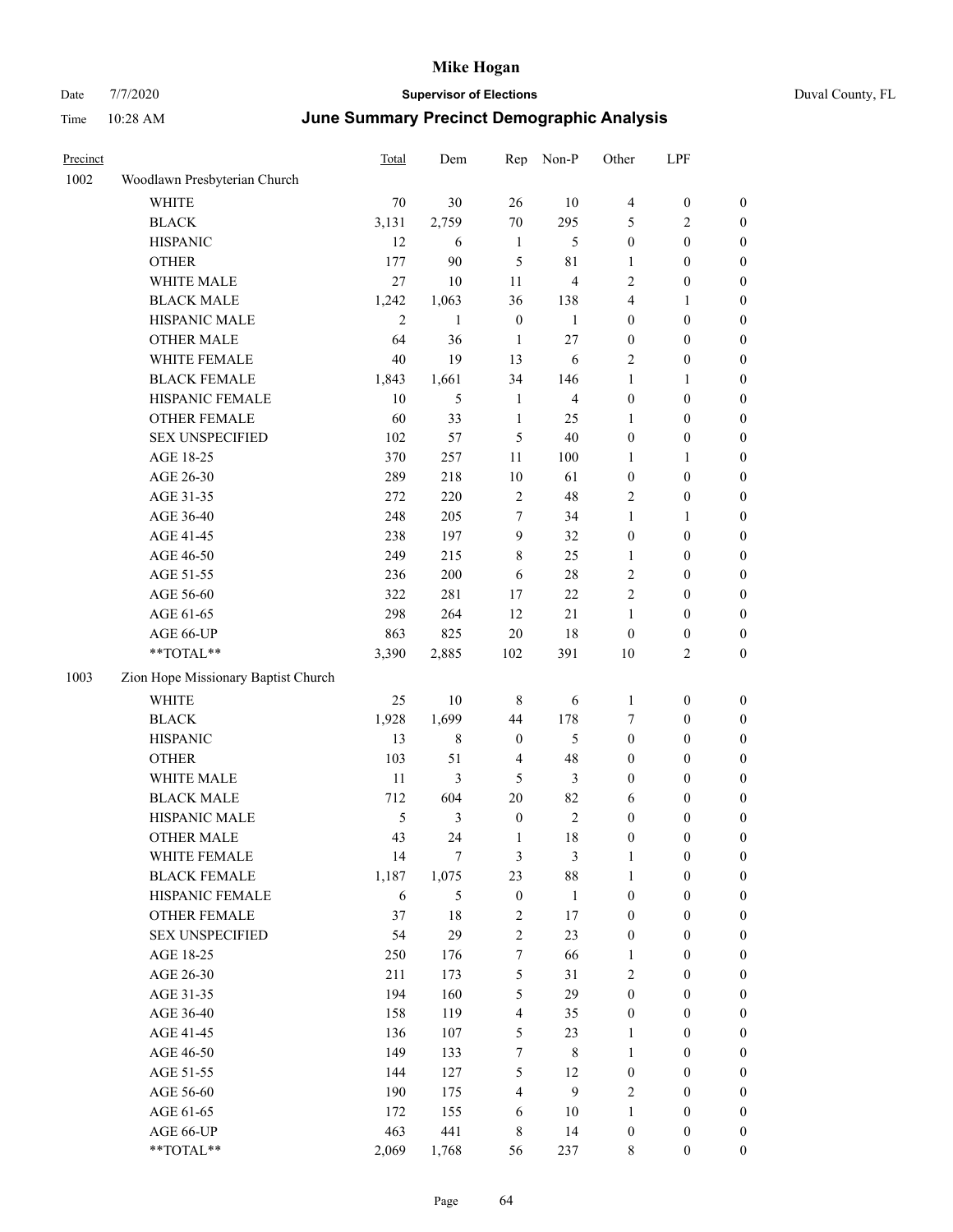# Mike Hogan

Date 7/7/2020 **Supervisor of Elections** Duval County, FL

Time 10:28 AM **June Summary Precinct Demographic Analysis**

| Precinct | | Total | Dem | Rep | Non-P | Other | LPF | |
|---|---|---|---|---|---|---|---|---|
| 1002 | Woodlawn Presbyterian Church | | | | | | | |
| | WHITE | 70 | 30 | 26 | 10 | 4 | 0 | 0 |
| | BLACK | 3,131 | 2,759 | 70 | 295 | 5 | 2 | 0 |
| | HISPANIC | 12 | 6 | 1 | 5 | 0 | 0 | 0 |
| | OTHER | 177 | 90 | 5 | 81 | 1 | 0 | 0 |
| | WHITE MALE | 27 | 10 | 11 | 4 | 2 | 0 | 0 |
| | BLACK MALE | 1,242 | 1,063 | 36 | 138 | 4 | 1 | 0 |
| | HISPANIC MALE | 2 | 1 | 0 | 1 | 0 | 0 | 0 |
| | OTHER MALE | 64 | 36 | 1 | 27 | 0 | 0 | 0 |
| | WHITE FEMALE | 40 | 19 | 13 | 6 | 2 | 0 | 0 |
| | BLACK FEMALE | 1,843 | 1,661 | 34 | 146 | 1 | 1 | 0 |
| | HISPANIC FEMALE | 10 | 5 | 1 | 4 | 0 | 0 | 0 |
| | OTHER FEMALE | 60 | 33 | 1 | 25 | 1 | 0 | 0 |
| | SEX UNSPECIFIED | 102 | 57 | 5 | 40 | 0 | 0 | 0 |
| | AGE 18-25 | 370 | 257 | 11 | 100 | 1 | 1 | 0 |
| | AGE 26-30 | 289 | 218 | 10 | 61 | 0 | 0 | 0 |
| | AGE 31-35 | 272 | 220 | 2 | 48 | 2 | 0 | 0 |
| | AGE 36-40 | 248 | 205 | 7 | 34 | 1 | 1 | 0 |
| | AGE 41-45 | 238 | 197 | 9 | 32 | 0 | 0 | 0 |
| | AGE 46-50 | 249 | 215 | 8 | 25 | 1 | 0 | 0 |
| | AGE 51-55 | 236 | 200 | 6 | 28 | 2 | 0 | 0 |
| | AGE 56-60 | 322 | 281 | 17 | 22 | 2 | 0 | 0 |
| | AGE 61-65 | 298 | 264 | 12 | 21 | 1 | 0 | 0 |
| | AGE 66-UP | 863 | 825 | 20 | 18 | 0 | 0 | 0 |
| | **TOTAL** | 3,390 | 2,885 | 102 | 391 | 10 | 2 | 0 |
| 1003 | Zion Hope Missionary Baptist Church | | | | | | | |
| | WHITE | 25 | 10 | 8 | 6 | 1 | 0 | 0 |
| | BLACK | 1,928 | 1,699 | 44 | 178 | 7 | 0 | 0 |
| | HISPANIC | 13 | 8 | 0 | 5 | 0 | 0 | 0 |
| | OTHER | 103 | 51 | 4 | 48 | 0 | 0 | 0 |
| | WHITE MALE | 11 | 3 | 5 | 3 | 0 | 0 | 0 |
| | BLACK MALE | 712 | 604 | 20 | 82 | 6 | 0 | 0 |
| | HISPANIC MALE | 5 | 3 | 0 | 2 | 0 | 0 | 0 |
| | OTHER MALE | 43 | 24 | 1 | 18 | 0 | 0 | 0 |
| | WHITE FEMALE | 14 | 7 | 3 | 3 | 1 | 0 | 0 |
| | BLACK FEMALE | 1,187 | 1,075 | 23 | 88 | 1 | 0 | 0 |
| | HISPANIC FEMALE | 6 | 5 | 0 | 1 | 0 | 0 | 0 |
| | OTHER FEMALE | 37 | 18 | 2 | 17 | 0 | 0 | 0 |
| | SEX UNSPECIFIED | 54 | 29 | 2 | 23 | 0 | 0 | 0 |
| | AGE 18-25 | 250 | 176 | 7 | 66 | 1 | 0 | 0 |
| | AGE 26-30 | 211 | 173 | 5 | 31 | 2 | 0 | 0 |
| | AGE 31-35 | 194 | 160 | 5 | 29 | 0 | 0 | 0 |
| | AGE 36-40 | 158 | 119 | 4 | 35 | 0 | 0 | 0 |
| | AGE 41-45 | 136 | 107 | 5 | 23 | 1 | 0 | 0 |
| | AGE 46-50 | 149 | 133 | 7 | 8 | 1 | 0 | 0 |
| | AGE 51-55 | 144 | 127 | 5 | 12 | 0 | 0 | 0 |
| | AGE 56-60 | 190 | 175 | 4 | 9 | 2 | 0 | 0 |
| | AGE 61-65 | 172 | 155 | 6 | 10 | 1 | 0 | 0 |
| | AGE 66-UP | 463 | 441 | 8 | 14 | 0 | 0 | 0 |
| | **TOTAL** | 2,069 | 1,768 | 56 | 237 | 8 | 0 | 0 |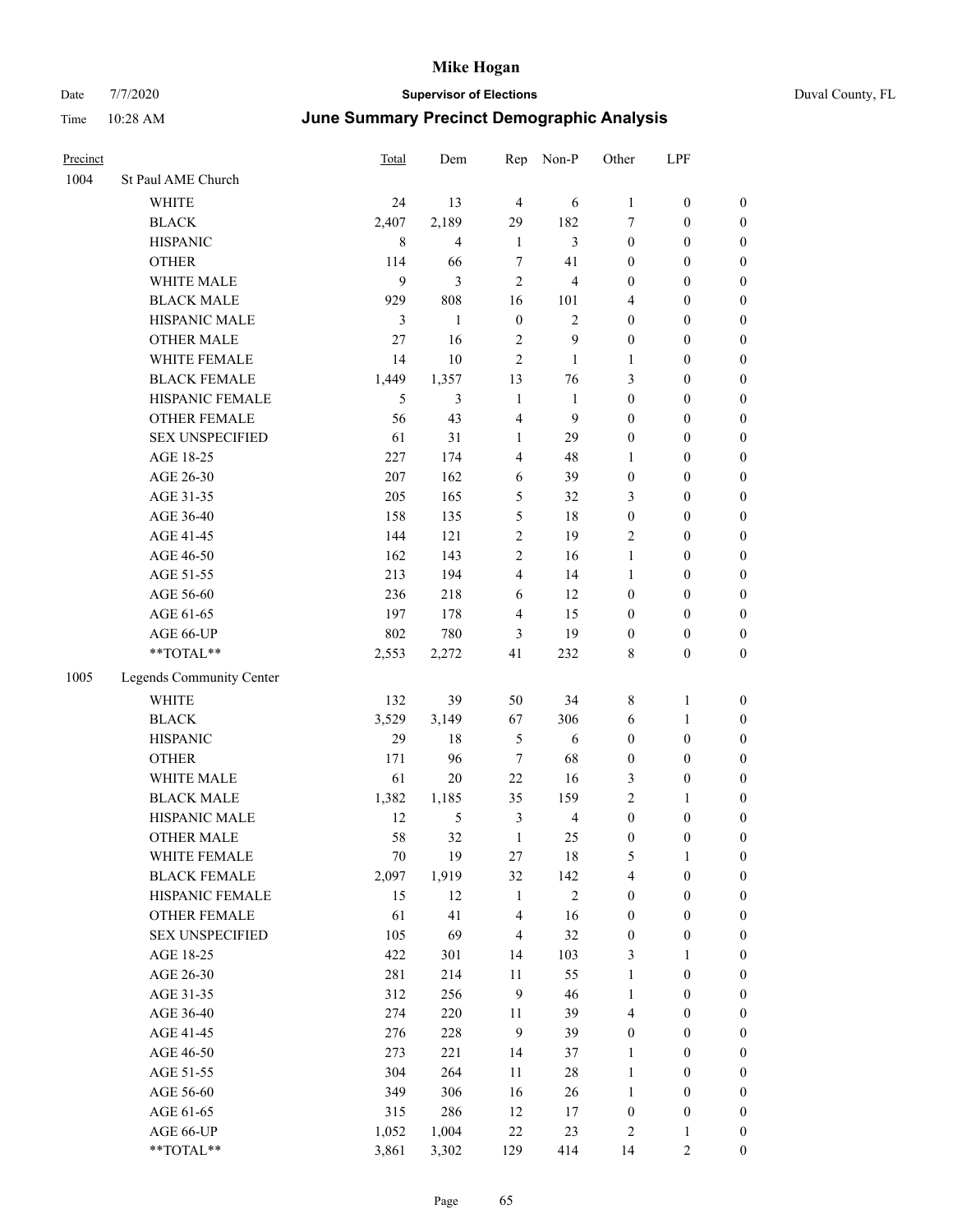# Mike Hogan

Date 7/7/2020 **Supervisor of Elections** Duval County, FL

Time 10:28 AM **June Summary Precinct Demographic Analysis**

| Precinct | | Total | Dem | Rep | Non-P | Other | LPF | |
|---|---|---|---|---|---|---|---|---|
| 1004 | St Paul AME Church | | | | | | | |
| | WHITE | 24 | 13 | 4 | 6 | 1 | 0 | 0 |
| | BLACK | 2,407 | 2,189 | 29 | 182 | 7 | 0 | 0 |
| | HISPANIC | 8 | 4 | 1 | 3 | 0 | 0 | 0 |
| | OTHER | 114 | 66 | 7 | 41 | 0 | 0 | 0 |
| | WHITE MALE | 9 | 3 | 2 | 4 | 0 | 0 | 0 |
| | BLACK MALE | 929 | 808 | 16 | 101 | 4 | 0 | 0 |
| | HISPANIC MALE | 3 | 1 | 0 | 2 | 0 | 0 | 0 |
| | OTHER MALE | 27 | 16 | 2 | 9 | 0 | 0 | 0 |
| | WHITE FEMALE | 14 | 10 | 2 | 1 | 1 | 0 | 0 |
| | BLACK FEMALE | 1,449 | 1,357 | 13 | 76 | 3 | 0 | 0 |
| | HISPANIC FEMALE | 5 | 3 | 1 | 1 | 0 | 0 | 0 |
| | OTHER FEMALE | 56 | 43 | 4 | 9 | 0 | 0 | 0 |
| | SEX UNSPECIFIED | 61 | 31 | 1 | 29 | 0 | 0 | 0 |
| | AGE 18-25 | 227 | 174 | 4 | 48 | 1 | 0 | 0 |
| | AGE 26-30 | 207 | 162 | 6 | 39 | 0 | 0 | 0 |
| | AGE 31-35 | 205 | 165 | 5 | 32 | 3 | 0 | 0 |
| | AGE 36-40 | 158 | 135 | 5 | 18 | 0 | 0 | 0 |
| | AGE 41-45 | 144 | 121 | 2 | 19 | 2 | 0 | 0 |
| | AGE 46-50 | 162 | 143 | 2 | 16 | 1 | 0 | 0 |
| | AGE 51-55 | 213 | 194 | 4 | 14 | 1 | 0 | 0 |
| | AGE 56-60 | 236 | 218 | 6 | 12 | 0 | 0 | 0 |
| | AGE 61-65 | 197 | 178 | 4 | 15 | 0 | 0 | 0 |
| | AGE 66-UP | 802 | 780 | 3 | 19 | 0 | 0 | 0 |
| | **TOTAL** | 2,553 | 2,272 | 41 | 232 | 8 | 0 | 0 |
| 1005 | Legends Community Center | | | | | | | |
| | WHITE | 132 | 39 | 50 | 34 | 8 | 1 | 0 |
| | BLACK | 3,529 | 3,149 | 67 | 306 | 6 | 1 | 0 |
| | HISPANIC | 29 | 18 | 5 | 6 | 0 | 0 | 0 |
| | OTHER | 171 | 96 | 7 | 68 | 0 | 0 | 0 |
| | WHITE MALE | 61 | 20 | 22 | 16 | 3 | 0 | 0 |
| | BLACK MALE | 1,382 | 1,185 | 35 | 159 | 2 | 1 | 0 |
| | HISPANIC MALE | 12 | 5 | 3 | 4 | 0 | 0 | 0 |
| | OTHER MALE | 58 | 32 | 1 | 25 | 0 | 0 | 0 |
| | WHITE FEMALE | 70 | 19 | 27 | 18 | 5 | 1 | 0 |
| | BLACK FEMALE | 2,097 | 1,919 | 32 | 142 | 4 | 0 | 0 |
| | HISPANIC FEMALE | 15 | 12 | 1 | 2 | 0 | 0 | 0 |
| | OTHER FEMALE | 61 | 41 | 4 | 16 | 0 | 0 | 0 |
| | SEX UNSPECIFIED | 105 | 69 | 4 | 32 | 0 | 0 | 0 |
| | AGE 18-25 | 422 | 301 | 14 | 103 | 3 | 1 | 0 |
| | AGE 26-30 | 281 | 214 | 11 | 55 | 1 | 0 | 0 |
| | AGE 31-35 | 312 | 256 | 9 | 46 | 1 | 0 | 0 |
| | AGE 36-40 | 274 | 220 | 11 | 39 | 4 | 0 | 0 |
| | AGE 41-45 | 276 | 228 | 9 | 39 | 0 | 0 | 0 |
| | AGE 46-50 | 273 | 221 | 14 | 37 | 1 | 0 | 0 |
| | AGE 51-55 | 304 | 264 | 11 | 28 | 1 | 0 | 0 |
| | AGE 56-60 | 349 | 306 | 16 | 26 | 1 | 0 | 0 |
| | AGE 61-65 | 315 | 286 | 12 | 17 | 0 | 0 | 0 |
| | AGE 66-UP | 1,052 | 1,004 | 22 | 23 | 2 | 1 | 0 |
| | **TOTAL** | 3,861 | 3,302 | 129 | 414 | 14 | 2 | 0 |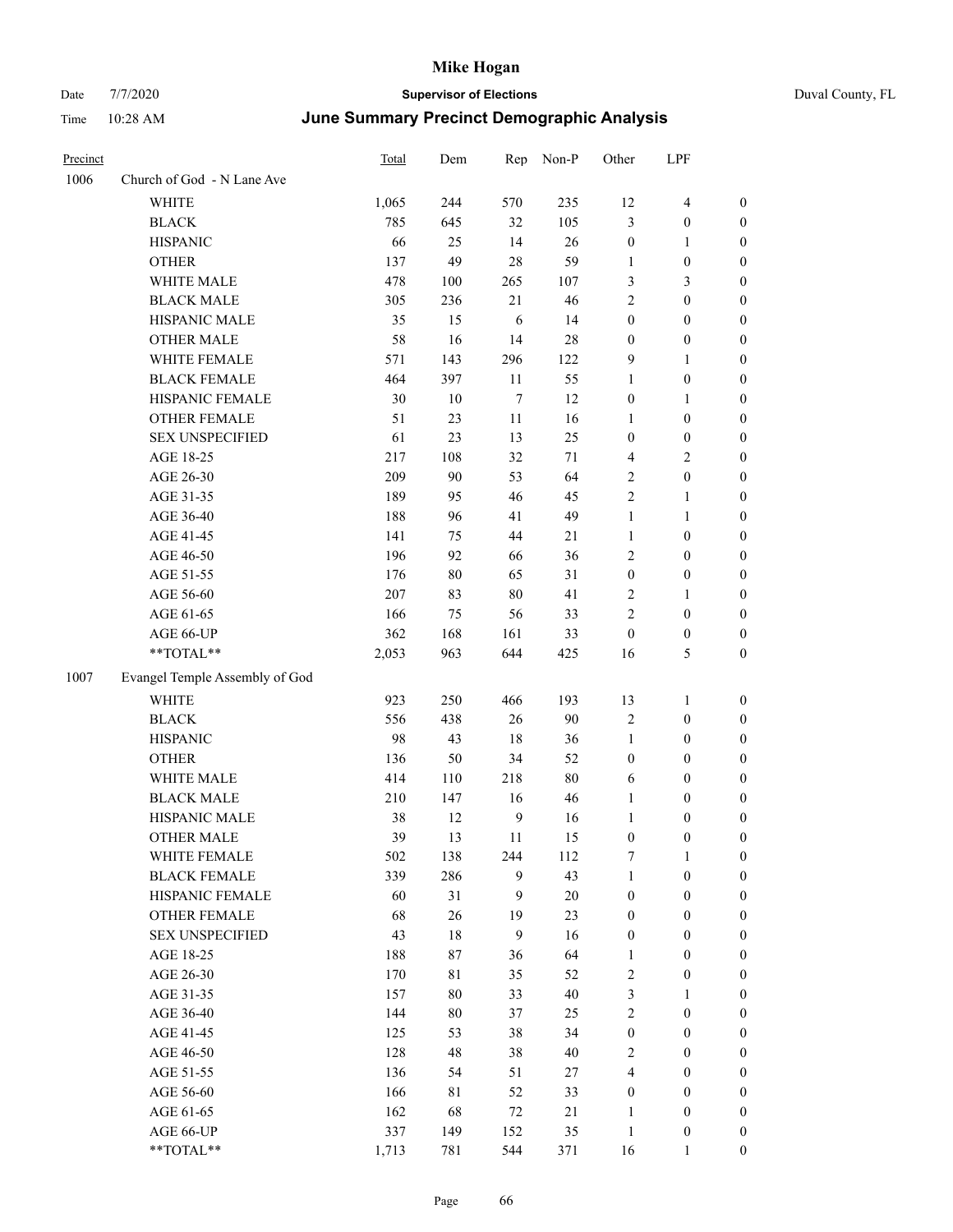# Mike Hogan

Date 7/7/2020 **Supervisor of Elections** Duval County, FL

Time 10:28 AM **June Summary Precinct Demographic Analysis**

| Precinct | | Total | Dem | Rep | Non-P | Other | LPF | |
|---|---|---|---|---|---|---|---|---|
| 1006 | Church of God - N Lane Ave | | | | | | | |
| | WHITE | 1,065 | 244 | 570 | 235 | 12 | 4 | 0 |
| | BLACK | 785 | 645 | 32 | 105 | 3 | 0 | 0 |
| | HISPANIC | 66 | 25 | 14 | 26 | 0 | 1 | 0 |
| | OTHER | 137 | 49 | 28 | 59 | 1 | 0 | 0 |
| | WHITE MALE | 478 | 100 | 265 | 107 | 3 | 3 | 0 |
| | BLACK MALE | 305 | 236 | 21 | 46 | 2 | 0 | 0 |
| | HISPANIC MALE | 35 | 15 | 6 | 14 | 0 | 0 | 0 |
| | OTHER MALE | 58 | 16 | 14 | 28 | 0 | 0 | 0 |
| | WHITE FEMALE | 571 | 143 | 296 | 122 | 9 | 1 | 0 |
| | BLACK FEMALE | 464 | 397 | 11 | 55 | 1 | 0 | 0 |
| | HISPANIC FEMALE | 30 | 10 | 7 | 12 | 0 | 1 | 0 |
| | OTHER FEMALE | 51 | 23 | 11 | 16 | 1 | 0 | 0 |
| | SEX UNSPECIFIED | 61 | 23 | 13 | 25 | 0 | 0 | 0 |
| | AGE 18-25 | 217 | 108 | 32 | 71 | 4 | 2 | 0 |
| | AGE 26-30 | 209 | 90 | 53 | 64 | 2 | 0 | 0 |
| | AGE 31-35 | 189 | 95 | 46 | 45 | 2 | 1 | 0 |
| | AGE 36-40 | 188 | 96 | 41 | 49 | 1 | 1 | 0 |
| | AGE 41-45 | 141 | 75 | 44 | 21 | 1 | 0 | 0 |
| | AGE 46-50 | 196 | 92 | 66 | 36 | 2 | 0 | 0 |
| | AGE 51-55 | 176 | 80 | 65 | 31 | 0 | 0 | 0 |
| | AGE 56-60 | 207 | 83 | 80 | 41 | 2 | 1 | 0 |
| | AGE 61-65 | 166 | 75 | 56 | 33 | 2 | 0 | 0 |
| | AGE 66-UP | 362 | 168 | 161 | 33 | 0 | 0 | 0 |
| | **TOTAL** | 2,053 | 963 | 644 | 425 | 16 | 5 | 0 |
| 1007 | Evangel Temple Assembly of God | | | | | | | |
| | WHITE | 923 | 250 | 466 | 193 | 13 | 1 | 0 |
| | BLACK | 556 | 438 | 26 | 90 | 2 | 0 | 0 |
| | HISPANIC | 98 | 43 | 18 | 36 | 1 | 0 | 0 |
| | OTHER | 136 | 50 | 34 | 52 | 0 | 0 | 0 |
| | WHITE MALE | 414 | 110 | 218 | 80 | 6 | 0 | 0 |
| | BLACK MALE | 210 | 147 | 16 | 46 | 1 | 0 | 0 |
| | HISPANIC MALE | 38 | 12 | 9 | 16 | 1 | 0 | 0 |
| | OTHER MALE | 39 | 13 | 11 | 15 | 0 | 0 | 0 |
| | WHITE FEMALE | 502 | 138 | 244 | 112 | 7 | 1 | 0 |
| | BLACK FEMALE | 339 | 286 | 9 | 43 | 1 | 0 | 0 |
| | HISPANIC FEMALE | 60 | 31 | 9 | 20 | 0 | 0 | 0 |
| | OTHER FEMALE | 68 | 26 | 19 | 23 | 0 | 0 | 0 |
| | SEX UNSPECIFIED | 43 | 18 | 9 | 16 | 0 | 0 | 0 |
| | AGE 18-25 | 188 | 87 | 36 | 64 | 1 | 0 | 0 |
| | AGE 26-30 | 170 | 81 | 35 | 52 | 2 | 0 | 0 |
| | AGE 31-35 | 157 | 80 | 33 | 40 | 3 | 1 | 0 |
| | AGE 36-40 | 144 | 80 | 37 | 25 | 2 | 0 | 0 |
| | AGE 41-45 | 125 | 53 | 38 | 34 | 0 | 0 | 0 |
| | AGE 46-50 | 128 | 48 | 38 | 40 | 2 | 0 | 0 |
| | AGE 51-55 | 136 | 54 | 51 | 27 | 4 | 0 | 0 |
| | AGE 56-60 | 166 | 81 | 52 | 33 | 0 | 0 | 0 |
| | AGE 61-65 | 162 | 68 | 72 | 21 | 1 | 0 | 0 |
| | AGE 66-UP | 337 | 149 | 152 | 35 | 1 | 0 | 0 |
| | **TOTAL** | 1,713 | 781 | 544 | 371 | 16 | 1 | 0 |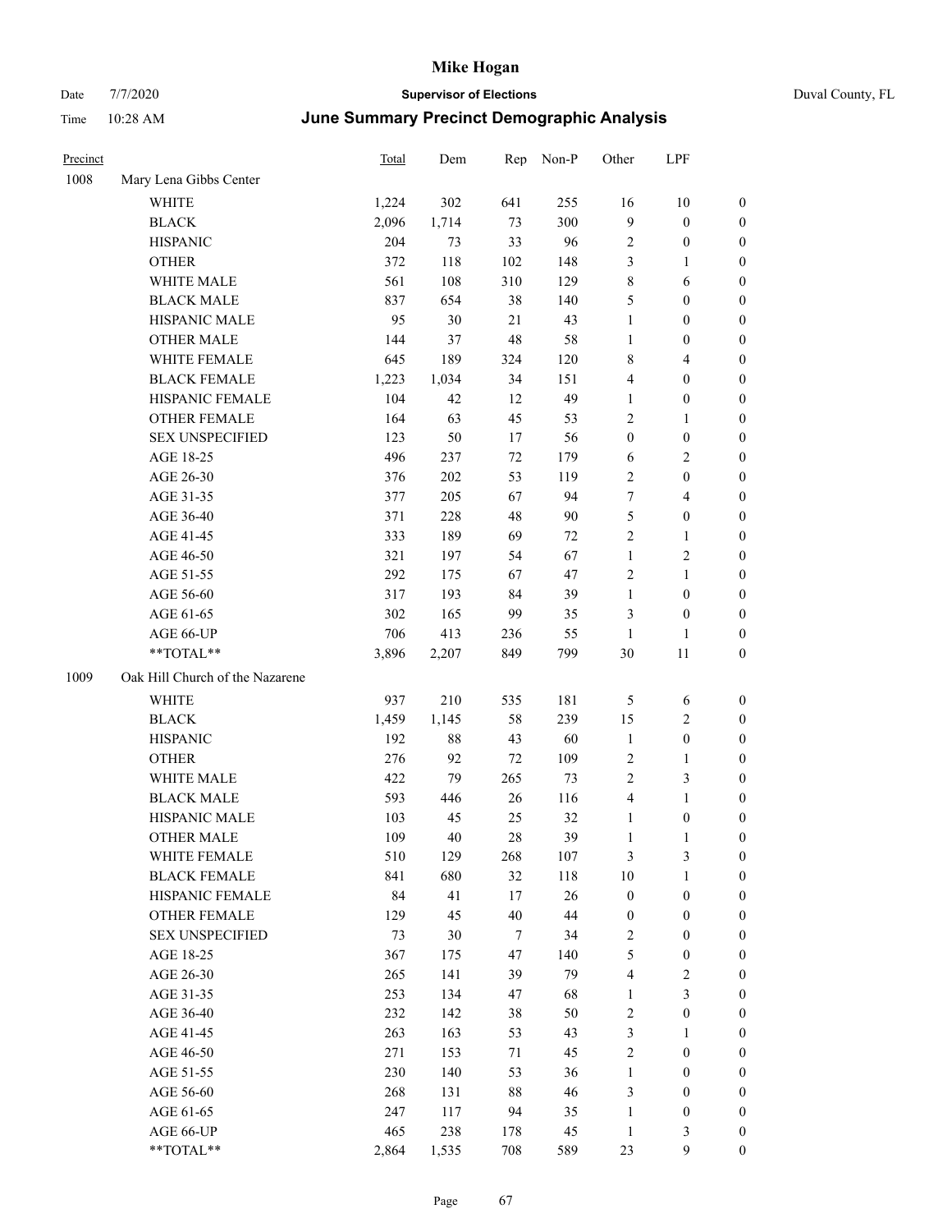# Mike Hogan

Date 7/7/2020 **Supervisor of Elections** Duval County, FL

Time 10:28 AM ***June Summary Precinct Demographic Analysis***

| Precinct | | Total | Dem | Rep | Non-P | Other | LPF | |
|---|---|---|---|---|---|---|---|---|
| 1008 | Mary Lena Gibbs Center | | | | | | | |
| | WHITE | 1,224 | 302 | 641 | 255 | 16 | 10 | 0 |
| | BLACK | 2,096 | 1,714 | 73 | 300 | 9 | 0 | 0 |
| | HISPANIC | 204 | 73 | 33 | 96 | 2 | 0 | 0 |
| | OTHER | 372 | 118 | 102 | 148 | 3 | 1 | 0 |
| | WHITE MALE | 561 | 108 | 310 | 129 | 8 | 6 | 0 |
| | BLACK MALE | 837 | 654 | 38 | 140 | 5 | 0 | 0 |
| | HISPANIC MALE | 95 | 30 | 21 | 43 | 1 | 0 | 0 |
| | OTHER MALE | 144 | 37 | 48 | 58 | 1 | 0 | 0 |
| | WHITE FEMALE | 645 | 189 | 324 | 120 | 8 | 4 | 0 |
| | BLACK FEMALE | 1,223 | 1,034 | 34 | 151 | 4 | 0 | 0 |
| | HISPANIC FEMALE | 104 | 42 | 12 | 49 | 1 | 0 | 0 |
| | OTHER FEMALE | 164 | 63 | 45 | 53 | 2 | 1 | 0 |
| | SEX UNSPECIFIED | 123 | 50 | 17 | 56 | 0 | 0 | 0 |
| | AGE 18-25 | 496 | 237 | 72 | 179 | 6 | 2 | 0 |
| | AGE 26-30 | 376 | 202 | 53 | 119 | 2 | 0 | 0 |
| | AGE 31-35 | 377 | 205 | 67 | 94 | 7 | 4 | 0 |
| | AGE 36-40 | 371 | 228 | 48 | 90 | 5 | 0 | 0 |
| | AGE 41-45 | 333 | 189 | 69 | 72 | 2 | 1 | 0 |
| | AGE 46-50 | 321 | 197 | 54 | 67 | 1 | 2 | 0 |
| | AGE 51-55 | 292 | 175 | 67 | 47 | 2 | 1 | 0 |
| | AGE 56-60 | 317 | 193 | 84 | 39 | 1 | 0 | 0 |
| | AGE 61-65 | 302 | 165 | 99 | 35 | 3 | 0 | 0 |
| | AGE 66-UP | 706 | 413 | 236 | 55 | 1 | 1 | 0 |
| | **TOTAL** | 3,896 | 2,207 | 849 | 799 | 30 | 11 | 0 |
| 1009 | Oak Hill Church of the Nazarene | | | | | | | |
| | WHITE | 937 | 210 | 535 | 181 | 5 | 6 | 0 |
| | BLACK | 1,459 | 1,145 | 58 | 239 | 15 | 2 | 0 |
| | HISPANIC | 192 | 88 | 43 | 60 | 1 | 0 | 0 |
| | OTHER | 276 | 92 | 72 | 109 | 2 | 1 | 0 |
| | WHITE MALE | 422 | 79 | 265 | 73 | 2 | 3 | 0 |
| | BLACK MALE | 593 | 446 | 26 | 116 | 4 | 1 | 0 |
| | HISPANIC MALE | 103 | 45 | 25 | 32 | 1 | 0 | 0 |
| | OTHER MALE | 109 | 40 | 28 | 39 | 1 | 1 | 0 |
| | WHITE FEMALE | 510 | 129 | 268 | 107 | 3 | 3 | 0 |
| | BLACK FEMALE | 841 | 680 | 32 | 118 | 10 | 1 | 0 |
| | HISPANIC FEMALE | 84 | 41 | 17 | 26 | 0 | 0 | 0 |
| | OTHER FEMALE | 129 | 45 | 40 | 44 | 0 | 0 | 0 |
| | SEX UNSPECIFIED | 73 | 30 | 7 | 34 | 2 | 0 | 0 |
| | AGE 18-25 | 367 | 175 | 47 | 140 | 5 | 0 | 0 |
| | AGE 26-30 | 265 | 141 | 39 | 79 | 4 | 2 | 0 |
| | AGE 31-35 | 253 | 134 | 47 | 68 | 1 | 3 | 0 |
| | AGE 36-40 | 232 | 142 | 38 | 50 | 2 | 0 | 0 |
| | AGE 41-45 | 263 | 163 | 53 | 43 | 3 | 1 | 0 |
| | AGE 46-50 | 271 | 153 | 71 | 45 | 2 | 0 | 0 |
| | AGE 51-55 | 230 | 140 | 53 | 36 | 1 | 0 | 0 |
| | AGE 56-60 | 268 | 131 | 88 | 46 | 3 | 0 | 0 |
| | AGE 61-65 | 247 | 117 | 94 | 35 | 1 | 0 | 0 |
| | AGE 66-UP | 465 | 238 | 178 | 45 | 1 | 3 | 0 |
| | **TOTAL** | 2,864 | 1,535 | 708 | 589 | 23 | 9 | 0 |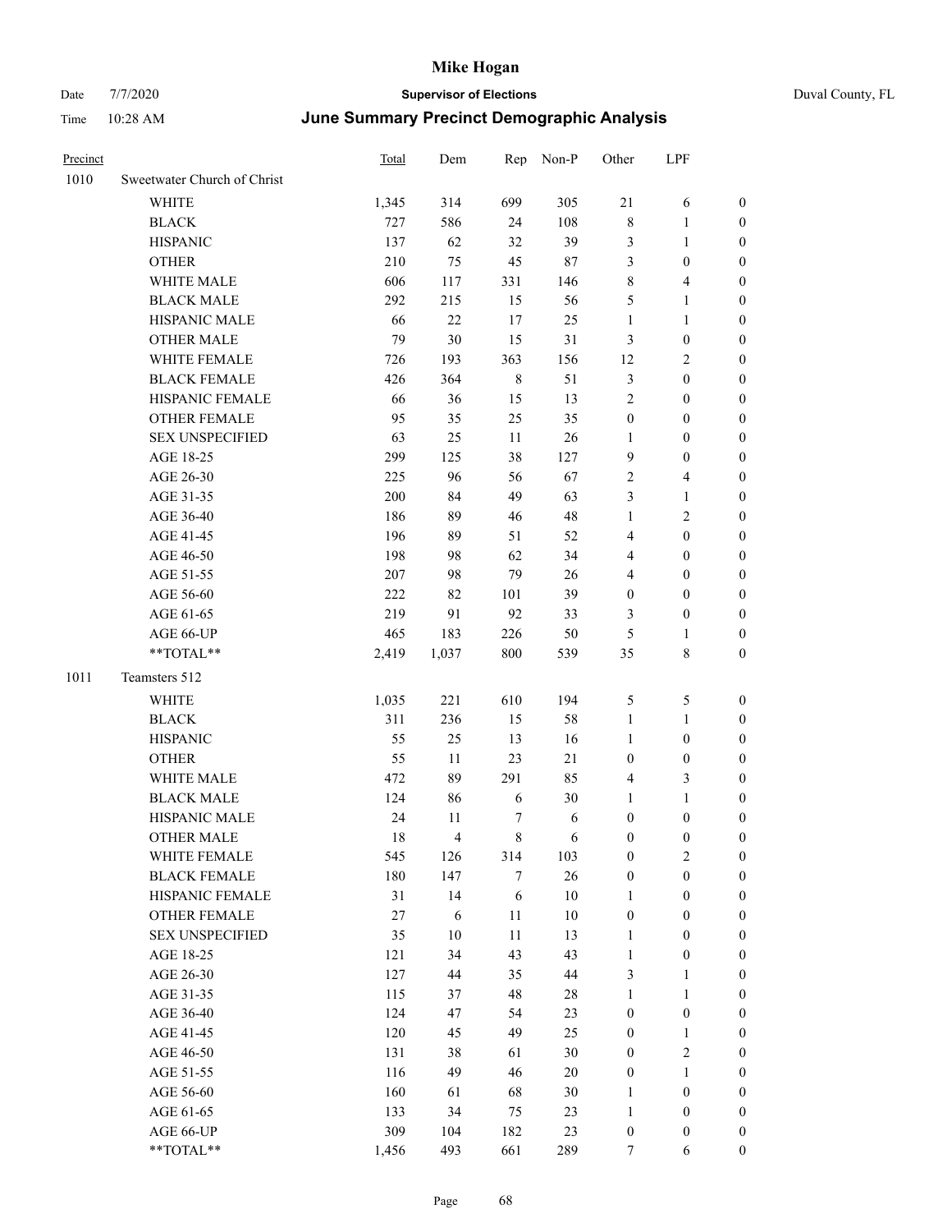# Mike Hogan

Date 7/7/2020 **Supervisor of Elections** Duval County, FL

Time 10:28 AM **June Summary Precinct Demographic Analysis**

| Precinct | | Total | Dem | Rep | Non-P | Other | LPF | |
|---|---|---|---|---|---|---|---|---|
| 1010 | Sweetwater Church of Christ | | | | | | | |
| | WHITE | 1,345 | 314 | 699 | 305 | 21 | 6 | 0 |
| | BLACK | 727 | 586 | 24 | 108 | 8 | 1 | 0 |
| | HISPANIC | 137 | 62 | 32 | 39 | 3 | 1 | 0 |
| | OTHER | 210 | 75 | 45 | 87 | 3 | 0 | 0 |
| | WHITE MALE | 606 | 117 | 331 | 146 | 8 | 4 | 0 |
| | BLACK MALE | 292 | 215 | 15 | 56 | 5 | 1 | 0 |
| | HISPANIC MALE | 66 | 22 | 17 | 25 | 1 | 1 | 0 |
| | OTHER MALE | 79 | 30 | 15 | 31 | 3 | 0 | 0 |
| | WHITE FEMALE | 726 | 193 | 363 | 156 | 12 | 2 | 0 |
| | BLACK FEMALE | 426 | 364 | 8 | 51 | 3 | 0 | 0 |
| | HISPANIC FEMALE | 66 | 36 | 15 | 13 | 2 | 0 | 0 |
| | OTHER FEMALE | 95 | 35 | 25 | 35 | 0 | 0 | 0 |
| | SEX UNSPECIFIED | 63 | 25 | 11 | 26 | 1 | 0 | 0 |
| | AGE 18-25 | 299 | 125 | 38 | 127 | 9 | 0 | 0 |
| | AGE 26-30 | 225 | 96 | 56 | 67 | 2 | 4 | 0 |
| | AGE 31-35 | 200 | 84 | 49 | 63 | 3 | 1 | 0 |
| | AGE 36-40 | 186 | 89 | 46 | 48 | 1 | 2 | 0 |
| | AGE 41-45 | 196 | 89 | 51 | 52 | 4 | 0 | 0 |
| | AGE 46-50 | 198 | 98 | 62 | 34 | 4 | 0 | 0 |
| | AGE 51-55 | 207 | 98 | 79 | 26 | 4 | 0 | 0 |
| | AGE 56-60 | 222 | 82 | 101 | 39 | 0 | 0 | 0 |
| | AGE 61-65 | 219 | 91 | 92 | 33 | 3 | 0 | 0 |
| | AGE 66-UP | 465 | 183 | 226 | 50 | 5 | 1 | 0 |
| | **TOTAL** | 2,419 | 1,037 | 800 | 539 | 35 | 8 | 0 |
| 1011 | Teamsters 512 | | | | | | | |
| | WHITE | 1,035 | 221 | 610 | 194 | 5 | 5 | 0 |
| | BLACK | 311 | 236 | 15 | 58 | 1 | 1 | 0 |
| | HISPANIC | 55 | 25 | 13 | 16 | 1 | 0 | 0 |
| | OTHER | 55 | 11 | 23 | 21 | 0 | 0 | 0 |
| | WHITE MALE | 472 | 89 | 291 | 85 | 4 | 3 | 0 |
| | BLACK MALE | 124 | 86 | 6 | 30 | 1 | 1 | 0 |
| | HISPANIC MALE | 24 | 11 | 7 | 6 | 0 | 0 | 0 |
| | OTHER MALE | 18 | 4 | 8 | 6 | 0 | 0 | 0 |
| | WHITE FEMALE | 545 | 126 | 314 | 103 | 0 | 2 | 0 |
| | BLACK FEMALE | 180 | 147 | 7 | 26 | 0 | 0 | 0 |
| | HISPANIC FEMALE | 31 | 14 | 6 | 10 | 1 | 0 | 0 |
| | OTHER FEMALE | 27 | 6 | 11 | 10 | 0 | 0 | 0 |
| | SEX UNSPECIFIED | 35 | 10 | 11 | 13 | 1 | 0 | 0 |
| | AGE 18-25 | 121 | 34 | 43 | 43 | 1 | 0 | 0 |
| | AGE 26-30 | 127 | 44 | 35 | 44 | 3 | 1 | 0 |
| | AGE 31-35 | 115 | 37 | 48 | 28 | 1 | 1 | 0 |
| | AGE 36-40 | 124 | 47 | 54 | 23 | 0 | 0 | 0 |
| | AGE 41-45 | 120 | 45 | 49 | 25 | 0 | 1 | 0 |
| | AGE 46-50 | 131 | 38 | 61 | 30 | 0 | 2 | 0 |
| | AGE 51-55 | 116 | 49 | 46 | 20 | 0 | 1 | 0 |
| | AGE 56-60 | 160 | 61 | 68 | 30 | 1 | 0 | 0 |
| | AGE 61-65 | 133 | 34 | 75 | 23 | 1 | 0 | 0 |
| | AGE 66-UP | 309 | 104 | 182 | 23 | 0 | 0 | 0 |
| | **TOTAL** | 1,456 | 493 | 661 | 289 | 7 | 6 | 0 |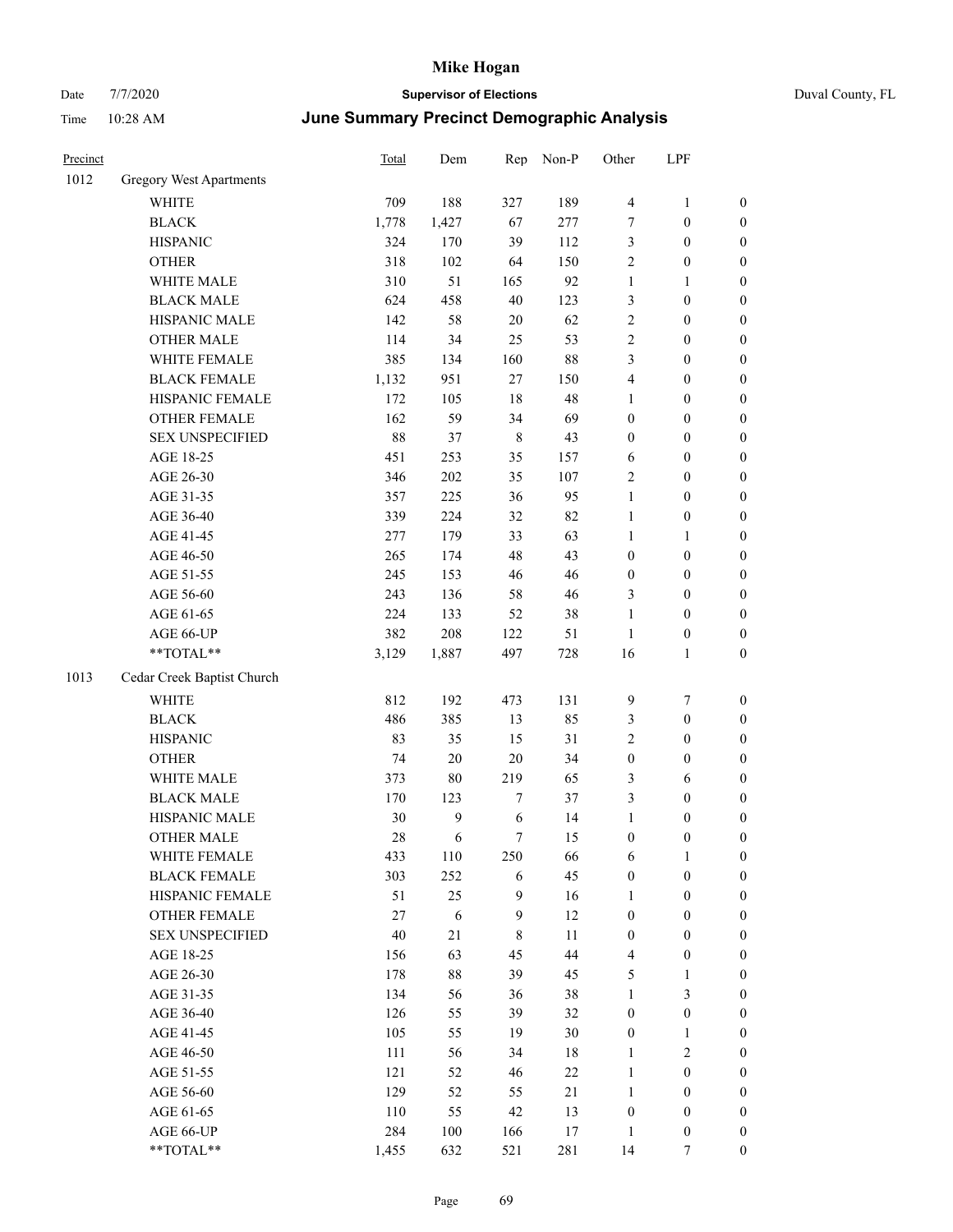# Mike Hogan

Date 7/7/2020 **Supervisor of Elections** Duval County, FL

Time 10:28 AM **June Summary Precinct Demographic Analysis**

| Precinct | | Total | Dem | Rep | Non-P | Other | LPF | |
|---|---|---|---|---|---|---|---|---|
| 1012 | Gregory West Apartments | | | | | | | |
| | WHITE | 709 | 188 | 327 | 189 | 4 | 1 | 0 |
| | BLACK | 1,778 | 1,427 | 67 | 277 | 7 | 0 | 0 |
| | HISPANIC | 324 | 170 | 39 | 112 | 3 | 0 | 0 |
| | OTHER | 318 | 102 | 64 | 150 | 2 | 0 | 0 |
| | WHITE MALE | 310 | 51 | 165 | 92 | 1 | 1 | 0 |
| | BLACK MALE | 624 | 458 | 40 | 123 | 3 | 0 | 0 |
| | HISPANIC MALE | 142 | 58 | 20 | 62 | 2 | 0 | 0 |
| | OTHER MALE | 114 | 34 | 25 | 53 | 2 | 0 | 0 |
| | WHITE FEMALE | 385 | 134 | 160 | 88 | 3 | 0 | 0 |
| | BLACK FEMALE | 1,132 | 951 | 27 | 150 | 4 | 0 | 0 |
| | HISPANIC FEMALE | 172 | 105 | 18 | 48 | 1 | 0 | 0 |
| | OTHER FEMALE | 162 | 59 | 34 | 69 | 0 | 0 | 0 |
| | SEX UNSPECIFIED | 88 | 37 | 8 | 43 | 0 | 0 | 0 |
| | AGE 18-25 | 451 | 253 | 35 | 157 | 6 | 0 | 0 |
| | AGE 26-30 | 346 | 202 | 35 | 107 | 2 | 0 | 0 |
| | AGE 31-35 | 357 | 225 | 36 | 95 | 1 | 0 | 0 |
| | AGE 36-40 | 339 | 224 | 32 | 82 | 1 | 0 | 0 |
| | AGE 41-45 | 277 | 179 | 33 | 63 | 1 | 1 | 0 |
| | AGE 46-50 | 265 | 174 | 48 | 43 | 0 | 0 | 0 |
| | AGE 51-55 | 245 | 153 | 46 | 46 | 0 | 0 | 0 |
| | AGE 56-60 | 243 | 136 | 58 | 46 | 3 | 0 | 0 |
| | AGE 61-65 | 224 | 133 | 52 | 38 | 1 | 0 | 0 |
| | AGE 66-UP | 382 | 208 | 122 | 51 | 1 | 0 | 0 |
| | **TOTAL** | 3,129 | 1,887 | 497 | 728 | 16 | 1 | 0 |
| 1013 | Cedar Creek Baptist Church | | | | | | | |
| | WHITE | 812 | 192 | 473 | 131 | 9 | 7 | 0 |
| | BLACK | 486 | 385 | 13 | 85 | 3 | 0 | 0 |
| | HISPANIC | 83 | 35 | 15 | 31 | 2 | 0 | 0 |
| | OTHER | 74 | 20 | 20 | 34 | 0 | 0 | 0 |
| | WHITE MALE | 373 | 80 | 219 | 65 | 3 | 6 | 0 |
| | BLACK MALE | 170 | 123 | 7 | 37 | 3 | 0 | 0 |
| | HISPANIC MALE | 30 | 9 | 6 | 14 | 1 | 0 | 0 |
| | OTHER MALE | 28 | 6 | 7 | 15 | 0 | 0 | 0 |
| | WHITE FEMALE | 433 | 110 | 250 | 66 | 6 | 1 | 0 |
| | BLACK FEMALE | 303 | 252 | 6 | 45 | 0 | 0 | 0 |
| | HISPANIC FEMALE | 51 | 25 | 9 | 16 | 1 | 0 | 0 |
| | OTHER FEMALE | 27 | 6 | 9 | 12 | 0 | 0 | 0 |
| | SEX UNSPECIFIED | 40 | 21 | 8 | 11 | 0 | 0 | 0 |
| | AGE 18-25 | 156 | 63 | 45 | 44 | 4 | 0 | 0 |
| | AGE 26-30 | 178 | 88 | 39 | 45 | 5 | 1 | 0 |
| | AGE 31-35 | 134 | 56 | 36 | 38 | 1 | 3 | 0 |
| | AGE 36-40 | 126 | 55 | 39 | 32 | 0 | 0 | 0 |
| | AGE 41-45 | 105 | 55 | 19 | 30 | 0 | 1 | 0 |
| | AGE 46-50 | 111 | 56 | 34 | 18 | 1 | 2 | 0 |
| | AGE 51-55 | 121 | 52 | 46 | 22 | 1 | 0 | 0 |
| | AGE 56-60 | 129 | 52 | 55 | 21 | 1 | 0 | 0 |
| | AGE 61-65 | 110 | 55 | 42 | 13 | 0 | 0 | 0 |
| | AGE 66-UP | 284 | 100 | 166 | 17 | 1 | 0 | 0 |
| | **TOTAL** | 1,455 | 632 | 521 | 281 | 14 | 7 | 0 |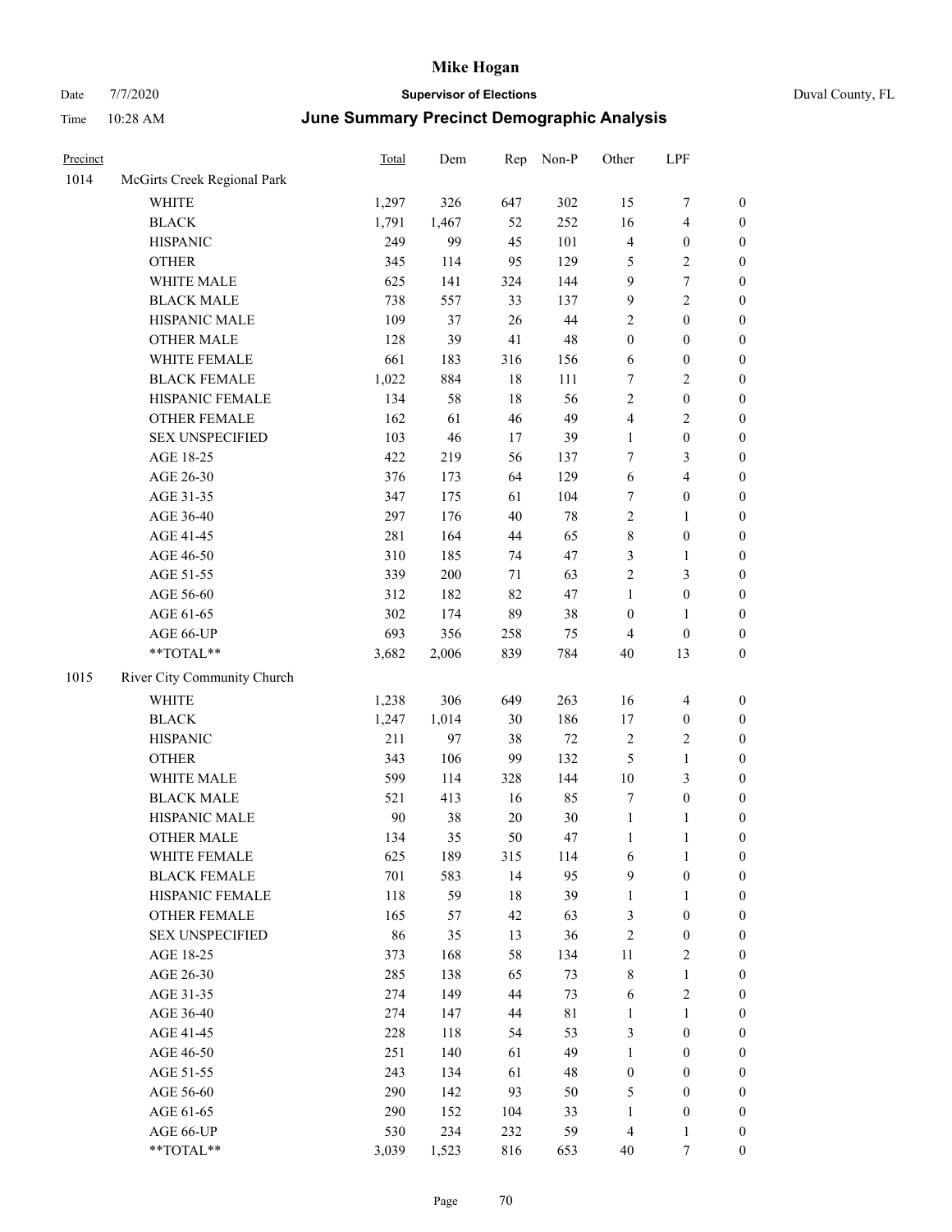# June Summary Precinct Demographic Analysis

| Precinct | | Total | Dem | Rep | Non-P | Other | LPF | |
|---|---|---|---|---|---|---|---|---|
| 1014 | McGirts Creek Regional Park | | | | | | | |
| | WHITE | 1,297 | 326 | 647 | 302 | 15 | 7 | 0 |
| | BLACK | 1,791 | 1,467 | 52 | 252 | 16 | 4 | 0 |
| | HISPANIC | 249 | 99 | 45 | 101 | 4 | 0 | 0 |
| | OTHER | 345 | 114 | 95 | 129 | 5 | 2 | 0 |
| | WHITE MALE | 625 | 141 | 324 | 144 | 9 | 7 | 0 |
| | BLACK MALE | 738 | 557 | 33 | 137 | 9 | 2 | 0 |
| | HISPANIC MALE | 109 | 37 | 26 | 44 | 2 | 0 | 0 |
| | OTHER MALE | 128 | 39 | 41 | 48 | 0 | 0 | 0 |
| | WHITE FEMALE | 661 | 183 | 316 | 156 | 6 | 0 | 0 |
| | BLACK FEMALE | 1,022 | 884 | 18 | 111 | 7 | 2 | 0 |
| | HISPANIC FEMALE | 134 | 58 | 18 | 56 | 2 | 0 | 0 |
| | OTHER FEMALE | 162 | 61 | 46 | 49 | 4 | 2 | 0 |
| | SEX UNSPECIFIED | 103 | 46 | 17 | 39 | 1 | 0 | 0 |
| | AGE 18-25 | 422 | 219 | 56 | 137 | 7 | 3 | 0 |
| | AGE 26-30 | 376 | 173 | 64 | 129 | 6 | 4 | 0 |
| | AGE 31-35 | 347 | 175 | 61 | 104 | 7 | 0 | 0 |
| | AGE 36-40 | 297 | 176 | 40 | 78 | 2 | 1 | 0 |
| | AGE 41-45 | 281 | 164 | 44 | 65 | 8 | 0 | 0 |
| | AGE 46-50 | 310 | 185 | 74 | 47 | 3 | 1 | 0 |
| | AGE 51-55 | 339 | 200 | 71 | 63 | 2 | 3 | 0 |
| | AGE 56-60 | 312 | 182 | 82 | 47 | 1 | 0 | 0 |
| | AGE 61-65 | 302 | 174 | 89 | 38 | 0 | 1 | 0 |
| | AGE 66-UP | 693 | 356 | 258 | 75 | 4 | 0 | 0 |
| | **TOTAL** | 3,682 | 2,006 | 839 | 784 | 40 | 13 | 0 |
| 1015 | River City Community Church | | | | | | | |
| | WHITE | 1,238 | 306 | 649 | 263 | 16 | 4 | 0 |
| | BLACK | 1,247 | 1,014 | 30 | 186 | 17 | 0 | 0 |
| | HISPANIC | 211 | 97 | 38 | 72 | 2 | 2 | 0 |
| | OTHER | 343 | 106 | 99 | 132 | 5 | 1 | 0 |
| | WHITE MALE | 599 | 114 | 328 | 144 | 10 | 3 | 0 |
| | BLACK MALE | 521 | 413 | 16 | 85 | 7 | 0 | 0 |
| | HISPANIC MALE | 90 | 38 | 20 | 30 | 1 | 1 | 0 |
| | OTHER MALE | 134 | 35 | 50 | 47 | 1 | 1 | 0 |
| | WHITE FEMALE | 625 | 189 | 315 | 114 | 6 | 1 | 0 |
| | BLACK FEMALE | 701 | 583 | 14 | 95 | 9 | 0 | 0 |
| | HISPANIC FEMALE | 118 | 59 | 18 | 39 | 1 | 1 | 0 |
| | OTHER FEMALE | 165 | 57 | 42 | 63 | 3 | 0 | 0 |
| | SEX UNSPECIFIED | 86 | 35 | 13 | 36 | 2 | 0 | 0 |
| | AGE 18-25 | 373 | 168 | 58 | 134 | 11 | 2 | 0 |
| | AGE 26-30 | 285 | 138 | 65 | 73 | 8 | 1 | 0 |
| | AGE 31-35 | 274 | 149 | 44 | 73 | 6 | 2 | 0 |
| | AGE 36-40 | 274 | 147 | 44 | 81 | 1 | 1 | 0 |
| | AGE 41-45 | 228 | 118 | 54 | 53 | 3 | 0 | 0 |
| | AGE 46-50 | 251 | 140 | 61 | 49 | 1 | 0 | 0 |
| | AGE 51-55 | 243 | 134 | 61 | 48 | 0 | 0 | 0 |
| | AGE 56-60 | 290 | 142 | 93 | 50 | 5 | 0 | 0 |
| | AGE 61-65 | 290 | 152 | 104 | 33 | 1 | 0 | 0 |
| | AGE 66-UP | 530 | 234 | 232 | 59 | 4 | 1 | 0 |
| | **TOTAL** | 3,039 | 1,523 | 816 | 653 | 40 | 7 | 0 |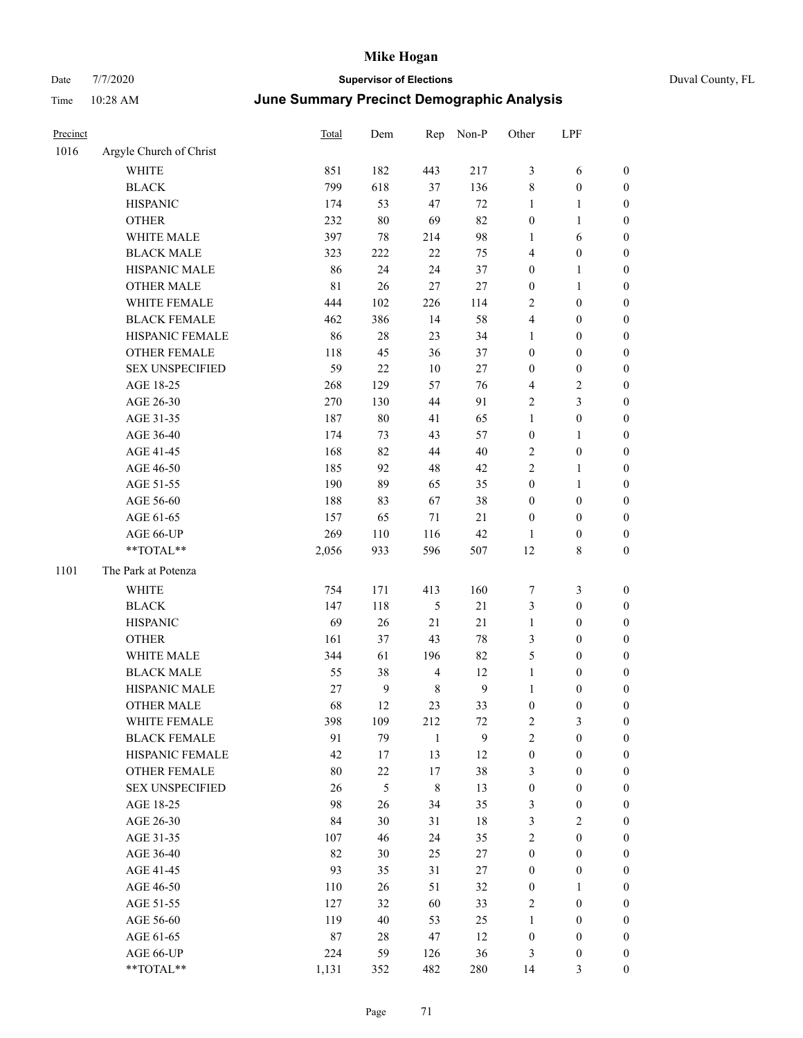# Mike Hogan

Date 7/7/2020 **Supervisor of Elections** Duval County, FL

Time 10:28 AM **June Summary Precinct Demographic Analysis**

| Precinct | | Total | Dem | Rep | Non-P | Other | LPF | |
|---|---|---|---|---|---|---|---|---|
| 1016 | Argyle Church of Christ | | | | | | | |
| | WHITE | 851 | 182 | 443 | 217 | 3 | 6 | 0 |
| | BLACK | 799 | 618 | 37 | 136 | 8 | 0 | 0 |
| | HISPANIC | 174 | 53 | 47 | 72 | 1 | 1 | 0 |
| | OTHER | 232 | 80 | 69 | 82 | 0 | 1 | 0 |
| | WHITE MALE | 397 | 78 | 214 | 98 | 1 | 6 | 0 |
| | BLACK MALE | 323 | 222 | 22 | 75 | 4 | 0 | 0 |
| | HISPANIC MALE | 86 | 24 | 24 | 37 | 0 | 1 | 0 |
| | OTHER MALE | 81 | 26 | 27 | 27 | 0 | 1 | 0 |
| | WHITE FEMALE | 444 | 102 | 226 | 114 | 2 | 0 | 0 |
| | BLACK FEMALE | 462 | 386 | 14 | 58 | 4 | 0 | 0 |
| | HISPANIC FEMALE | 86 | 28 | 23 | 34 | 1 | 0 | 0 |
| | OTHER FEMALE | 118 | 45 | 36 | 37 | 0 | 0 | 0 |
| | SEX UNSPECIFIED | 59 | 22 | 10 | 27 | 0 | 0 | 0 |
| | AGE 18-25 | 268 | 129 | 57 | 76 | 4 | 2 | 0 |
| | AGE 26-30 | 270 | 130 | 44 | 91 | 2 | 3 | 0 |
| | AGE 31-35 | 187 | 80 | 41 | 65 | 1 | 0 | 0 |
| | AGE 36-40 | 174 | 73 | 43 | 57 | 0 | 1 | 0 |
| | AGE 41-45 | 168 | 82 | 44 | 40 | 2 | 0 | 0 |
| | AGE 46-50 | 185 | 92 | 48 | 42 | 2 | 1 | 0 |
| | AGE 51-55 | 190 | 89 | 65 | 35 | 0 | 1 | 0 |
| | AGE 56-60 | 188 | 83 | 67 | 38 | 0 | 0 | 0 |
| | AGE 61-65 | 157 | 65 | 71 | 21 | 0 | 0 | 0 |
| | AGE 66-UP | 269 | 110 | 116 | 42 | 1 | 0 | 0 |
| | **TOTAL** | 2,056 | 933 | 596 | 507 | 12 | 8 | 0 |
| 1101 | The Park at Potenza | | | | | | | |
| | WHITE | 754 | 171 | 413 | 160 | 7 | 3 | 0 |
| | BLACK | 147 | 118 | 5 | 21 | 3 | 0 | 0 |
| | HISPANIC | 69 | 26 | 21 | 21 | 1 | 0 | 0 |
| | OTHER | 161 | 37 | 43 | 78 | 3 | 0 | 0 |
| | WHITE MALE | 344 | 61 | 196 | 82 | 5 | 0 | 0 |
| | BLACK MALE | 55 | 38 | 4 | 12 | 1 | 0 | 0 |
| | HISPANIC MALE | 27 | 9 | 8 | 9 | 1 | 0 | 0 |
| | OTHER MALE | 68 | 12 | 23 | 33 | 0 | 0 | 0 |
| | WHITE FEMALE | 398 | 109 | 212 | 72 | 2 | 3 | 0 |
| | BLACK FEMALE | 91 | 79 | 1 | 9 | 2 | 0 | 0 |
| | HISPANIC FEMALE | 42 | 17 | 13 | 12 | 0 | 0 | 0 |
| | OTHER FEMALE | 80 | 22 | 17 | 38 | 3 | 0 | 0 |
| | SEX UNSPECIFIED | 26 | 5 | 8 | 13 | 0 | 0 | 0 |
| | AGE 18-25 | 98 | 26 | 34 | 35 | 3 | 0 | 0 |
| | AGE 26-30 | 84 | 30 | 31 | 18 | 3 | 2 | 0 |
| | AGE 31-35 | 107 | 46 | 24 | 35 | 2 | 0 | 0 |
| | AGE 36-40 | 82 | 30 | 25 | 27 | 0 | 0 | 0 |
| | AGE 41-45 | 93 | 35 | 31 | 27 | 0 | 0 | 0 |
| | AGE 46-50 | 110 | 26 | 51 | 32 | 0 | 1 | 0 |
| | AGE 51-55 | 127 | 32 | 60 | 33 | 2 | 0 | 0 |
| | AGE 56-60 | 119 | 40 | 53 | 25 | 1 | 0 | 0 |
| | AGE 61-65 | 87 | 28 | 47 | 12 | 0 | 0 | 0 |
| | AGE 66-UP | 224 | 59 | 126 | 36 | 3 | 0 | 0 |
| | **TOTAL** | 1,131 | 352 | 482 | 280 | 14 | 3 | 0 |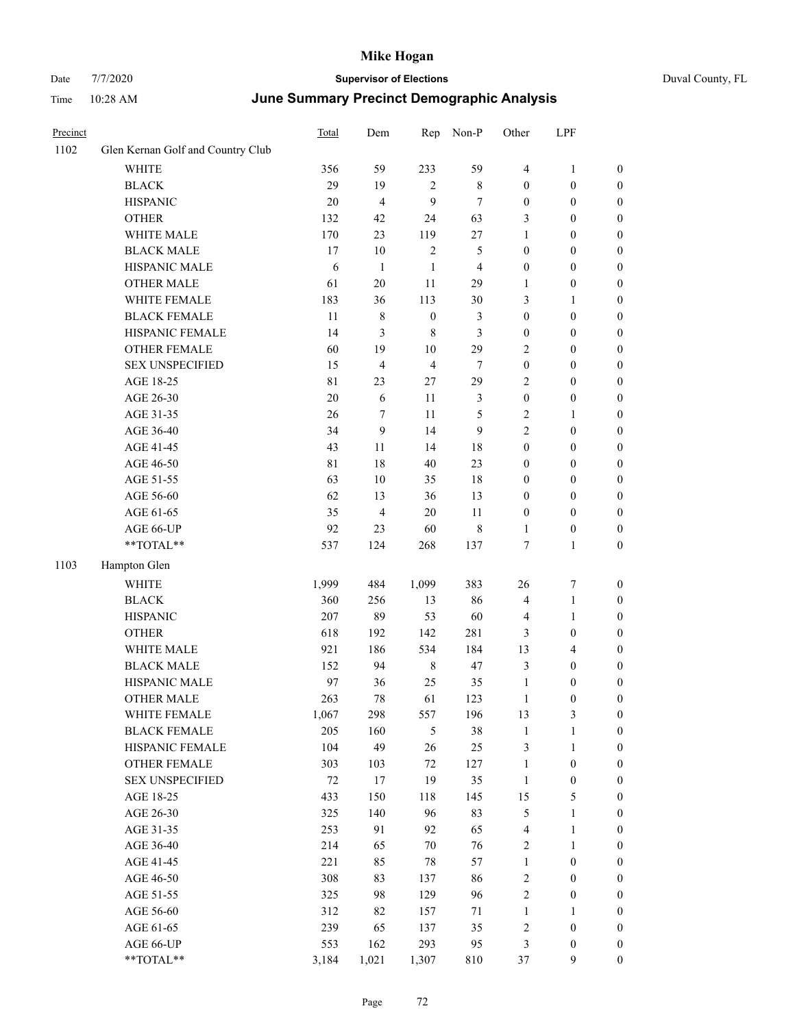# Mike Hogan

Date 7/7/2020 **Supervisor of Elections** Duval County, FL

Time 10:28 AM **June Summary Precinct Demographic Analysis**

| Precinct | | Total | Dem | Rep | Non-P | Other | LPF | |
|---|---|---|---|---|---|---|---|---|
| 1102 | Glen Kernan Golf and Country Club | | | | | | | |
| | WHITE | 356 | 59 | 233 | 59 | 4 | 1 | 0 |
| | BLACK | 29 | 19 | 2 | 8 | 0 | 0 | 0 |
| | HISPANIC | 20 | 4 | 9 | 7 | 0 | 0 | 0 |
| | OTHER | 132 | 42 | 24 | 63 | 3 | 0 | 0 |
| | WHITE MALE | 170 | 23 | 119 | 27 | 1 | 0 | 0 |
| | BLACK MALE | 17 | 10 | 2 | 5 | 0 | 0 | 0 |
| | HISPANIC MALE | 6 | 1 | 1 | 4 | 0 | 0 | 0 |
| | OTHER MALE | 61 | 20 | 11 | 29 | 1 | 0 | 0 |
| | WHITE FEMALE | 183 | 36 | 113 | 30 | 3 | 1 | 0 |
| | BLACK FEMALE | 11 | 8 | 0 | 3 | 0 | 0 | 0 |
| | HISPANIC FEMALE | 14 | 3 | 8 | 3 | 0 | 0 | 0 |
| | OTHER FEMALE | 60 | 19 | 10 | 29 | 2 | 0 | 0 |
| | SEX UNSPECIFIED | 15 | 4 | 4 | 7 | 0 | 0 | 0 |
| | AGE 18-25 | 81 | 23 | 27 | 29 | 2 | 0 | 0 |
| | AGE 26-30 | 20 | 6 | 11 | 3 | 0 | 0 | 0 |
| | AGE 31-35 | 26 | 7 | 11 | 5 | 2 | 1 | 0 |
| | AGE 36-40 | 34 | 9 | 14 | 9 | 2 | 0 | 0 |
| | AGE 41-45 | 43 | 11 | 14 | 18 | 0 | 0 | 0 |
| | AGE 46-50 | 81 | 18 | 40 | 23 | 0 | 0 | 0 |
| | AGE 51-55 | 63 | 10 | 35 | 18 | 0 | 0 | 0 |
| | AGE 56-60 | 62 | 13 | 36 | 13 | 0 | 0 | 0 |
| | AGE 61-65 | 35 | 4 | 20 | 11 | 0 | 0 | 0 |
| | AGE 66-UP | 92 | 23 | 60 | 8 | 1 | 0 | 0 |
| | **TOTAL** | 537 | 124 | 268 | 137 | 7 | 1 | 0 |
| 1103 | Hampton Glen | | | | | | | |
| | WHITE | 1,999 | 484 | 1,099 | 383 | 26 | 7 | 0 |
| | BLACK | 360 | 256 | 13 | 86 | 4 | 1 | 0 |
| | HISPANIC | 207 | 89 | 53 | 60 | 4 | 1 | 0 |
| | OTHER | 618 | 192 | 142 | 281 | 3 | 0 | 0 |
| | WHITE MALE | 921 | 186 | 534 | 184 | 13 | 4 | 0 |
| | BLACK MALE | 152 | 94 | 8 | 47 | 3 | 0 | 0 |
| | HISPANIC MALE | 97 | 36 | 25 | 35 | 1 | 0 | 0 |
| | OTHER MALE | 263 | 78 | 61 | 123 | 1 | 0 | 0 |
| | WHITE FEMALE | 1,067 | 298 | 557 | 196 | 13 | 3 | 0 |
| | BLACK FEMALE | 205 | 160 | 5 | 38 | 1 | 1 | 0 |
| | HISPANIC FEMALE | 104 | 49 | 26 | 25 | 3 | 1 | 0 |
| | OTHER FEMALE | 303 | 103 | 72 | 127 | 1 | 0 | 0 |
| | SEX UNSPECIFIED | 72 | 17 | 19 | 35 | 1 | 0 | 0 |
| | AGE 18-25 | 433 | 150 | 118 | 145 | 15 | 5 | 0 |
| | AGE 26-30 | 325 | 140 | 96 | 83 | 5 | 1 | 0 |
| | AGE 31-35 | 253 | 91 | 92 | 65 | 4 | 1 | 0 |
| | AGE 36-40 | 214 | 65 | 70 | 76 | 2 | 1 | 0 |
| | AGE 41-45 | 221 | 85 | 78 | 57 | 1 | 0 | 0 |
| | AGE 46-50 | 308 | 83 | 137 | 86 | 2 | 0 | 0 |
| | AGE 51-55 | 325 | 98 | 129 | 96 | 2 | 0 | 0 |
| | AGE 56-60 | 312 | 82 | 157 | 71 | 1 | 1 | 0 |
| | AGE 61-65 | 239 | 65 | 137 | 35 | 2 | 0 | 0 |
| | AGE 66-UP | 553 | 162 | 293 | 95 | 3 | 0 | 0 |
| | **TOTAL** | 3,184 | 1,021 | 1,307 | 810 | 37 | 9 | 0 |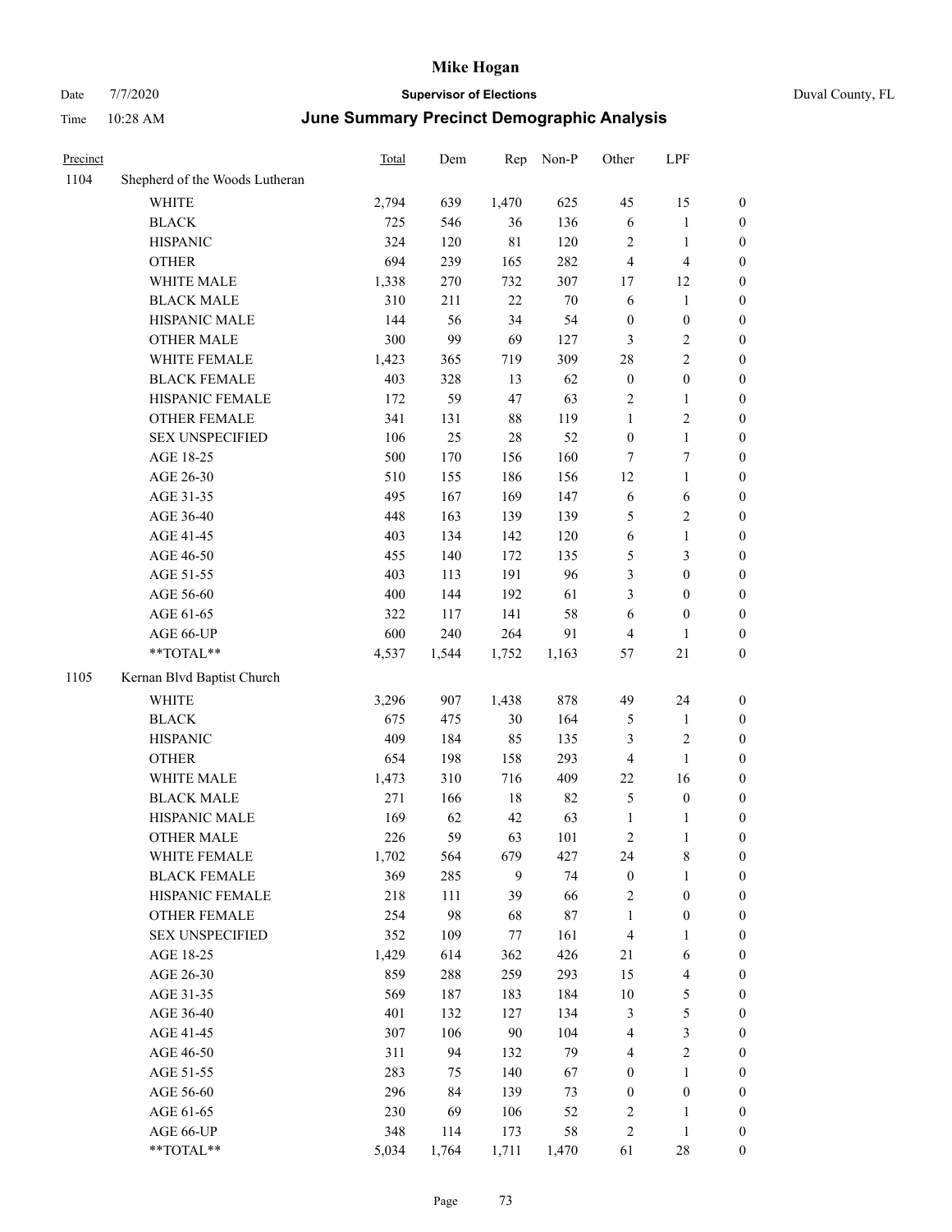# Mike Hogan

Date 7/7/2020 | **Supervisor of Elections** | Duval County, FL

Time 10:28 AM | **June Summary Precinct Demographic Analysis**

| Precinct | | Total | Dem | Rep | Non-P | Other | LPF | |
|---|---|---|---|---|---|---|---|---|
| 1104 | Shepherd of the Woods Lutheran | | | | | | | |
| | WHITE | 2,794 | 639 | 1,470 | 625 | 45 | 15 | 0 |
| | BLACK | 725 | 546 | 36 | 136 | 6 | 1 | 0 |
| | HISPANIC | 324 | 120 | 81 | 120 | 2 | 1 | 0 |
| | OTHER | 694 | 239 | 165 | 282 | 4 | 4 | 0 |
| | WHITE MALE | 1,338 | 270 | 732 | 307 | 17 | 12 | 0 |
| | BLACK MALE | 310 | 211 | 22 | 70 | 6 | 1 | 0 |
| | HISPANIC MALE | 144 | 56 | 34 | 54 | 0 | 0 | 0 |
| | OTHER MALE | 300 | 99 | 69 | 127 | 3 | 2 | 0 |
| | WHITE FEMALE | 1,423 | 365 | 719 | 309 | 28 | 2 | 0 |
| | BLACK FEMALE | 403 | 328 | 13 | 62 | 0 | 0 | 0 |
| | HISPANIC FEMALE | 172 | 59 | 47 | 63 | 2 | 1 | 0 |
| | OTHER FEMALE | 341 | 131 | 88 | 119 | 1 | 2 | 0 |
| | SEX UNSPECIFIED | 106 | 25 | 28 | 52 | 0 | 1 | 0 |
| | AGE 18-25 | 500 | 170 | 156 | 160 | 7 | 7 | 0 |
| | AGE 26-30 | 510 | 155 | 186 | 156 | 12 | 1 | 0 |
| | AGE 31-35 | 495 | 167 | 169 | 147 | 6 | 6 | 0 |
| | AGE 36-40 | 448 | 163 | 139 | 139 | 5 | 2 | 0 |
| | AGE 41-45 | 403 | 134 | 142 | 120 | 6 | 1 | 0 |
| | AGE 46-50 | 455 | 140 | 172 | 135 | 5 | 3 | 0 |
| | AGE 51-55 | 403 | 113 | 191 | 96 | 3 | 0 | 0 |
| | AGE 56-60 | 400 | 144 | 192 | 61 | 3 | 0 | 0 |
| | AGE 61-65 | 322 | 117 | 141 | 58 | 6 | 0 | 0 |
| | AGE 66-UP | 600 | 240 | 264 | 91 | 4 | 1 | 0 |
| | **TOTAL** | 4,537 | 1,544 | 1,752 | 1,163 | 57 | 21 | 0 |
| 1105 | Kernan Blvd Baptist Church | | | | | | | |
| | WHITE | 3,296 | 907 | 1,438 | 878 | 49 | 24 | 0 |
| | BLACK | 675 | 475 | 30 | 164 | 5 | 1 | 0 |
| | HISPANIC | 409 | 184 | 85 | 135 | 3 | 2 | 0 |
| | OTHER | 654 | 198 | 158 | 293 | 4 | 1 | 0 |
| | WHITE MALE | 1,473 | 310 | 716 | 409 | 22 | 16 | 0 |
| | BLACK MALE | 271 | 166 | 18 | 82 | 5 | 0 | 0 |
| | HISPANIC MALE | 169 | 62 | 42 | 63 | 1 | 1 | 0 |
| | OTHER MALE | 226 | 59 | 63 | 101 | 2 | 1 | 0 |
| | WHITE FEMALE | 1,702 | 564 | 679 | 427 | 24 | 8 | 0 |
| | BLACK FEMALE | 369 | 285 | 9 | 74 | 0 | 1 | 0 |
| | HISPANIC FEMALE | 218 | 111 | 39 | 66 | 2 | 0 | 0 |
| | OTHER FEMALE | 254 | 98 | 68 | 87 | 1 | 0 | 0 |
| | SEX UNSPECIFIED | 352 | 109 | 77 | 161 | 4 | 1 | 0 |
| | AGE 18-25 | 1,429 | 614 | 362 | 426 | 21 | 6 | 0 |
| | AGE 26-30 | 859 | 288 | 259 | 293 | 15 | 4 | 0 |
| | AGE 31-35 | 569 | 187 | 183 | 184 | 10 | 5 | 0 |
| | AGE 36-40 | 401 | 132 | 127 | 134 | 3 | 5 | 0 |
| | AGE 41-45 | 307 | 106 | 90 | 104 | 4 | 3 | 0 |
| | AGE 46-50 | 311 | 94 | 132 | 79 | 4 | 2 | 0 |
| | AGE 51-55 | 283 | 75 | 140 | 67 | 0 | 1 | 0 |
| | AGE 56-60 | 296 | 84 | 139 | 73 | 0 | 0 | 0 |
| | AGE 61-65 | 230 | 69 | 106 | 52 | 2 | 1 | 0 |
| | AGE 66-UP | 348 | 114 | 173 | 58 | 2 | 1 | 0 |
| | **TOTAL** | 5,034 | 1,764 | 1,711 | 1,470 | 61 | 28 | 0 |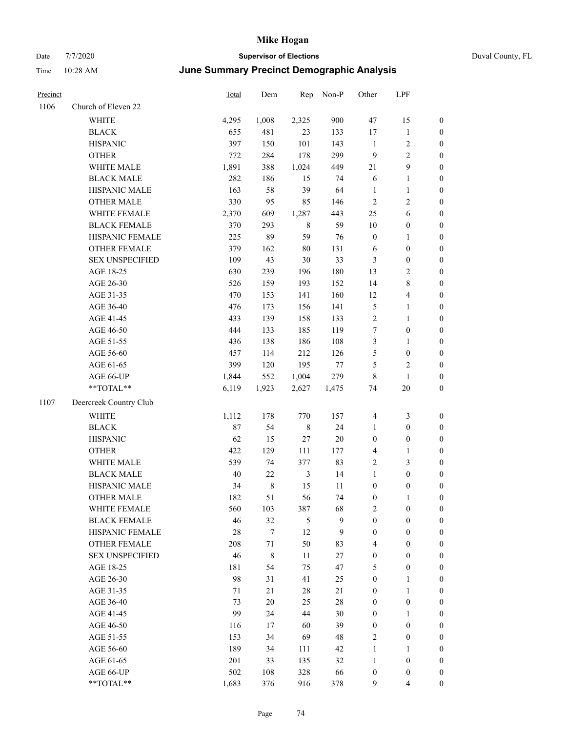# Mike Hogan

Date 7/7/2020 **Supervisor of Elections** Duval County, FL

Time 10:28 AM **June Summary Precinct Demographic Analysis**

| Precinct | | Total | Dem | Rep | Non-P | Other | LPF | |
|---|---|---|---|---|---|---|---|---|
| 1106 | Church of Eleven 22 | | | | | | | |
| | WHITE | 4,295 | 1,008 | 2,325 | 900 | 47 | 15 | 0 |
| | BLACK | 655 | 481 | 23 | 133 | 17 | 1 | 0 |
| | HISPANIC | 397 | 150 | 101 | 143 | 1 | 2 | 0 |
| | OTHER | 772 | 284 | 178 | 299 | 9 | 2 | 0 |
| | WHITE MALE | 1,891 | 388 | 1,024 | 449 | 21 | 9 | 0 |
| | BLACK MALE | 282 | 186 | 15 | 74 | 6 | 1 | 0 |
| | HISPANIC MALE | 163 | 58 | 39 | 64 | 1 | 1 | 0 |
| | OTHER MALE | 330 | 95 | 85 | 146 | 2 | 2 | 0 |
| | WHITE FEMALE | 2,370 | 609 | 1,287 | 443 | 25 | 6 | 0 |
| | BLACK FEMALE | 370 | 293 | 8 | 59 | 10 | 0 | 0 |
| | HISPANIC FEMALE | 225 | 89 | 59 | 76 | 0 | 1 | 0 |
| | OTHER FEMALE | 379 | 162 | 80 | 131 | 6 | 0 | 0 |
| | SEX UNSPECIFIED | 109 | 43 | 30 | 33 | 3 | 0 | 0 |
| | AGE 18-25 | 630 | 239 | 196 | 180 | 13 | 2 | 0 |
| | AGE 26-30 | 526 | 159 | 193 | 152 | 14 | 8 | 0 |
| | AGE 31-35 | 470 | 153 | 141 | 160 | 12 | 4 | 0 |
| | AGE 36-40 | 476 | 173 | 156 | 141 | 5 | 1 | 0 |
| | AGE 41-45 | 433 | 139 | 158 | 133 | 2 | 1 | 0 |
| | AGE 46-50 | 444 | 133 | 185 | 119 | 7 | 0 | 0 |
| | AGE 51-55 | 436 | 138 | 186 | 108 | 3 | 1 | 0 |
| | AGE 56-60 | 457 | 114 | 212 | 126 | 5 | 0 | 0 |
| | AGE 61-65 | 399 | 120 | 195 | 77 | 5 | 2 | 0 |
| | AGE 66-UP | 1,844 | 552 | 1,004 | 279 | 8 | 1 | 0 |
| | **TOTAL** | 6,119 | 1,923 | 2,627 | 1,475 | 74 | 20 | 0 |
| 1107 | Deercreek Country Club | | | | | | | |
| | WHITE | 1,112 | 178 | 770 | 157 | 4 | 3 | 0 |
| | BLACK | 87 | 54 | 8 | 24 | 1 | 0 | 0 |
| | HISPANIC | 62 | 15 | 27 | 20 | 0 | 0 | 0 |
| | OTHER | 422 | 129 | 111 | 177 | 4 | 1 | 0 |
| | WHITE MALE | 539 | 74 | 377 | 83 | 2 | 3 | 0 |
| | BLACK MALE | 40 | 22 | 3 | 14 | 1 | 0 | 0 |
| | HISPANIC MALE | 34 | 8 | 15 | 11 | 0 | 0 | 0 |
| | OTHER MALE | 182 | 51 | 56 | 74 | 0 | 1 | 0 |
| | WHITE FEMALE | 560 | 103 | 387 | 68 | 2 | 0 | 0 |
| | BLACK FEMALE | 46 | 32 | 5 | 9 | 0 | 0 | 0 |
| | HISPANIC FEMALE | 28 | 7 | 12 | 9 | 0 | 0 | 0 |
| | OTHER FEMALE | 208 | 71 | 50 | 83 | 4 | 0 | 0 |
| | SEX UNSPECIFIED | 46 | 8 | 11 | 27 | 0 | 0 | 0 |
| | AGE 18-25 | 181 | 54 | 75 | 47 | 5 | 0 | 0 |
| | AGE 26-30 | 98 | 31 | 41 | 25 | 0 | 1 | 0 |
| | AGE 31-35 | 71 | 21 | 28 | 21 | 0 | 1 | 0 |
| | AGE 36-40 | 73 | 20 | 25 | 28 | 0 | 0 | 0 |
| | AGE 41-45 | 99 | 24 | 44 | 30 | 0 | 1 | 0 |
| | AGE 46-50 | 116 | 17 | 60 | 39 | 0 | 0 | 0 |
| | AGE 51-55 | 153 | 34 | 69 | 48 | 2 | 0 | 0 |
| | AGE 56-60 | 189 | 34 | 111 | 42 | 1 | 1 | 0 |
| | AGE 61-65 | 201 | 33 | 135 | 32 | 1 | 0 | 0 |
| | AGE 66-UP | 502 | 108 | 328 | 66 | 0 | 0 | 0 |
| | **TOTAL** | 1,683 | 376 | 916 | 378 | 9 | 4 | 0 |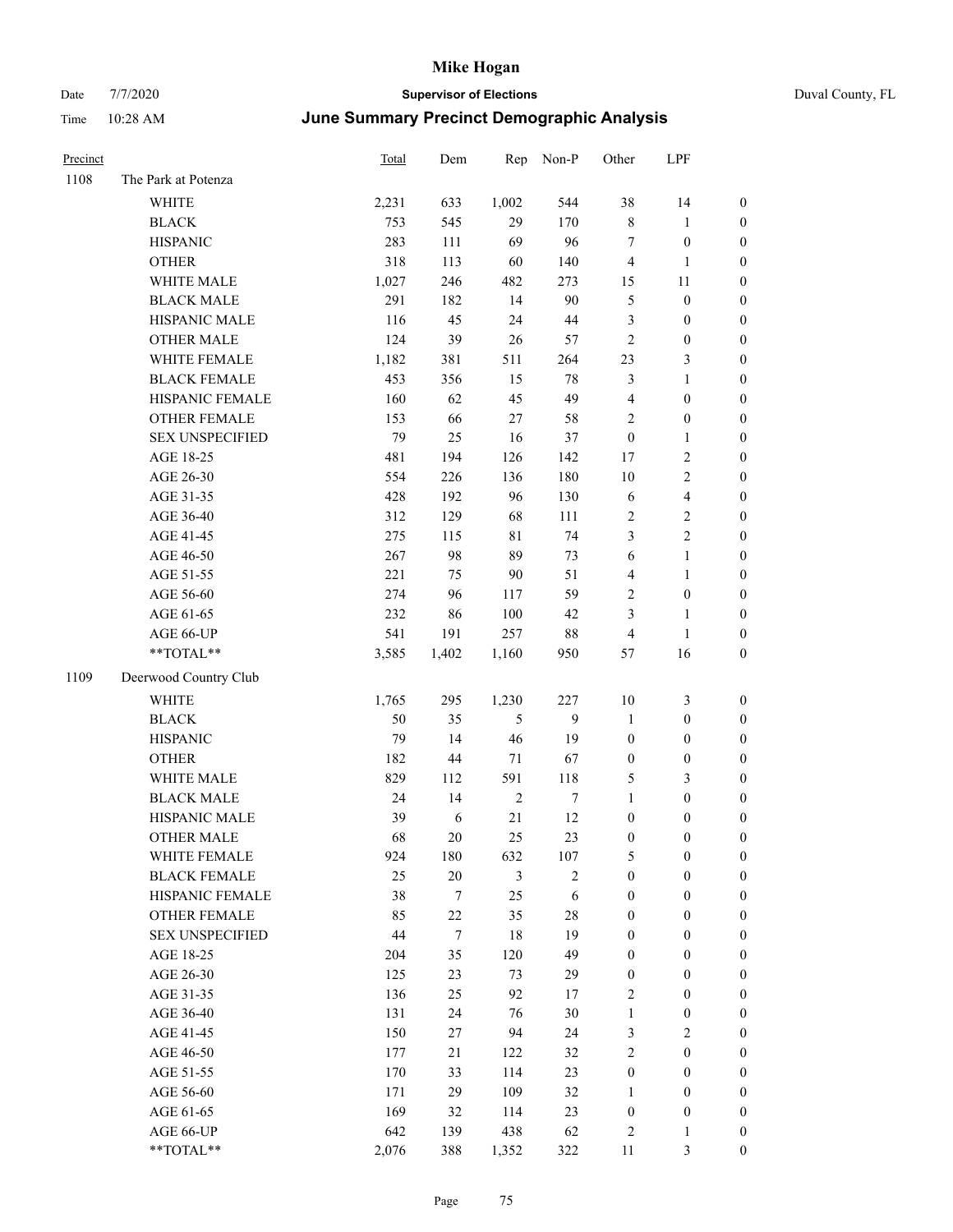| Precinct | | Total | Dem | Rep | Non-P | Other | LPF | |
|---|---|---|---|---|---|---|---|---|
| 1108 | The Park at Potenza | | | | | | | |
| | WHITE | 2,231 | 633 | 1,002 | 544 | 38 | 14 | 0 |
| | BLACK | 753 | 545 | 29 | 170 | 8 | 1 | 0 |
| | HISPANIC | 283 | 111 | 69 | 96 | 7 | 0 | 0 |
| | OTHER | 318 | 113 | 60 | 140 | 4 | 1 | 0 |
| | WHITE MALE | 1,027 | 246 | 482 | 273 | 15 | 11 | 0 |
| | BLACK MALE | 291 | 182 | 14 | 90 | 5 | 0 | 0 |
| | HISPANIC MALE | 116 | 45 | 24 | 44 | 3 | 0 | 0 |
| | OTHER MALE | 124 | 39 | 26 | 57 | 2 | 0 | 0 |
| | WHITE FEMALE | 1,182 | 381 | 511 | 264 | 23 | 3 | 0 |
| | BLACK FEMALE | 453 | 356 | 15 | 78 | 3 | 1 | 0 |
| | HISPANIC FEMALE | 160 | 62 | 45 | 49 | 4 | 0 | 0 |
| | OTHER FEMALE | 153 | 66 | 27 | 58 | 2 | 0 | 0 |
| | SEX UNSPECIFIED | 79 | 25 | 16 | 37 | 0 | 1 | 0 |
| | AGE 18-25 | 481 | 194 | 126 | 142 | 17 | 2 | 0 |
| | AGE 26-30 | 554 | 226 | 136 | 180 | 10 | 2 | 0 |
| | AGE 31-35 | 428 | 192 | 96 | 130 | 6 | 4 | 0 |
| | AGE 36-40 | 312 | 129 | 68 | 111 | 2 | 2 | 0 |
| | AGE 41-45 | 275 | 115 | 81 | 74 | 3 | 2 | 0 |
| | AGE 46-50 | 267 | 98 | 89 | 73 | 6 | 1 | 0 |
| | AGE 51-55 | 221 | 75 | 90 | 51 | 4 | 1 | 0 |
| | AGE 56-60 | 274 | 96 | 117 | 59 | 2 | 0 | 0 |
| | AGE 61-65 | 232 | 86 | 100 | 42 | 3 | 1 | 0 |
| | AGE 66-UP | 541 | 191 | 257 | 88 | 4 | 1 | 0 |
| | **TOTAL** | 3,585 | 1,402 | 1,160 | 950 | 57 | 16 | 0 |
| 1109 | Deerwood Country Club | | | | | | | |
| | WHITE | 1,765 | 295 | 1,230 | 227 | 10 | 3 | 0 |
| | BLACK | 50 | 35 | 5 | 9 | 1 | 0 | 0 |
| | HISPANIC | 79 | 14 | 46 | 19 | 0 | 0 | 0 |
| | OTHER | 182 | 44 | 71 | 67 | 0 | 0 | 0 |
| | WHITE MALE | 829 | 112 | 591 | 118 | 5 | 3 | 0 |
| | BLACK MALE | 24 | 14 | 2 | 7 | 1 | 0 | 0 |
| | HISPANIC MALE | 39 | 6 | 21 | 12 | 0 | 0 | 0 |
| | OTHER MALE | 68 | 20 | 25 | 23 | 0 | 0 | 0 |
| | WHITE FEMALE | 924 | 180 | 632 | 107 | 5 | 0 | 0 |
| | BLACK FEMALE | 25 | 20 | 3 | 2 | 0 | 0 | 0 |
| | HISPANIC FEMALE | 38 | 7 | 25 | 6 | 0 | 0 | 0 |
| | OTHER FEMALE | 85 | 22 | 35 | 28 | 0 | 0 | 0 |
| | SEX UNSPECIFIED | 44 | 7 | 18 | 19 | 0 | 0 | 0 |
| | AGE 18-25 | 204 | 35 | 120 | 49 | 0 | 0 | 0 |
| | AGE 26-30 | 125 | 23 | 73 | 29 | 0 | 0 | 0 |
| | AGE 31-35 | 136 | 25 | 92 | 17 | 2 | 0 | 0 |
| | AGE 36-40 | 131 | 24 | 76 | 30 | 1 | 0 | 0 |
| | AGE 41-45 | 150 | 27 | 94 | 24 | 3 | 2 | 0 |
| | AGE 46-50 | 177 | 21 | 122 | 32 | 2 | 0 | 0 |
| | AGE 51-55 | 170 | 33 | 114 | 23 | 0 | 0 | 0 |
| | AGE 56-60 | 171 | 29 | 109 | 32 | 1 | 0 | 0 |
| | AGE 61-65 | 169 | 32 | 114 | 23 | 0 | 0 | 0 |
| | AGE 66-UP | 642 | 139 | 438 | 62 | 2 | 1 | 0 |
| | **TOTAL** | 2,076 | 388 | 1,352 | 322 | 11 | 3 | 0 |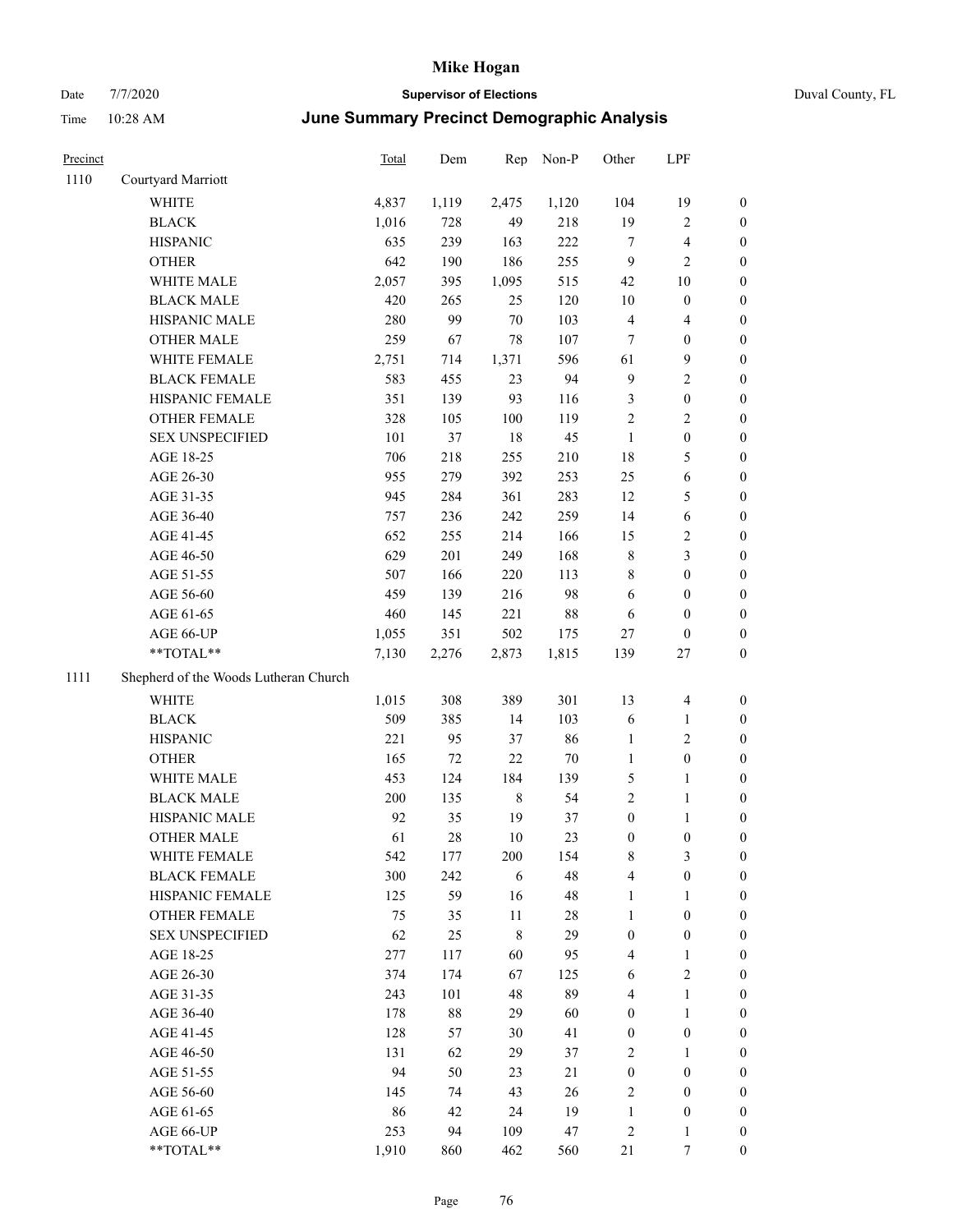# Mike Hogan

Date 7/7/2020 **Supervisor of Elections** Duval County, FL

Time 10:28 AM **June Summary Precinct Demographic Analysis**

| Precinct | | Total | Dem | Rep | Non-P | Other | LPF | |
|---|---|---|---|---|---|---|---|---|
| 1110 | Courtyard Marriott | | | | | | | |
| | WHITE | 4,837 | 1,119 | 2,475 | 1,120 | 104 | 19 | 0 |
| | BLACK | 1,016 | 728 | 49 | 218 | 19 | 2 | 0 |
| | HISPANIC | 635 | 239 | 163 | 222 | 7 | 4 | 0 |
| | OTHER | 642 | 190 | 186 | 255 | 9 | 2 | 0 |
| | WHITE MALE | 2,057 | 395 | 1,095 | 515 | 42 | 10 | 0 |
| | BLACK MALE | 420 | 265 | 25 | 120 | 10 | 0 | 0 |
| | HISPANIC MALE | 280 | 99 | 70 | 103 | 4 | 4 | 0 |
| | OTHER MALE | 259 | 67 | 78 | 107 | 7 | 0 | 0 |
| | WHITE FEMALE | 2,751 | 714 | 1,371 | 596 | 61 | 9 | 0 |
| | BLACK FEMALE | 583 | 455 | 23 | 94 | 9 | 2 | 0 |
| | HISPANIC FEMALE | 351 | 139 | 93 | 116 | 3 | 0 | 0 |
| | OTHER FEMALE | 328 | 105 | 100 | 119 | 2 | 2 | 0 |
| | SEX UNSPECIFIED | 101 | 37 | 18 | 45 | 1 | 0 | 0 |
| | AGE 18-25 | 706 | 218 | 255 | 210 | 18 | 5 | 0 |
| | AGE 26-30 | 955 | 279 | 392 | 253 | 25 | 6 | 0 |
| | AGE 31-35 | 945 | 284 | 361 | 283 | 12 | 5 | 0 |
| | AGE 36-40 | 757 | 236 | 242 | 259 | 14 | 6 | 0 |
| | AGE 41-45 | 652 | 255 | 214 | 166 | 15 | 2 | 0 |
| | AGE 46-50 | 629 | 201 | 249 | 168 | 8 | 3 | 0 |
| | AGE 51-55 | 507 | 166 | 220 | 113 | 8 | 0 | 0 |
| | AGE 56-60 | 459 | 139 | 216 | 98 | 6 | 0 | 0 |
| | AGE 61-65 | 460 | 145 | 221 | 88 | 6 | 0 | 0 |
| | AGE 66-UP | 1,055 | 351 | 502 | 175 | 27 | 0 | 0 |
| | **TOTAL** | 7,130 | 2,276 | 2,873 | 1,815 | 139 | 27 | 0 |
| 1111 | Shepherd of the Woods Lutheran Church | | | | | | | |
| | WHITE | 1,015 | 308 | 389 | 301 | 13 | 4 | 0 |
| | BLACK | 509 | 385 | 14 | 103 | 6 | 1 | 0 |
| | HISPANIC | 221 | 95 | 37 | 86 | 1 | 2 | 0 |
| | OTHER | 165 | 72 | 22 | 70 | 1 | 0 | 0 |
| | WHITE MALE | 453 | 124 | 184 | 139 | 5 | 1 | 0 |
| | BLACK MALE | 200 | 135 | 8 | 54 | 2 | 1 | 0 |
| | HISPANIC MALE | 92 | 35 | 19 | 37 | 0 | 1 | 0 |
| | OTHER MALE | 61 | 28 | 10 | 23 | 0 | 0 | 0 |
| | WHITE FEMALE | 542 | 177 | 200 | 154 | 8 | 3 | 0 |
| | BLACK FEMALE | 300 | 242 | 6 | 48 | 4 | 0 | 0 |
| | HISPANIC FEMALE | 125 | 59 | 16 | 48 | 1 | 1 | 0 |
| | OTHER FEMALE | 75 | 35 | 11 | 28 | 1 | 0 | 0 |
| | SEX UNSPECIFIED | 62 | 25 | 8 | 29 | 0 | 0 | 0 |
| | AGE 18-25 | 277 | 117 | 60 | 95 | 4 | 1 | 0 |
| | AGE 26-30 | 374 | 174 | 67 | 125 | 6 | 2 | 0 |
| | AGE 31-35 | 243 | 101 | 48 | 89 | 4 | 1 | 0 |
| | AGE 36-40 | 178 | 88 | 29 | 60 | 0 | 1 | 0 |
| | AGE 41-45 | 128 | 57 | 30 | 41 | 0 | 0 | 0 |
| | AGE 46-50 | 131 | 62 | 29 | 37 | 2 | 1 | 0 |
| | AGE 51-55 | 94 | 50 | 23 | 21 | 0 | 0 | 0 |
| | AGE 56-60 | 145 | 74 | 43 | 26 | 2 | 0 | 0 |
| | AGE 61-65 | 86 | 42 | 24 | 19 | 1 | 0 | 0 |
| | AGE 66-UP | 253 | 94 | 109 | 47 | 2 | 1 | 0 |
| | **TOTAL** | 1,910 | 860 | 462 | 560 | 21 | 7 | 0 |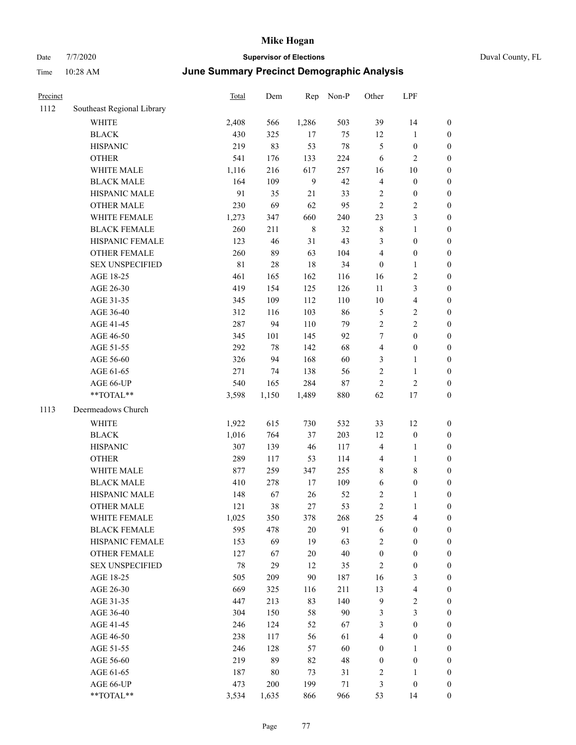# June Summary Precinct Demographic Analysis

| Precinct | | Total | Dem | Rep | Non-P | Other | LPF | |
|---|---|---|---|---|---|---|---|---|
| 1112 | Southeast Regional Library | | | | | | | |
| | WHITE | 2,408 | 566 | 1,286 | 503 | 39 | 14 | 0 |
| | BLACK | 430 | 325 | 17 | 75 | 12 | 1 | 0 |
| | HISPANIC | 219 | 83 | 53 | 78 | 5 | 0 | 0 |
| | OTHER | 541 | 176 | 133 | 224 | 6 | 2 | 0 |
| | WHITE MALE | 1,116 | 216 | 617 | 257 | 16 | 10 | 0 |
| | BLACK MALE | 164 | 109 | 9 | 42 | 4 | 0 | 0 |
| | HISPANIC MALE | 91 | 35 | 21 | 33 | 2 | 0 | 0 |
| | OTHER MALE | 230 | 69 | 62 | 95 | 2 | 2 | 0 |
| | WHITE FEMALE | 1,273 | 347 | 660 | 240 | 23 | 3 | 0 |
| | BLACK FEMALE | 260 | 211 | 8 | 32 | 8 | 1 | 0 |
| | HISPANIC FEMALE | 123 | 46 | 31 | 43 | 3 | 0 | 0 |
| | OTHER FEMALE | 260 | 89 | 63 | 104 | 4 | 0 | 0 |
| | SEX UNSPECIFIED | 81 | 28 | 18 | 34 | 0 | 1 | 0 |
| | AGE 18-25 | 461 | 165 | 162 | 116 | 16 | 2 | 0 |
| | AGE 26-30 | 419 | 154 | 125 | 126 | 11 | 3 | 0 |
| | AGE 31-35 | 345 | 109 | 112 | 110 | 10 | 4 | 0 |
| | AGE 36-40 | 312 | 116 | 103 | 86 | 5 | 2 | 0 |
| | AGE 41-45 | 287 | 94 | 110 | 79 | 2 | 2 | 0 |
| | AGE 46-50 | 345 | 101 | 145 | 92 | 7 | 0 | 0 |
| | AGE 51-55 | 292 | 78 | 142 | 68 | 4 | 0 | 0 |
| | AGE 56-60 | 326 | 94 | 168 | 60 | 3 | 1 | 0 |
| | AGE 61-65 | 271 | 74 | 138 | 56 | 2 | 1 | 0 |
| | AGE 66-UP | 540 | 165 | 284 | 87 | 2 | 2 | 0 |
| | **TOTAL** | 3,598 | 1,150 | 1,489 | 880 | 62 | 17 | 0 |
| 1113 | Deermeadows Church | | | | | | | |
| | WHITE | 1,922 | 615 | 730 | 532 | 33 | 12 | 0 |
| | BLACK | 1,016 | 764 | 37 | 203 | 12 | 0 | 0 |
| | HISPANIC | 307 | 139 | 46 | 117 | 4 | 1 | 0 |
| | OTHER | 289 | 117 | 53 | 114 | 4 | 1 | 0 |
| | WHITE MALE | 877 | 259 | 347 | 255 | 8 | 8 | 0 |
| | BLACK MALE | 410 | 278 | 17 | 109 | 6 | 0 | 0 |
| | HISPANIC MALE | 148 | 67 | 26 | 52 | 2 | 1 | 0 |
| | OTHER MALE | 121 | 38 | 27 | 53 | 2 | 1 | 0 |
| | WHITE FEMALE | 1,025 | 350 | 378 | 268 | 25 | 4 | 0 |
| | BLACK FEMALE | 595 | 478 | 20 | 91 | 6 | 0 | 0 |
| | HISPANIC FEMALE | 153 | 69 | 19 | 63 | 2 | 0 | 0 |
| | OTHER FEMALE | 127 | 67 | 20 | 40 | 0 | 0 | 0 |
| | SEX UNSPECIFIED | 78 | 29 | 12 | 35 | 2 | 0 | 0 |
| | AGE 18-25 | 505 | 209 | 90 | 187 | 16 | 3 | 0 |
| | AGE 26-30 | 669 | 325 | 116 | 211 | 13 | 4 | 0 |
| | AGE 31-35 | 447 | 213 | 83 | 140 | 9 | 2 | 0 |
| | AGE 36-40 | 304 | 150 | 58 | 90 | 3 | 3 | 0 |
| | AGE 41-45 | 246 | 124 | 52 | 67 | 3 | 0 | 0 |
| | AGE 46-50 | 238 | 117 | 56 | 61 | 4 | 0 | 0 |
| | AGE 51-55 | 246 | 128 | 57 | 60 | 0 | 1 | 0 |
| | AGE 56-60 | 219 | 89 | 82 | 48 | 0 | 0 | 0 |
| | AGE 61-65 | 187 | 80 | 73 | 31 | 2 | 1 | 0 |
| | AGE 66-UP | 473 | 200 | 199 | 71 | 3 | 0 | 0 |
| | **TOTAL** | 3,534 | 1,635 | 866 | 966 | 53 | 14 | 0 |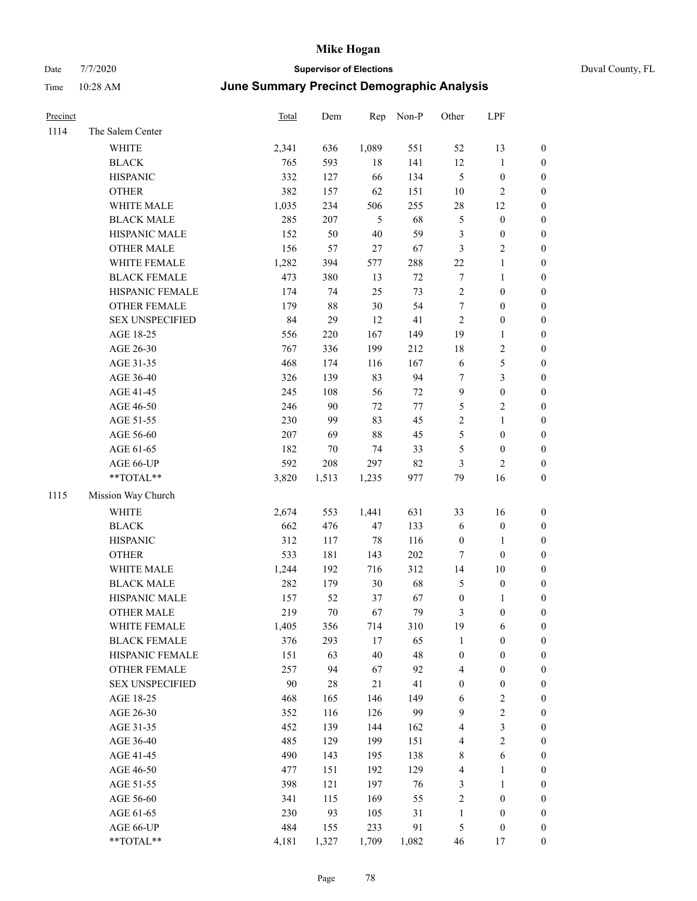# Mike Hogan

Date 7/7/2020 **Supervisor of Elections** Duval County, FL

Time 10:28 AM ***June Summary Precinct Demographic Analysis***

| Precinct | | Total | Dem | Rep | Non-P | Other | LPF | |
|---|---|---|---|---|---|---|---|---|
| 1114 | The Salem Center | | | | | | | |
| | WHITE | 2,341 | 636 | 1,089 | 551 | 52 | 13 | 0 |
| | BLACK | 765 | 593 | 18 | 141 | 12 | 1 | 0 |
| | HISPANIC | 332 | 127 | 66 | 134 | 5 | 0 | 0 |
| | OTHER | 382 | 157 | 62 | 151 | 10 | 2 | 0 |
| | WHITE MALE | 1,035 | 234 | 506 | 255 | 28 | 12 | 0 |
| | BLACK MALE | 285 | 207 | 5 | 68 | 5 | 0 | 0 |
| | HISPANIC MALE | 152 | 50 | 40 | 59 | 3 | 0 | 0 |
| | OTHER MALE | 156 | 57 | 27 | 67 | 3 | 2 | 0 |
| | WHITE FEMALE | 1,282 | 394 | 577 | 288 | 22 | 1 | 0 |
| | BLACK FEMALE | 473 | 380 | 13 | 72 | 7 | 1 | 0 |
| | HISPANIC FEMALE | 174 | 74 | 25 | 73 | 2 | 0 | 0 |
| | OTHER FEMALE | 179 | 88 | 30 | 54 | 7 | 0 | 0 |
| | SEX UNSPECIFIED | 84 | 29 | 12 | 41 | 2 | 0 | 0 |
| | AGE 18-25 | 556 | 220 | 167 | 149 | 19 | 1 | 0 |
| | AGE 26-30 | 767 | 336 | 199 | 212 | 18 | 2 | 0 |
| | AGE 31-35 | 468 | 174 | 116 | 167 | 6 | 5 | 0 |
| | AGE 36-40 | 326 | 139 | 83 | 94 | 7 | 3 | 0 |
| | AGE 41-45 | 245 | 108 | 56 | 72 | 9 | 0 | 0 |
| | AGE 46-50 | 246 | 90 | 72 | 77 | 5 | 2 | 0 |
| | AGE 51-55 | 230 | 99 | 83 | 45 | 2 | 1 | 0 |
| | AGE 56-60 | 207 | 69 | 88 | 45 | 5 | 0 | 0 |
| | AGE 61-65 | 182 | 70 | 74 | 33 | 5 | 0 | 0 |
| | AGE 66-UP | 592 | 208 | 297 | 82 | 3 | 2 | 0 |
| | **TOTAL** | 3,820 | 1,513 | 1,235 | 977 | 79 | 16 | 0 |
| 1115 | Mission Way Church | | | | | | | |
| | WHITE | 2,674 | 553 | 1,441 | 631 | 33 | 16 | 0 |
| | BLACK | 662 | 476 | 47 | 133 | 6 | 0 | 0 |
| | HISPANIC | 312 | 117 | 78 | 116 | 0 | 1 | 0 |
| | OTHER | 533 | 181 | 143 | 202 | 7 | 0 | 0 |
| | WHITE MALE | 1,244 | 192 | 716 | 312 | 14 | 10 | 0 |
| | BLACK MALE | 282 | 179 | 30 | 68 | 5 | 0 | 0 |
| | HISPANIC MALE | 157 | 52 | 37 | 67 | 0 | 1 | 0 |
| | OTHER MALE | 219 | 70 | 67 | 79 | 3 | 0 | 0 |
| | WHITE FEMALE | 1,405 | 356 | 714 | 310 | 19 | 6 | 0 |
| | BLACK FEMALE | 376 | 293 | 17 | 65 | 1 | 0 | 0 |
| | HISPANIC FEMALE | 151 | 63 | 40 | 48 | 0 | 0 | 0 |
| | OTHER FEMALE | 257 | 94 | 67 | 92 | 4 | 0 | 0 |
| | SEX UNSPECIFIED | 90 | 28 | 21 | 41 | 0 | 0 | 0 |
| | AGE 18-25 | 468 | 165 | 146 | 149 | 6 | 2 | 0 |
| | AGE 26-30 | 352 | 116 | 126 | 99 | 9 | 2 | 0 |
| | AGE 31-35 | 452 | 139 | 144 | 162 | 4 | 3 | 0 |
| | AGE 36-40 | 485 | 129 | 199 | 151 | 4 | 2 | 0 |
| | AGE 41-45 | 490 | 143 | 195 | 138 | 8 | 6 | 0 |
| | AGE 46-50 | 477 | 151 | 192 | 129 | 4 | 1 | 0 |
| | AGE 51-55 | 398 | 121 | 197 | 76 | 3 | 1 | 0 |
| | AGE 56-60 | 341 | 115 | 169 | 55 | 2 | 0 | 0 |
| | AGE 61-65 | 230 | 93 | 105 | 31 | 1 | 0 | 0 |
| | AGE 66-UP | 484 | 155 | 233 | 91 | 5 | 0 | 0 |
| | **TOTAL** | 4,181 | 1,327 | 1,709 | 1,082 | 46 | 17 | 0 |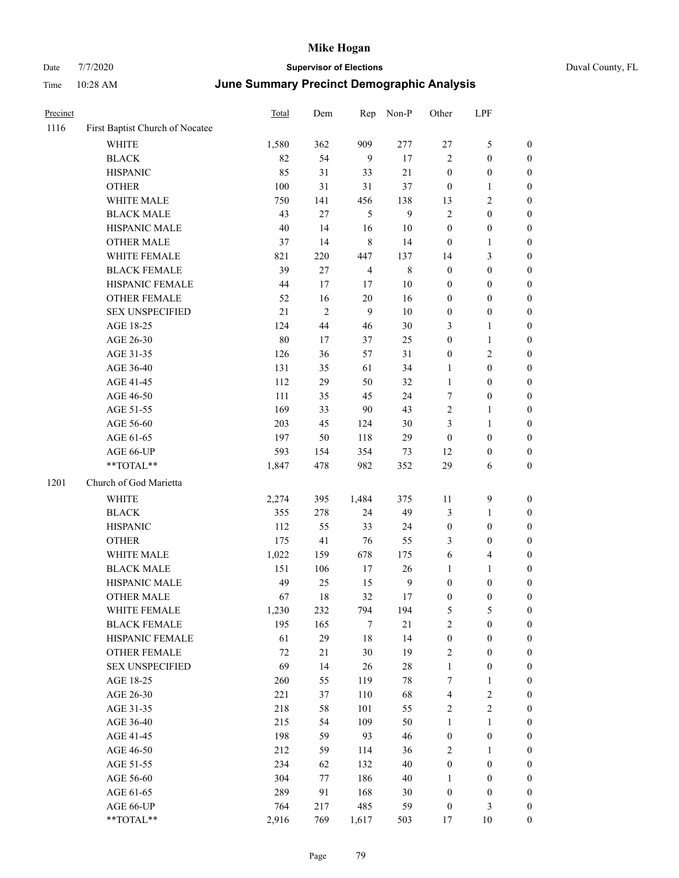# Mike Hogan

Date 7/7/2020 **Supervisor of Elections** Duval County, FL

Time 10:28 AM **June Summary Precinct Demographic Analysis**

| Precinct | | Total | Dem | Rep | Non-P | Other | LPF | |
|---|---|---|---|---|---|---|---|---|
| 1116 | First Baptist Church of Nocatee | | | | | | | |
| | WHITE | 1,580 | 362 | 909 | 277 | 27 | 5 | 0 |
| | BLACK | 82 | 54 | 9 | 17 | 2 | 0 | 0 |
| | HISPANIC | 85 | 31 | 33 | 21 | 0 | 0 | 0 |
| | OTHER | 100 | 31 | 31 | 37 | 0 | 1 | 0 |
| | WHITE MALE | 750 | 141 | 456 | 138 | 13 | 2 | 0 |
| | BLACK MALE | 43 | 27 | 5 | 9 | 2 | 0 | 0 |
| | HISPANIC MALE | 40 | 14 | 16 | 10 | 0 | 0 | 0 |
| | OTHER MALE | 37 | 14 | 8 | 14 | 0 | 1 | 0 |
| | WHITE FEMALE | 821 | 220 | 447 | 137 | 14 | 3 | 0 |
| | BLACK FEMALE | 39 | 27 | 4 | 8 | 0 | 0 | 0 |
| | HISPANIC FEMALE | 44 | 17 | 17 | 10 | 0 | 0 | 0 |
| | OTHER FEMALE | 52 | 16 | 20 | 16 | 0 | 0 | 0 |
| | SEX UNSPECIFIED | 21 | 2 | 9 | 10 | 0 | 0 | 0 |
| | AGE 18-25 | 124 | 44 | 46 | 30 | 3 | 1 | 0 |
| | AGE 26-30 | 80 | 17 | 37 | 25 | 0 | 1 | 0 |
| | AGE 31-35 | 126 | 36 | 57 | 31 | 0 | 2 | 0 |
| | AGE 36-40 | 131 | 35 | 61 | 34 | 1 | 0 | 0 |
| | AGE 41-45 | 112 | 29 | 50 | 32 | 1 | 0 | 0 |
| | AGE 46-50 | 111 | 35 | 45 | 24 | 7 | 0 | 0 |
| | AGE 51-55 | 169 | 33 | 90 | 43 | 2 | 1 | 0 |
| | AGE 56-60 | 203 | 45 | 124 | 30 | 3 | 1 | 0 |
| | AGE 61-65 | 197 | 50 | 118 | 29 | 0 | 0 | 0 |
| | AGE 66-UP | 593 | 154 | 354 | 73 | 12 | 0 | 0 |
| | **TOTAL** | 1,847 | 478 | 982 | 352 | 29 | 6 | 0 |
| 1201 | Church of God Marietta | | | | | | | |
| | WHITE | 2,274 | 395 | 1,484 | 375 | 11 | 9 | 0 |
| | BLACK | 355 | 278 | 24 | 49 | 3 | 1 | 0 |
| | HISPANIC | 112 | 55 | 33 | 24 | 0 | 0 | 0 |
| | OTHER | 175 | 41 | 76 | 55 | 3 | 0 | 0 |
| | WHITE MALE | 1,022 | 159 | 678 | 175 | 6 | 4 | 0 |
| | BLACK MALE | 151 | 106 | 17 | 26 | 1 | 1 | 0 |
| | HISPANIC MALE | 49 | 25 | 15 | 9 | 0 | 0 | 0 |
| | OTHER MALE | 67 | 18 | 32 | 17 | 0 | 0 | 0 |
| | WHITE FEMALE | 1,230 | 232 | 794 | 194 | 5 | 5 | 0 |
| | BLACK FEMALE | 195 | 165 | 7 | 21 | 2 | 0 | 0 |
| | HISPANIC FEMALE | 61 | 29 | 18 | 14 | 0 | 0 | 0 |
| | OTHER FEMALE | 72 | 21 | 30 | 19 | 2 | 0 | 0 |
| | SEX UNSPECIFIED | 69 | 14 | 26 | 28 | 1 | 0 | 0 |
| | AGE 18-25 | 260 | 55 | 119 | 78 | 7 | 1 | 0 |
| | AGE 26-30 | 221 | 37 | 110 | 68 | 4 | 2 | 0 |
| | AGE 31-35 | 218 | 58 | 101 | 55 | 2 | 2 | 0 |
| | AGE 36-40 | 215 | 54 | 109 | 50 | 1 | 1 | 0 |
| | AGE 41-45 | 198 | 59 | 93 | 46 | 0 | 0 | 0 |
| | AGE 46-50 | 212 | 59 | 114 | 36 | 2 | 1 | 0 |
| | AGE 51-55 | 234 | 62 | 132 | 40 | 0 | 0 | 0 |
| | AGE 56-60 | 304 | 77 | 186 | 40 | 1 | 0 | 0 |
| | AGE 61-65 | 289 | 91 | 168 | 30 | 0 | 0 | 0 |
| | AGE 66-UP | 764 | 217 | 485 | 59 | 0 | 3 | 0 |
| | **TOTAL** | 2,916 | 769 | 1,617 | 503 | 17 | 10 | 0 |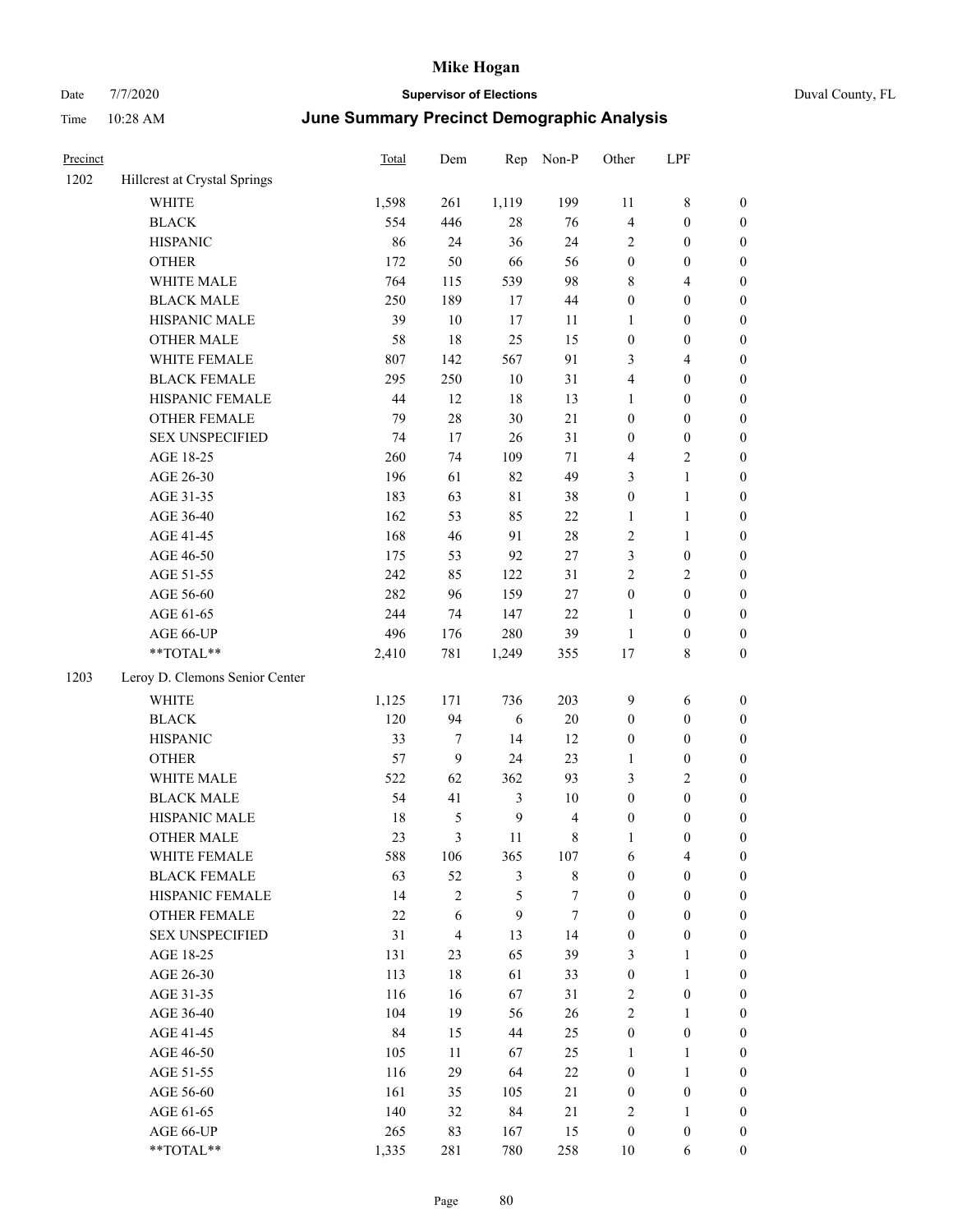| Precinct | | Total | Dem | Rep | Non-P | Other | LPF | |
|---|---|---|---|---|---|---|---|---|
| 1202 | Hillcrest at Crystal Springs | | | | | | | |
| | WHITE | 1,598 | 261 | 1,119 | 199 | 11 | 8 | 0 |
| | BLACK | 554 | 446 | 28 | 76 | 4 | 0 | 0 |
| | HISPANIC | 86 | 24 | 36 | 24 | 2 | 0 | 0 |
| | OTHER | 172 | 50 | 66 | 56 | 0 | 0 | 0 |
| | WHITE MALE | 764 | 115 | 539 | 98 | 8 | 4 | 0 |
| | BLACK MALE | 250 | 189 | 17 | 44 | 0 | 0 | 0 |
| | HISPANIC MALE | 39 | 10 | 17 | 11 | 1 | 0 | 0 |
| | OTHER MALE | 58 | 18 | 25 | 15 | 0 | 0 | 0 |
| | WHITE FEMALE | 807 | 142 | 567 | 91 | 3 | 4 | 0 |
| | BLACK FEMALE | 295 | 250 | 10 | 31 | 4 | 0 | 0 |
| | HISPANIC FEMALE | 44 | 12 | 18 | 13 | 1 | 0 | 0 |
| | OTHER FEMALE | 79 | 28 | 30 | 21 | 0 | 0 | 0 |
| | SEX UNSPECIFIED | 74 | 17 | 26 | 31 | 0 | 0 | 0 |
| | AGE 18-25 | 260 | 74 | 109 | 71 | 4 | 2 | 0 |
| | AGE 26-30 | 196 | 61 | 82 | 49 | 3 | 1 | 0 |
| | AGE 31-35 | 183 | 63 | 81 | 38 | 0 | 1 | 0 |
| | AGE 36-40 | 162 | 53 | 85 | 22 | 1 | 1 | 0 |
| | AGE 41-45 | 168 | 46 | 91 | 28 | 2 | 1 | 0 |
| | AGE 46-50 | 175 | 53 | 92 | 27 | 3 | 0 | 0 |
| | AGE 51-55 | 242 | 85 | 122 | 31 | 2 | 2 | 0 |
| | AGE 56-60 | 282 | 96 | 159 | 27 | 0 | 0 | 0 |
| | AGE 61-65 | 244 | 74 | 147 | 22 | 1 | 0 | 0 |
| | AGE 66-UP | 496 | 176 | 280 | 39 | 1 | 0 | 0 |
| | **TOTAL** | 2,410 | 781 | 1,249 | 355 | 17 | 8 | 0 |
| 1203 | Leroy D. Clemons Senior Center | | | | | | | |
| | WHITE | 1,125 | 171 | 736 | 203 | 9 | 6 | 0 |
| | BLACK | 120 | 94 | 6 | 20 | 0 | 0 | 0 |
| | HISPANIC | 33 | 7 | 14 | 12 | 0 | 0 | 0 |
| | OTHER | 57 | 9 | 24 | 23 | 1 | 0 | 0 |
| | WHITE MALE | 522 | 62 | 362 | 93 | 3 | 2 | 0 |
| | BLACK MALE | 54 | 41 | 3 | 10 | 0 | 0 | 0 |
| | HISPANIC MALE | 18 | 5 | 9 | 4 | 0 | 0 | 0 |
| | OTHER MALE | 23 | 3 | 11 | 8 | 1 | 0 | 0 |
| | WHITE FEMALE | 588 | 106 | 365 | 107 | 6 | 4 | 0 |
| | BLACK FEMALE | 63 | 52 | 3 | 8 | 0 | 0 | 0 |
| | HISPANIC FEMALE | 14 | 2 | 5 | 7 | 0 | 0 | 0 |
| | OTHER FEMALE | 22 | 6 | 9 | 7 | 0 | 0 | 0 |
| | SEX UNSPECIFIED | 31 | 4 | 13 | 14 | 0 | 0 | 0 |
| | AGE 18-25 | 131 | 23 | 65 | 39 | 3 | 1 | 0 |
| | AGE 26-30 | 113 | 18 | 61 | 33 | 0 | 1 | 0 |
| | AGE 31-35 | 116 | 16 | 67 | 31 | 2 | 0 | 0 |
| | AGE 36-40 | 104 | 19 | 56 | 26 | 2 | 1 | 0 |
| | AGE 41-45 | 84 | 15 | 44 | 25 | 0 | 0 | 0 |
| | AGE 46-50 | 105 | 11 | 67 | 25 | 1 | 1 | 0 |
| | AGE 51-55 | 116 | 29 | 64 | 22 | 0 | 1 | 0 |
| | AGE 56-60 | 161 | 35 | 105 | 21 | 0 | 0 | 0 |
| | AGE 61-65 | 140 | 32 | 84 | 21 | 2 | 1 | 0 |
| | AGE 66-UP | 265 | 83 | 167 | 15 | 0 | 0 | 0 |
| | **TOTAL** | 1,335 | 281 | 780 | 258 | 10 | 6 | 0 |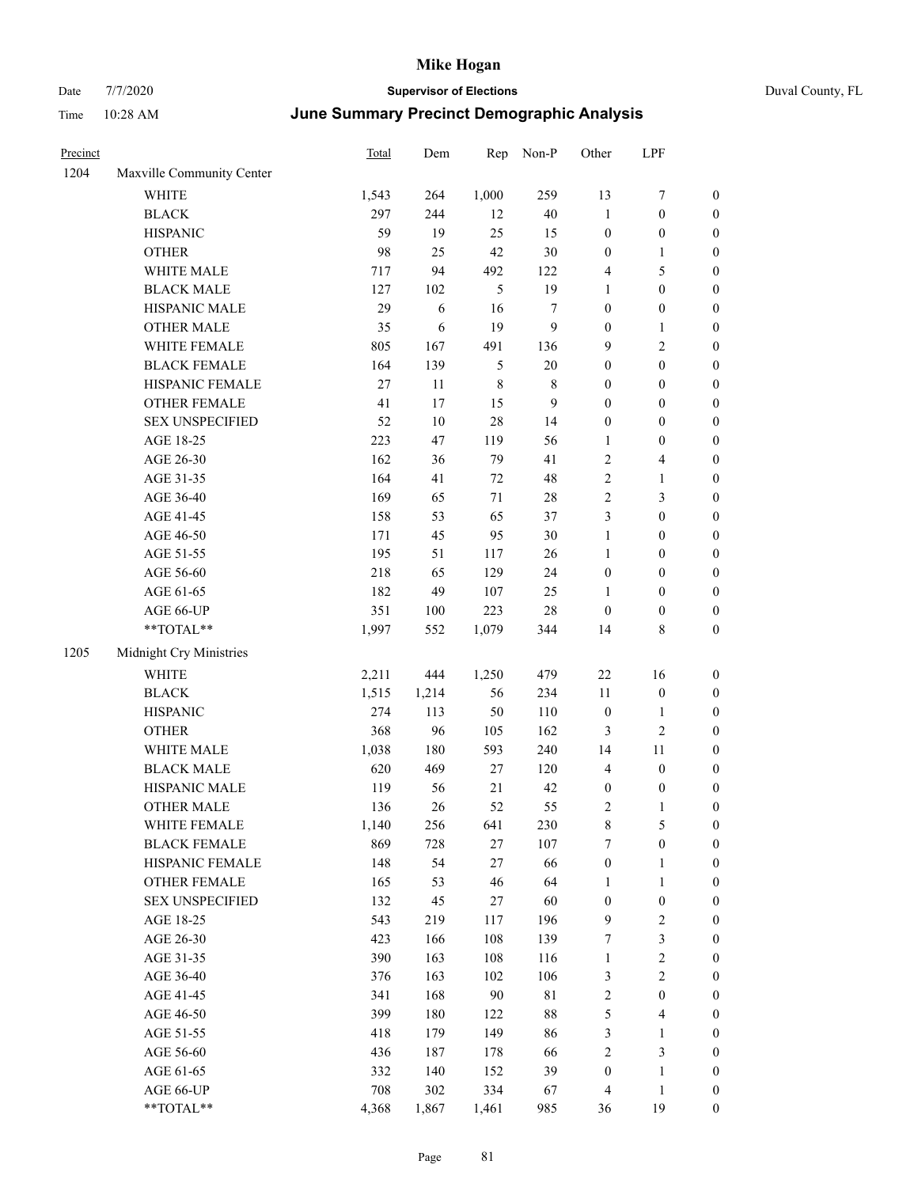# Mike Hogan

Date 7/7/2020 **Supervisor of Elections** Duval County, FL

Time 10:28 AM ***June Summary Precinct Demographic Analysis***

| Precinct | | Total | Dem | Rep | Non-P | Other | LPF | |
|---|---|---|---|---|---|---|---|---|
| 1204 | Maxville Community Center | | | | | | | |
| | WHITE | 1,543 | 264 | 1,000 | 259 | 13 | 7 | 0 |
| | BLACK | 297 | 244 | 12 | 40 | 1 | 0 | 0 |
| | HISPANIC | 59 | 19 | 25 | 15 | 0 | 0 | 0 |
| | OTHER | 98 | 25 | 42 | 30 | 0 | 1 | 0 |
| | WHITE MALE | 717 | 94 | 492 | 122 | 4 | 5 | 0 |
| | BLACK MALE | 127 | 102 | 5 | 19 | 1 | 0 | 0 |
| | HISPANIC MALE | 29 | 6 | 16 | 7 | 0 | 0 | 0 |
| | OTHER MALE | 35 | 6 | 19 | 9 | 0 | 1 | 0 |
| | WHITE FEMALE | 805 | 167 | 491 | 136 | 9 | 2 | 0 |
| | BLACK FEMALE | 164 | 139 | 5 | 20 | 0 | 0 | 0 |
| | HISPANIC FEMALE | 27 | 11 | 8 | 8 | 0 | 0 | 0 |
| | OTHER FEMALE | 41 | 17 | 15 | 9 | 0 | 0 | 0 |
| | SEX UNSPECIFIED | 52 | 10 | 28 | 14 | 0 | 0 | 0 |
| | AGE 18-25 | 223 | 47 | 119 | 56 | 1 | 0 | 0 |
| | AGE 26-30 | 162 | 36 | 79 | 41 | 2 | 4 | 0 |
| | AGE 31-35 | 164 | 41 | 72 | 48 | 2 | 1 | 0 |
| | AGE 36-40 | 169 | 65 | 71 | 28 | 2 | 3 | 0 |
| | AGE 41-45 | 158 | 53 | 65 | 37 | 3 | 0 | 0 |
| | AGE 46-50 | 171 | 45 | 95 | 30 | 1 | 0 | 0 |
| | AGE 51-55 | 195 | 51 | 117 | 26 | 1 | 0 | 0 |
| | AGE 56-60 | 218 | 65 | 129 | 24 | 0 | 0 | 0 |
| | AGE 61-65 | 182 | 49 | 107 | 25 | 1 | 0 | 0 |
| | AGE 66-UP | 351 | 100 | 223 | 28 | 0 | 0 | 0 |
| | **TOTAL** | 1,997 | 552 | 1,079 | 344 | 14 | 8 | 0 |
| 1205 | Midnight Cry Ministries | | | | | | | |
| | WHITE | 2,211 | 444 | 1,250 | 479 | 22 | 16 | 0 |
| | BLACK | 1,515 | 1,214 | 56 | 234 | 11 | 0 | 0 |
| | HISPANIC | 274 | 113 | 50 | 110 | 0 | 1 | 0 |
| | OTHER | 368 | 96 | 105 | 162 | 3 | 2 | 0 |
| | WHITE MALE | 1,038 | 180 | 593 | 240 | 14 | 11 | 0 |
| | BLACK MALE | 620 | 469 | 27 | 120 | 4 | 0 | 0 |
| | HISPANIC MALE | 119 | 56 | 21 | 42 | 0 | 0 | 0 |
| | OTHER MALE | 136 | 26 | 52 | 55 | 2 | 1 | 0 |
| | WHITE FEMALE | 1,140 | 256 | 641 | 230 | 8 | 5 | 0 |
| | BLACK FEMALE | 869 | 728 | 27 | 107 | 7 | 0 | 0 |
| | HISPANIC FEMALE | 148 | 54 | 27 | 66 | 0 | 1 | 0 |
| | OTHER FEMALE | 165 | 53 | 46 | 64 | 1 | 1 | 0 |
| | SEX UNSPECIFIED | 132 | 45 | 27 | 60 | 0 | 0 | 0 |
| | AGE 18-25 | 543 | 219 | 117 | 196 | 9 | 2 | 0 |
| | AGE 26-30 | 423 | 166 | 108 | 139 | 7 | 3 | 0 |
| | AGE 31-35 | 390 | 163 | 108 | 116 | 1 | 2 | 0 |
| | AGE 36-40 | 376 | 163 | 102 | 106 | 3 | 2 | 0 |
| | AGE 41-45 | 341 | 168 | 90 | 81 | 2 | 0 | 0 |
| | AGE 46-50 | 399 | 180 | 122 | 88 | 5 | 4 | 0 |
| | AGE 51-55 | 418 | 179 | 149 | 86 | 3 | 1 | 0 |
| | AGE 56-60 | 436 | 187 | 178 | 66 | 2 | 3 | 0 |
| | AGE 61-65 | 332 | 140 | 152 | 39 | 0 | 1 | 0 |
| | AGE 66-UP | 708 | 302 | 334 | 67 | 4 | 1 | 0 |
| | **TOTAL** | 4,368 | 1,867 | 1,461 | 985 | 36 | 19 | 0 |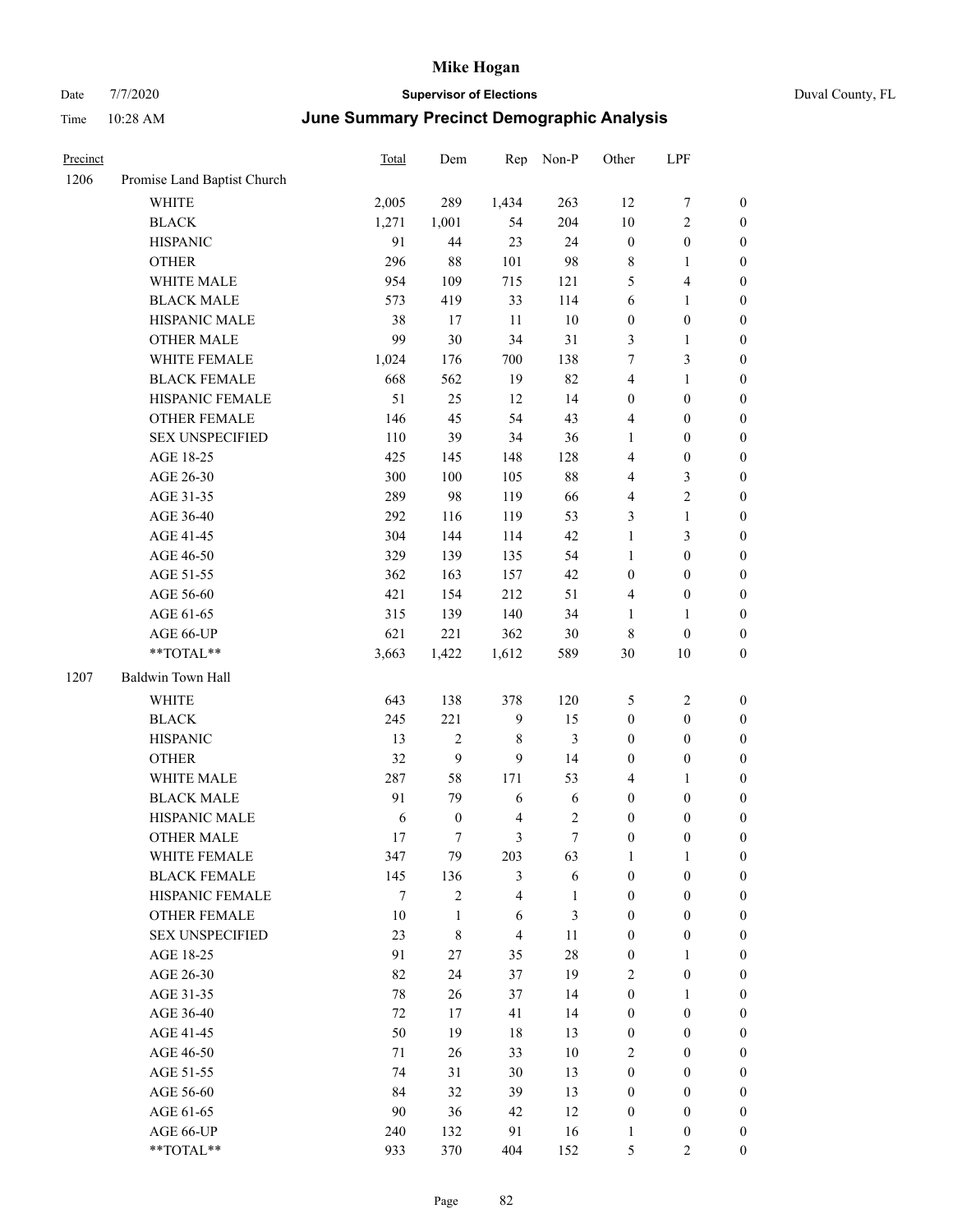# Mike Hogan

Date 7/7/2020 **Supervisor of Elections** Duval County, FL

Time 10:28 AM **June Summary Precinct Demographic Analysis**

| Precinct | | Total | Dem | Rep | Non-P | Other | LPF | |
|---|---|---|---|---|---|---|---|---|
| 1206 | Promise Land Baptist Church | | | | | | | |
| | WHITE | 2,005 | 289 | 1,434 | 263 | 12 | 7 | 0 |
| | BLACK | 1,271 | 1,001 | 54 | 204 | 10 | 2 | 0 |
| | HISPANIC | 91 | 44 | 23 | 24 | 0 | 0 | 0 |
| | OTHER | 296 | 88 | 101 | 98 | 8 | 1 | 0 |
| | WHITE MALE | 954 | 109 | 715 | 121 | 5 | 4 | 0 |
| | BLACK MALE | 573 | 419 | 33 | 114 | 6 | 1 | 0 |
| | HISPANIC MALE | 38 | 17 | 11 | 10 | 0 | 0 | 0 |
| | OTHER MALE | 99 | 30 | 34 | 31 | 3 | 1 | 0 |
| | WHITE FEMALE | 1,024 | 176 | 700 | 138 | 7 | 3 | 0 |
| | BLACK FEMALE | 668 | 562 | 19 | 82 | 4 | 1 | 0 |
| | HISPANIC FEMALE | 51 | 25 | 12 | 14 | 0 | 0 | 0 |
| | OTHER FEMALE | 146 | 45 | 54 | 43 | 4 | 0 | 0 |
| | SEX UNSPECIFIED | 110 | 39 | 34 | 36 | 1 | 0 | 0 |
| | AGE 18-25 | 425 | 145 | 148 | 128 | 4 | 0 | 0 |
| | AGE 26-30 | 300 | 100 | 105 | 88 | 4 | 3 | 0 |
| | AGE 31-35 | 289 | 98 | 119 | 66 | 4 | 2 | 0 |
| | AGE 36-40 | 292 | 116 | 119 | 53 | 3 | 1 | 0 |
| | AGE 41-45 | 304 | 144 | 114 | 42 | 1 | 3 | 0 |
| | AGE 46-50 | 329 | 139 | 135 | 54 | 1 | 0 | 0 |
| | AGE 51-55 | 362 | 163 | 157 | 42 | 0 | 0 | 0 |
| | AGE 56-60 | 421 | 154 | 212 | 51 | 4 | 0 | 0 |
| | AGE 61-65 | 315 | 139 | 140 | 34 | 1 | 1 | 0 |
| | AGE 66-UP | 621 | 221 | 362 | 30 | 8 | 0 | 0 |
| | **TOTAL** | 3,663 | 1,422 | 1,612 | 589 | 30 | 10 | 0 |
| 1207 | Baldwin Town Hall | | | | | | | |
| | WHITE | 643 | 138 | 378 | 120 | 5 | 2 | 0 |
| | BLACK | 245 | 221 | 9 | 15 | 0 | 0 | 0 |
| | HISPANIC | 13 | 2 | 8 | 3 | 0 | 0 | 0 |
| | OTHER | 32 | 9 | 9 | 14 | 0 | 0 | 0 |
| | WHITE MALE | 287 | 58 | 171 | 53 | 4 | 1 | 0 |
| | BLACK MALE | 91 | 79 | 6 | 6 | 0 | 0 | 0 |
| | HISPANIC MALE | 6 | 0 | 4 | 2 | 0 | 0 | 0 |
| | OTHER MALE | 17 | 7 | 3 | 7 | 0 | 0 | 0 |
| | WHITE FEMALE | 347 | 79 | 203 | 63 | 1 | 1 | 0 |
| | BLACK FEMALE | 145 | 136 | 3 | 6 | 0 | 0 | 0 |
| | HISPANIC FEMALE | 7 | 2 | 4 | 1 | 0 | 0 | 0 |
| | OTHER FEMALE | 10 | 1 | 6 | 3 | 0 | 0 | 0 |
| | SEX UNSPECIFIED | 23 | 8 | 4 | 11 | 0 | 0 | 0 |
| | AGE 18-25 | 91 | 27 | 35 | 28 | 0 | 1 | 0 |
| | AGE 26-30 | 82 | 24 | 37 | 19 | 2 | 0 | 0 |
| | AGE 31-35 | 78 | 26 | 37 | 14 | 0 | 1 | 0 |
| | AGE 36-40 | 72 | 17 | 41 | 14 | 0 | 0 | 0 |
| | AGE 41-45 | 50 | 19 | 18 | 13 | 0 | 0 | 0 |
| | AGE 46-50 | 71 | 26 | 33 | 10 | 2 | 0 | 0 |
| | AGE 51-55 | 74 | 31 | 30 | 13 | 0 | 0 | 0 |
| | AGE 56-60 | 84 | 32 | 39 | 13 | 0 | 0 | 0 |
| | AGE 61-65 | 90 | 36 | 42 | 12 | 0 | 0 | 0 |
| | AGE 66-UP | 240 | 132 | 91 | 16 | 1 | 0 | 0 |
| | **TOTAL** | 933 | 370 | 404 | 152 | 5 | 2 | 0 |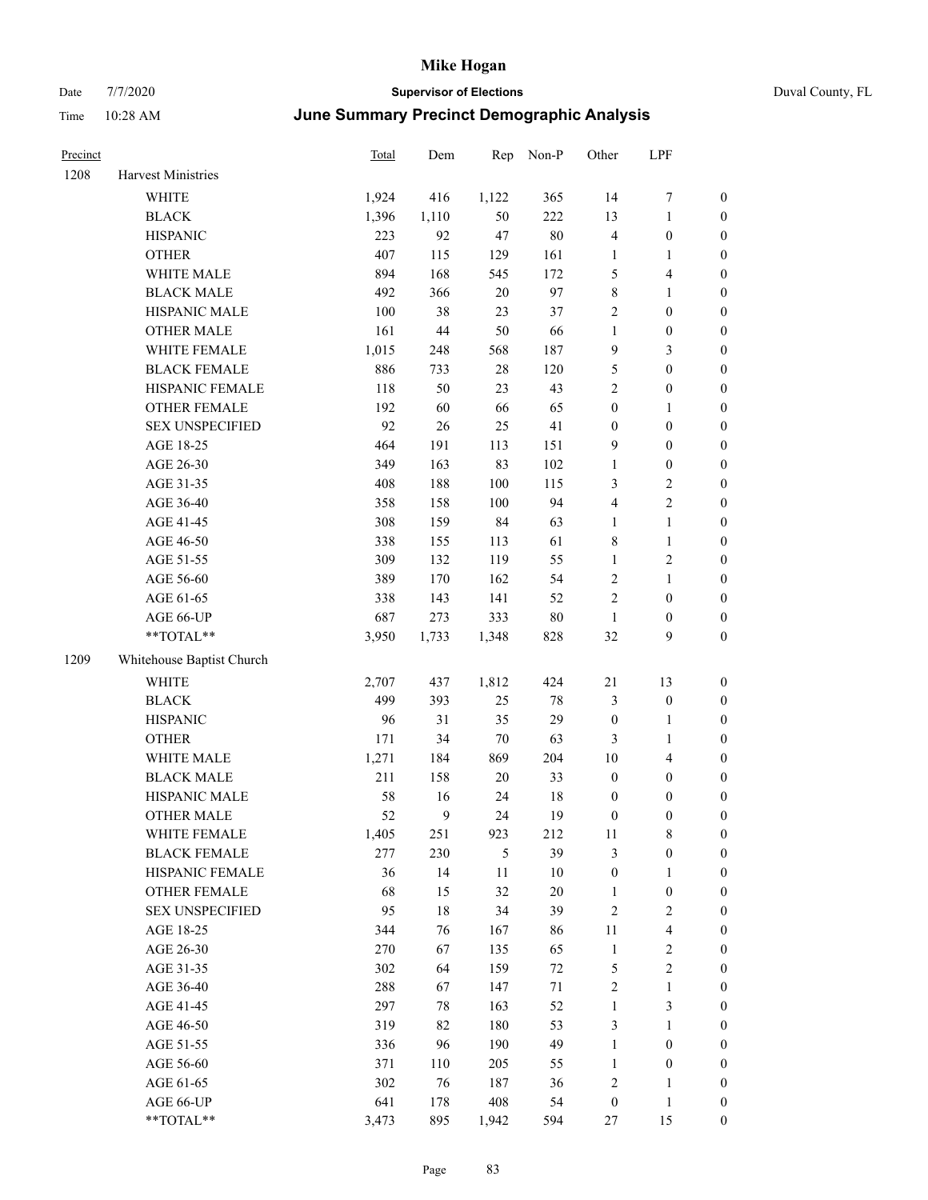# June Summary Precinct Demographic Analysis

| Precinct | | Total | Dem | Rep | Non-P | Other | LPF | |
|---|---|---|---|---|---|---|---|---|
| 1208 | Harvest Ministries | | | | | | | |
| | WHITE | 1,924 | 416 | 1,122 | 365 | 14 | 7 | 0 |
| | BLACK | 1,396 | 1,110 | 50 | 222 | 13 | 1 | 0 |
| | HISPANIC | 223 | 92 | 47 | 80 | 4 | 0 | 0 |
| | OTHER | 407 | 115 | 129 | 161 | 1 | 1 | 0 |
| | WHITE MALE | 894 | 168 | 545 | 172 | 5 | 4 | 0 |
| | BLACK MALE | 492 | 366 | 20 | 97 | 8 | 1 | 0 |
| | HISPANIC MALE | 100 | 38 | 23 | 37 | 2 | 0 | 0 |
| | OTHER MALE | 161 | 44 | 50 | 66 | 1 | 0 | 0 |
| | WHITE FEMALE | 1,015 | 248 | 568 | 187 | 9 | 3 | 0 |
| | BLACK FEMALE | 886 | 733 | 28 | 120 | 5 | 0 | 0 |
| | HISPANIC FEMALE | 118 | 50 | 23 | 43 | 2 | 0 | 0 |
| | OTHER FEMALE | 192 | 60 | 66 | 65 | 0 | 1 | 0 |
| | SEX UNSPECIFIED | 92 | 26 | 25 | 41 | 0 | 0 | 0 |
| | AGE 18-25 | 464 | 191 | 113 | 151 | 9 | 0 | 0 |
| | AGE 26-30 | 349 | 163 | 83 | 102 | 1 | 0 | 0 |
| | AGE 31-35 | 408 | 188 | 100 | 115 | 3 | 2 | 0 |
| | AGE 36-40 | 358 | 158 | 100 | 94 | 4 | 2 | 0 |
| | AGE 41-45 | 308 | 159 | 84 | 63 | 1 | 1 | 0 |
| | AGE 46-50 | 338 | 155 | 113 | 61 | 8 | 1 | 0 |
| | AGE 51-55 | 309 | 132 | 119 | 55 | 1 | 2 | 0 |
| | AGE 56-60 | 389 | 170 | 162 | 54 | 2 | 1 | 0 |
| | AGE 61-65 | 338 | 143 | 141 | 52 | 2 | 0 | 0 |
| | AGE 66-UP | 687 | 273 | 333 | 80 | 1 | 0 | 0 |
| | **TOTAL** | 3,950 | 1,733 | 1,348 | 828 | 32 | 9 | 0 |
| 1209 | Whitehouse Baptist Church | | | | | | | |
| | WHITE | 2,707 | 437 | 1,812 | 424 | 21 | 13 | 0 |
| | BLACK | 499 | 393 | 25 | 78 | 3 | 0 | 0 |
| | HISPANIC | 96 | 31 | 35 | 29 | 0 | 1 | 0 |
| | OTHER | 171 | 34 | 70 | 63 | 3 | 1 | 0 |
| | WHITE MALE | 1,271 | 184 | 869 | 204 | 10 | 4 | 0 |
| | BLACK MALE | 211 | 158 | 20 | 33 | 0 | 0 | 0 |
| | HISPANIC MALE | 58 | 16 | 24 | 18 | 0 | 0 | 0 |
| | OTHER MALE | 52 | 9 | 24 | 19 | 0 | 0 | 0 |
| | WHITE FEMALE | 1,405 | 251 | 923 | 212 | 11 | 8 | 0 |
| | BLACK FEMALE | 277 | 230 | 5 | 39 | 3 | 0 | 0 |
| | HISPANIC FEMALE | 36 | 14 | 11 | 10 | 0 | 1 | 0 |
| | OTHER FEMALE | 68 | 15 | 32 | 20 | 1 | 0 | 0 |
| | SEX UNSPECIFIED | 95 | 18 | 34 | 39 | 2 | 2 | 0 |
| | AGE 18-25 | 344 | 76 | 167 | 86 | 11 | 4 | 0 |
| | AGE 26-30 | 270 | 67 | 135 | 65 | 1 | 2 | 0 |
| | AGE 31-35 | 302 | 64 | 159 | 72 | 5 | 2 | 0 |
| | AGE 36-40 | 288 | 67 | 147 | 71 | 2 | 1 | 0 |
| | AGE 41-45 | 297 | 78 | 163 | 52 | 1 | 3 | 0 |
| | AGE 46-50 | 319 | 82 | 180 | 53 | 3 | 1 | 0 |
| | AGE 51-55 | 336 | 96 | 190 | 49 | 1 | 0 | 0 |
| | AGE 56-60 | 371 | 110 | 205 | 55 | 1 | 0 | 0 |
| | AGE 61-65 | 302 | 76 | 187 | 36 | 2 | 1 | 0 |
| | AGE 66-UP | 641 | 178 | 408 | 54 | 0 | 1 | 0 |
| | **TOTAL** | 3,473 | 895 | 1,942 | 594 | 27 | 15 | 0 |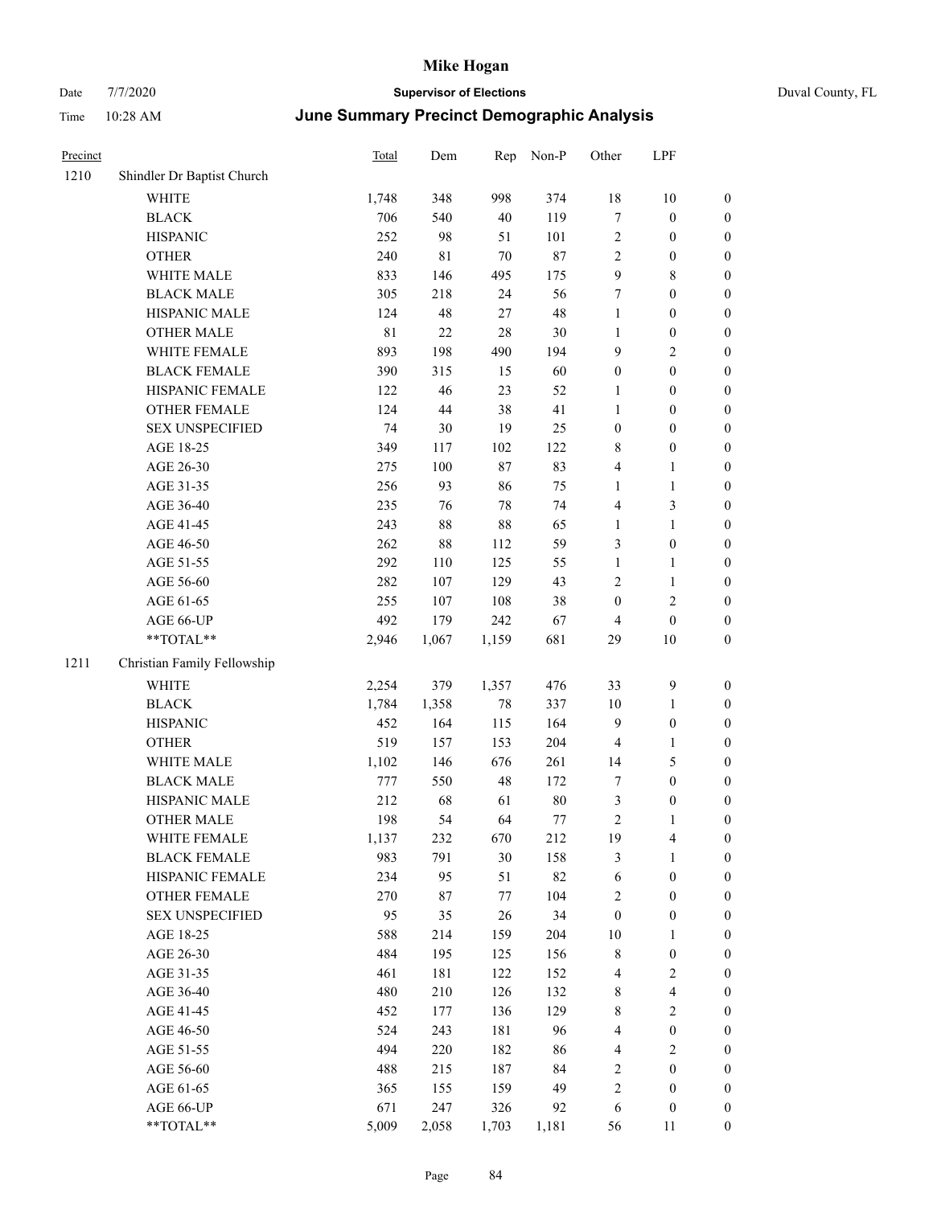# Mike Hogan

Date 7/7/2020 **Supervisor of Elections** Duval County, FL

Time 10:28 AM **June Summary Precinct Demographic Analysis**

| Precinct | | Total | Dem | Rep | Non-P | Other | LPF | |
|---|---|---|---|---|---|---|---|---|
| 1210 | Shindler Dr Baptist Church | | | | | | | |
| | WHITE | 1,748 | 348 | 998 | 374 | 18 | 10 | 0 |
| | BLACK | 706 | 540 | 40 | 119 | 7 | 0 | 0 |
| | HISPANIC | 252 | 98 | 51 | 101 | 2 | 0 | 0 |
| | OTHER | 240 | 81 | 70 | 87 | 2 | 0 | 0 |
| | WHITE MALE | 833 | 146 | 495 | 175 | 9 | 8 | 0 |
| | BLACK MALE | 305 | 218 | 24 | 56 | 7 | 0 | 0 |
| | HISPANIC MALE | 124 | 48 | 27 | 48 | 1 | 0 | 0 |
| | OTHER MALE | 81 | 22 | 28 | 30 | 1 | 0 | 0 |
| | WHITE FEMALE | 893 | 198 | 490 | 194 | 9 | 2 | 0 |
| | BLACK FEMALE | 390 | 315 | 15 | 60 | 0 | 0 | 0 |
| | HISPANIC FEMALE | 122 | 46 | 23 | 52 | 1 | 0 | 0 |
| | OTHER FEMALE | 124 | 44 | 38 | 41 | 1 | 0 | 0 |
| | SEX UNSPECIFIED | 74 | 30 | 19 | 25 | 0 | 0 | 0 |
| | AGE 18-25 | 349 | 117 | 102 | 122 | 8 | 0 | 0 |
| | AGE 26-30 | 275 | 100 | 87 | 83 | 4 | 1 | 0 |
| | AGE 31-35 | 256 | 93 | 86 | 75 | 1 | 1 | 0 |
| | AGE 36-40 | 235 | 76 | 78 | 74 | 4 | 3 | 0 |
| | AGE 41-45 | 243 | 88 | 88 | 65 | 1 | 1 | 0 |
| | AGE 46-50 | 262 | 88 | 112 | 59 | 3 | 0 | 0 |
| | AGE 51-55 | 292 | 110 | 125 | 55 | 1 | 1 | 0 |
| | AGE 56-60 | 282 | 107 | 129 | 43 | 2 | 1 | 0 |
| | AGE 61-65 | 255 | 107 | 108 | 38 | 0 | 2 | 0 |
| | AGE 66-UP | 492 | 179 | 242 | 67 | 4 | 0 | 0 |
| | **TOTAL** | 2,946 | 1,067 | 1,159 | 681 | 29 | 10 | 0 |
| 1211 | Christian Family Fellowship | | | | | | | |
| | WHITE | 2,254 | 379 | 1,357 | 476 | 33 | 9 | 0 |
| | BLACK | 1,784 | 1,358 | 78 | 337 | 10 | 1 | 0 |
| | HISPANIC | 452 | 164 | 115 | 164 | 9 | 0 | 0 |
| | OTHER | 519 | 157 | 153 | 204 | 4 | 1 | 0 |
| | WHITE MALE | 1,102 | 146 | 676 | 261 | 14 | 5 | 0 |
| | BLACK MALE | 777 | 550 | 48 | 172 | 7 | 0 | 0 |
| | HISPANIC MALE | 212 | 68 | 61 | 80 | 3 | 0 | 0 |
| | OTHER MALE | 198 | 54 | 64 | 77 | 2 | 1 | 0 |
| | WHITE FEMALE | 1,137 | 232 | 670 | 212 | 19 | 4 | 0 |
| | BLACK FEMALE | 983 | 791 | 30 | 158 | 3 | 1 | 0 |
| | HISPANIC FEMALE | 234 | 95 | 51 | 82 | 6 | 0 | 0 |
| | OTHER FEMALE | 270 | 87 | 77 | 104 | 2 | 0 | 0 |
| | SEX UNSPECIFIED | 95 | 35 | 26 | 34 | 0 | 0 | 0 |
| | AGE 18-25 | 588 | 214 | 159 | 204 | 10 | 1 | 0 |
| | AGE 26-30 | 484 | 195 | 125 | 156 | 8 | 0 | 0 |
| | AGE 31-35 | 461 | 181 | 122 | 152 | 4 | 2 | 0 |
| | AGE 36-40 | 480 | 210 | 126 | 132 | 8 | 4 | 0 |
| | AGE 41-45 | 452 | 177 | 136 | 129 | 8 | 2 | 0 |
| | AGE 46-50 | 524 | 243 | 181 | 96 | 4 | 0 | 0 |
| | AGE 51-55 | 494 | 220 | 182 | 86 | 4 | 2 | 0 |
| | AGE 56-60 | 488 | 215 | 187 | 84 | 2 | 0 | 0 |
| | AGE 61-65 | 365 | 155 | 159 | 49 | 2 | 0 | 0 |
| | AGE 66-UP | 671 | 247 | 326 | 92 | 6 | 0 | 0 |
| | **TOTAL** | 5,009 | 2,058 | 1,703 | 1,181 | 56 | 11 | 0 |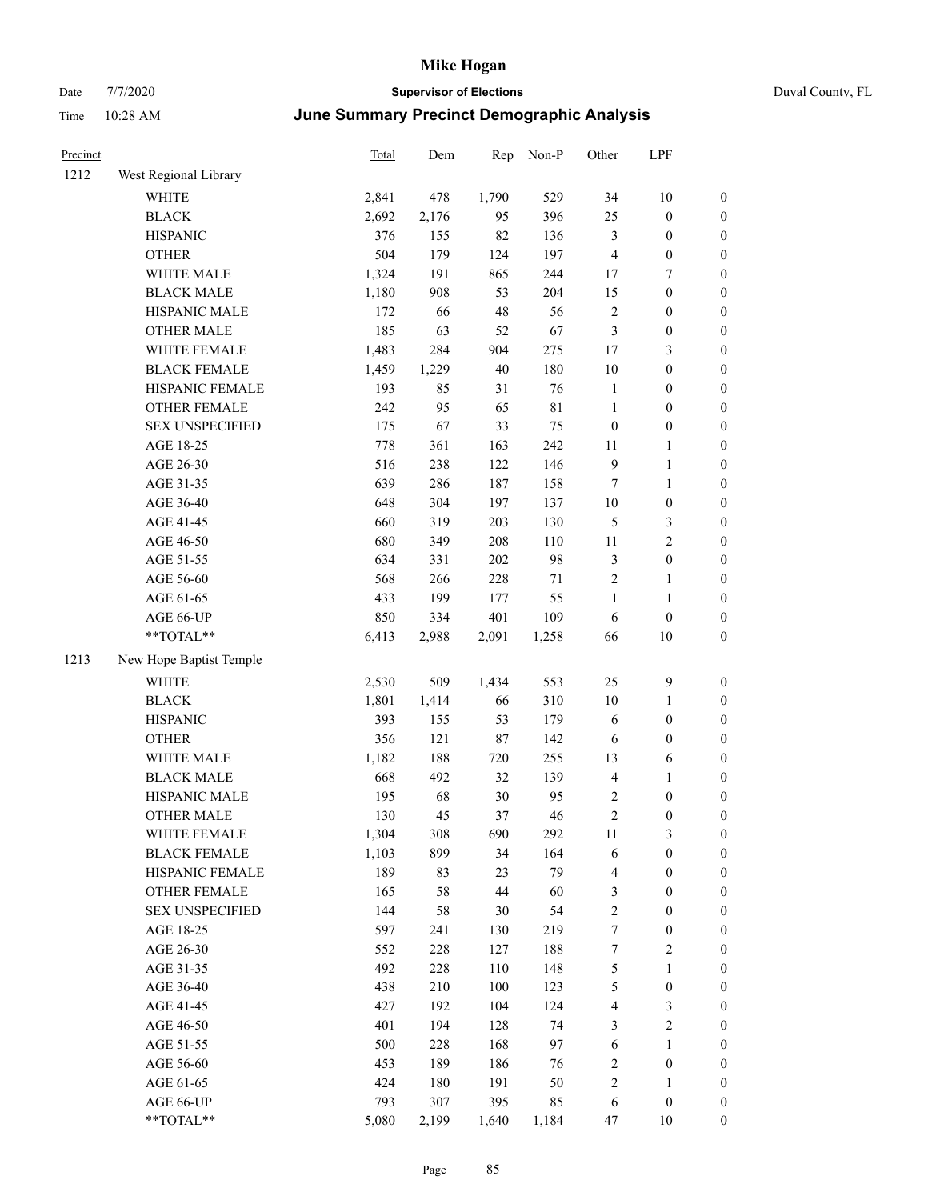# Mike Hogan

Date 7/7/2020 — **Supervisor of Elections** — Duval County, FL

Time 10:28 AM — **June Summary Precinct Demographic Analysis**

| Precinct | | Total | Dem | Rep | Non-P | Other | LPF | |
|---|---|---|---|---|---|---|---|---|
| 1212 | West Regional Library | | | | | | | |
| | WHITE | 2,841 | 478 | 1,790 | 529 | 34 | 10 | 0 |
| | BLACK | 2,692 | 2,176 | 95 | 396 | 25 | 0 | 0 |
| | HISPANIC | 376 | 155 | 82 | 136 | 3 | 0 | 0 |
| | OTHER | 504 | 179 | 124 | 197 | 4 | 0 | 0 |
| | WHITE MALE | 1,324 | 191 | 865 | 244 | 17 | 7 | 0 |
| | BLACK MALE | 1,180 | 908 | 53 | 204 | 15 | 0 | 0 |
| | HISPANIC MALE | 172 | 66 | 48 | 56 | 2 | 0 | 0 |
| | OTHER MALE | 185 | 63 | 52 | 67 | 3 | 0 | 0 |
| | WHITE FEMALE | 1,483 | 284 | 904 | 275 | 17 | 3 | 0 |
| | BLACK FEMALE | 1,459 | 1,229 | 40 | 180 | 10 | 0 | 0 |
| | HISPANIC FEMALE | 193 | 85 | 31 | 76 | 1 | 0 | 0 |
| | OTHER FEMALE | 242 | 95 | 65 | 81 | 1 | 0 | 0 |
| | SEX UNSPECIFIED | 175 | 67 | 33 | 75 | 0 | 0 | 0 |
| | AGE 18-25 | 778 | 361 | 163 | 242 | 11 | 1 | 0 |
| | AGE 26-30 | 516 | 238 | 122 | 146 | 9 | 1 | 0 |
| | AGE 31-35 | 639 | 286 | 187 | 158 | 7 | 1 | 0 |
| | AGE 36-40 | 648 | 304 | 197 | 137 | 10 | 0 | 0 |
| | AGE 41-45 | 660 | 319 | 203 | 130 | 5 | 3 | 0 |
| | AGE 46-50 | 680 | 349 | 208 | 110 | 11 | 2 | 0 |
| | AGE 51-55 | 634 | 331 | 202 | 98 | 3 | 0 | 0 |
| | AGE 56-60 | 568 | 266 | 228 | 71 | 2 | 1 | 0 |
| | AGE 61-65 | 433 | 199 | 177 | 55 | 1 | 1 | 0 |
| | AGE 66-UP | 850 | 334 | 401 | 109 | 6 | 0 | 0 |
| | **TOTAL** | 6,413 | 2,988 | 2,091 | 1,258 | 66 | 10 | 0 |
| 1213 | New Hope Baptist Temple | | | | | | | |
| | WHITE | 2,530 | 509 | 1,434 | 553 | 25 | 9 | 0 |
| | BLACK | 1,801 | 1,414 | 66 | 310 | 10 | 1 | 0 |
| | HISPANIC | 393 | 155 | 53 | 179 | 6 | 0 | 0 |
| | OTHER | 356 | 121 | 87 | 142 | 6 | 0 | 0 |
| | WHITE MALE | 1,182 | 188 | 720 | 255 | 13 | 6 | 0 |
| | BLACK MALE | 668 | 492 | 32 | 139 | 4 | 1 | 0 |
| | HISPANIC MALE | 195 | 68 | 30 | 95 | 2 | 0 | 0 |
| | OTHER MALE | 130 | 45 | 37 | 46 | 2 | 0 | 0 |
| | WHITE FEMALE | 1,304 | 308 | 690 | 292 | 11 | 3 | 0 |
| | BLACK FEMALE | 1,103 | 899 | 34 | 164 | 6 | 0 | 0 |
| | HISPANIC FEMALE | 189 | 83 | 23 | 79 | 4 | 0 | 0 |
| | OTHER FEMALE | 165 | 58 | 44 | 60 | 3 | 0 | 0 |
| | SEX UNSPECIFIED | 144 | 58 | 30 | 54 | 2 | 0 | 0 |
| | AGE 18-25 | 597 | 241 | 130 | 219 | 7 | 0 | 0 |
| | AGE 26-30 | 552 | 228 | 127 | 188 | 7 | 2 | 0 |
| | AGE 31-35 | 492 | 228 | 110 | 148 | 5 | 1 | 0 |
| | AGE 36-40 | 438 | 210 | 100 | 123 | 5 | 0 | 0 |
| | AGE 41-45 | 427 | 192 | 104 | 124 | 4 | 3 | 0 |
| | AGE 46-50 | 401 | 194 | 128 | 74 | 3 | 2 | 0 |
| | AGE 51-55 | 500 | 228 | 168 | 97 | 6 | 1 | 0 |
| | AGE 56-60 | 453 | 189 | 186 | 76 | 2 | 0 | 0 |
| | AGE 61-65 | 424 | 180 | 191 | 50 | 2 | 1 | 0 |
| | AGE 66-UP | 793 | 307 | 395 | 85 | 6 | 0 | 0 |
| | **TOTAL** | 5,080 | 2,199 | 1,640 | 1,184 | 47 | 10 | 0 |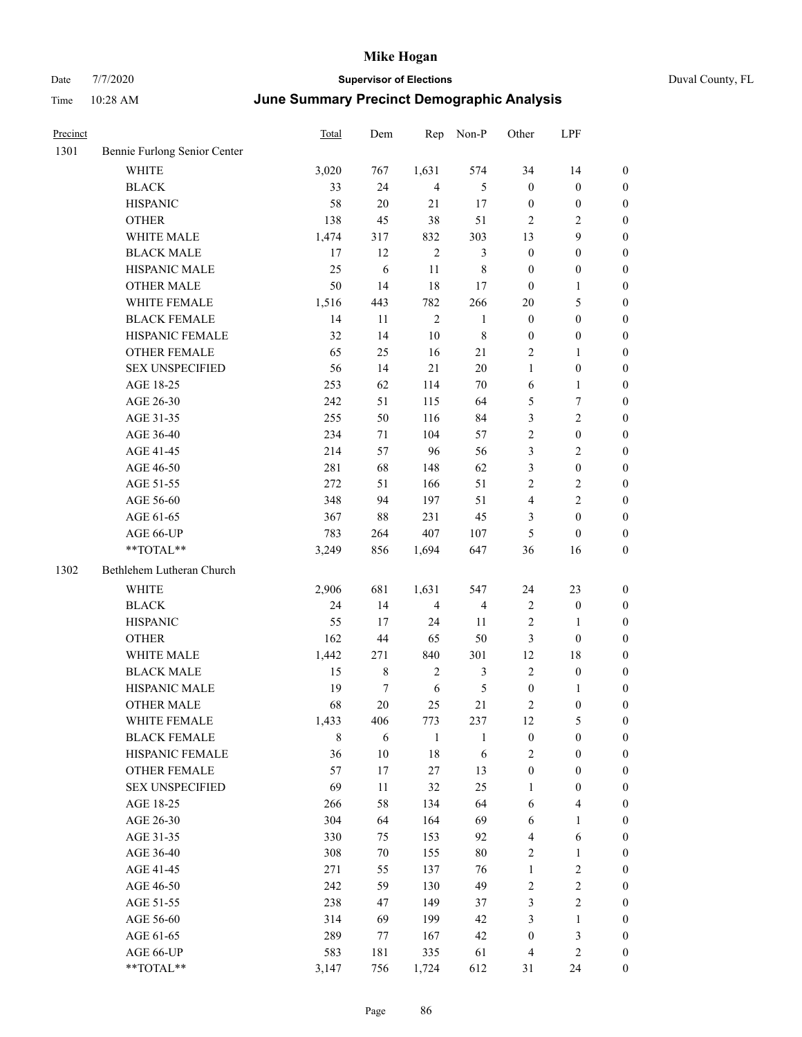# Mike Hogan

Date 7/7/2020 **Supervisor of Elections** Duval County, FL

Time 10:28 AM **June Summary Precinct Demographic Analysis**

| Precinct | | Total | Dem | Rep | Non-P | Other | LPF | |
|---|---|---|---|---|---|---|---|---|
| 1301 | Bennie Furlong Senior Center | | | | | | | |
| | WHITE | 3,020 | 767 | 1,631 | 574 | 34 | 14 | 0 |
| | BLACK | 33 | 24 | 4 | 5 | 0 | 0 | 0 |
| | HISPANIC | 58 | 20 | 21 | 17 | 0 | 0 | 0 |
| | OTHER | 138 | 45 | 38 | 51 | 2 | 2 | 0 |
| | WHITE MALE | 1,474 | 317 | 832 | 303 | 13 | 9 | 0 |
| | BLACK MALE | 17 | 12 | 2 | 3 | 0 | 0 | 0 |
| | HISPANIC MALE | 25 | 6 | 11 | 8 | 0 | 0 | 0 |
| | OTHER MALE | 50 | 14 | 18 | 17 | 0 | 1 | 0 |
| | WHITE FEMALE | 1,516 | 443 | 782 | 266 | 20 | 5 | 0 |
| | BLACK FEMALE | 14 | 11 | 2 | 1 | 0 | 0 | 0 |
| | HISPANIC FEMALE | 32 | 14 | 10 | 8 | 0 | 0 | 0 |
| | OTHER FEMALE | 65 | 25 | 16 | 21 | 2 | 1 | 0 |
| | SEX UNSPECIFIED | 56 | 14 | 21 | 20 | 1 | 0 | 0 |
| | AGE 18-25 | 253 | 62 | 114 | 70 | 6 | 1 | 0 |
| | AGE 26-30 | 242 | 51 | 115 | 64 | 5 | 7 | 0 |
| | AGE 31-35 | 255 | 50 | 116 | 84 | 3 | 2 | 0 |
| | AGE 36-40 | 234 | 71 | 104 | 57 | 2 | 0 | 0 |
| | AGE 41-45 | 214 | 57 | 96 | 56 | 3 | 2 | 0 |
| | AGE 46-50 | 281 | 68 | 148 | 62 | 3 | 0 | 0 |
| | AGE 51-55 | 272 | 51 | 166 | 51 | 2 | 2 | 0 |
| | AGE 56-60 | 348 | 94 | 197 | 51 | 4 | 2 | 0 |
| | AGE 61-65 | 367 | 88 | 231 | 45 | 3 | 0 | 0 |
| | AGE 66-UP | 783 | 264 | 407 | 107 | 5 | 0 | 0 |
| | **TOTAL** | 3,249 | 856 | 1,694 | 647 | 36 | 16 | 0 |
| 1302 | Bethlehem Lutheran Church | | | | | | | |
| | WHITE | 2,906 | 681 | 1,631 | 547 | 24 | 23 | 0 |
| | BLACK | 24 | 14 | 4 | 4 | 2 | 0 | 0 |
| | HISPANIC | 55 | 17 | 24 | 11 | 2 | 1 | 0 |
| | OTHER | 162 | 44 | 65 | 50 | 3 | 0 | 0 |
| | WHITE MALE | 1,442 | 271 | 840 | 301 | 12 | 18 | 0 |
| | BLACK MALE | 15 | 8 | 2 | 3 | 2 | 0 | 0 |
| | HISPANIC MALE | 19 | 7 | 6 | 5 | 0 | 1 | 0 |
| | OTHER MALE | 68 | 20 | 25 | 21 | 2 | 0 | 0 |
| | WHITE FEMALE | 1,433 | 406 | 773 | 237 | 12 | 5 | 0 |
| | BLACK FEMALE | 8 | 6 | 1 | 1 | 0 | 0 | 0 |
| | HISPANIC FEMALE | 36 | 10 | 18 | 6 | 2 | 0 | 0 |
| | OTHER FEMALE | 57 | 17 | 27 | 13 | 0 | 0 | 0 |
| | SEX UNSPECIFIED | 69 | 11 | 32 | 25 | 1 | 0 | 0 |
| | AGE 18-25 | 266 | 58 | 134 | 64 | 6 | 4 | 0 |
| | AGE 26-30 | 304 | 64 | 164 | 69 | 6 | 1 | 0 |
| | AGE 31-35 | 330 | 75 | 153 | 92 | 4 | 6 | 0 |
| | AGE 36-40 | 308 | 70 | 155 | 80 | 2 | 1 | 0 |
| | AGE 41-45 | 271 | 55 | 137 | 76 | 1 | 2 | 0 |
| | AGE 46-50 | 242 | 59 | 130 | 49 | 2 | 2 | 0 |
| | AGE 51-55 | 238 | 47 | 149 | 37 | 3 | 2 | 0 |
| | AGE 56-60 | 314 | 69 | 199 | 42 | 3 | 1 | 0 |
| | AGE 61-65 | 289 | 77 | 167 | 42 | 0 | 3 | 0 |
| | AGE 66-UP | 583 | 181 | 335 | 61 | 4 | 2 | 0 |
| | **TOTAL** | 3,147 | 756 | 1,724 | 612 | 31 | 24 | 0 |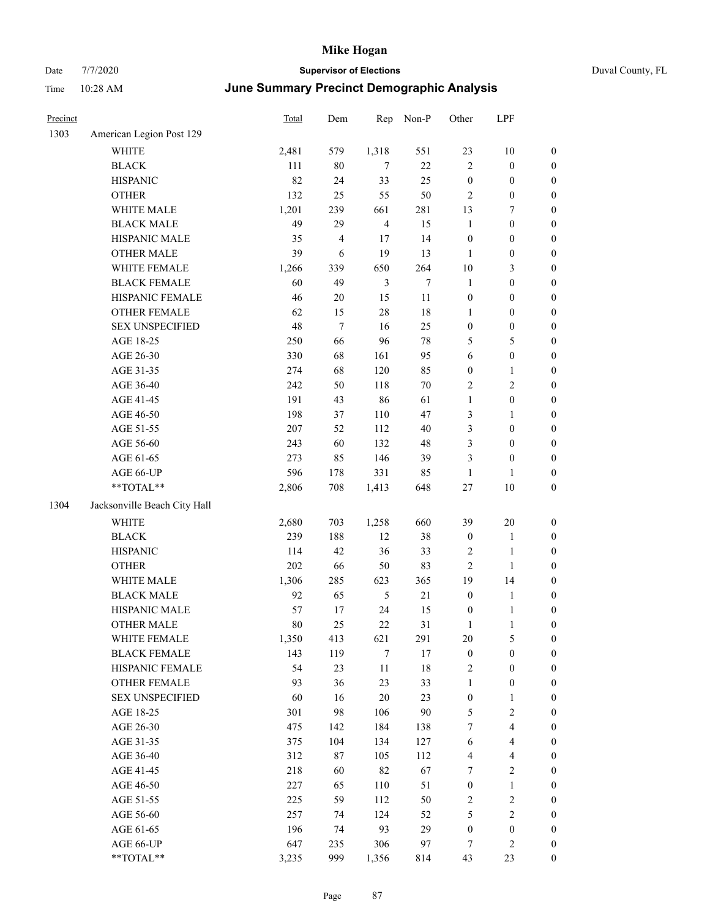# Mike Hogan

Date 7/7/2020 **Supervisor of Elections** Duval County, FL

Time 10:28 AM **June Summary Precinct Demographic Analysis**

| Precinct | | Total | Dem | Rep | Non-P | Other | LPF | |
|---|---|---|---|---|---|---|---|---|
| 1303 | American Legion Post 129 | | | | | | | |
| | WHITE | 2,481 | 579 | 1,318 | 551 | 23 | 10 | 0 |
| | BLACK | 111 | 80 | 7 | 22 | 2 | 0 | 0 |
| | HISPANIC | 82 | 24 | 33 | 25 | 0 | 0 | 0 |
| | OTHER | 132 | 25 | 55 | 50 | 2 | 0 | 0 |
| | WHITE MALE | 1,201 | 239 | 661 | 281 | 13 | 7 | 0 |
| | BLACK MALE | 49 | 29 | 4 | 15 | 1 | 0 | 0 |
| | HISPANIC MALE | 35 | 4 | 17 | 14 | 0 | 0 | 0 |
| | OTHER MALE | 39 | 6 | 19 | 13 | 1 | 0 | 0 |
| | WHITE FEMALE | 1,266 | 339 | 650 | 264 | 10 | 3 | 0 |
| | BLACK FEMALE | 60 | 49 | 3 | 7 | 1 | 0 | 0 |
| | HISPANIC FEMALE | 46 | 20 | 15 | 11 | 0 | 0 | 0 |
| | OTHER FEMALE | 62 | 15 | 28 | 18 | 1 | 0 | 0 |
| | SEX UNSPECIFIED | 48 | 7 | 16 | 25 | 0 | 0 | 0 |
| | AGE 18-25 | 250 | 66 | 96 | 78 | 5 | 5 | 0 |
| | AGE 26-30 | 330 | 68 | 161 | 95 | 6 | 0 | 0 |
| | AGE 31-35 | 274 | 68 | 120 | 85 | 0 | 1 | 0 |
| | AGE 36-40 | 242 | 50 | 118 | 70 | 2 | 2 | 0 |
| | AGE 41-45 | 191 | 43 | 86 | 61 | 1 | 0 | 0 |
| | AGE 46-50 | 198 | 37 | 110 | 47 | 3 | 1 | 0 |
| | AGE 51-55 | 207 | 52 | 112 | 40 | 3 | 0 | 0 |
| | AGE 56-60 | 243 | 60 | 132 | 48 | 3 | 0 | 0 |
| | AGE 61-65 | 273 | 85 | 146 | 39 | 3 | 0 | 0 |
| | AGE 66-UP | 596 | 178 | 331 | 85 | 1 | 1 | 0 |
| | **TOTAL** | 2,806 | 708 | 1,413 | 648 | 27 | 10 | 0 |
| 1304 | Jacksonville Beach City Hall | | | | | | | |
| | WHITE | 2,680 | 703 | 1,258 | 660 | 39 | 20 | 0 |
| | BLACK | 239 | 188 | 12 | 38 | 0 | 1 | 0 |
| | HISPANIC | 114 | 42 | 36 | 33 | 2 | 1 | 0 |
| | OTHER | 202 | 66 | 50 | 83 | 2 | 1 | 0 |
| | WHITE MALE | 1,306 | 285 | 623 | 365 | 19 | 14 | 0 |
| | BLACK MALE | 92 | 65 | 5 | 21 | 0 | 1 | 0 |
| | HISPANIC MALE | 57 | 17 | 24 | 15 | 0 | 1 | 0 |
| | OTHER MALE | 80 | 25 | 22 | 31 | 1 | 1 | 0 |
| | WHITE FEMALE | 1,350 | 413 | 621 | 291 | 20 | 5 | 0 |
| | BLACK FEMALE | 143 | 119 | 7 | 17 | 0 | 0 | 0 |
| | HISPANIC FEMALE | 54 | 23 | 11 | 18 | 2 | 0 | 0 |
| | OTHER FEMALE | 93 | 36 | 23 | 33 | 1 | 0 | 0 |
| | SEX UNSPECIFIED | 60 | 16 | 20 | 23 | 0 | 1 | 0 |
| | AGE 18-25 | 301 | 98 | 106 | 90 | 5 | 2 | 0 |
| | AGE 26-30 | 475 | 142 | 184 | 138 | 7 | 4 | 0 |
| | AGE 31-35 | 375 | 104 | 134 | 127 | 6 | 4 | 0 |
| | AGE 36-40 | 312 | 87 | 105 | 112 | 4 | 4 | 0 |
| | AGE 41-45 | 218 | 60 | 82 | 67 | 7 | 2 | 0 |
| | AGE 46-50 | 227 | 65 | 110 | 51 | 0 | 1 | 0 |
| | AGE 51-55 | 225 | 59 | 112 | 50 | 2 | 2 | 0 |
| | AGE 56-60 | 257 | 74 | 124 | 52 | 5 | 2 | 0 |
| | AGE 61-65 | 196 | 74 | 93 | 29 | 0 | 0 | 0 |
| | AGE 66-UP | 647 | 235 | 306 | 97 | 7 | 2 | 0 |
| | **TOTAL** | 3,235 | 999 | 1,356 | 814 | 43 | 23 | 0 |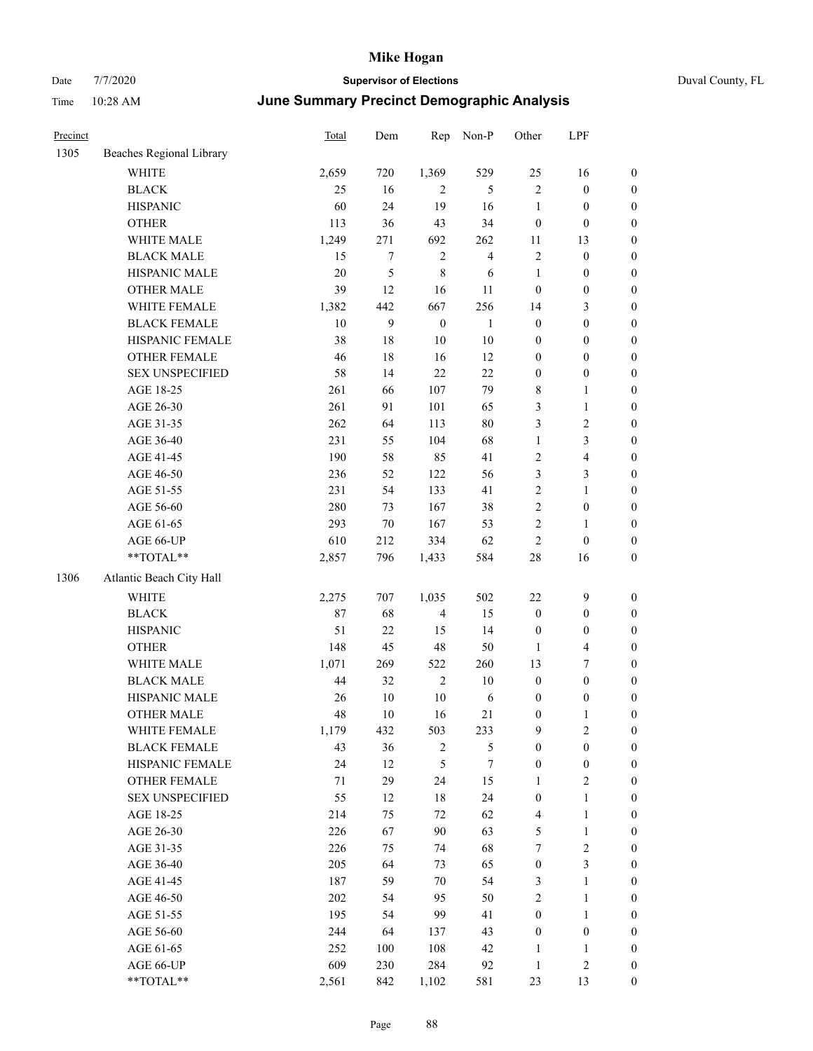# Mike Hogan

Date 7/7/2020 **Supervisor of Elections** Duval County, FL

Time 10:28 AM **June Summary Precinct Demographic Analysis**

| Precinct | | Total | Dem | Rep | Non-P | Other | LPF | |
|---|---|---|---|---|---|---|---|---|
| 1305 | Beaches Regional Library | | | | | | | |
| | WHITE | 2,659 | 720 | 1,369 | 529 | 25 | 16 | 0 |
| | BLACK | 25 | 16 | 2 | 5 | 2 | 0 | 0 |
| | HISPANIC | 60 | 24 | 19 | 16 | 1 | 0 | 0 |
| | OTHER | 113 | 36 | 43 | 34 | 0 | 0 | 0 |
| | WHITE MALE | 1,249 | 271 | 692 | 262 | 11 | 13 | 0 |
| | BLACK MALE | 15 | 7 | 2 | 4 | 2 | 0 | 0 |
| | HISPANIC MALE | 20 | 5 | 8 | 6 | 1 | 0 | 0 |
| | OTHER MALE | 39 | 12 | 16 | 11 | 0 | 0 | 0 |
| | WHITE FEMALE | 1,382 | 442 | 667 | 256 | 14 | 3 | 0 |
| | BLACK FEMALE | 10 | 9 | 0 | 1 | 0 | 0 | 0 |
| | HISPANIC FEMALE | 38 | 18 | 10 | 10 | 0 | 0 | 0 |
| | OTHER FEMALE | 46 | 18 | 16 | 12 | 0 | 0 | 0 |
| | SEX UNSPECIFIED | 58 | 14 | 22 | 22 | 0 | 0 | 0 |
| | AGE 18-25 | 261 | 66 | 107 | 79 | 8 | 1 | 0 |
| | AGE 26-30 | 261 | 91 | 101 | 65 | 3 | 1 | 0 |
| | AGE 31-35 | 262 | 64 | 113 | 80 | 3 | 2 | 0 |
| | AGE 36-40 | 231 | 55 | 104 | 68 | 1 | 3 | 0 |
| | AGE 41-45 | 190 | 58 | 85 | 41 | 2 | 4 | 0 |
| | AGE 46-50 | 236 | 52 | 122 | 56 | 3 | 3 | 0 |
| | AGE 51-55 | 231 | 54 | 133 | 41 | 2 | 1 | 0 |
| | AGE 56-60 | 280 | 73 | 167 | 38 | 2 | 0 | 0 |
| | AGE 61-65 | 293 | 70 | 167 | 53 | 2 | 1 | 0 |
| | AGE 66-UP | 610 | 212 | 334 | 62 | 2 | 0 | 0 |
| | **TOTAL** | 2,857 | 796 | 1,433 | 584 | 28 | 16 | 0 |
| 1306 | Atlantic Beach City Hall | | | | | | | |
| | WHITE | 2,275 | 707 | 1,035 | 502 | 22 | 9 | 0 |
| | BLACK | 87 | 68 | 4 | 15 | 0 | 0 | 0 |
| | HISPANIC | 51 | 22 | 15 | 14 | 0 | 0 | 0 |
| | OTHER | 148 | 45 | 48 | 50 | 1 | 4 | 0 |
| | WHITE MALE | 1,071 | 269 | 522 | 260 | 13 | 7 | 0 |
| | BLACK MALE | 44 | 32 | 2 | 10 | 0 | 0 | 0 |
| | HISPANIC MALE | 26 | 10 | 10 | 6 | 0 | 0 | 0 |
| | OTHER MALE | 48 | 10 | 16 | 21 | 0 | 1 | 0 |
| | WHITE FEMALE | 1,179 | 432 | 503 | 233 | 9 | 2 | 0 |
| | BLACK FEMALE | 43 | 36 | 2 | 5 | 0 | 0 | 0 |
| | HISPANIC FEMALE | 24 | 12 | 5 | 7 | 0 | 0 | 0 |
| | OTHER FEMALE | 71 | 29 | 24 | 15 | 1 | 2 | 0 |
| | SEX UNSPECIFIED | 55 | 12 | 18 | 24 | 0 | 1 | 0 |
| | AGE 18-25 | 214 | 75 | 72 | 62 | 4 | 1 | 0 |
| | AGE 26-30 | 226 | 67 | 90 | 63 | 5 | 1 | 0 |
| | AGE 31-35 | 226 | 75 | 74 | 68 | 7 | 2 | 0 |
| | AGE 36-40 | 205 | 64 | 73 | 65 | 0 | 3 | 0 |
| | AGE 41-45 | 187 | 59 | 70 | 54 | 3 | 1 | 0 |
| | AGE 46-50 | 202 | 54 | 95 | 50 | 2 | 1 | 0 |
| | AGE 51-55 | 195 | 54 | 99 | 41 | 0 | 1 | 0 |
| | AGE 56-60 | 244 | 64 | 137 | 43 | 0 | 0 | 0 |
| | AGE 61-65 | 252 | 100 | 108 | 42 | 1 | 1 | 0 |
| | AGE 66-UP | 609 | 230 | 284 | 92 | 1 | 2 | 0 |
| | **TOTAL** | 2,561 | 842 | 1,102 | 581 | 23 | 13 | 0 |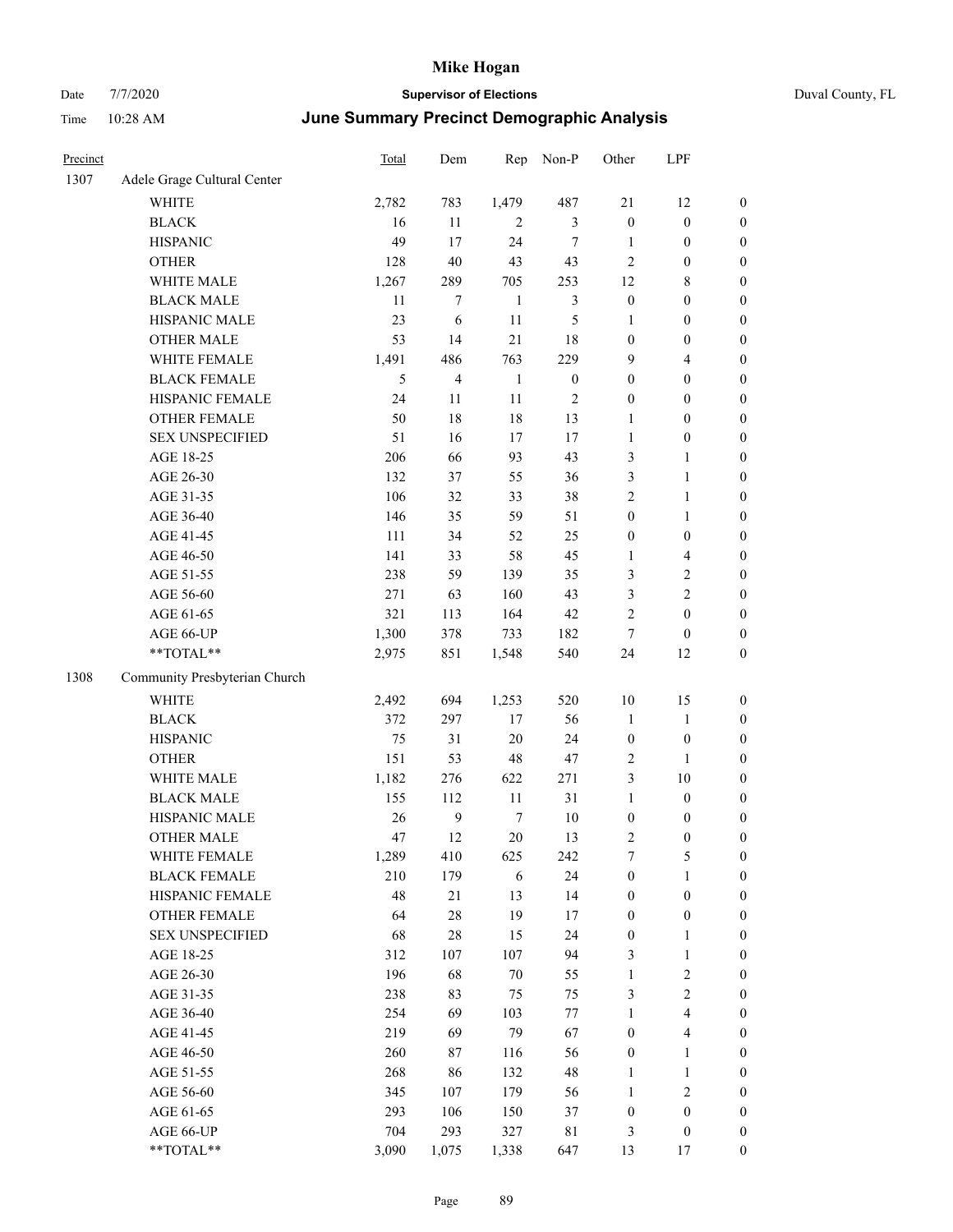# Mike Hogan

Date 7/7/2020 **Supervisor of Elections** Duval County, FL

Time 10:28 AM **June Summary Precinct Demographic Analysis**

| Precinct | | Total | Dem | Rep | Non-P | Other | LPF | |
|---|---|---|---|---|---|---|---|---|
| 1307 | Adele Grage Cultural Center | | | | | | | |
| | WHITE | 2,782 | 783 | 1,479 | 487 | 21 | 12 | 0 |
| | BLACK | 16 | 11 | 2 | 3 | 0 | 0 | 0 |
| | HISPANIC | 49 | 17 | 24 | 7 | 1 | 0 | 0 |
| | OTHER | 128 | 40 | 43 | 43 | 2 | 0 | 0 |
| | WHITE MALE | 1,267 | 289 | 705 | 253 | 12 | 8 | 0 |
| | BLACK MALE | 11 | 7 | 1 | 3 | 0 | 0 | 0 |
| | HISPANIC MALE | 23 | 6 | 11 | 5 | 1 | 0 | 0 |
| | OTHER MALE | 53 | 14 | 21 | 18 | 0 | 0 | 0 |
| | WHITE FEMALE | 1,491 | 486 | 763 | 229 | 9 | 4 | 0 |
| | BLACK FEMALE | 5 | 4 | 1 | 0 | 0 | 0 | 0 |
| | HISPANIC FEMALE | 24 | 11 | 11 | 2 | 0 | 0 | 0 |
| | OTHER FEMALE | 50 | 18 | 18 | 13 | 1 | 0 | 0 |
| | SEX UNSPECIFIED | 51 | 16 | 17 | 17 | 1 | 0 | 0 |
| | AGE 18-25 | 206 | 66 | 93 | 43 | 3 | 1 | 0 |
| | AGE 26-30 | 132 | 37 | 55 | 36 | 3 | 1 | 0 |
| | AGE 31-35 | 106 | 32 | 33 | 38 | 2 | 1 | 0 |
| | AGE 36-40 | 146 | 35 | 59 | 51 | 0 | 1 | 0 |
| | AGE 41-45 | 111 | 34 | 52 | 25 | 0 | 0 | 0 |
| | AGE 46-50 | 141 | 33 | 58 | 45 | 1 | 4 | 0 |
| | AGE 51-55 | 238 | 59 | 139 | 35 | 3 | 2 | 0 |
| | AGE 56-60 | 271 | 63 | 160 | 43 | 3 | 2 | 0 |
| | AGE 61-65 | 321 | 113 | 164 | 42 | 2 | 0 | 0 |
| | AGE 66-UP | 1,300 | 378 | 733 | 182 | 7 | 0 | 0 |
| | **TOTAL** | 2,975 | 851 | 1,548 | 540 | 24 | 12 | 0 |
| 1308 | Community Presbyterian Church | | | | | | | |
| | WHITE | 2,492 | 694 | 1,253 | 520 | 10 | 15 | 0 |
| | BLACK | 372 | 297 | 17 | 56 | 1 | 1 | 0 |
| | HISPANIC | 75 | 31 | 20 | 24 | 0 | 0 | 0 |
| | OTHER | 151 | 53 | 48 | 47 | 2 | 1 | 0 |
| | WHITE MALE | 1,182 | 276 | 622 | 271 | 3 | 10 | 0 |
| | BLACK MALE | 155 | 112 | 11 | 31 | 1 | 0 | 0 |
| | HISPANIC MALE | 26 | 9 | 7 | 10 | 0 | 0 | 0 |
| | OTHER MALE | 47 | 12 | 20 | 13 | 2 | 0 | 0 |
| | WHITE FEMALE | 1,289 | 410 | 625 | 242 | 7 | 5 | 0 |
| | BLACK FEMALE | 210 | 179 | 6 | 24 | 0 | 1 | 0 |
| | HISPANIC FEMALE | 48 | 21 | 13 | 14 | 0 | 0 | 0 |
| | OTHER FEMALE | 64 | 28 | 19 | 17 | 0 | 0 | 0 |
| | SEX UNSPECIFIED | 68 | 28 | 15 | 24 | 0 | 1 | 0 |
| | AGE 18-25 | 312 | 107 | 107 | 94 | 3 | 1 | 0 |
| | AGE 26-30 | 196 | 68 | 70 | 55 | 1 | 2 | 0 |
| | AGE 31-35 | 238 | 83 | 75 | 75 | 3 | 2 | 0 |
| | AGE 36-40 | 254 | 69 | 103 | 77 | 1 | 4 | 0 |
| | AGE 41-45 | 219 | 69 | 79 | 67 | 0 | 4 | 0 |
| | AGE 46-50 | 260 | 87 | 116 | 56 | 0 | 1 | 0 |
| | AGE 51-55 | 268 | 86 | 132 | 48 | 1 | 1 | 0 |
| | AGE 56-60 | 345 | 107 | 179 | 56 | 1 | 2 | 0 |
| | AGE 61-65 | 293 | 106 | 150 | 37 | 0 | 0 | 0 |
| | AGE 66-UP | 704 | 293 | 327 | 81 | 3 | 0 | 0 |
| | **TOTAL** | 3,090 | 1,075 | 1,338 | 647 | 13 | 17 | 0 |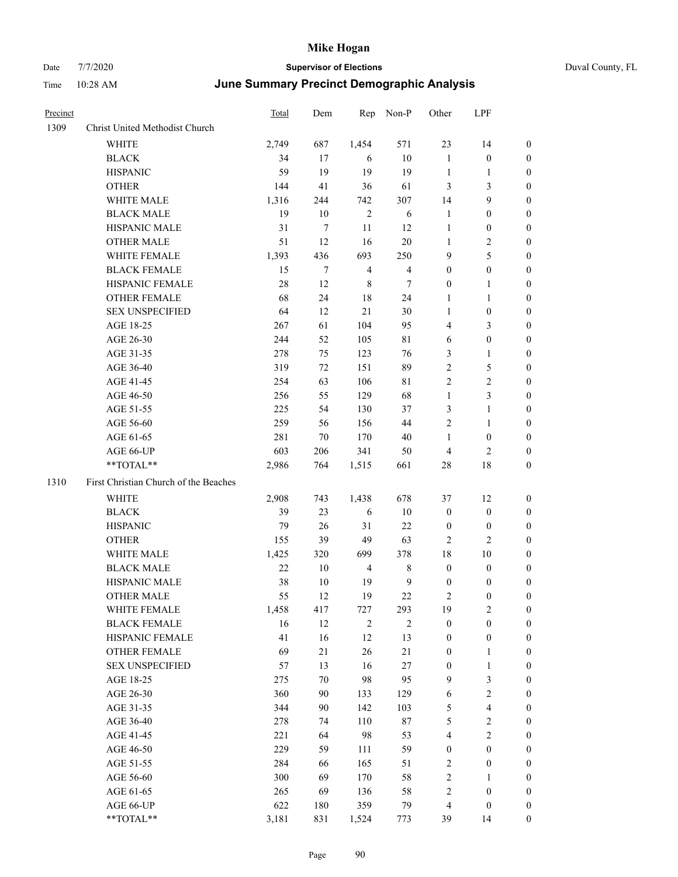# Mike Hogan

Date 7/7/2020 **Supervisor of Elections** Duval County, FL

Time 10:28 AM **June Summary Precinct Demographic Analysis**

| Precinct | | Total | Dem | Rep | Non-P | Other | LPF | |
|---|---|---|---|---|---|---|---|---|
| 1309 | Christ United Methodist Church | | | | | | | |
| | WHITE | 2,749 | 687 | 1,454 | 571 | 23 | 14 | 0 |
| | BLACK | 34 | 17 | 6 | 10 | 1 | 0 | 0 |
| | HISPANIC | 59 | 19 | 19 | 19 | 1 | 1 | 0 |
| | OTHER | 144 | 41 | 36 | 61 | 3 | 3 | 0 |
| | WHITE MALE | 1,316 | 244 | 742 | 307 | 14 | 9 | 0 |
| | BLACK MALE | 19 | 10 | 2 | 6 | 1 | 0 | 0 |
| | HISPANIC MALE | 31 | 7 | 11 | 12 | 1 | 0 | 0 |
| | OTHER MALE | 51 | 12 | 16 | 20 | 1 | 2 | 0 |
| | WHITE FEMALE | 1,393 | 436 | 693 | 250 | 9 | 5 | 0 |
| | BLACK FEMALE | 15 | 7 | 4 | 4 | 0 | 0 | 0 |
| | HISPANIC FEMALE | 28 | 12 | 8 | 7 | 0 | 1 | 0 |
| | OTHER FEMALE | 68 | 24 | 18 | 24 | 1 | 1 | 0 |
| | SEX UNSPECIFIED | 64 | 12 | 21 | 30 | 1 | 0 | 0 |
| | AGE 18-25 | 267 | 61 | 104 | 95 | 4 | 3 | 0 |
| | AGE 26-30 | 244 | 52 | 105 | 81 | 6 | 0 | 0 |
| | AGE 31-35 | 278 | 75 | 123 | 76 | 3 | 1 | 0 |
| | AGE 36-40 | 319 | 72 | 151 | 89 | 2 | 5 | 0 |
| | AGE 41-45 | 254 | 63 | 106 | 81 | 2 | 2 | 0 |
| | AGE 46-50 | 256 | 55 | 129 | 68 | 1 | 3 | 0 |
| | AGE 51-55 | 225 | 54 | 130 | 37 | 3 | 1 | 0 |
| | AGE 56-60 | 259 | 56 | 156 | 44 | 2 | 1 | 0 |
| | AGE 61-65 | 281 | 70 | 170 | 40 | 1 | 0 | 0 |
| | AGE 66-UP | 603 | 206 | 341 | 50 | 4 | 2 | 0 |
| | **TOTAL** | 2,986 | 764 | 1,515 | 661 | 28 | 18 | 0 |
| 1310 | First Christian Church of the Beaches | | | | | | | |
| | WHITE | 2,908 | 743 | 1,438 | 678 | 37 | 12 | 0 |
| | BLACK | 39 | 23 | 6 | 10 | 0 | 0 | 0 |
| | HISPANIC | 79 | 26 | 31 | 22 | 0 | 0 | 0 |
| | OTHER | 155 | 39 | 49 | 63 | 2 | 2 | 0 |
| | WHITE MALE | 1,425 | 320 | 699 | 378 | 18 | 10 | 0 |
| | BLACK MALE | 22 | 10 | 4 | 8 | 0 | 0 | 0 |
| | HISPANIC MALE | 38 | 10 | 19 | 9 | 0 | 0 | 0 |
| | OTHER MALE | 55 | 12 | 19 | 22 | 2 | 0 | 0 |
| | WHITE FEMALE | 1,458 | 417 | 727 | 293 | 19 | 2 | 0 |
| | BLACK FEMALE | 16 | 12 | 2 | 2 | 0 | 0 | 0 |
| | HISPANIC FEMALE | 41 | 16 | 12 | 13 | 0 | 0 | 0 |
| | OTHER FEMALE | 69 | 21 | 26 | 21 | 0 | 1 | 0 |
| | SEX UNSPECIFIED | 57 | 13 | 16 | 27 | 0 | 1 | 0 |
| | AGE 18-25 | 275 | 70 | 98 | 95 | 9 | 3 | 0 |
| | AGE 26-30 | 360 | 90 | 133 | 129 | 6 | 2 | 0 |
| | AGE 31-35 | 344 | 90 | 142 | 103 | 5 | 4 | 0 |
| | AGE 36-40 | 278 | 74 | 110 | 87 | 5 | 2 | 0 |
| | AGE 41-45 | 221 | 64 | 98 | 53 | 4 | 2 | 0 |
| | AGE 46-50 | 229 | 59 | 111 | 59 | 0 | 0 | 0 |
| | AGE 51-55 | 284 | 66 | 165 | 51 | 2 | 0 | 0 |
| | AGE 56-60 | 300 | 69 | 170 | 58 | 2 | 1 | 0 |
| | AGE 61-65 | 265 | 69 | 136 | 58 | 2 | 0 | 0 |
| | AGE 66-UP | 622 | 180 | 359 | 79 | 4 | 0 | 0 |
| | **TOTAL** | 3,181 | 831 | 1,524 | 773 | 39 | 14 | 0 |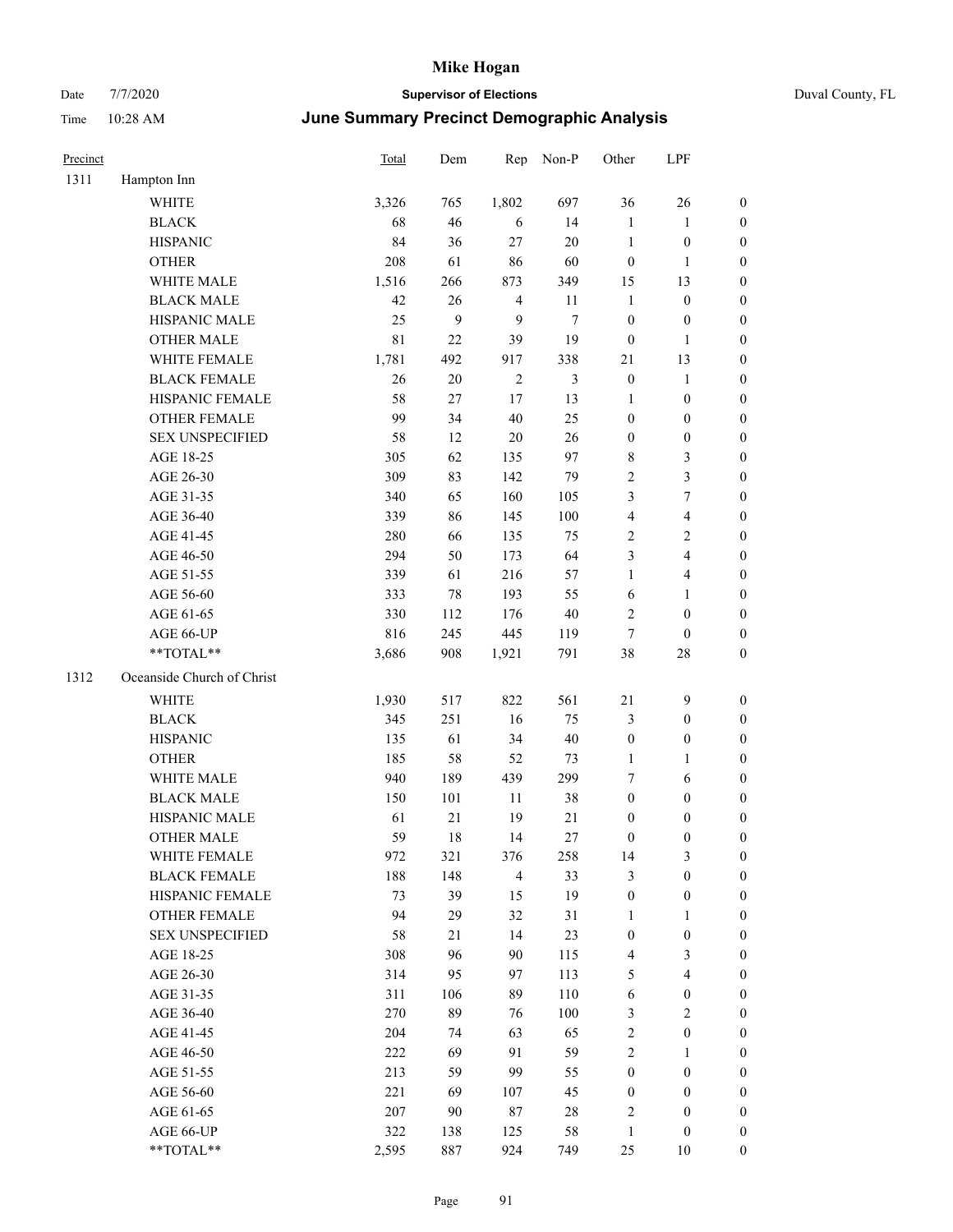| Precinct | | Total | Dem | Rep | Non-P | Other | LPF | |
|---|---|---|---|---|---|---|---|---|
| 1311 | Hampton Inn | | | | | | | |
| | WHITE | 3,326 | 765 | 1,802 | 697 | 36 | 26 | 0 |
| | BLACK | 68 | 46 | 6 | 14 | 1 | 1 | 0 |
| | HISPANIC | 84 | 36 | 27 | 20 | 1 | 0 | 0 |
| | OTHER | 208 | 61 | 86 | 60 | 0 | 1 | 0 |
| | WHITE MALE | 1,516 | 266 | 873 | 349 | 15 | 13 | 0 |
| | BLACK MALE | 42 | 26 | 4 | 11 | 1 | 0 | 0 |
| | HISPANIC MALE | 25 | 9 | 9 | 7 | 0 | 0 | 0 |
| | OTHER MALE | 81 | 22 | 39 | 19 | 0 | 1 | 0 |
| | WHITE FEMALE | 1,781 | 492 | 917 | 338 | 21 | 13 | 0 |
| | BLACK FEMALE | 26 | 20 | 2 | 3 | 0 | 1 | 0 |
| | HISPANIC FEMALE | 58 | 27 | 17 | 13 | 1 | 0 | 0 |
| | OTHER FEMALE | 99 | 34 | 40 | 25 | 0 | 0 | 0 |
| | SEX UNSPECIFIED | 58 | 12 | 20 | 26 | 0 | 0 | 0 |
| | AGE 18-25 | 305 | 62 | 135 | 97 | 8 | 3 | 0 |
| | AGE 26-30 | 309 | 83 | 142 | 79 | 2 | 3 | 0 |
| | AGE 31-35 | 340 | 65 | 160 | 105 | 3 | 7 | 0 |
| | AGE 36-40 | 339 | 86 | 145 | 100 | 4 | 4 | 0 |
| | AGE 41-45 | 280 | 66 | 135 | 75 | 2 | 2 | 0 |
| | AGE 46-50 | 294 | 50 | 173 | 64 | 3 | 4 | 0 |
| | AGE 51-55 | 339 | 61 | 216 | 57 | 1 | 4 | 0 |
| | AGE 56-60 | 333 | 78 | 193 | 55 | 6 | 1 | 0 |
| | AGE 61-65 | 330 | 112 | 176 | 40 | 2 | 0 | 0 |
| | AGE 66-UP | 816 | 245 | 445 | 119 | 7 | 0 | 0 |
| | **TOTAL** | 3,686 | 908 | 1,921 | 791 | 38 | 28 | 0 |
| 1312 | Oceanside Church of Christ | | | | | | | |
| | WHITE | 1,930 | 517 | 822 | 561 | 21 | 9 | 0 |
| | BLACK | 345 | 251 | 16 | 75 | 3 | 0 | 0 |
| | HISPANIC | 135 | 61 | 34 | 40 | 0 | 0 | 0 |
| | OTHER | 185 | 58 | 52 | 73 | 1 | 1 | 0 |
| | WHITE MALE | 940 | 189 | 439 | 299 | 7 | 6 | 0 |
| | BLACK MALE | 150 | 101 | 11 | 38 | 0 | 0 | 0 |
| | HISPANIC MALE | 61 | 21 | 19 | 21 | 0 | 0 | 0 |
| | OTHER MALE | 59 | 18 | 14 | 27 | 0 | 0 | 0 |
| | WHITE FEMALE | 972 | 321 | 376 | 258 | 14 | 3 | 0 |
| | BLACK FEMALE | 188 | 148 | 4 | 33 | 3 | 0 | 0 |
| | HISPANIC FEMALE | 73 | 39 | 15 | 19 | 0 | 0 | 0 |
| | OTHER FEMALE | 94 | 29 | 32 | 31 | 1 | 1 | 0 |
| | SEX UNSPECIFIED | 58 | 21 | 14 | 23 | 0 | 0 | 0 |
| | AGE 18-25 | 308 | 96 | 90 | 115 | 4 | 3 | 0 |
| | AGE 26-30 | 314 | 95 | 97 | 113 | 5 | 4 | 0 |
| | AGE 31-35 | 311 | 106 | 89 | 110 | 6 | 0 | 0 |
| | AGE 36-40 | 270 | 89 | 76 | 100 | 3 | 2 | 0 |
| | AGE 41-45 | 204 | 74 | 63 | 65 | 2 | 0 | 0 |
| | AGE 46-50 | 222 | 69 | 91 | 59 | 2 | 1 | 0 |
| | AGE 51-55 | 213 | 59 | 99 | 55 | 0 | 0 | 0 |
| | AGE 56-60 | 221 | 69 | 107 | 45 | 0 | 0 | 0 |
| | AGE 61-65 | 207 | 90 | 87 | 28 | 2 | 0 | 0 |
| | AGE 66-UP | 322 | 138 | 125 | 58 | 1 | 0 | 0 |
| | **TOTAL** | 2,595 | 887 | 924 | 749 | 25 | 10 | 0 |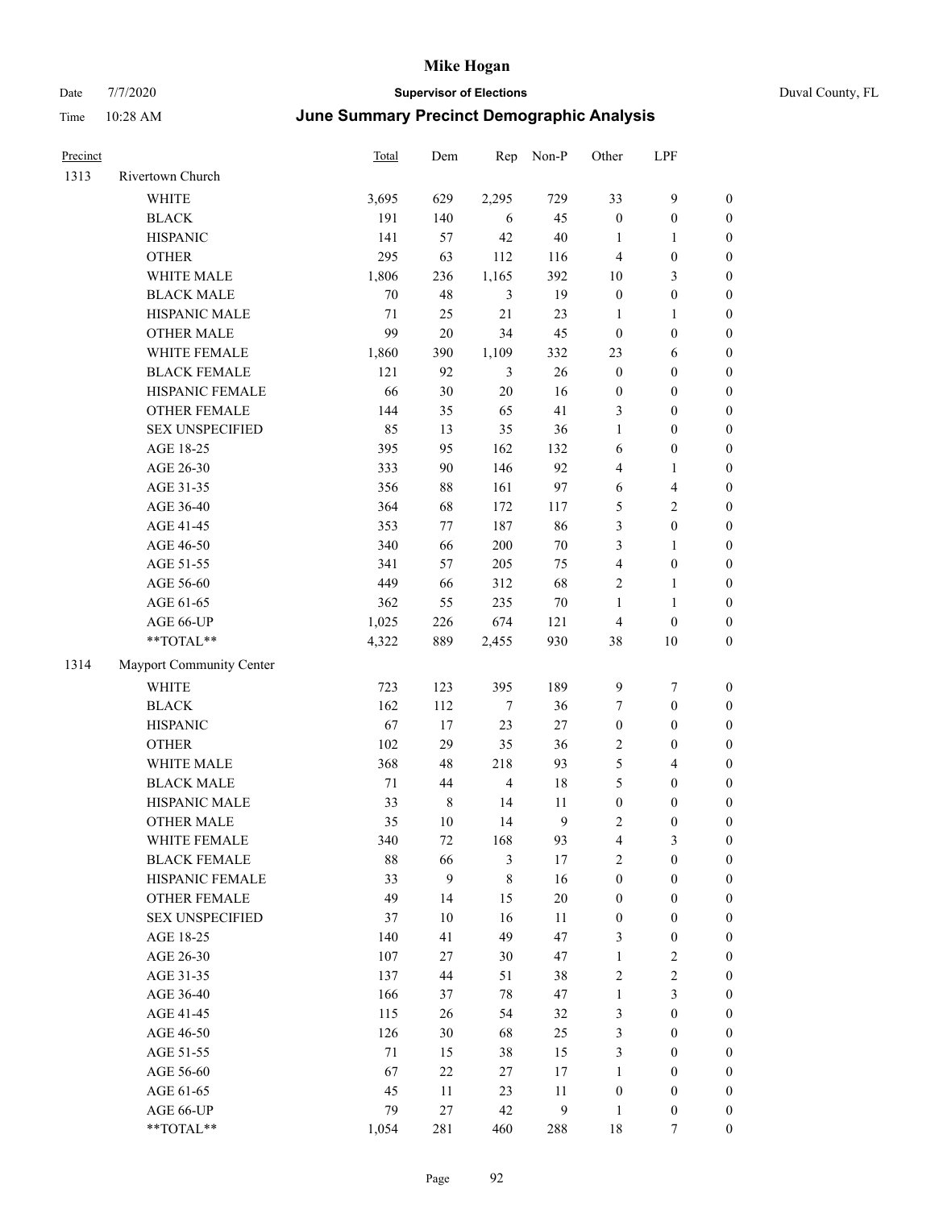# Mike Hogan

Date 7/7/2020 **Supervisor of Elections** Duval County, FL

Time 10:28 AM **June Summary Precinct Demographic Analysis**

| Precinct | | Total | Dem | Rep | Non-P | Other | LPF | |
|---|---|---|---|---|---|---|---|---|
| 1313 | Rivertown Church | | | | | | | |
| | WHITE | 3,695 | 629 | 2,295 | 729 | 33 | 9 | 0 |
| | BLACK | 191 | 140 | 6 | 45 | 0 | 0 | 0 |
| | HISPANIC | 141 | 57 | 42 | 40 | 1 | 1 | 0 |
| | OTHER | 295 | 63 | 112 | 116 | 4 | 0 | 0 |
| | WHITE MALE | 1,806 | 236 | 1,165 | 392 | 10 | 3 | 0 |
| | BLACK MALE | 70 | 48 | 3 | 19 | 0 | 0 | 0 |
| | HISPANIC MALE | 71 | 25 | 21 | 23 | 1 | 1 | 0 |
| | OTHER MALE | 99 | 20 | 34 | 45 | 0 | 0 | 0 |
| | WHITE FEMALE | 1,860 | 390 | 1,109 | 332 | 23 | 6 | 0 |
| | BLACK FEMALE | 121 | 92 | 3 | 26 | 0 | 0 | 0 |
| | HISPANIC FEMALE | 66 | 30 | 20 | 16 | 0 | 0 | 0 |
| | OTHER FEMALE | 144 | 35 | 65 | 41 | 3 | 0 | 0 |
| | SEX UNSPECIFIED | 85 | 13 | 35 | 36 | 1 | 0 | 0 |
| | AGE 18-25 | 395 | 95 | 162 | 132 | 6 | 0 | 0 |
| | AGE 26-30 | 333 | 90 | 146 | 92 | 4 | 1 | 0 |
| | AGE 31-35 | 356 | 88 | 161 | 97 | 6 | 4 | 0 |
| | AGE 36-40 | 364 | 68 | 172 | 117 | 5 | 2 | 0 |
| | AGE 41-45 | 353 | 77 | 187 | 86 | 3 | 0 | 0 |
| | AGE 46-50 | 340 | 66 | 200 | 70 | 3 | 1 | 0 |
| | AGE 51-55 | 341 | 57 | 205 | 75 | 4 | 0 | 0 |
| | AGE 56-60 | 449 | 66 | 312 | 68 | 2 | 1 | 0 |
| | AGE 61-65 | 362 | 55 | 235 | 70 | 1 | 1 | 0 |
| | AGE 66-UP | 1,025 | 226 | 674 | 121 | 4 | 0 | 0 |
| | **TOTAL** | 4,322 | 889 | 2,455 | 930 | 38 | 10 | 0 |
| 1314 | Mayport Community Center | | | | | | | |
| | WHITE | 723 | 123 | 395 | 189 | 9 | 7 | 0 |
| | BLACK | 162 | 112 | 7 | 36 | 7 | 0 | 0 |
| | HISPANIC | 67 | 17 | 23 | 27 | 0 | 0 | 0 |
| | OTHER | 102 | 29 | 35 | 36 | 2 | 0 | 0 |
| | WHITE MALE | 368 | 48 | 218 | 93 | 5 | 4 | 0 |
| | BLACK MALE | 71 | 44 | 4 | 18 | 5 | 0 | 0 |
| | HISPANIC MALE | 33 | 8 | 14 | 11 | 0 | 0 | 0 |
| | OTHER MALE | 35 | 10 | 14 | 9 | 2 | 0 | 0 |
| | WHITE FEMALE | 340 | 72 | 168 | 93 | 4 | 3 | 0 |
| | BLACK FEMALE | 88 | 66 | 3 | 17 | 2 | 0 | 0 |
| | HISPANIC FEMALE | 33 | 9 | 8 | 16 | 0 | 0 | 0 |
| | OTHER FEMALE | 49 | 14 | 15 | 20 | 0 | 0 | 0 |
| | SEX UNSPECIFIED | 37 | 10 | 16 | 11 | 0 | 0 | 0 |
| | AGE 18-25 | 140 | 41 | 49 | 47 | 3 | 0 | 0 |
| | AGE 26-30 | 107 | 27 | 30 | 47 | 1 | 2 | 0 |
| | AGE 31-35 | 137 | 44 | 51 | 38 | 2 | 2 | 0 |
| | AGE 36-40 | 166 | 37 | 78 | 47 | 1 | 3 | 0 |
| | AGE 41-45 | 115 | 26 | 54 | 32 | 3 | 0 | 0 |
| | AGE 46-50 | 126 | 30 | 68 | 25 | 3 | 0 | 0 |
| | AGE 51-55 | 71 | 15 | 38 | 15 | 3 | 0 | 0 |
| | AGE 56-60 | 67 | 22 | 27 | 17 | 1 | 0 | 0 |
| | AGE 61-65 | 45 | 11 | 23 | 11 | 0 | 0 | 0 |
| | AGE 66-UP | 79 | 27 | 42 | 9 | 1 | 0 | 0 |
| | **TOTAL** | 1,054 | 281 | 460 | 288 | 18 | 7 | 0 |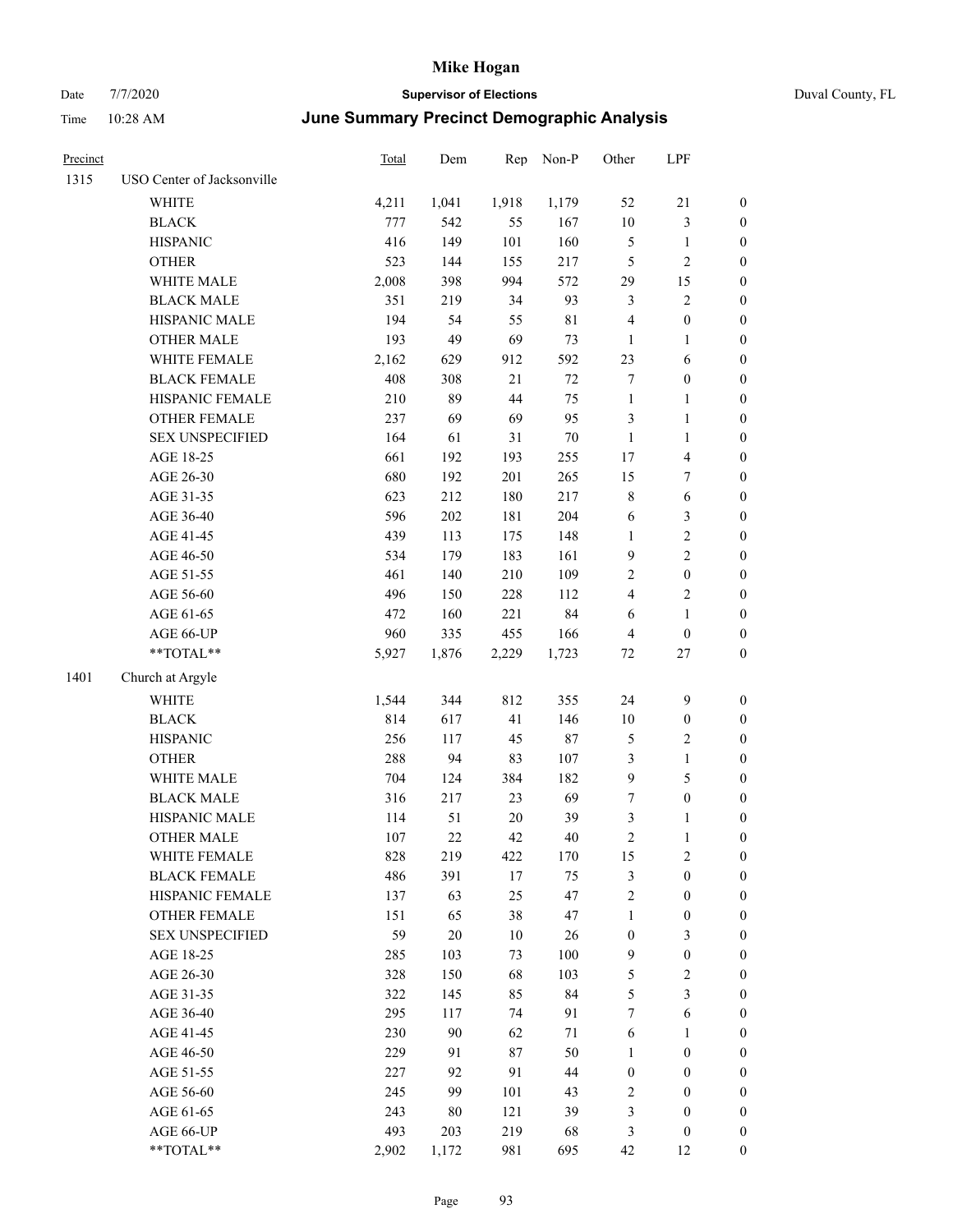# Mike Hogan

Date 7/7/2020 **Supervisor of Elections** Duval County, FL

Time 10:28 AM **June Summary Precinct Demographic Analysis**

| Precinct | | Total | Dem | Rep | Non-P | Other | LPF | |
|---|---|---|---|---|---|---|---|---|
| 1315 | USO Center of Jacksonville | | | | | | | |
| | WHITE | 4,211 | 1,041 | 1,918 | 1,179 | 52 | 21 | 0 |
| | BLACK | 777 | 542 | 55 | 167 | 10 | 3 | 0 |
| | HISPANIC | 416 | 149 | 101 | 160 | 5 | 1 | 0 |
| | OTHER | 523 | 144 | 155 | 217 | 5 | 2 | 0 |
| | WHITE MALE | 2,008 | 398 | 994 | 572 | 29 | 15 | 0 |
| | BLACK MALE | 351 | 219 | 34 | 93 | 3 | 2 | 0 |
| | HISPANIC MALE | 194 | 54 | 55 | 81 | 4 | 0 | 0 |
| | OTHER MALE | 193 | 49 | 69 | 73 | 1 | 1 | 0 |
| | WHITE FEMALE | 2,162 | 629 | 912 | 592 | 23 | 6 | 0 |
| | BLACK FEMALE | 408 | 308 | 21 | 72 | 7 | 0 | 0 |
| | HISPANIC FEMALE | 210 | 89 | 44 | 75 | 1 | 1 | 0 |
| | OTHER FEMALE | 237 | 69 | 69 | 95 | 3 | 1 | 0 |
| | SEX UNSPECIFIED | 164 | 61 | 31 | 70 | 1 | 1 | 0 |
| | AGE 18-25 | 661 | 192 | 193 | 255 | 17 | 4 | 0 |
| | AGE 26-30 | 680 | 192 | 201 | 265 | 15 | 7 | 0 |
| | AGE 31-35 | 623 | 212 | 180 | 217 | 8 | 6 | 0 |
| | AGE 36-40 | 596 | 202 | 181 | 204 | 6 | 3 | 0 |
| | AGE 41-45 | 439 | 113 | 175 | 148 | 1 | 2 | 0 |
| | AGE 46-50 | 534 | 179 | 183 | 161 | 9 | 2 | 0 |
| | AGE 51-55 | 461 | 140 | 210 | 109 | 2 | 0 | 0 |
| | AGE 56-60 | 496 | 150 | 228 | 112 | 4 | 2 | 0 |
| | AGE 61-65 | 472 | 160 | 221 | 84 | 6 | 1 | 0 |
| | AGE 66-UP | 960 | 335 | 455 | 166 | 4 | 0 | 0 |
| | **TOTAL** | 5,927 | 1,876 | 2,229 | 1,723 | 72 | 27 | 0 |
| 1401 | Church at Argyle | | | | | | | |
| | WHITE | 1,544 | 344 | 812 | 355 | 24 | 9 | 0 |
| | BLACK | 814 | 617 | 41 | 146 | 10 | 0 | 0 |
| | HISPANIC | 256 | 117 | 45 | 87 | 5 | 2 | 0 |
| | OTHER | 288 | 94 | 83 | 107 | 3 | 1 | 0 |
| | WHITE MALE | 704 | 124 | 384 | 182 | 9 | 5 | 0 |
| | BLACK MALE | 316 | 217 | 23 | 69 | 7 | 0 | 0 |
| | HISPANIC MALE | 114 | 51 | 20 | 39 | 3 | 1 | 0 |
| | OTHER MALE | 107 | 22 | 42 | 40 | 2 | 1 | 0 |
| | WHITE FEMALE | 828 | 219 | 422 | 170 | 15 | 2 | 0 |
| | BLACK FEMALE | 486 | 391 | 17 | 75 | 3 | 0 | 0 |
| | HISPANIC FEMALE | 137 | 63 | 25 | 47 | 2 | 0 | 0 |
| | OTHER FEMALE | 151 | 65 | 38 | 47 | 1 | 0 | 0 |
| | SEX UNSPECIFIED | 59 | 20 | 10 | 26 | 0 | 3 | 0 |
| | AGE 18-25 | 285 | 103 | 73 | 100 | 9 | 0 | 0 |
| | AGE 26-30 | 328 | 150 | 68 | 103 | 5 | 2 | 0 |
| | AGE 31-35 | 322 | 145 | 85 | 84 | 5 | 3 | 0 |
| | AGE 36-40 | 295 | 117 | 74 | 91 | 7 | 6 | 0 |
| | AGE 41-45 | 230 | 90 | 62 | 71 | 6 | 1 | 0 |
| | AGE 46-50 | 229 | 91 | 87 | 50 | 1 | 0 | 0 |
| | AGE 51-55 | 227 | 92 | 91 | 44 | 0 | 0 | 0 |
| | AGE 56-60 | 245 | 99 | 101 | 43 | 2 | 0 | 0 |
| | AGE 61-65 | 243 | 80 | 121 | 39 | 3 | 0 | 0 |
| | AGE 66-UP | 493 | 203 | 219 | 68 | 3 | 0 | 0 |
| | **TOTAL** | 2,902 | 1,172 | 981 | 695 | 42 | 12 | 0 |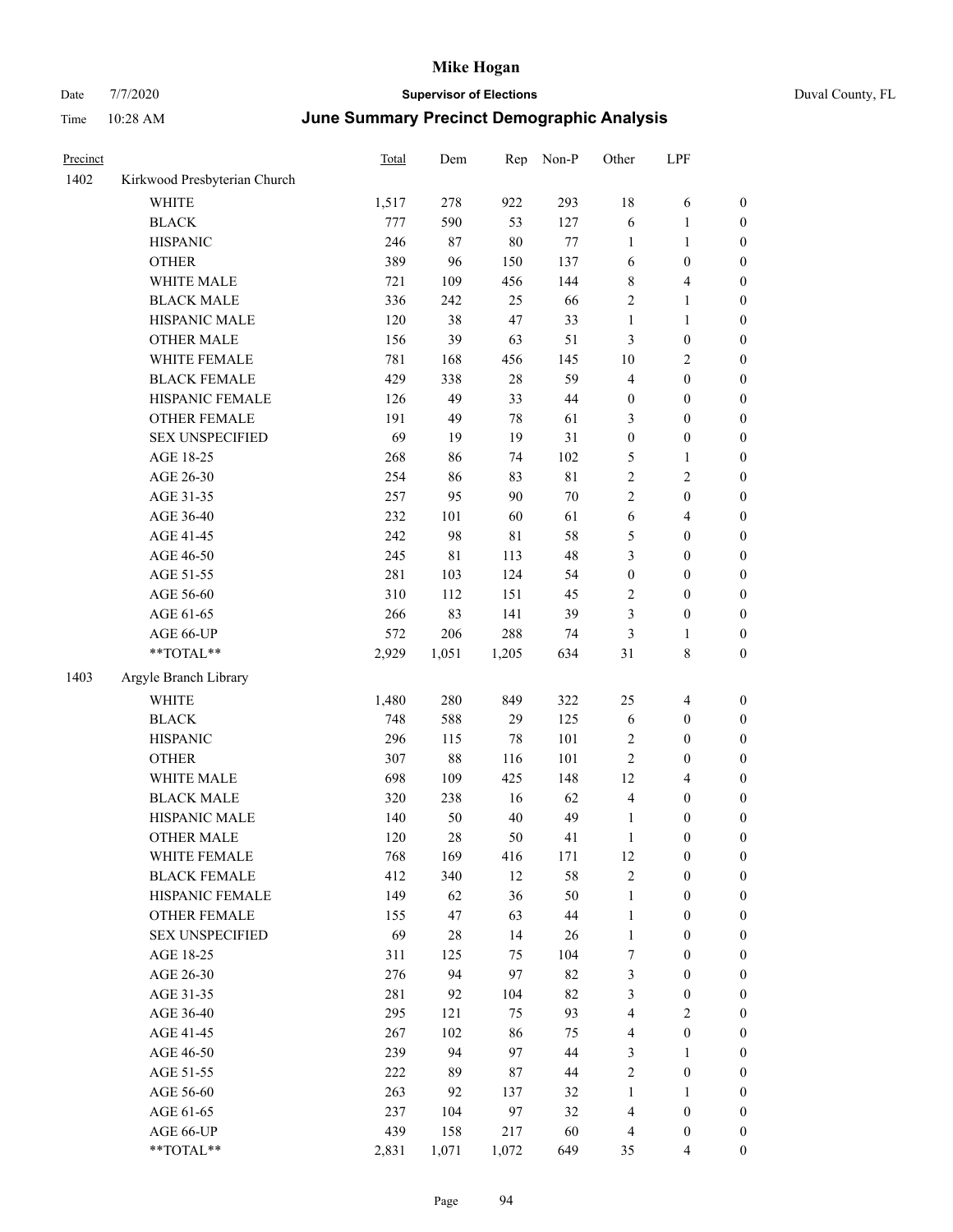# Mike Hogan

Date 7/7/2020 **Supervisor of Elections** Duval County, FL

Time 10:28 AM **June Summary Precinct Demographic Analysis**

| Precinct | | Total | Dem | Rep | Non-P | Other | LPF | |
|---|---|---|---|---|---|---|---|---|
| 1402 | Kirkwood Presbyterian Church | | | | | | | |
| | WHITE | 1,517 | 278 | 922 | 293 | 18 | 6 | 0 |
| | BLACK | 777 | 590 | 53 | 127 | 6 | 1 | 0 |
| | HISPANIC | 246 | 87 | 80 | 77 | 1 | 1 | 0 |
| | OTHER | 389 | 96 | 150 | 137 | 6 | 0 | 0 |
| | WHITE MALE | 721 | 109 | 456 | 144 | 8 | 4 | 0 |
| | BLACK MALE | 336 | 242 | 25 | 66 | 2 | 1 | 0 |
| | HISPANIC MALE | 120 | 38 | 47 | 33 | 1 | 1 | 0 |
| | OTHER MALE | 156 | 39 | 63 | 51 | 3 | 0 | 0 |
| | WHITE FEMALE | 781 | 168 | 456 | 145 | 10 | 2 | 0 |
| | BLACK FEMALE | 429 | 338 | 28 | 59 | 4 | 0 | 0 |
| | HISPANIC FEMALE | 126 | 49 | 33 | 44 | 0 | 0 | 0 |
| | OTHER FEMALE | 191 | 49 | 78 | 61 | 3 | 0 | 0 |
| | SEX UNSPECIFIED | 69 | 19 | 19 | 31 | 0 | 0 | 0 |
| | AGE 18-25 | 268 | 86 | 74 | 102 | 5 | 1 | 0 |
| | AGE 26-30 | 254 | 86 | 83 | 81 | 2 | 2 | 0 |
| | AGE 31-35 | 257 | 95 | 90 | 70 | 2 | 0 | 0 |
| | AGE 36-40 | 232 | 101 | 60 | 61 | 6 | 4 | 0 |
| | AGE 41-45 | 242 | 98 | 81 | 58 | 5 | 0 | 0 |
| | AGE 46-50 | 245 | 81 | 113 | 48 | 3 | 0 | 0 |
| | AGE 51-55 | 281 | 103 | 124 | 54 | 0 | 0 | 0 |
| | AGE 56-60 | 310 | 112 | 151 | 45 | 2 | 0 | 0 |
| | AGE 61-65 | 266 | 83 | 141 | 39 | 3 | 0 | 0 |
| | AGE 66-UP | 572 | 206 | 288 | 74 | 3 | 1 | 0 |
| | **TOTAL** | 2,929 | 1,051 | 1,205 | 634 | 31 | 8 | 0 |
| 1403 | Argyle Branch Library | | | | | | | |
| | WHITE | 1,480 | 280 | 849 | 322 | 25 | 4 | 0 |
| | BLACK | 748 | 588 | 29 | 125 | 6 | 0 | 0 |
| | HISPANIC | 296 | 115 | 78 | 101 | 2 | 0 | 0 |
| | OTHER | 307 | 88 | 116 | 101 | 2 | 0 | 0 |
| | WHITE MALE | 698 | 109 | 425 | 148 | 12 | 4 | 0 |
| | BLACK MALE | 320 | 238 | 16 | 62 | 4 | 0 | 0 |
| | HISPANIC MALE | 140 | 50 | 40 | 49 | 1 | 0 | 0 |
| | OTHER MALE | 120 | 28 | 50 | 41 | 1 | 0 | 0 |
| | WHITE FEMALE | 768 | 169 | 416 | 171 | 12 | 0 | 0 |
| | BLACK FEMALE | 412 | 340 | 12 | 58 | 2 | 0 | 0 |
| | HISPANIC FEMALE | 149 | 62 | 36 | 50 | 1 | 0 | 0 |
| | OTHER FEMALE | 155 | 47 | 63 | 44 | 1 | 0 | 0 |
| | SEX UNSPECIFIED | 69 | 28 | 14 | 26 | 1 | 0 | 0 |
| | AGE 18-25 | 311 | 125 | 75 | 104 | 7 | 0 | 0 |
| | AGE 26-30 | 276 | 94 | 97 | 82 | 3 | 0 | 0 |
| | AGE 31-35 | 281 | 92 | 104 | 82 | 3 | 0 | 0 |
| | AGE 36-40 | 295 | 121 | 75 | 93 | 4 | 2 | 0 |
| | AGE 41-45 | 267 | 102 | 86 | 75 | 4 | 0 | 0 |
| | AGE 46-50 | 239 | 94 | 97 | 44 | 3 | 1 | 0 |
| | AGE 51-55 | 222 | 89 | 87 | 44 | 2 | 0 | 0 |
| | AGE 56-60 | 263 | 92 | 137 | 32 | 1 | 1 | 0 |
| | AGE 61-65 | 237 | 104 | 97 | 32 | 4 | 0 | 0 |
| | AGE 66-UP | 439 | 158 | 217 | 60 | 4 | 0 | 0 |
| | **TOTAL** | 2,831 | 1,071 | 1,072 | 649 | 35 | 4 | 0 |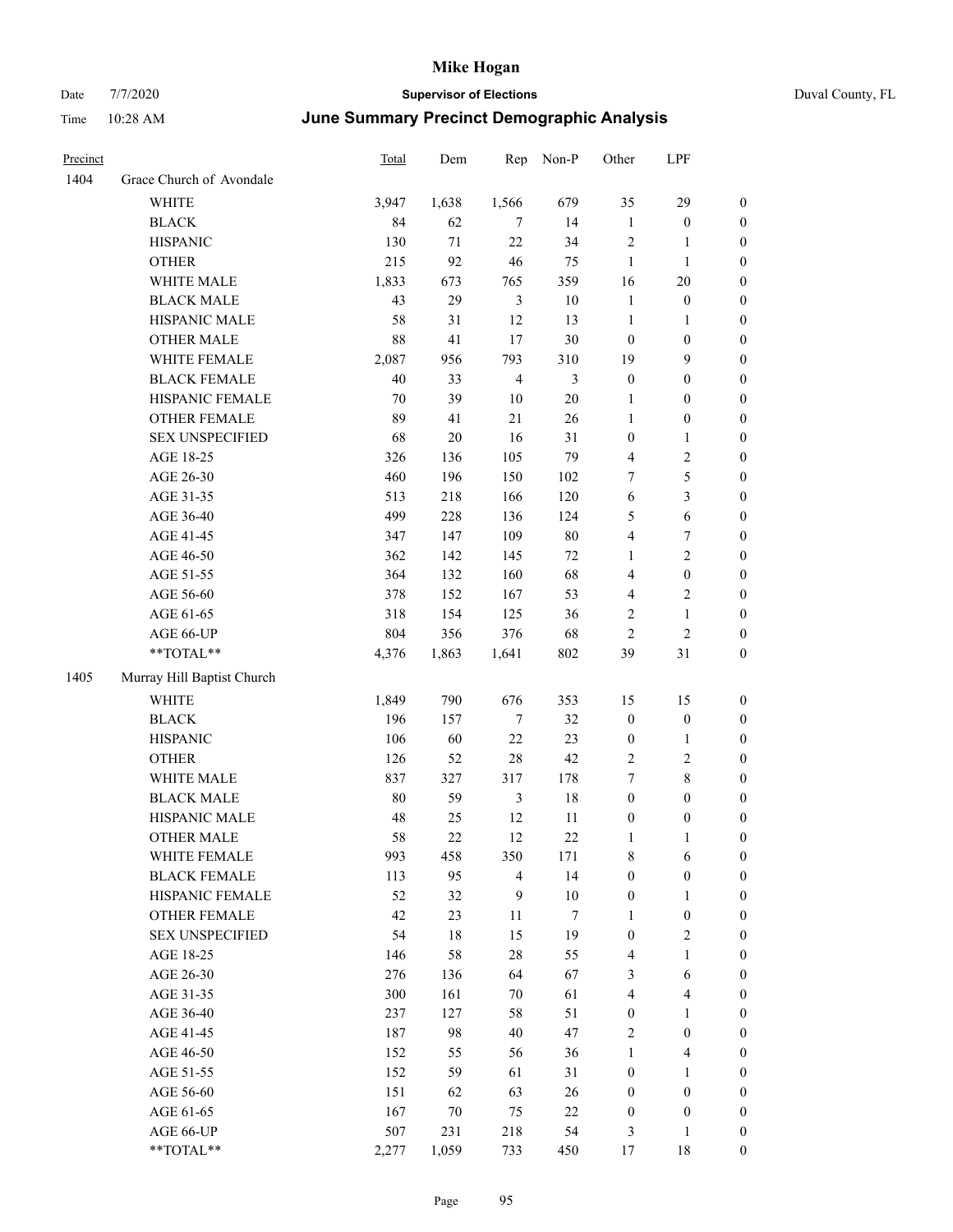# Mike Hogan

Date 7/7/2020 **Supervisor of Elections** Duval County, FL

Time 10:28 AM **June Summary Precinct Demographic Analysis**

| Precinct | | Total | Dem | Rep | Non-P | Other | LPF | |
|---|---|---|---|---|---|---|---|---|
| 1404 | Grace Church of Avondale | | | | | | | |
| | WHITE | 3,947 | 1,638 | 1,566 | 679 | 35 | 29 | 0 |
| | BLACK | 84 | 62 | 7 | 14 | 1 | 0 | 0 |
| | HISPANIC | 130 | 71 | 22 | 34 | 2 | 1 | 0 |
| | OTHER | 215 | 92 | 46 | 75 | 1 | 1 | 0 |
| | WHITE MALE | 1,833 | 673 | 765 | 359 | 16 | 20 | 0 |
| | BLACK MALE | 43 | 29 | 3 | 10 | 1 | 0 | 0 |
| | HISPANIC MALE | 58 | 31 | 12 | 13 | 1 | 1 | 0 |
| | OTHER MALE | 88 | 41 | 17 | 30 | 0 | 0 | 0 |
| | WHITE FEMALE | 2,087 | 956 | 793 | 310 | 19 | 9 | 0 |
| | BLACK FEMALE | 40 | 33 | 4 | 3 | 0 | 0 | 0 |
| | HISPANIC FEMALE | 70 | 39 | 10 | 20 | 1 | 0 | 0 |
| | OTHER FEMALE | 89 | 41 | 21 | 26 | 1 | 0 | 0 |
| | SEX UNSPECIFIED | 68 | 20 | 16 | 31 | 0 | 1 | 0 |
| | AGE 18-25 | 326 | 136 | 105 | 79 | 4 | 2 | 0 |
| | AGE 26-30 | 460 | 196 | 150 | 102 | 7 | 5 | 0 |
| | AGE 31-35 | 513 | 218 | 166 | 120 | 6 | 3 | 0 |
| | AGE 36-40 | 499 | 228 | 136 | 124 | 5 | 6 | 0 |
| | AGE 41-45 | 347 | 147 | 109 | 80 | 4 | 7 | 0 |
| | AGE 46-50 | 362 | 142 | 145 | 72 | 1 | 2 | 0 |
| | AGE 51-55 | 364 | 132 | 160 | 68 | 4 | 0 | 0 |
| | AGE 56-60 | 378 | 152 | 167 | 53 | 4 | 2 | 0 |
| | AGE 61-65 | 318 | 154 | 125 | 36 | 2 | 1 | 0 |
| | AGE 66-UP | 804 | 356 | 376 | 68 | 2 | 2 | 0 |
| | **TOTAL** | 4,376 | 1,863 | 1,641 | 802 | 39 | 31 | 0 |
| 1405 | Murray Hill Baptist Church | | | | | | | |
| | WHITE | 1,849 | 790 | 676 | 353 | 15 | 15 | 0 |
| | BLACK | 196 | 157 | 7 | 32 | 0 | 0 | 0 |
| | HISPANIC | 106 | 60 | 22 | 23 | 0 | 1 | 0 |
| | OTHER | 126 | 52 | 28 | 42 | 2 | 2 | 0 |
| | WHITE MALE | 837 | 327 | 317 | 178 | 7 | 8 | 0 |
| | BLACK MALE | 80 | 59 | 3 | 18 | 0 | 0 | 0 |
| | HISPANIC MALE | 48 | 25 | 12 | 11 | 0 | 0 | 0 |
| | OTHER MALE | 58 | 22 | 12 | 22 | 1 | 1 | 0 |
| | WHITE FEMALE | 993 | 458 | 350 | 171 | 8 | 6 | 0 |
| | BLACK FEMALE | 113 | 95 | 4 | 14 | 0 | 0 | 0 |
| | HISPANIC FEMALE | 52 | 32 | 9 | 10 | 0 | 1 | 0 |
| | OTHER FEMALE | 42 | 23 | 11 | 7 | 1 | 0 | 0 |
| | SEX UNSPECIFIED | 54 | 18 | 15 | 19 | 0 | 2 | 0 |
| | AGE 18-25 | 146 | 58 | 28 | 55 | 4 | 1 | 0 |
| | AGE 26-30 | 276 | 136 | 64 | 67 | 3 | 6 | 0 |
| | AGE 31-35 | 300 | 161 | 70 | 61 | 4 | 4 | 0 |
| | AGE 36-40 | 237 | 127 | 58 | 51 | 0 | 1 | 0 |
| | AGE 41-45 | 187 | 98 | 40 | 47 | 2 | 0 | 0 |
| | AGE 46-50 | 152 | 55 | 56 | 36 | 1 | 4 | 0 |
| | AGE 51-55 | 152 | 59 | 61 | 31 | 0 | 1 | 0 |
| | AGE 56-60 | 151 | 62 | 63 | 26 | 0 | 0 | 0 |
| | AGE 61-65 | 167 | 70 | 75 | 22 | 0 | 0 | 0 |
| | AGE 66-UP | 507 | 231 | 218 | 54 | 3 | 1 | 0 |
| | **TOTAL** | 2,277 | 1,059 | 733 | 450 | 17 | 18 | 0 |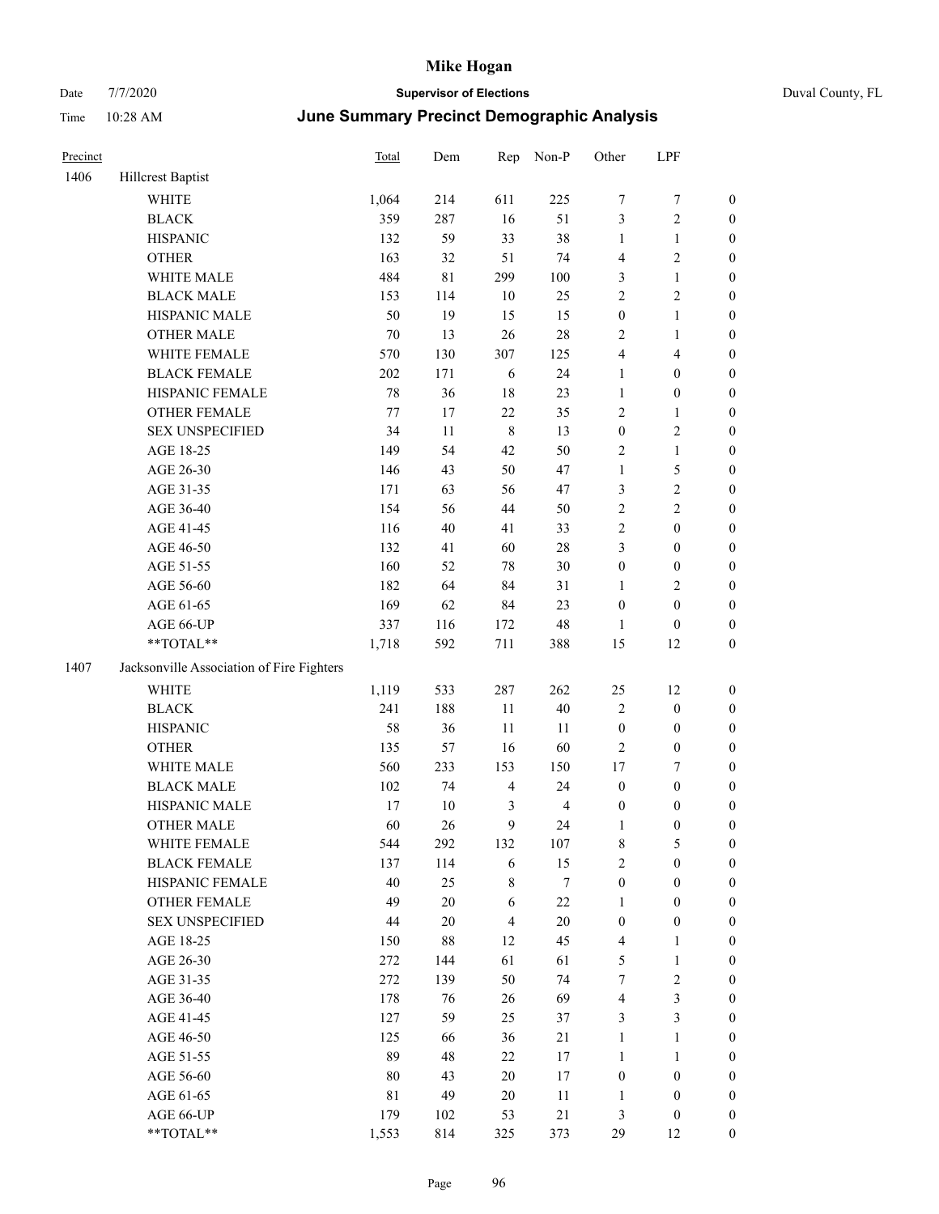# Mike Hogan

Date 7/7/2020 **Supervisor of Elections** Duval County, FL

Time 10:28 AM **June Summary Precinct Demographic Analysis**

| Precinct | | Total | Dem | Rep | Non-P | Other | LPF | |
|---|---|---|---|---|---|---|---|---|
| 1406 | Hillcrest Baptist | | | | | | | |
| | WHITE | 1,064 | 214 | 611 | 225 | 7 | 7 | 0 |
| | BLACK | 359 | 287 | 16 | 51 | 3 | 2 | 0 |
| | HISPANIC | 132 | 59 | 33 | 38 | 1 | 1 | 0 |
| | OTHER | 163 | 32 | 51 | 74 | 4 | 2 | 0 |
| | WHITE MALE | 484 | 81 | 299 | 100 | 3 | 1 | 0 |
| | BLACK MALE | 153 | 114 | 10 | 25 | 2 | 2 | 0 |
| | HISPANIC MALE | 50 | 19 | 15 | 15 | 0 | 1 | 0 |
| | OTHER MALE | 70 | 13 | 26 | 28 | 2 | 1 | 0 |
| | WHITE FEMALE | 570 | 130 | 307 | 125 | 4 | 4 | 0 |
| | BLACK FEMALE | 202 | 171 | 6 | 24 | 1 | 0 | 0 |
| | HISPANIC FEMALE | 78 | 36 | 18 | 23 | 1 | 0 | 0 |
| | OTHER FEMALE | 77 | 17 | 22 | 35 | 2 | 1 | 0 |
| | SEX UNSPECIFIED | 34 | 11 | 8 | 13 | 0 | 2 | 0 |
| | AGE 18-25 | 149 | 54 | 42 | 50 | 2 | 1 | 0 |
| | AGE 26-30 | 146 | 43 | 50 | 47 | 1 | 5 | 0 |
| | AGE 31-35 | 171 | 63 | 56 | 47 | 3 | 2 | 0 |
| | AGE 36-40 | 154 | 56 | 44 | 50 | 2 | 2 | 0 |
| | AGE 41-45 | 116 | 40 | 41 | 33 | 2 | 0 | 0 |
| | AGE 46-50 | 132 | 41 | 60 | 28 | 3 | 0 | 0 |
| | AGE 51-55 | 160 | 52 | 78 | 30 | 0 | 0 | 0 |
| | AGE 56-60 | 182 | 64 | 84 | 31 | 1 | 2 | 0 |
| | AGE 61-65 | 169 | 62 | 84 | 23 | 0 | 0 | 0 |
| | AGE 66-UP | 337 | 116 | 172 | 48 | 1 | 0 | 0 |
| | **TOTAL** | 1,718 | 592 | 711 | 388 | 15 | 12 | 0 |
| 1407 | Jacksonville Association of Fire Fighters | | | | | | | |
| | WHITE | 1,119 | 533 | 287 | 262 | 25 | 12 | 0 |
| | BLACK | 241 | 188 | 11 | 40 | 2 | 0 | 0 |
| | HISPANIC | 58 | 36 | 11 | 11 | 0 | 0 | 0 |
| | OTHER | 135 | 57 | 16 | 60 | 2 | 0 | 0 |
| | WHITE MALE | 560 | 233 | 153 | 150 | 17 | 7 | 0 |
| | BLACK MALE | 102 | 74 | 4 | 24 | 0 | 0 | 0 |
| | HISPANIC MALE | 17 | 10 | 3 | 4 | 0 | 0 | 0 |
| | OTHER MALE | 60 | 26 | 9 | 24 | 1 | 0 | 0 |
| | WHITE FEMALE | 544 | 292 | 132 | 107 | 8 | 5 | 0 |
| | BLACK FEMALE | 137 | 114 | 6 | 15 | 2 | 0 | 0 |
| | HISPANIC FEMALE | 40 | 25 | 8 | 7 | 0 | 0 | 0 |
| | OTHER FEMALE | 49 | 20 | 6 | 22 | 1 | 0 | 0 |
| | SEX UNSPECIFIED | 44 | 20 | 4 | 20 | 0 | 0 | 0 |
| | AGE 18-25 | 150 | 88 | 12 | 45 | 4 | 1 | 0 |
| | AGE 26-30 | 272 | 144 | 61 | 61 | 5 | 1 | 0 |
| | AGE 31-35 | 272 | 139 | 50 | 74 | 7 | 2 | 0 |
| | AGE 36-40 | 178 | 76 | 26 | 69 | 4 | 3 | 0 |
| | AGE 41-45 | 127 | 59 | 25 | 37 | 3 | 3 | 0 |
| | AGE 46-50 | 125 | 66 | 36 | 21 | 1 | 1 | 0 |
| | AGE 51-55 | 89 | 48 | 22 | 17 | 1 | 1 | 0 |
| | AGE 56-60 | 80 | 43 | 20 | 17 | 0 | 0 | 0 |
| | AGE 61-65 | 81 | 49 | 20 | 11 | 1 | 0 | 0 |
| | AGE 66-UP | 179 | 102 | 53 | 21 | 3 | 0 | 0 |
| | **TOTAL** | 1,553 | 814 | 325 | 373 | 29 | 12 | 0 |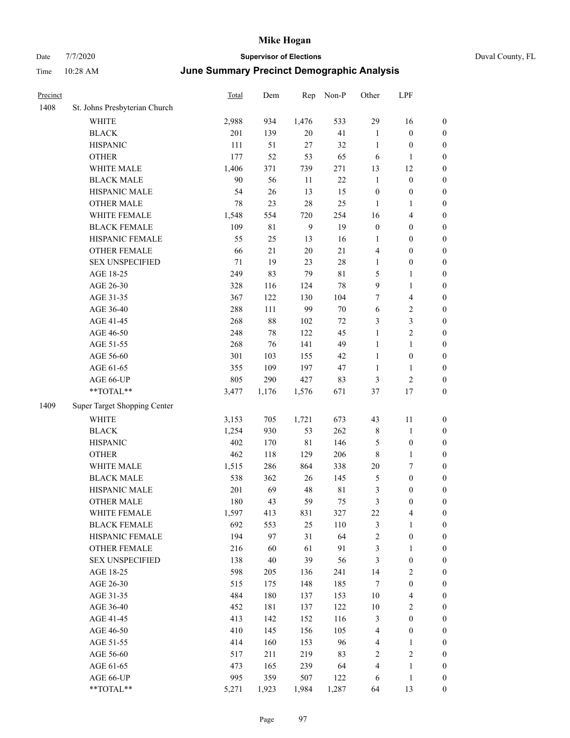| Precinct | | Total | Dem | Rep | Non-P | Other | LPF | |
|---|---|---|---|---|---|---|---|---|
| 1408 | St. Johns Presbyterian Church | | | | | | | |
| | WHITE | 2,988 | 934 | 1,476 | 533 | 29 | 16 | 0 |
| | BLACK | 201 | 139 | 20 | 41 | 1 | 0 | 0 |
| | HISPANIC | 111 | 51 | 27 | 32 | 1 | 0 | 0 |
| | OTHER | 177 | 52 | 53 | 65 | 6 | 1 | 0 |
| | WHITE MALE | 1,406 | 371 | 739 | 271 | 13 | 12 | 0 |
| | BLACK MALE | 90 | 56 | 11 | 22 | 1 | 0 | 0 |
| | HISPANIC MALE | 54 | 26 | 13 | 15 | 0 | 0 | 0 |
| | OTHER MALE | 78 | 23 | 28 | 25 | 1 | 1 | 0 |
| | WHITE FEMALE | 1,548 | 554 | 720 | 254 | 16 | 4 | 0 |
| | BLACK FEMALE | 109 | 81 | 9 | 19 | 0 | 0 | 0 |
| | HISPANIC FEMALE | 55 | 25 | 13 | 16 | 1 | 0 | 0 |
| | OTHER FEMALE | 66 | 21 | 20 | 21 | 4 | 0 | 0 |
| | SEX UNSPECIFIED | 71 | 19 | 23 | 28 | 1 | 0 | 0 |
| | AGE 18-25 | 249 | 83 | 79 | 81 | 5 | 1 | 0 |
| | AGE 26-30 | 328 | 116 | 124 | 78 | 9 | 1 | 0 |
| | AGE 31-35 | 367 | 122 | 130 | 104 | 7 | 4 | 0 |
| | AGE 36-40 | 288 | 111 | 99 | 70 | 6 | 2 | 0 |
| | AGE 41-45 | 268 | 88 | 102 | 72 | 3 | 3 | 0 |
| | AGE 46-50 | 248 | 78 | 122 | 45 | 1 | 2 | 0 |
| | AGE 51-55 | 268 | 76 | 141 | 49 | 1 | 1 | 0 |
| | AGE 56-60 | 301 | 103 | 155 | 42 | 1 | 0 | 0 |
| | AGE 61-65 | 355 | 109 | 197 | 47 | 1 | 1 | 0 |
| | AGE 66-UP | 805 | 290 | 427 | 83 | 3 | 2 | 0 |
| | **TOTAL** | 3,477 | 1,176 | 1,576 | 671 | 37 | 17 | 0 |
| 1409 | Super Target Shopping Center | | | | | | | |
| | WHITE | 3,153 | 705 | 1,721 | 673 | 43 | 11 | 0 |
| | BLACK | 1,254 | 930 | 53 | 262 | 8 | 1 | 0 |
| | HISPANIC | 402 | 170 | 81 | 146 | 5 | 0 | 0 |
| | OTHER | 462 | 118 | 129 | 206 | 8 | 1 | 0 |
| | WHITE MALE | 1,515 | 286 | 864 | 338 | 20 | 7 | 0 |
| | BLACK MALE | 538 | 362 | 26 | 145 | 5 | 0 | 0 |
| | HISPANIC MALE | 201 | 69 | 48 | 81 | 3 | 0 | 0 |
| | OTHER MALE | 180 | 43 | 59 | 75 | 3 | 0 | 0 |
| | WHITE FEMALE | 1,597 | 413 | 831 | 327 | 22 | 4 | 0 |
| | BLACK FEMALE | 692 | 553 | 25 | 110 | 3 | 1 | 0 |
| | HISPANIC FEMALE | 194 | 97 | 31 | 64 | 2 | 0 | 0 |
| | OTHER FEMALE | 216 | 60 | 61 | 91 | 3 | 1 | 0 |
| | SEX UNSPECIFIED | 138 | 40 | 39 | 56 | 3 | 0 | 0 |
| | AGE 18-25 | 598 | 205 | 136 | 241 | 14 | 2 | 0 |
| | AGE 26-30 | 515 | 175 | 148 | 185 | 7 | 0 | 0 |
| | AGE 31-35 | 484 | 180 | 137 | 153 | 10 | 4 | 0 |
| | AGE 36-40 | 452 | 181 | 137 | 122 | 10 | 2 | 0 |
| | AGE 41-45 | 413 | 142 | 152 | 116 | 3 | 0 | 0 |
| | AGE 46-50 | 410 | 145 | 156 | 105 | 4 | 0 | 0 |
| | AGE 51-55 | 414 | 160 | 153 | 96 | 4 | 1 | 0 |
| | AGE 56-60 | 517 | 211 | 219 | 83 | 2 | 2 | 0 |
| | AGE 61-65 | 473 | 165 | 239 | 64 | 4 | 1 | 0 |
| | AGE 66-UP | 995 | 359 | 507 | 122 | 6 | 1 | 0 |
| | **TOTAL** | 5,271 | 1,923 | 1,984 | 1,287 | 64 | 13 | 0 |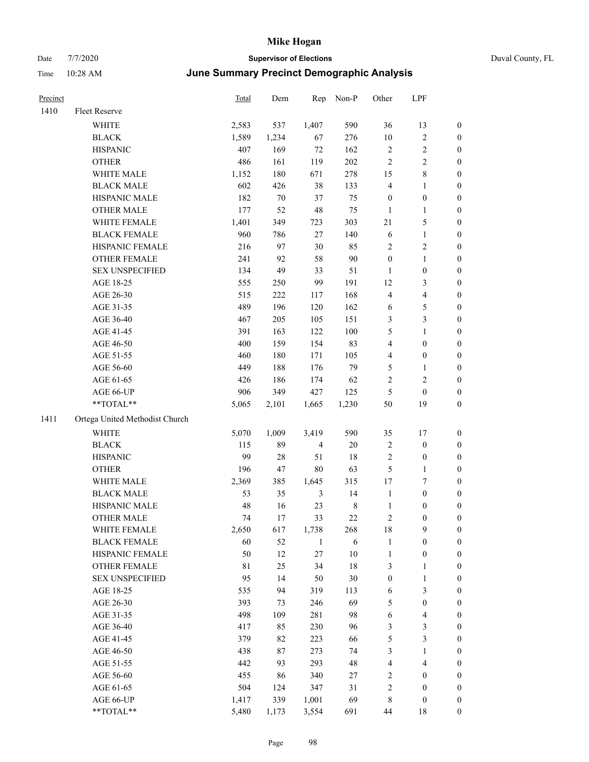# Mike Hogan

Date 7/7/2020 | **Supervisor of Elections** | Duval County, FL

Time 10:28 AM | **June Summary Precinct Demographic Analysis**

| Precinct | | Total | Dem | Rep | Non-P | Other | LPF | |
|---|---|---|---|---|---|---|---|---|
| 1410 | Fleet Reserve | | | | | | | |
| | WHITE | 2,583 | 537 | 1,407 | 590 | 36 | 13 | 0 |
| | BLACK | 1,589 | 1,234 | 67 | 276 | 10 | 2 | 0 |
| | HISPANIC | 407 | 169 | 72 | 162 | 2 | 2 | 0 |
| | OTHER | 486 | 161 | 119 | 202 | 2 | 2 | 0 |
| | WHITE MALE | 1,152 | 180 | 671 | 278 | 15 | 8 | 0 |
| | BLACK MALE | 602 | 426 | 38 | 133 | 4 | 1 | 0 |
| | HISPANIC MALE | 182 | 70 | 37 | 75 | 0 | 0 | 0 |
| | OTHER MALE | 177 | 52 | 48 | 75 | 1 | 1 | 0 |
| | WHITE FEMALE | 1,401 | 349 | 723 | 303 | 21 | 5 | 0 |
| | BLACK FEMALE | 960 | 786 | 27 | 140 | 6 | 1 | 0 |
| | HISPANIC FEMALE | 216 | 97 | 30 | 85 | 2 | 2 | 0 |
| | OTHER FEMALE | 241 | 92 | 58 | 90 | 0 | 1 | 0 |
| | SEX UNSPECIFIED | 134 | 49 | 33 | 51 | 1 | 0 | 0 |
| | AGE 18-25 | 555 | 250 | 99 | 191 | 12 | 3 | 0 |
| | AGE 26-30 | 515 | 222 | 117 | 168 | 4 | 4 | 0 |
| | AGE 31-35 | 489 | 196 | 120 | 162 | 6 | 5 | 0 |
| | AGE 36-40 | 467 | 205 | 105 | 151 | 3 | 3 | 0 |
| | AGE 41-45 | 391 | 163 | 122 | 100 | 5 | 1 | 0 |
| | AGE 46-50 | 400 | 159 | 154 | 83 | 4 | 0 | 0 |
| | AGE 51-55 | 460 | 180 | 171 | 105 | 4 | 0 | 0 |
| | AGE 56-60 | 449 | 188 | 176 | 79 | 5 | 1 | 0 |
| | AGE 61-65 | 426 | 186 | 174 | 62 | 2 | 2 | 0 |
| | AGE 66-UP | 906 | 349 | 427 | 125 | 5 | 0 | 0 |
| | **TOTAL** | 5,065 | 2,101 | 1,665 | 1,230 | 50 | 19 | 0 |
| 1411 | Ortega United Methodist Church | | | | | | | |
| | WHITE | 5,070 | 1,009 | 3,419 | 590 | 35 | 17 | 0 |
| | BLACK | 115 | 89 | 4 | 20 | 2 | 0 | 0 |
| | HISPANIC | 99 | 28 | 51 | 18 | 2 | 0 | 0 |
| | OTHER | 196 | 47 | 80 | 63 | 5 | 1 | 0 |
| | WHITE MALE | 2,369 | 385 | 1,645 | 315 | 17 | 7 | 0 |
| | BLACK MALE | 53 | 35 | 3 | 14 | 1 | 0 | 0 |
| | HISPANIC MALE | 48 | 16 | 23 | 8 | 1 | 0 | 0 |
| | OTHER MALE | 74 | 17 | 33 | 22 | 2 | 0 | 0 |
| | WHITE FEMALE | 2,650 | 617 | 1,738 | 268 | 18 | 9 | 0 |
| | BLACK FEMALE | 60 | 52 | 1 | 6 | 1 | 0 | 0 |
| | HISPANIC FEMALE | 50 | 12 | 27 | 10 | 1 | 0 | 0 |
| | OTHER FEMALE | 81 | 25 | 34 | 18 | 3 | 1 | 0 |
| | SEX UNSPECIFIED | 95 | 14 | 50 | 30 | 0 | 1 | 0 |
| | AGE 18-25 | 535 | 94 | 319 | 113 | 6 | 3 | 0 |
| | AGE 26-30 | 393 | 73 | 246 | 69 | 5 | 0 | 0 |
| | AGE 31-35 | 498 | 109 | 281 | 98 | 6 | 4 | 0 |
| | AGE 36-40 | 417 | 85 | 230 | 96 | 3 | 3 | 0 |
| | AGE 41-45 | 379 | 82 | 223 | 66 | 5 | 3 | 0 |
| | AGE 46-50 | 438 | 87 | 273 | 74 | 3 | 1 | 0 |
| | AGE 51-55 | 442 | 93 | 293 | 48 | 4 | 4 | 0 |
| | AGE 56-60 | 455 | 86 | 340 | 27 | 2 | 0 | 0 |
| | AGE 61-65 | 504 | 124 | 347 | 31 | 2 | 0 | 0 |
| | AGE 66-UP | 1,417 | 339 | 1,001 | 69 | 8 | 0 | 0 |
| | **TOTAL** | 5,480 | 1,173 | 3,554 | 691 | 44 | 18 | 0 |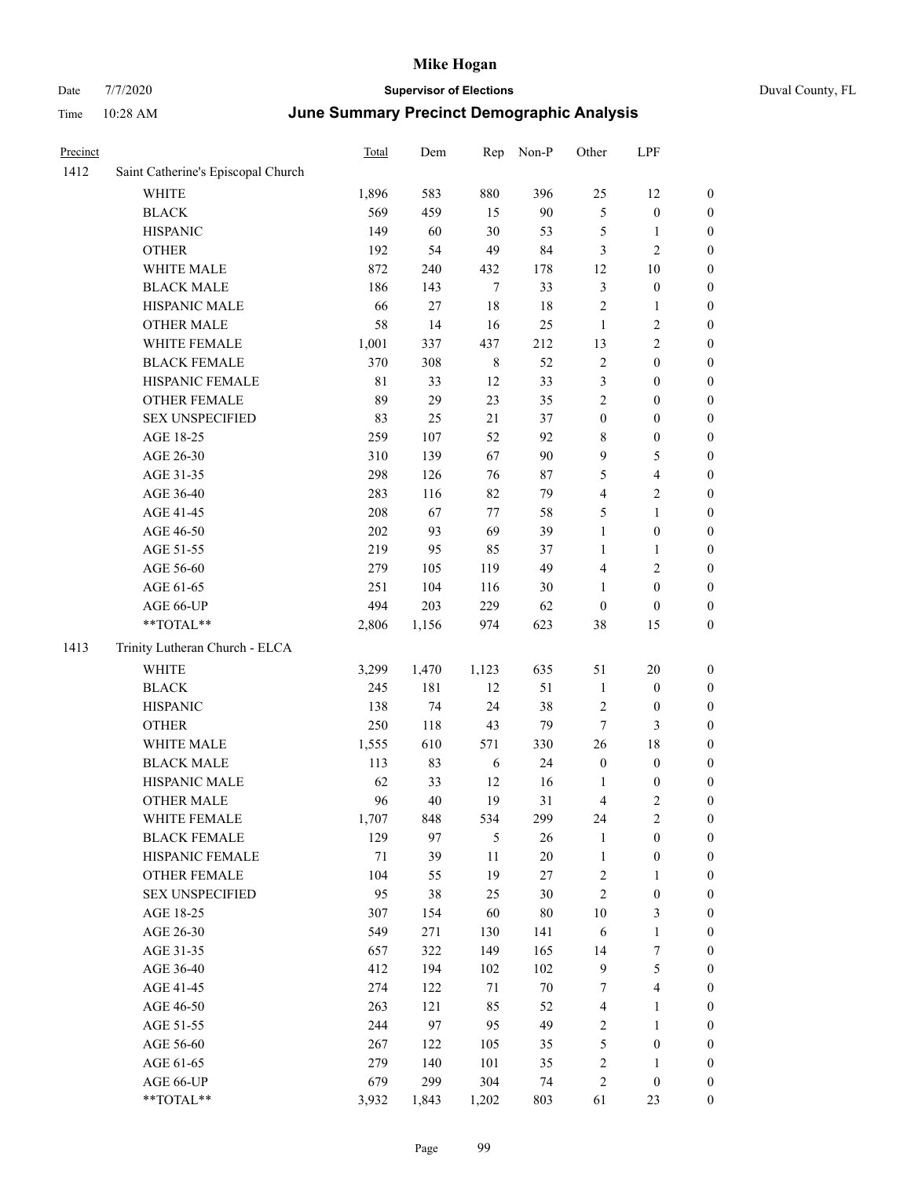# Mike Hogan

Date 7/7/2020 **Supervisor of Elections** Duval County, FL

Time 10:28 AM **June Summary Precinct Demographic Analysis**

| Precinct | | Total | Dem | Rep | Non-P | Other | LPF | |
|---|---|---|---|---|---|---|---|---|
| 1412 | Saint Catherine's Episcopal Church | | | | | | | |
| | WHITE | 1,896 | 583 | 880 | 396 | 25 | 12 | 0 |
| | BLACK | 569 | 459 | 15 | 90 | 5 | 0 | 0 |
| | HISPANIC | 149 | 60 | 30 | 53 | 5 | 1 | 0 |
| | OTHER | 192 | 54 | 49 | 84 | 3 | 2 | 0 |
| | WHITE MALE | 872 | 240 | 432 | 178 | 12 | 10 | 0 |
| | BLACK MALE | 186 | 143 | 7 | 33 | 3 | 0 | 0 |
| | HISPANIC MALE | 66 | 27 | 18 | 18 | 2 | 1 | 0 |
| | OTHER MALE | 58 | 14 | 16 | 25 | 1 | 2 | 0 |
| | WHITE FEMALE | 1,001 | 337 | 437 | 212 | 13 | 2 | 0 |
| | BLACK FEMALE | 370 | 308 | 8 | 52 | 2 | 0 | 0 |
| | HISPANIC FEMALE | 81 | 33 | 12 | 33 | 3 | 0 | 0 |
| | OTHER FEMALE | 89 | 29 | 23 | 35 | 2 | 0 | 0 |
| | SEX UNSPECIFIED | 83 | 25 | 21 | 37 | 0 | 0 | 0 |
| | AGE 18-25 | 259 | 107 | 52 | 92 | 8 | 0 | 0 |
| | AGE 26-30 | 310 | 139 | 67 | 90 | 9 | 5 | 0 |
| | AGE 31-35 | 298 | 126 | 76 | 87 | 5 | 4 | 0 |
| | AGE 36-40 | 283 | 116 | 82 | 79 | 4 | 2 | 0 |
| | AGE 41-45 | 208 | 67 | 77 | 58 | 5 | 1 | 0 |
| | AGE 46-50 | 202 | 93 | 69 | 39 | 1 | 0 | 0 |
| | AGE 51-55 | 219 | 95 | 85 | 37 | 1 | 1 | 0 |
| | AGE 56-60 | 279 | 105 | 119 | 49 | 4 | 2 | 0 |
| | AGE 61-65 | 251 | 104 | 116 | 30 | 1 | 0 | 0 |
| | AGE 66-UP | 494 | 203 | 229 | 62 | 0 | 0 | 0 |
| | **TOTAL** | 2,806 | 1,156 | 974 | 623 | 38 | 15 | 0 |
| 1413 | Trinity Lutheran Church - ELCA | | | | | | | |
| | WHITE | 3,299 | 1,470 | 1,123 | 635 | 51 | 20 | 0 |
| | BLACK | 245 | 181 | 12 | 51 | 1 | 0 | 0 |
| | HISPANIC | 138 | 74 | 24 | 38 | 2 | 0 | 0 |
| | OTHER | 250 | 118 | 43 | 79 | 7 | 3 | 0 |
| | WHITE MALE | 1,555 | 610 | 571 | 330 | 26 | 18 | 0 |
| | BLACK MALE | 113 | 83 | 6 | 24 | 0 | 0 | 0 |
| | HISPANIC MALE | 62 | 33 | 12 | 16 | 1 | 0 | 0 |
| | OTHER MALE | 96 | 40 | 19 | 31 | 4 | 2 | 0 |
| | WHITE FEMALE | 1,707 | 848 | 534 | 299 | 24 | 2 | 0 |
| | BLACK FEMALE | 129 | 97 | 5 | 26 | 1 | 0 | 0 |
| | HISPANIC FEMALE | 71 | 39 | 11 | 20 | 1 | 0 | 0 |
| | OTHER FEMALE | 104 | 55 | 19 | 27 | 2 | 1 | 0 |
| | SEX UNSPECIFIED | 95 | 38 | 25 | 30 | 2 | 0 | 0 |
| | AGE 18-25 | 307 | 154 | 60 | 80 | 10 | 3 | 0 |
| | AGE 26-30 | 549 | 271 | 130 | 141 | 6 | 1 | 0 |
| | AGE 31-35 | 657 | 322 | 149 | 165 | 14 | 7 | 0 |
| | AGE 36-40 | 412 | 194 | 102 | 102 | 9 | 5 | 0 |
| | AGE 41-45 | 274 | 122 | 71 | 70 | 7 | 4 | 0 |
| | AGE 46-50 | 263 | 121 | 85 | 52 | 4 | 1 | 0 |
| | AGE 51-55 | 244 | 97 | 95 | 49 | 2 | 1 | 0 |
| | AGE 56-60 | 267 | 122 | 105 | 35 | 5 | 0 | 0 |
| | AGE 61-65 | 279 | 140 | 101 | 35 | 2 | 1 | 0 |
| | AGE 66-UP | 679 | 299 | 304 | 74 | 2 | 0 | 0 |
| | **TOTAL** | 3,932 | 1,843 | 1,202 | 803 | 61 | 23 | 0 |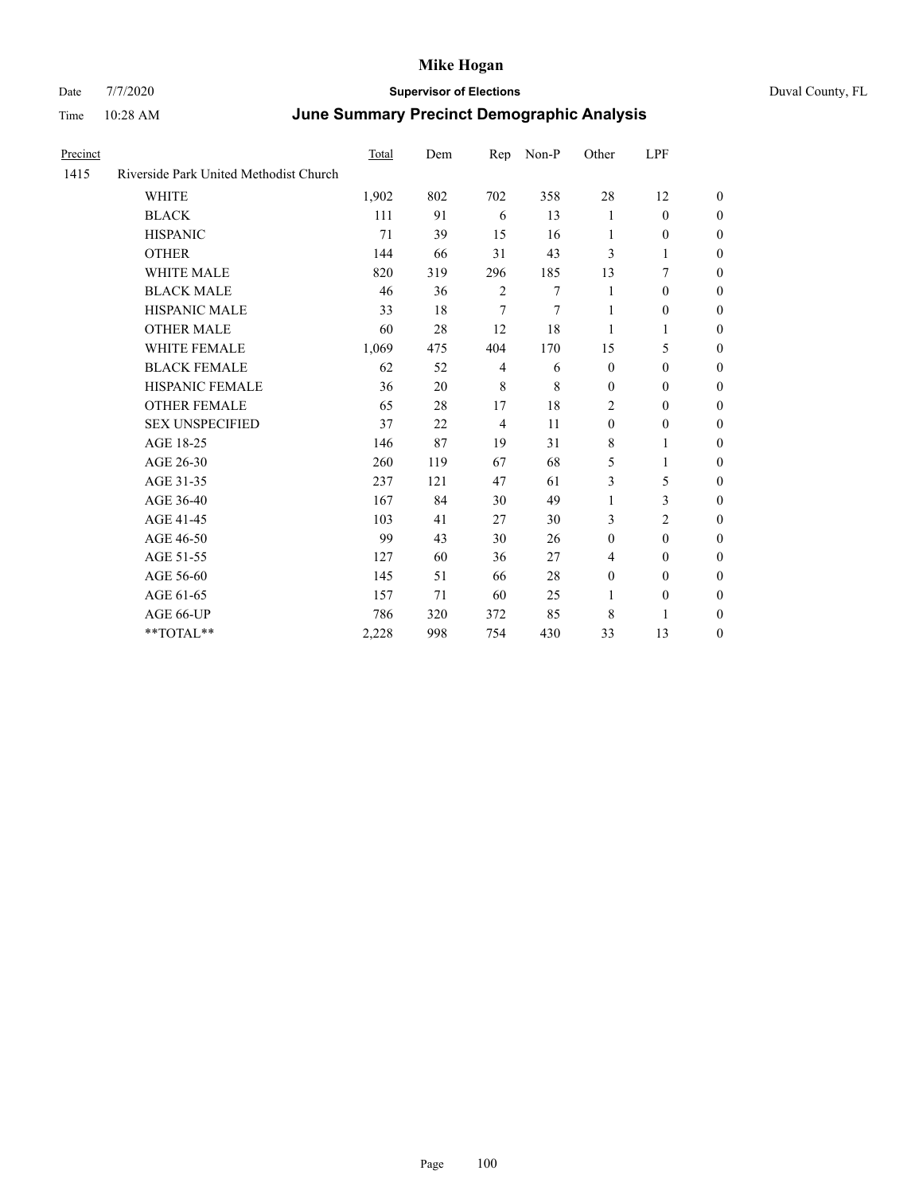# Mike Hogan

Date 7/7/2020 **Supervisor of Elections** Duval County, FL

Time 10:28 AM **June Summary Precinct Demographic Analysis**

| Precinct | | Total | Dem | Rep | Non-P | Other | LPF | |
|---|---|---|---|---|---|---|---|---|
| 1415 | Riverside Park United Methodist Church | | | | | | | |
| | WHITE | 1,902 | 802 | 702 | 358 | 28 | 12 | 0 |
| | BLACK | 111 | 91 | 6 | 13 | 1 | 0 | 0 |
| | HISPANIC | 71 | 39 | 15 | 16 | 1 | 0 | 0 |
| | OTHER | 144 | 66 | 31 | 43 | 3 | 1 | 0 |
| | WHITE MALE | 820 | 319 | 296 | 185 | 13 | 7 | 0 |
| | BLACK MALE | 46 | 36 | 2 | 7 | 1 | 0 | 0 |
| | HISPANIC MALE | 33 | 18 | 7 | 7 | 1 | 0 | 0 |
| | OTHER MALE | 60 | 28 | 12 | 18 | 1 | 1 | 0 |
| | WHITE FEMALE | 1,069 | 475 | 404 | 170 | 15 | 5 | 0 |
| | BLACK FEMALE | 62 | 52 | 4 | 6 | 0 | 0 | 0 |
| | HISPANIC FEMALE | 36 | 20 | 8 | 8 | 0 | 0 | 0 |
| | OTHER FEMALE | 65 | 28 | 17 | 18 | 2 | 0 | 0 |
| | SEX UNSPECIFIED | 37 | 22 | 4 | 11 | 0 | 0 | 0 |
| | AGE 18-25 | 146 | 87 | 19 | 31 | 8 | 1 | 0 |
| | AGE 26-30 | 260 | 119 | 67 | 68 | 5 | 1 | 0 |
| | AGE 31-35 | 237 | 121 | 47 | 61 | 3 | 5 | 0 |
| | AGE 36-40 | 167 | 84 | 30 | 49 | 1 | 3 | 0 |
| | AGE 41-45 | 103 | 41 | 27 | 30 | 3 | 2 | 0 |
| | AGE 46-50 | 99 | 43 | 30 | 26 | 0 | 0 | 0 |
| | AGE 51-55 | 127 | 60 | 36 | 27 | 4 | 0 | 0 |
| | AGE 56-60 | 145 | 51 | 66 | 28 | 0 | 0 | 0 |
| | AGE 61-65 | 157 | 71 | 60 | 25 | 1 | 0 | 0 |
| | AGE 66-UP | 786 | 320 | 372 | 85 | 8 | 1 | 0 |
| | **TOTAL** | 2,228 | 998 | 754 | 430 | 33 | 13 | 0 |